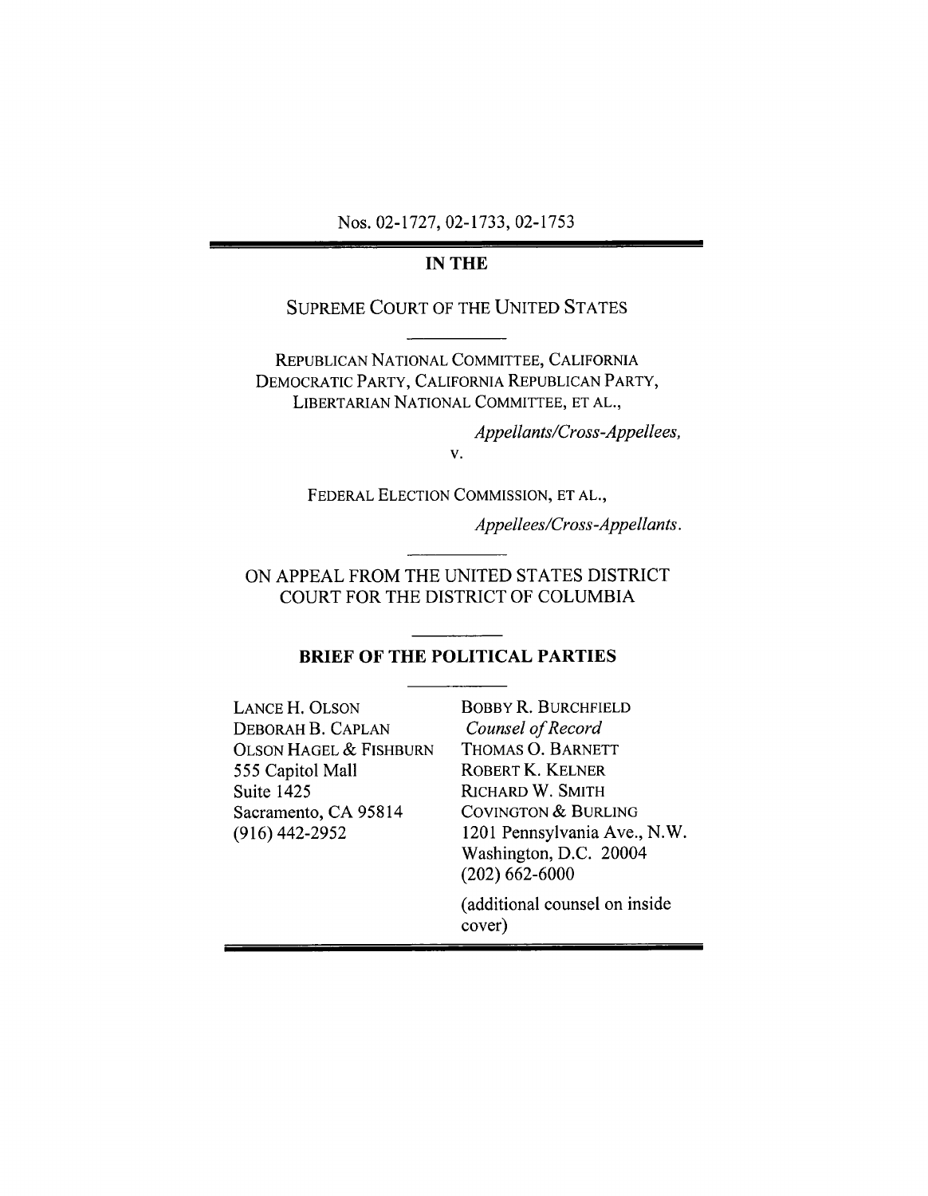Nos. 02-1727, 02-1733, 02-1753

**IN THE**

SUPREME COURT OF THE UNITED STATES

REPUBLICAN NATIONAL COMMITTEE, CALIFORNIA DEMOCRATIC PARTY, CALIFORNIA REPUBLICAN PARTY, LIBERTARIAN NATIONAL COMMITTEE, ET AL.,

*Appellants/Cross-Appellees,*

v.

FEDERAL ELECTION COMMISSION, ET AL.,

*Appellees/Cross-Appellants.*

ON APPEAL FROM THE UNITED STATES DISTRICT COURT FOR THE DISTRICT OF COLUMBIA

**BRIEF OF THE POLITICAL PARTIES**

LANCE H. OLSON
DEBORAH B. CAPLAN
OLSON HAGEL & FISHBURN
555 Capitol Mall
Suite 1425
Sacramento, CA 95814
(916) 442-2952

BOBBY R. BURCHFIELD
*Counsel of Record*
THOMAS O. BARNETT
ROBERT K. KELNER
RICHARD W. SMITH
COVINGTON & BURLING
1201 Pennsylvania Ave., N.W.
Washington, D.C. 20004
(202) 662-6000

(additional counsel on inside cover)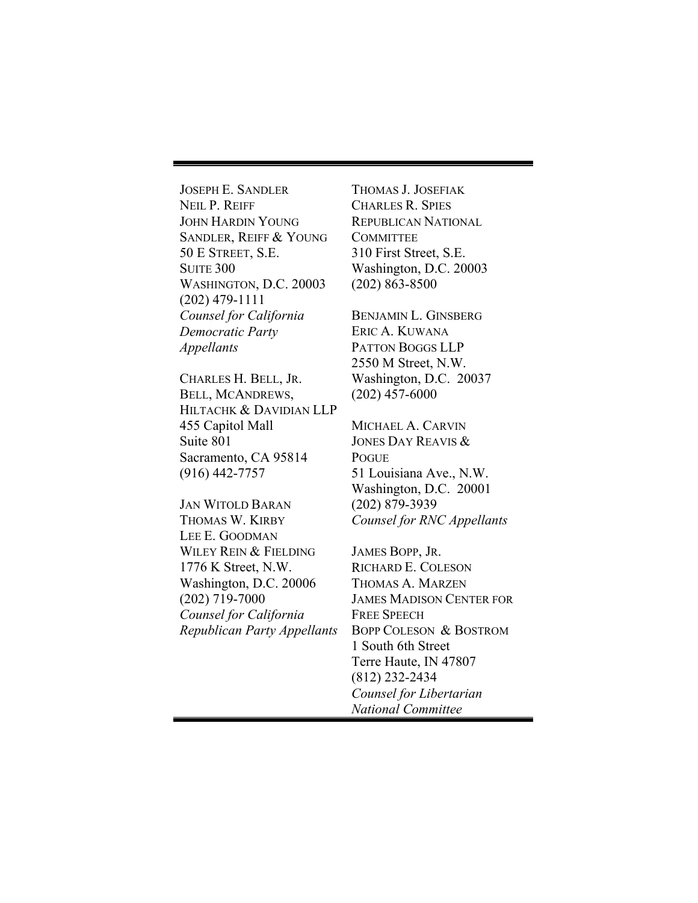JOSEPH E. SANDLER
NEIL P. REIFF
JOHN HARDIN YOUNG
SANDLER, REIFF & YOUNG
50 E STREET, S.E.
SUITE 300
WASHINGTON, D.C. 20003
(202) 479-1111
*Counsel for California Democratic Party Appellants*

CHARLES H. BELL, JR.
BELL, MCANDREWS, HILTACHK & DAVIDIAN LLP
455 Capitol Mall
Suite 801
Sacramento, CA 95814
(916) 442-7757

JAN WITOLD BARAN
THOMAS W. KIRBY
LEE E. GOODMAN
WILEY REIN & FIELDING
1776 K Street, N.W.
Washington, D.C. 20006
(202) 719-7000
*Counsel for California Republican Party Appellants*

THOMAS J. JOSEFIAK
CHARLES R. SPIES
REPUBLICAN NATIONAL COMMITTEE
310 First Street, S.E.
Washington, D.C. 20003
(202) 863-8500

BENJAMIN L. GINSBERG
ERIC A. KUWANA
PATTON BOGGS LLP
2550 M Street, N.W.
Washington, D.C. 20037
(202) 457-6000

MICHAEL A. CARVIN
JONES DAY REAVIS & POGUE
51 Louisiana Ave., N.W.
Washington, D.C. 20001
(202) 879-3939
*Counsel for RNC Appellants*

JAMES BOPP, JR.
RICHARD E. COLESON
THOMAS A. MARZEN
JAMES MADISON CENTER FOR FREE SPEECH
BOPP COLESON & BOSTROM
1 South 6th Street
Terre Haute, IN 47807
(812) 232-2434
*Counsel for Libertarian National Committee*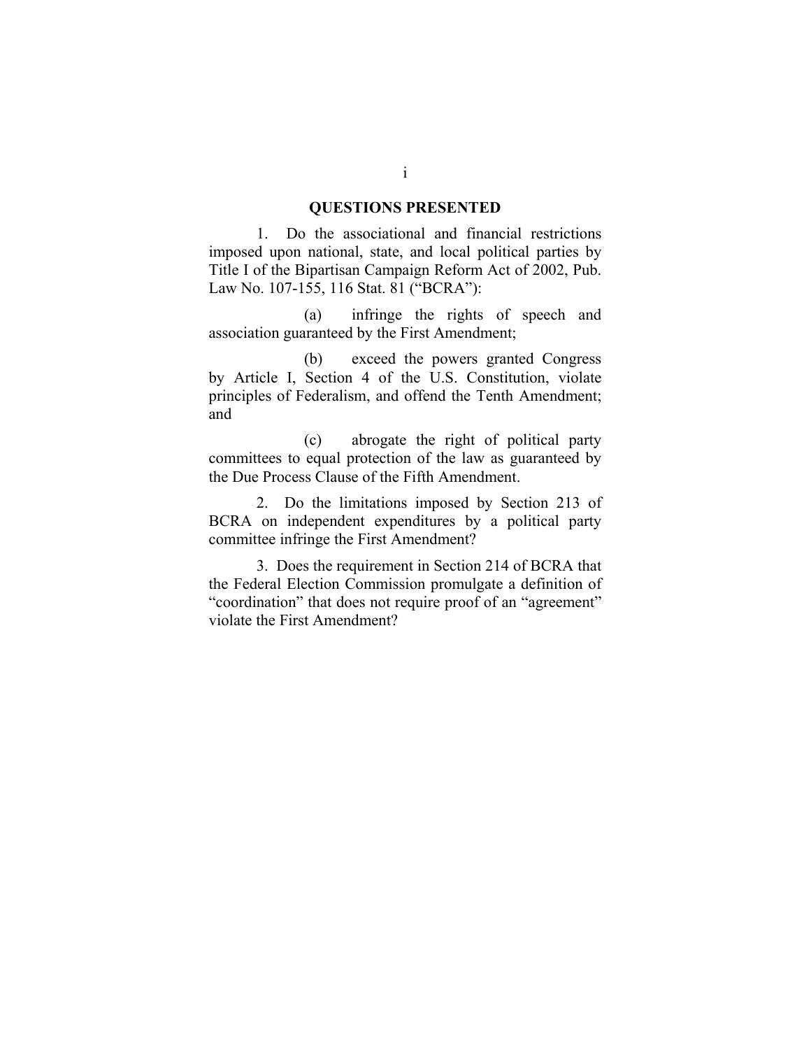## QUESTIONS PRESENTED

1. Do the associational and financial restrictions imposed upon national, state, and local political parties by Title I of the Bipartisan Campaign Reform Act of 2002, Pub. Law No. 107-155, 116 Stat. 81 ("BCRA"):

   (a) infringe the rights of speech and association guaranteed by the First Amendment;

   (b) exceed the powers granted Congress by Article I, Section 4 of the U.S. Constitution, violate principles of Federalism, and offend the Tenth Amendment; and

   (c) abrogate the right of political party committees to equal protection of the law as guaranteed by the Due Process Clause of the Fifth Amendment.

2. Do the limitations imposed by Section 213 of BCRA on independent expenditures by a political party committee infringe the First Amendment?

3. Does the requirement in Section 214 of BCRA that the Federal Election Commission promulgate a definition of "coordination" that does not require proof of an "agreement" violate the First Amendment?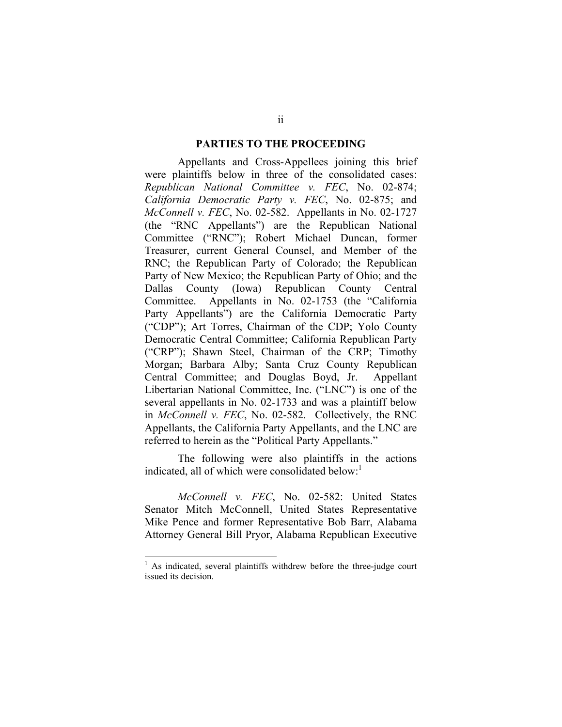## PARTIES TO THE PROCEEDING

Appellants and Cross-Appellees joining this brief were plaintiffs below in three of the consolidated cases: *Republican National Committee v. FEC*, No. 02-874; *California Democratic Party v. FEC*, No. 02-875; and *McConnell v. FEC*, No. 02-582. Appellants in No. 02-1727 (the "RNC Appellants") are the Republican National Committee ("RNC"); Robert Michael Duncan, former Treasurer, current General Counsel, and Member of the RNC; the Republican Party of Colorado; the Republican Party of New Mexico; the Republican Party of Ohio; and the Dallas County (Iowa) Republican County Central Committee. Appellants in No. 02-1753 (the "California Party Appellants") are the California Democratic Party ("CDP"); Art Torres, Chairman of the CDP; Yolo County Democratic Central Committee; California Republican Party ("CRP"); Shawn Steel, Chairman of the CRP; Timothy Morgan; Barbara Alby; Santa Cruz County Republican Central Committee; and Douglas Boyd, Jr. Appellant Libertarian National Committee, Inc. ("LNC") is one of the several appellants in No. 02-1733 and was a plaintiff below in *McConnell v. FEC*, No. 02-582. Collectively, the RNC Appellants, the California Party Appellants, and the LNC are referred to herein as the "Political Party Appellants."

The following were also plaintiffs in the actions indicated, all of which were consolidated below:[1]

*McConnell v. FEC*, No. 02-582: United States Senator Mitch McConnell, United States Representative Mike Pence and former Representative Bob Barr, Alabama Attorney General Bill Pryor, Alabama Republican Executive

[1] As indicated, several plaintiffs withdrew before the three-judge court issued its decision.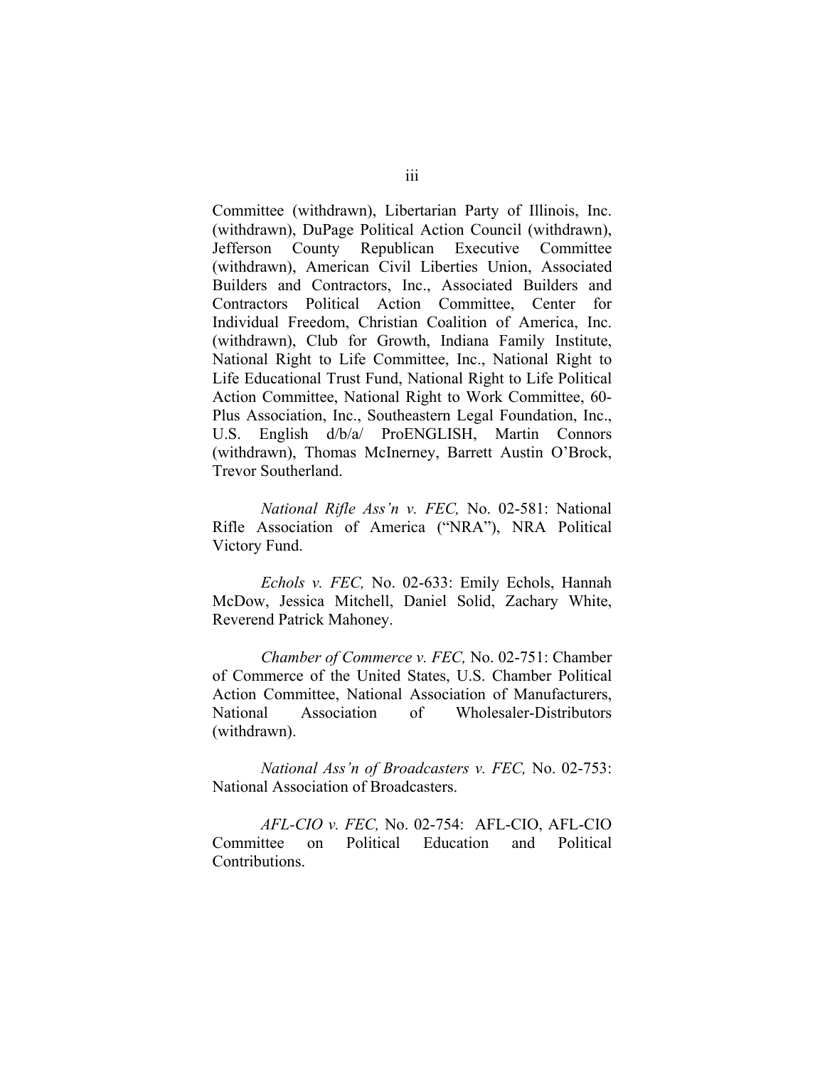Committee (withdrawn), Libertarian Party of Illinois, Inc. (withdrawn), DuPage Political Action Council (withdrawn), Jefferson County Republican Executive Committee (withdrawn), American Civil Liberties Union, Associated Builders and Contractors, Inc., Associated Builders and Contractors Political Action Committee, Center for Individual Freedom, Christian Coalition of America, Inc. (withdrawn), Club for Growth, Indiana Family Institute, National Right to Life Committee, Inc., National Right to Life Educational Trust Fund, National Right to Life Political Action Committee, National Right to Work Committee, 60-Plus Association, Inc., Southeastern Legal Foundation, Inc., U.S. English d/b/a/ ProENGLISH, Martin Connors (withdrawn), Thomas McInerney, Barrett Austin O'Brock, Trevor Southerland.

*National Rifle Ass'n v. FEC,* No. 02-581: National Rifle Association of America ("NRA"), NRA Political Victory Fund.

*Echols v. FEC,* No. 02-633: Emily Echols, Hannah McDow, Jessica Mitchell, Daniel Solid, Zachary White, Reverend Patrick Mahoney.

*Chamber of Commerce v. FEC,* No. 02-751: Chamber of Commerce of the United States, U.S. Chamber Political Action Committee, National Association of Manufacturers, National Association of Wholesaler-Distributors (withdrawn).

*National Ass'n of Broadcasters v. FEC,* No. 02-753: National Association of Broadcasters.

*AFL-CIO v. FEC,* No. 02-754: AFL-CIO, AFL-CIO Committee on Political Education and Political Contributions.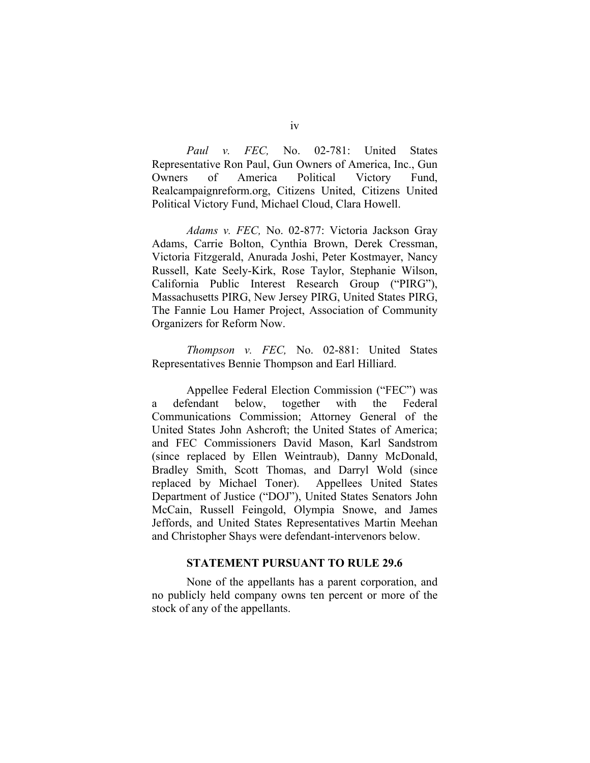*Paul v. FEC,* No. 02-781: United States Representative Ron Paul, Gun Owners of America, Inc., Gun Owners of America Political Victory Fund, Realcampaignreform.org, Citizens United, Citizens United Political Victory Fund, Michael Cloud, Clara Howell.

*Adams v. FEC,* No. 02-877: Victoria Jackson Gray Adams, Carrie Bolton, Cynthia Brown, Derek Cressman, Victoria Fitzgerald, Anurada Joshi, Peter Kostmayer, Nancy Russell, Kate Seely-Kirk, Rose Taylor, Stephanie Wilson, California Public Interest Research Group ("PIRG"), Massachusetts PIRG, New Jersey PIRG, United States PIRG, The Fannie Lou Hamer Project, Association of Community Organizers for Reform Now.

*Thompson v. FEC,* No. 02-881: United States Representatives Bennie Thompson and Earl Hilliard.

Appellee Federal Election Commission ("FEC") was a defendant below, together with the Federal Communications Commission; Attorney General of the United States John Ashcroft; the United States of America; and FEC Commissioners David Mason, Karl Sandstrom (since replaced by Ellen Weintraub), Danny McDonald, Bradley Smith, Scott Thomas, and Darryl Wold (since replaced by Michael Toner). Appellees United States Department of Justice ("DOJ"), United States Senators John McCain, Russell Feingold, Olympia Snowe, and James Jeffords, and United States Representatives Martin Meehan and Christopher Shays were defendant-intervenors below.

### STATEMENT PURSUANT TO RULE 29.6

None of the appellants has a parent corporation, and no publicly held company owns ten percent or more of the stock of any of the appellants.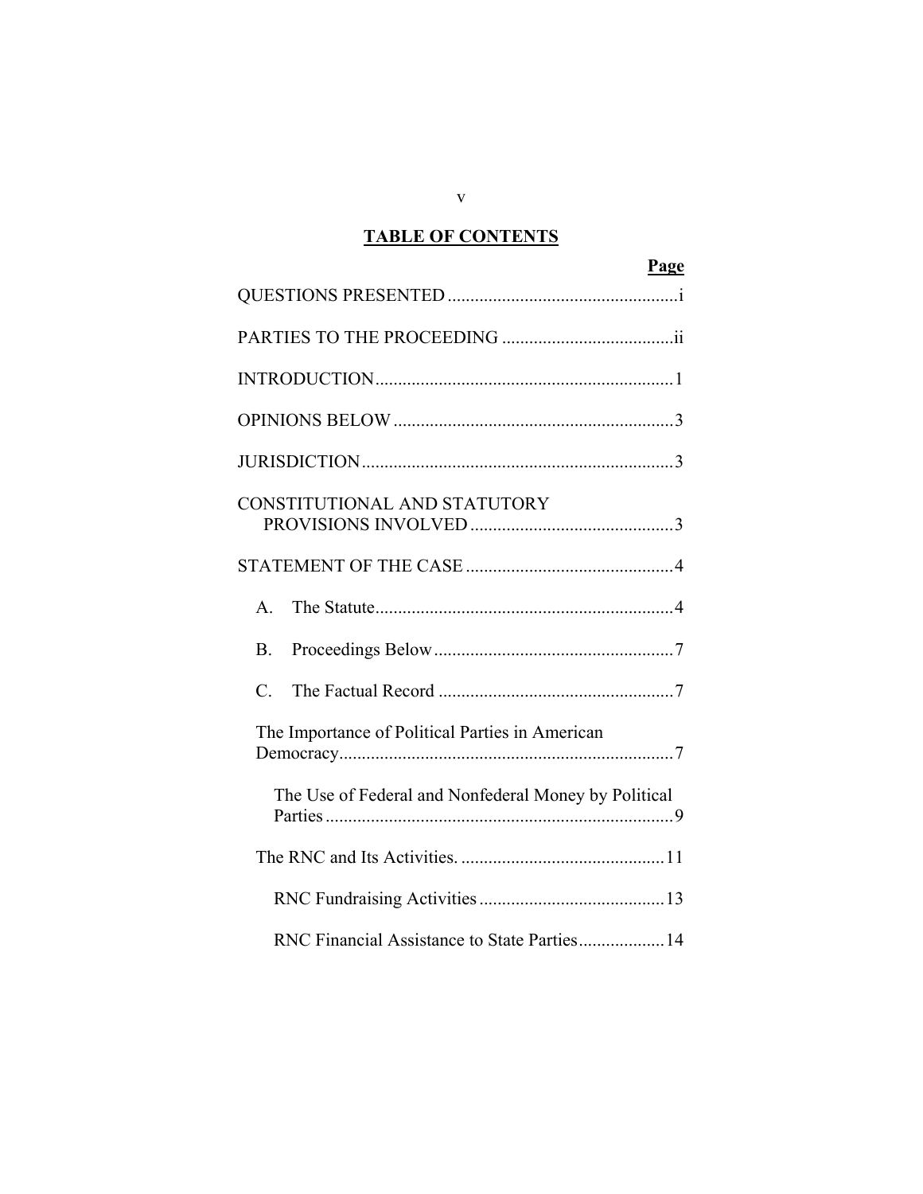## TABLE OF CONTENTS

| | Page |
|---|---|
| QUESTIONS PRESENTED | i |
| PARTIES TO THE PROCEEDING | ii |
| INTRODUCTION | 1 |
| OPINIONS BELOW | 3 |
| JURISDICTION | 3 |
| CONSTITUTIONAL AND STATUTORY PROVISIONS INVOLVED | 3 |
| STATEMENT OF THE CASE | 4 |
| A. The Statute | 4 |
| B. Proceedings Below | 7 |
| C. The Factual Record | 7 |
| The Importance of Political Parties in American Democracy | 7 |
| The Use of Federal and Nonfederal Money by Political Parties | 9 |
| The RNC and Its Activities. | 11 |
| RNC Fundraising Activities | 13 |
| RNC Financial Assistance to State Parties | 14 |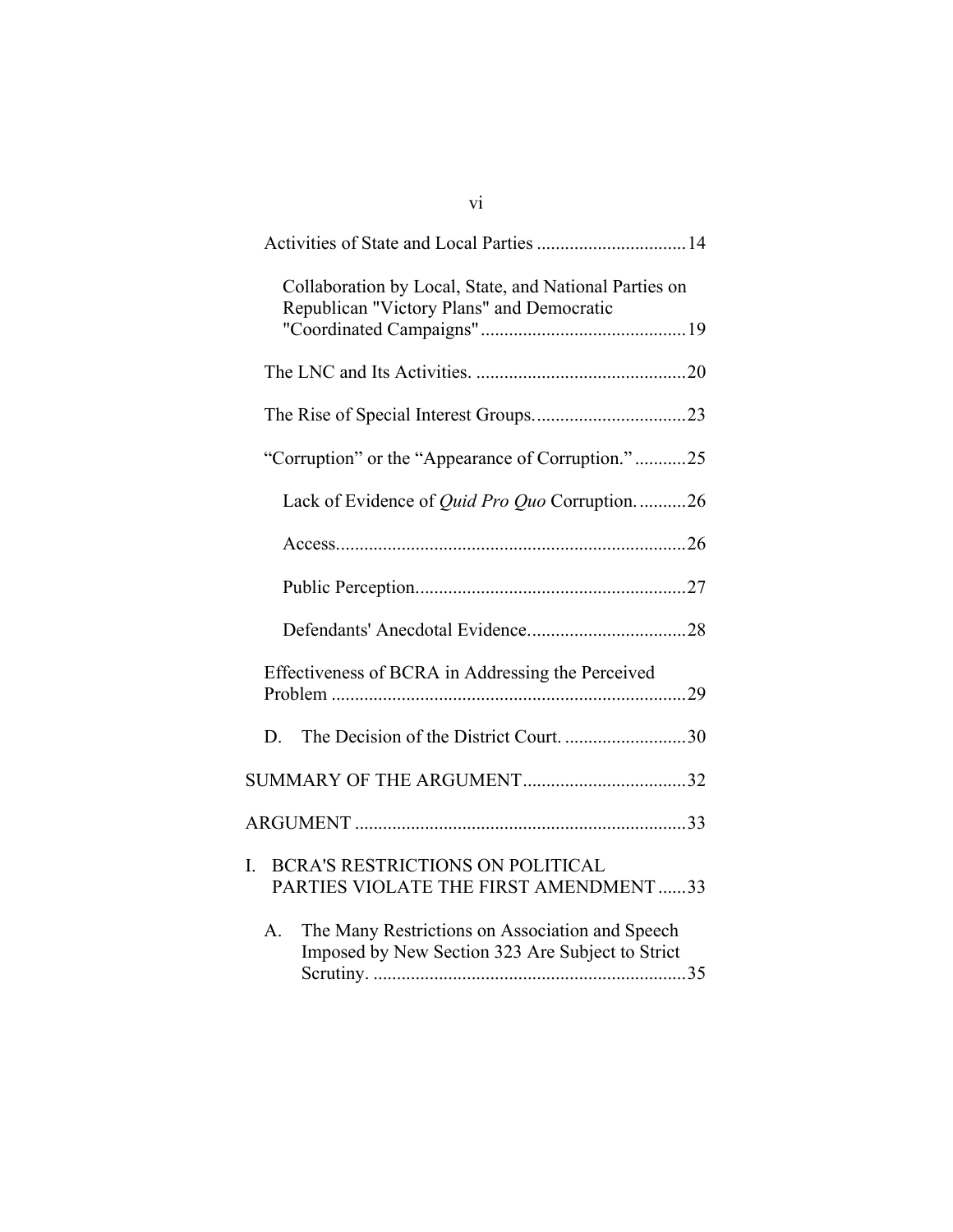Activities of State and Local Parties ................................ 14

Collaboration by Local, State, and National Parties on Republican "Victory Plans" and Democratic "Coordinated Campaigns" ............................................ 19

The LNC and Its Activities. ............................................ 20

The Rise of Special Interest Groups. ............................... 23

"Corruption" or the "Appearance of Corruption." ........... 25

Lack of Evidence of *Quid Pro Quo* Corruption. .......... 26

Access. ......................................................................... 26

Public Perception. ........................................................ 27

Defendants' Anecdotal Evidence. ................................. 28

Effectiveness of BCRA in Addressing the Perceived Problem ........................................................................... 29

D. The Decision of the District Court. .......................... 30

SUMMARY OF THE ARGUMENT .................................. 32

ARGUMENT ...................................................................... 33

I. BCRA'S RESTRICTIONS ON POLITICAL PARTIES VIOLATE THE FIRST AMENDMENT ...... 33

A. The Many Restrictions on Association and Speech Imposed by New Section 323 Are Subject to Strict Scrutiny. ................................................................. 35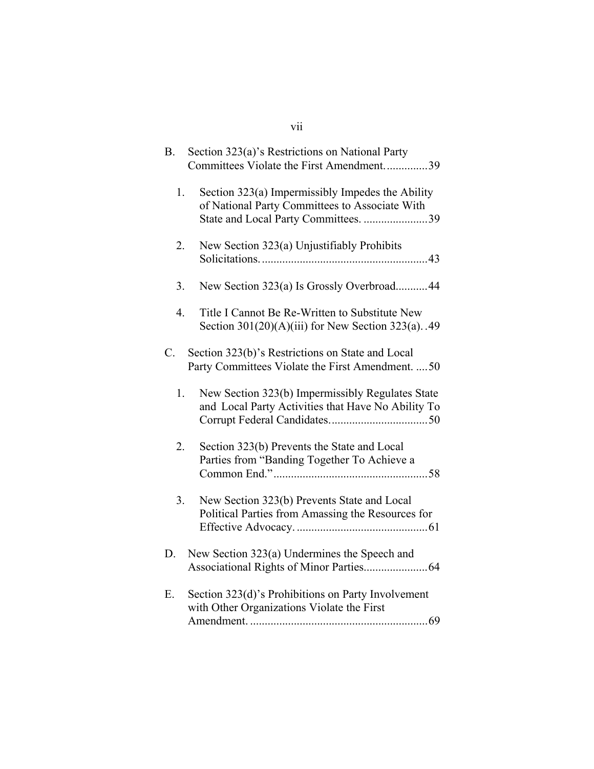B. Section 323(a)'s Restrictions on National Party Committees Violate the First Amendment. .............39

   1. Section 323(a) Impermissibly Impedes the Ability of National Party Committees to Associate With State and Local Party Committees. .....................39

   2. New Section 323(a) Unjustifiably Prohibits Solicitations. .......................................................43

   3. New Section 323(a) Is Grossly Overbroad...........44

   4. Title I Cannot Be Re-Written to Substitute New Section 301(20)(A)(iii) for New Section 323(a). .49

C. Section 323(b)'s Restrictions on State and Local Party Committees Violate the First Amendment. ....50

   1. New Section 323(b) Impermissibly Regulates State and Local Party Activities that Have No Ability To Corrupt Federal Candidates. ................................50

   2. Section 323(b) Prevents the State and Local Parties from "Banding Together To Achieve a Common End." ....................................................58

   3. New Section 323(b) Prevents State and Local Political Parties from Amassing the Resources for Effective Advocacy. ............................................61

D. New Section 323(a) Undermines the Speech and Associational Rights of Minor Parties.....................64

E. Section 323(d)'s Prohibitions on Party Involvement with Other Organizations Violate the First Amendment. ............................................................69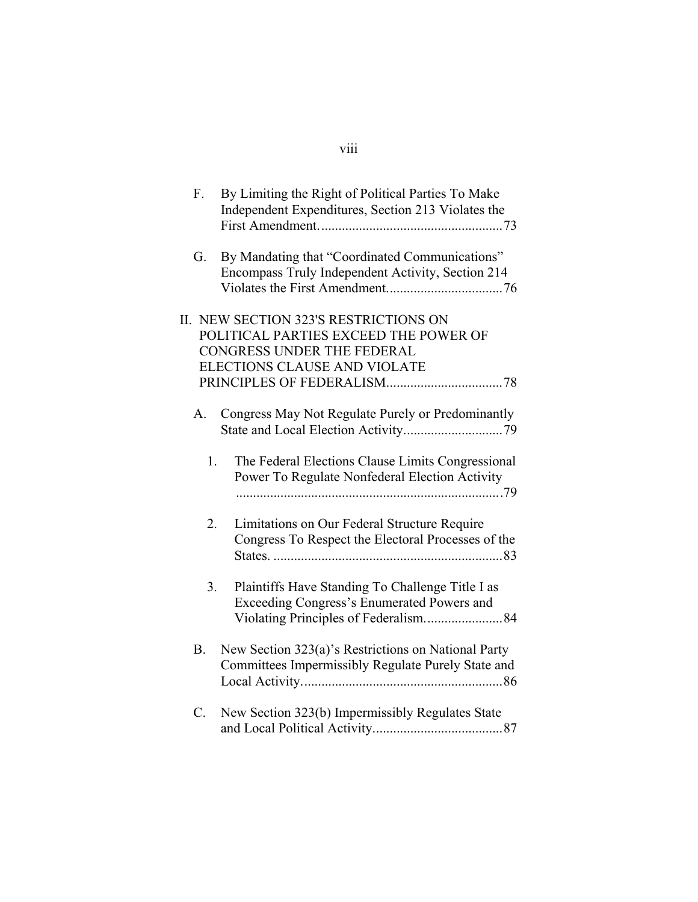F. By Limiting the Right of Political Parties To Make Independent Expenditures, Section 213 Violates the First Amendment. .................................................... 73

G. By Mandating that "Coordinated Communications" Encompass Truly Independent Activity, Section 214 Violates the First Amendment. ................................ 76

II. NEW SECTION 323'S RESTRICTIONS ON POLITICAL PARTIES EXCEED THE POWER OF CONGRESS UNDER THE FEDERAL ELECTIONS CLAUSE AND VIOLATE PRINCIPLES OF FEDERALISM. ................................ 78

A. Congress May Not Regulate Purely or Predominantly State and Local Election Activity. ........................... 79

1. The Federal Elections Clause Limits Congressional Power To Regulate Nonfederal Election Activity ........................................................................... 79

2. Limitations on Our Federal Structure Require Congress To Respect the Electoral Processes of the States. .................................................................. 83

3. Plaintiffs Have Standing To Challenge Title I as Exceeding Congress's Enumerated Powers and Violating Principles of Federalism. ..................... 84

B. New Section 323(a)'s Restrictions on National Party Committees Impermissibly Regulate Purely State and Local Activity. ......................................................... 86

C. New Section 323(b) Impermissibly Regulates State and Local Political Activity. .................................... 87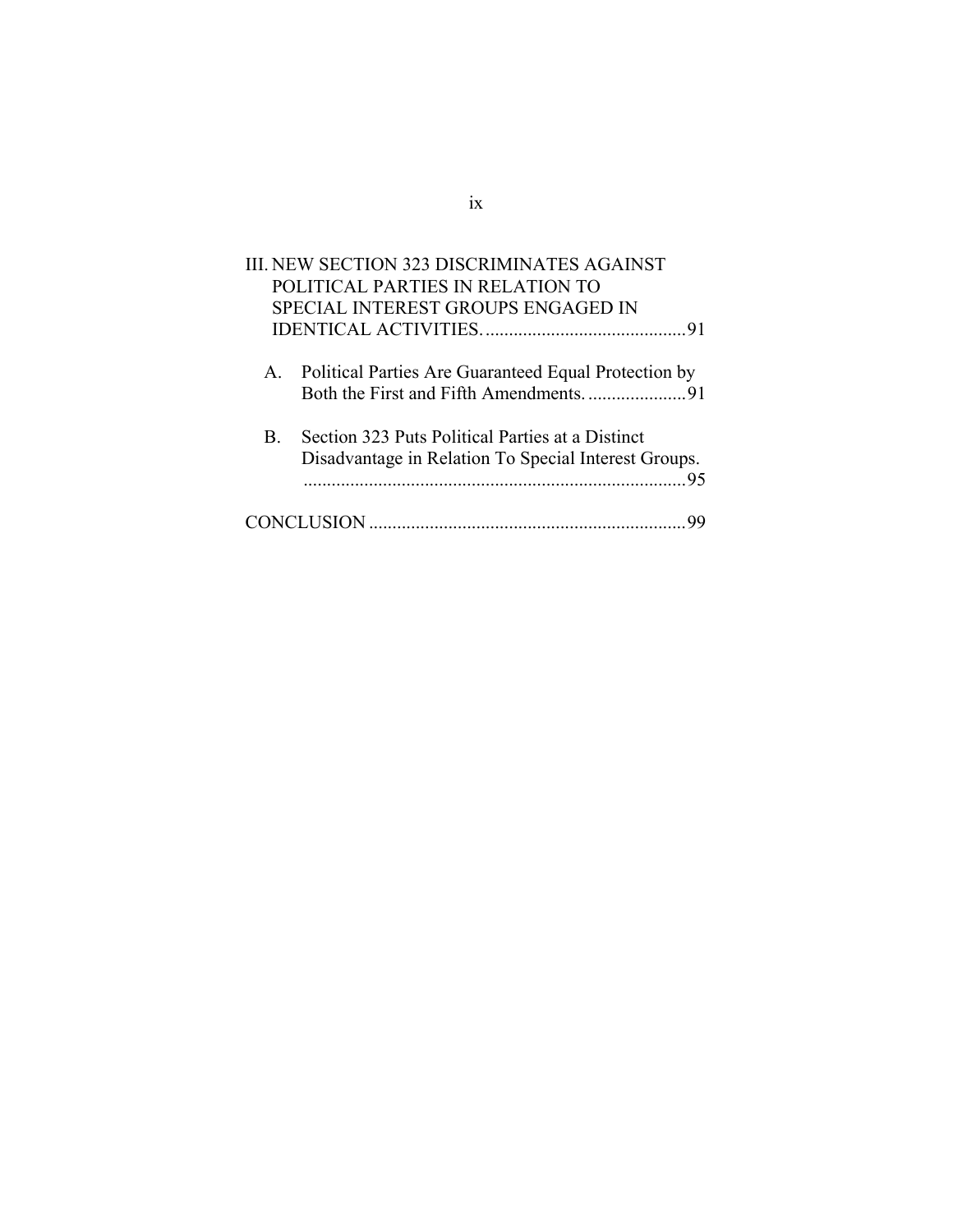III. NEW SECTION 323 DISCRIMINATES AGAINST POLITICAL PARTIES IN RELATION TO SPECIAL INTEREST GROUPS ENGAGED IN IDENTICAL ACTIVITIES. ........................................... 91

A. Political Parties Are Guaranteed Equal Protection by Both the First and Fifth Amendments. ..................... 91

B. Section 323 Puts Political Parties at a Distinct Disadvantage in Relation To Special Interest Groups. .................................................................................. 95

CONCLUSION .................................................................... 99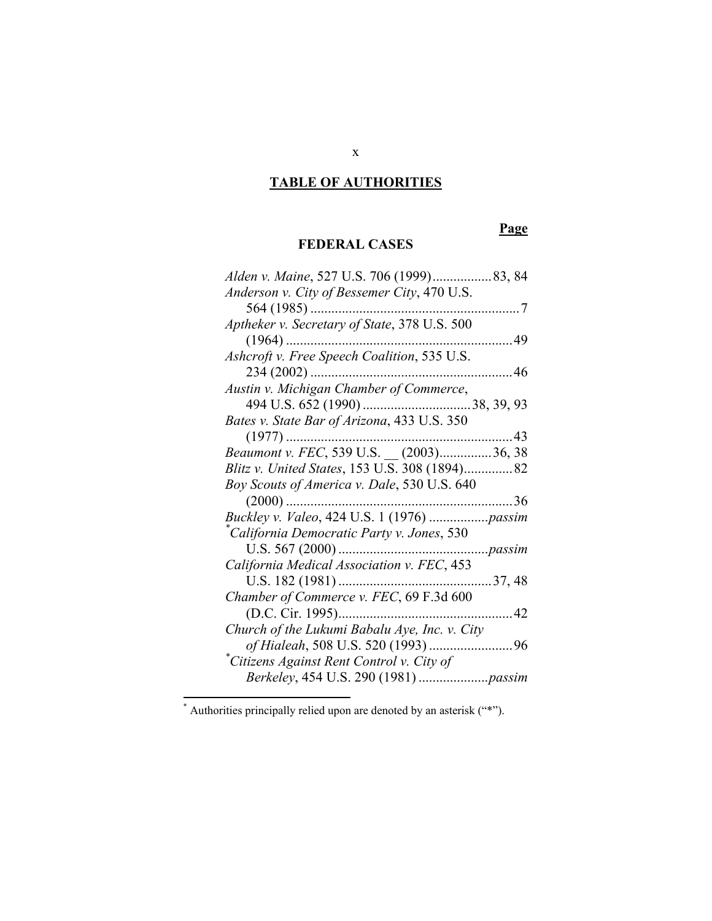# TABLE OF AUTHORITIES

**Page**

## FEDERAL CASES

*Alden v. Maine*, 527 U.S. 706 (1999)................. 83, 84

*Anderson v. City of Bessemer City*, 470 U.S. 564 (1985) ............................................................ 7

*Aptheker v. Secretary of State*, 378 U.S. 500 (1964) ................................................................. 49

*Ashcroft v. Free Speech Coalition*, 535 U.S. 234 (2002) .......................................................... 46

*Austin v. Michigan Chamber of Commerce*, 494 U.S. 652 (1990) ............................... 38, 39, 93

*Bates v. State Bar of Arizona*, 433 U.S. 350 (1977) ................................................................. 43

*Beaumont v. FEC*, 539 U.S. __ (2003)............... 36, 38

*Blitz v. United States*, 153 U.S. 308 (1894).............. 82

*Boy Scouts of America v. Dale*, 530 U.S. 640 (2000) ................................................................. 36

*Buckley v. Valeo*, 424 U.S. 1 (1976) .................*passim*

\**California Democratic Party v. Jones*, 530 U.S. 567 (2000) ...........................................*passim*

*California Medical Association v. FEC*, 453 U.S. 182 (1981) ............................................ 37, 48

*Chamber of Commerce v. FEC*, 69 F.3d 600 (D.C. Cir. 1995).................................................. 42

*Church of the Lukumi Babalu Aye, Inc. v. City of Hialeah*, 508 U.S. 520 (1993) ........................ 96

\**Citizens Against Rent Control v. City of Berkeley*, 454 U.S. 290 (1981) ....................*passim*

---

\* Authorities principally relied upon are denoted by an asterisk ("*").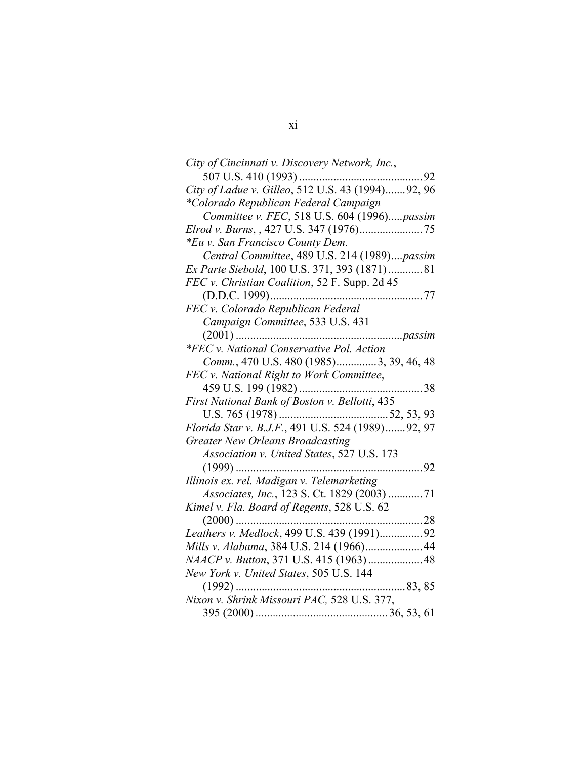*City of Cincinnati v. Discovery Network, Inc.*, 507 U.S. 410 (1993) .......................................... 92

*City of Ladue v. Gilleo*, 512 U.S. 43 (1994)....... 92, 96

**Colorado Republican Federal Campaign Committee v. FEC*, 518 U.S. 604 (1996).....*passim*

*Elrod v. Burns*, , 427 U.S. 347 (1976)...................... 75

**Eu v. San Francisco County Dem. Central Committee*, 489 U.S. 214 (1989)....*passim*

*Ex Parte Siebold*, 100 U.S. 371, 393 (1871) ............ 81

*FEC v. Christian Coalition*, 52 F. Supp. 2d 45 (D.D.C. 1999)..................................................... 77

*FEC v. Colorado Republican Federal Campaign Committee*, 533 U.S. 431 (2001) ..........................................................*passim*

**FEC v. National Conservative Pol. Action Comm.*, 470 U.S. 480 (1985).............. 3, 39, 46, 48

*FEC v. National Right to Work Committee*, 459 U.S. 199 (1982) .......................................... 38

*First National Bank of Boston v. Bellotti*, 435 U.S. 765 (1978) ..................................... 52, 53, 93

*Florida Star v. B.J.F.*, 491 U.S. 524 (1989)....... 92, 97

*Greater New Orleans Broadcasting Association v. United States*, 527 U.S. 173 (1999) ................................................................. 92

*Illinois ex. rel. Madigan v. Telemarketing Associates, Inc.*, 123 S. Ct. 1829 (2003) ............ 71

*Kimel v. Fla. Board of Regents*, 528 U.S. 62 (2000) ................................................................. 28

*Leathers v. Medlock*, 499 U.S. 439 (1991)............... 92

*Mills v. Alabama*, 384 U.S. 214 (1966).................... 44

*NAACP v. Button*, 371 U.S. 415 (1963)................... 48

*New York v. United States*, 505 U.S. 144 (1992) .......................................................... 83, 85

*Nixon v. Shrink Missouri PAC,* 528 U.S. 377, 395 (2000) ............................................. 36, 53, 61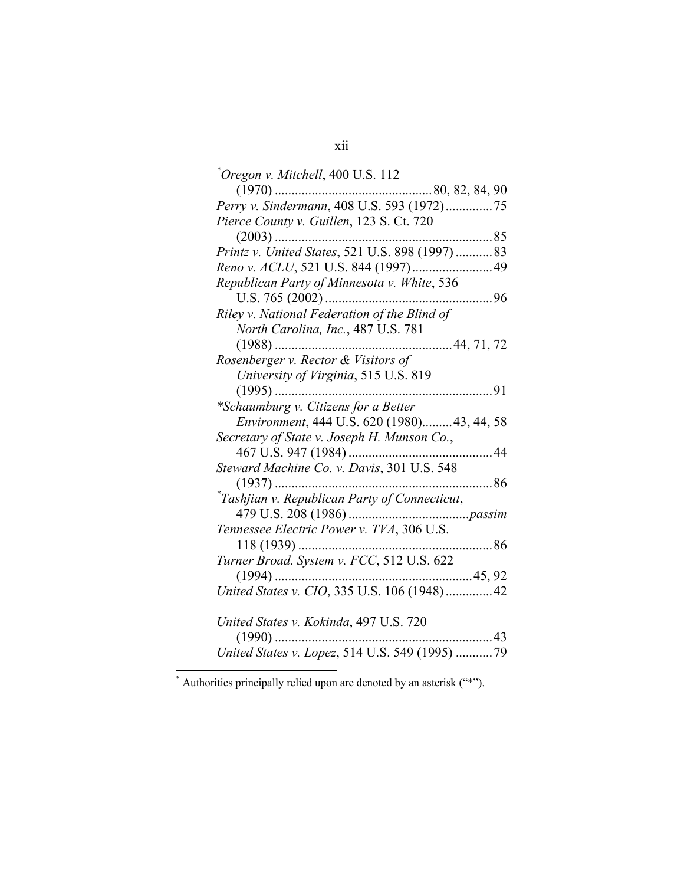*Oregon v. Mitchell*, 400 U.S. 112 (1970) ............................................. 80, 82, 84, 90

*Perry v. Sindermann*, 408 U.S. 593 (1972) .............. 75

*Pierce County v. Guillen*, 123 S. Ct. 720 (2003) ................................................................ 85

*Printz v. United States*, 521 U.S. 898 (1997) ........... 83

*Reno v. ACLU*, 521 U.S. 844 (1997) ........................ 49

*Republican Party of Minnesota v. White*, 536 U.S. 765 (2002) ................................................. 96

*Riley v. National Federation of the Blind of North Carolina, Inc.*, 487 U.S. 781 (1988) ................................................... 44, 71, 72

*Rosenberger v. Rector & Visitors of University of Virginia*, 515 U.S. 819 (1995) ................................................................ 91

**Schaumburg v. Citizens for a Better Environment*, 444 U.S. 620 (1980) ......... 43, 44, 58

*Secretary of State v. Joseph H. Munson Co.*, 467 U.S. 947 (1984) .......................................... 44

*Steward Machine Co. v. Davis*, 301 U.S. 548 (1937) ................................................................ 86

**Tashjian v. Republican Party of Connecticut*, 479 U.S. 208 (1986) ................................... *passim*

*Tennessee Electric Power v. TVA*, 306 U.S. 118 (1939) .......................................................... 86

*Turner Broad. System v. FCC*, 512 U.S. 622 (1994) .......................................................... 45, 92

*United States v. CIO*, 335 U.S. 106 (1948) .............. 42

*United States v. Kokinda*, 497 U.S. 720 (1990) ................................................................ 43

*United States v. Lopez*, 514 U.S. 549 (1995) ........... 79

---

* Authorities principally relied upon are denoted by an asterisk ("*").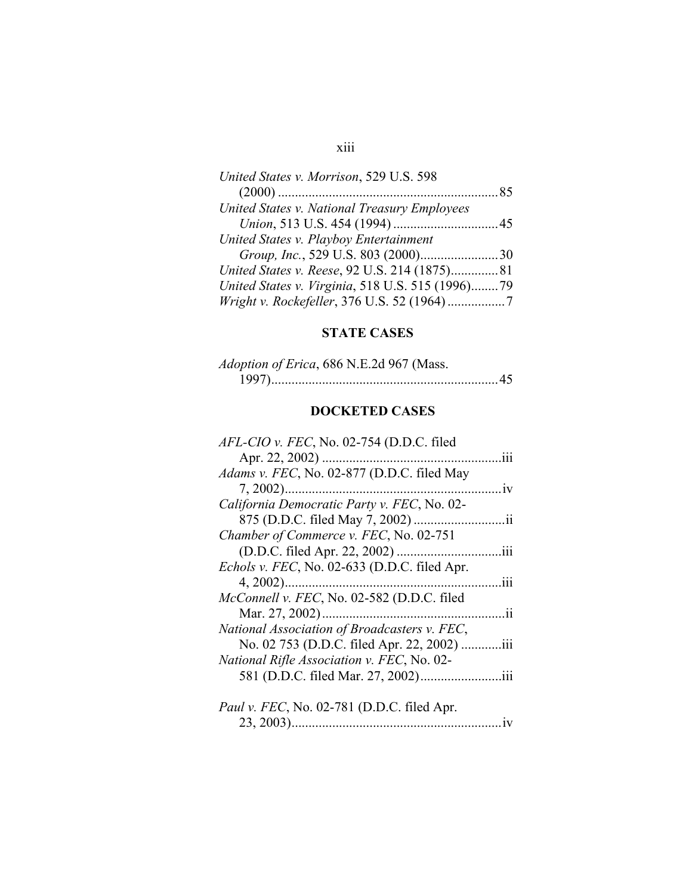*United States v. Morrison*, 529 U.S. 598 (2000) ................................................................. 85

*United States v. National Treasury Employees Union*, 513 U.S. 454 (1994) ............................... 45

*United States v. Playboy Entertainment Group, Inc.*, 529 U.S. 803 (2000)....................... 30

*United States v. Reese*, 92 U.S. 214 (1875).............. 81

*United States v. Virginia*, 518 U.S. 515 (1996)........ 79

*Wright v. Rockefeller*, 376 U.S. 52 (1964) ................. 7

## STATE CASES

*Adoption of Erica*, 686 N.E.2d 967 (Mass. 1997)................................................................... 45

## DOCKETED CASES

*AFL-CIO v. FEC*, No. 02-754 (D.D.C. filed Apr. 22, 2002) ..................................................... iii

*Adams v. FEC*, No. 02-877 (D.D.C. filed May 7, 2002)................................................................ iv

*California Democratic Party v. FEC*, No. 02-875 (D.D.C. filed May 7, 2002) ........................... ii

*Chamber of Commerce v. FEC*, No. 02-751 (D.D.C. filed Apr. 22, 2002) ............................... iii

*Echols v. FEC*, No. 02-633 (D.D.C. filed Apr. 4, 2002)................................................................ iii

*McConnell v. FEC*, No. 02-582 (D.D.C. filed Mar. 27, 2002)...................................................... ii

*National Association of Broadcasters v. FEC*, No. 02 753 (D.D.C. filed Apr. 22, 2002) ............ iii

*National Rifle Association v. FEC*, No. 02-581 (D.D.C. filed Mar. 27, 2002)........................ iii

*Paul v. FEC*, No. 02-781 (D.D.C. filed Apr. 23, 2003).............................................................. iv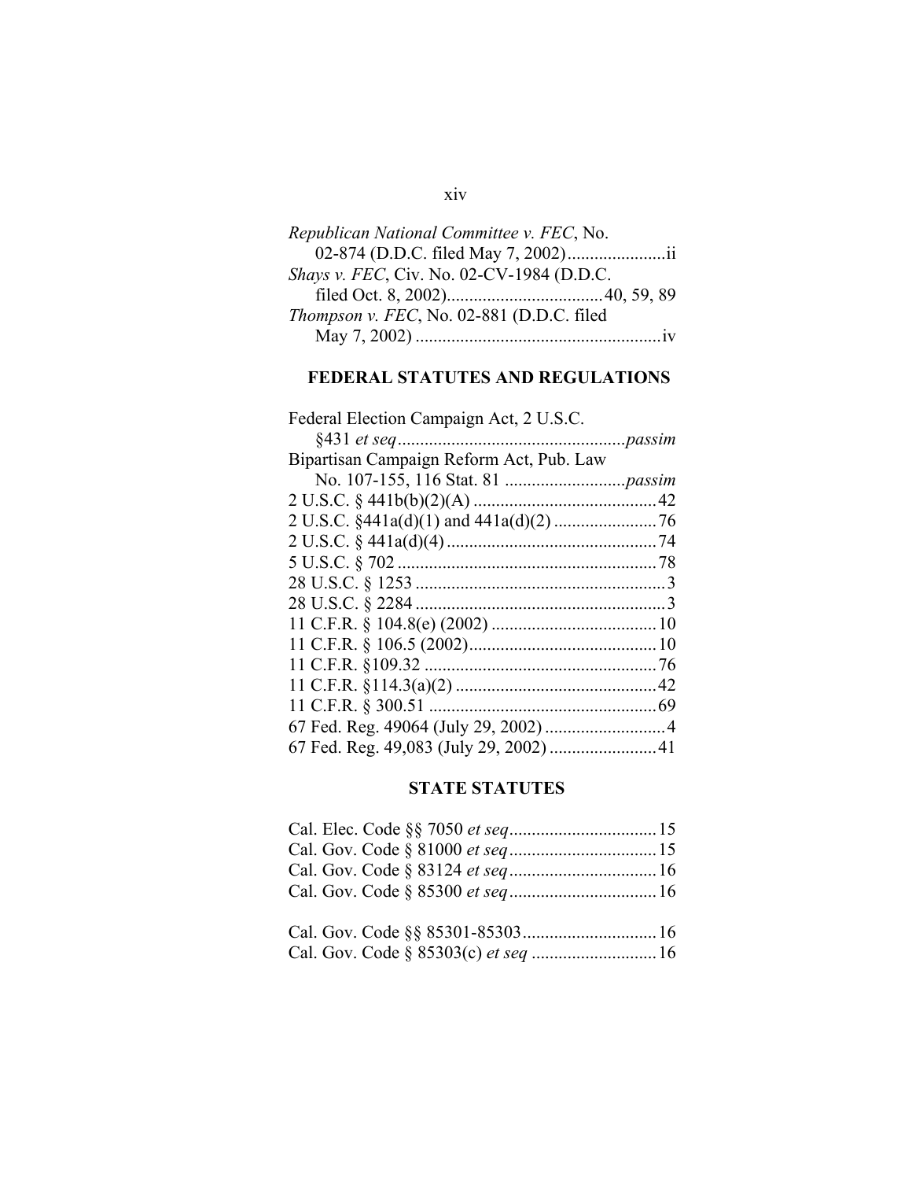*Republican National Committee v. FEC*, No. 02-874 (D.D.C. filed May 7, 2002)......................ii

*Shays v. FEC*, Civ. No. 02-CV-1984 (D.D.C. filed Oct. 8, 2002)..................................40, 59, 89

*Thompson v. FEC*, No. 02-881 (D.D.C. filed May 7, 2002) .......................................................iv

## FEDERAL STATUTES AND REGULATIONS

Federal Election Campaign Act, 2 U.S.C. §431 *et seq*...................................................*passim*

Bipartisan Campaign Reform Act, Pub. Law No. 107-155, 116 Stat. 81 ...........................*passim*

2 U.S.C. § 441b(b)(2)(A) .........................................42

2 U.S.C. §441a(d)(1) and 441a(d)(2) .......................76

2 U.S.C. § 441a(d)(4) ...............................................74

5 U.S.C. § 702 ..........................................................78

28 U.S.C. § 1253 ........................................................3

28 U.S.C. § 2284 ........................................................3

11 C.F.R. § 104.8(e) (2002) .....................................10

11 C.F.R. § 106.5 (2002)..........................................10

11 C.F.R. §109.32 ....................................................76

11 C.F.R. §114.3(a)(2) .............................................42

11 C.F.R. § 300.51 ...................................................69

67 Fed. Reg. 49064 (July 29, 2002) ...........................4

67 Fed. Reg. 49,083 (July 29, 2002) ........................41

## STATE STATUTES

Cal. Elec. Code §§ 7050 *et seq*.................................15

Cal. Gov. Code § 81000 *et seq*.................................15

Cal. Gov. Code § 83124 *et seq*.................................16

Cal. Gov. Code § 85300 *et seq*.................................16

Cal. Gov. Code §§ 85301-85303..............................16

Cal. Gov. Code § 85303(c) *et seq* ............................16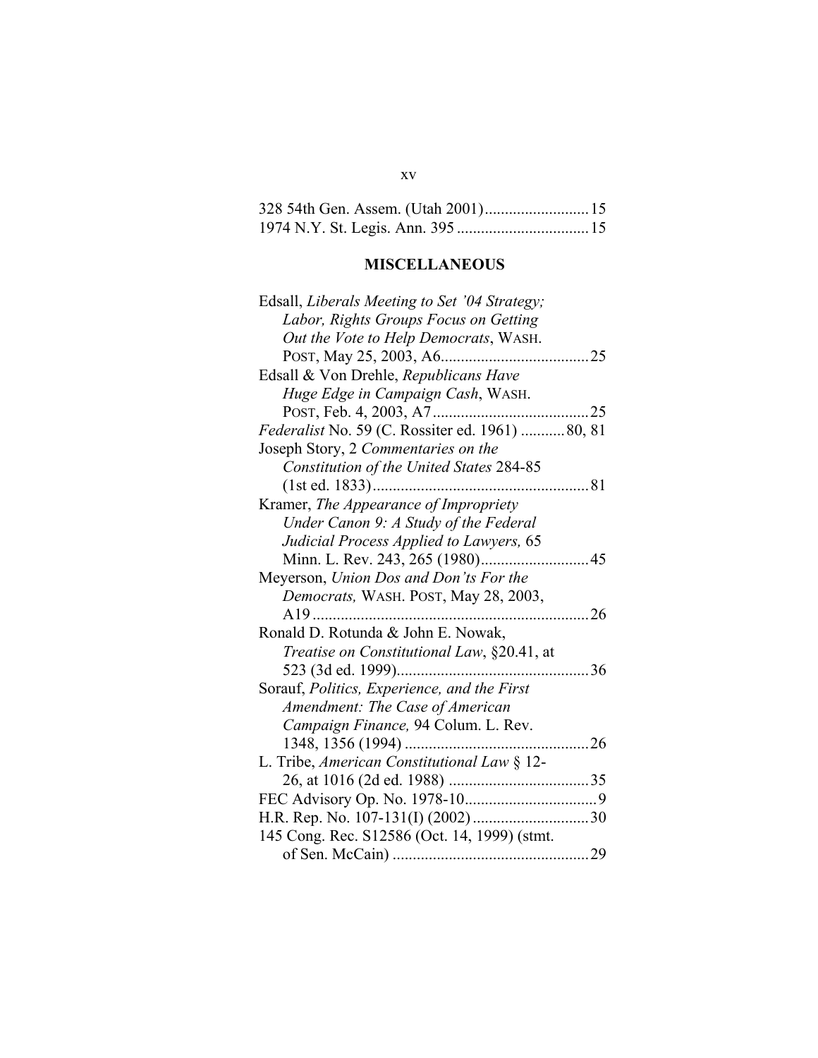328 54th Gen. Assem. (Utah 2001) .......................... 15
1974 N.Y. St. Legis. Ann. 395 ................................. 15

## MISCELLANEOUS

Edsall, *Liberals Meeting to Set '04 Strategy; Labor, Rights Groups Focus on Getting Out the Vote to Help Democrats*, WASH. POST, May 25, 2003, A6..................................... 25

Edsall & Von Drehle, *Republicans Have Huge Edge in Campaign Cash*, WASH. POST, Feb. 4, 2003, A7....................................... 25

*Federalist* No. 59 (C. Rossiter ed. 1961) ........... 80, 81

Joseph Story, 2 *Commentaries on the Constitution of the United States* 284-85 (1st ed. 1833)...................................................... 81

Kramer, *The Appearance of Impropriety Under Canon 9: A Study of the Federal Judicial Process Applied to Lawyers,* 65 Minn. L. Rev. 243, 265 (1980)........................... 45

Meyerson, *Union Dos and Don'ts For the Democrats,* WASH. POST, May 28, 2003, A19 ..................................................................... 26

Ronald D. Rotunda & John E. Nowak, *Treatise on Constitutional Law*, §20.41, at 523 (3d ed. 1999)................................................ 36

Sorauf, *Politics, Experience, and the First Amendment: The Case of American Campaign Finance,* 94 Colum. L. Rev. 1348, 1356 (1994) ............................................. 26

L. Tribe, *American Constitutional Law* § 12-26, at 1016 (2d ed. 1988) ................................... 35

FEC Advisory Op. No. 1978-10................................. 9

H.R. Rep. No. 107-131(I) (2002) ............................. 30

145 Cong. Rec. S12586 (Oct. 14, 1999) (stmt. of Sen. McCain) ................................................. 29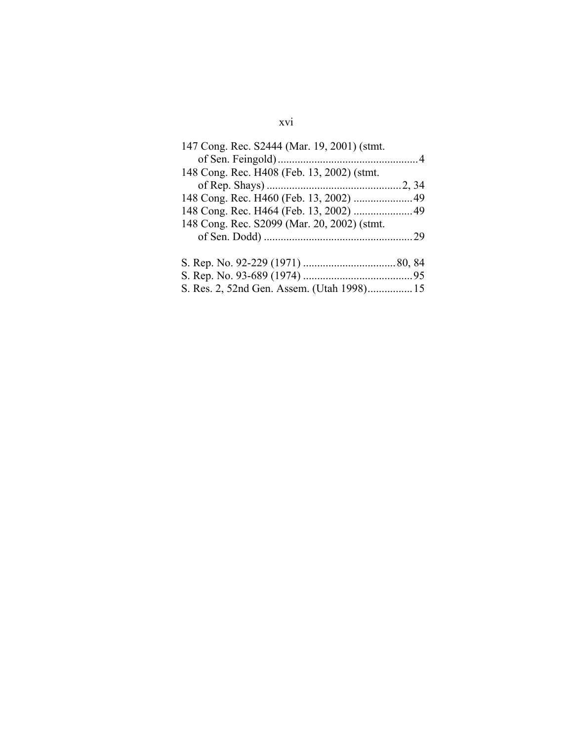147 Cong. Rec. S2444 (Mar. 19, 2001) (stmt. of Sen. Feingold) .................................................. 4

148 Cong. Rec. H408 (Feb. 13, 2002) (stmt. of Rep. Shays) ............................................... 2, 34

148 Cong. Rec. H460 (Feb. 13, 2002) ..................... 49

148 Cong. Rec. H464 (Feb. 13, 2002) ..................... 49

148 Cong. Rec. S2099 (Mar. 20, 2002) (stmt. of Sen. Dodd) ..................................................... 29

S. Rep. No. 92-229 (1971) ................................. 80, 84

S. Rep. No. 93-689 (1974) ....................................... 95

S. Res. 2, 52nd Gen. Assem. (Utah 1998)................ 15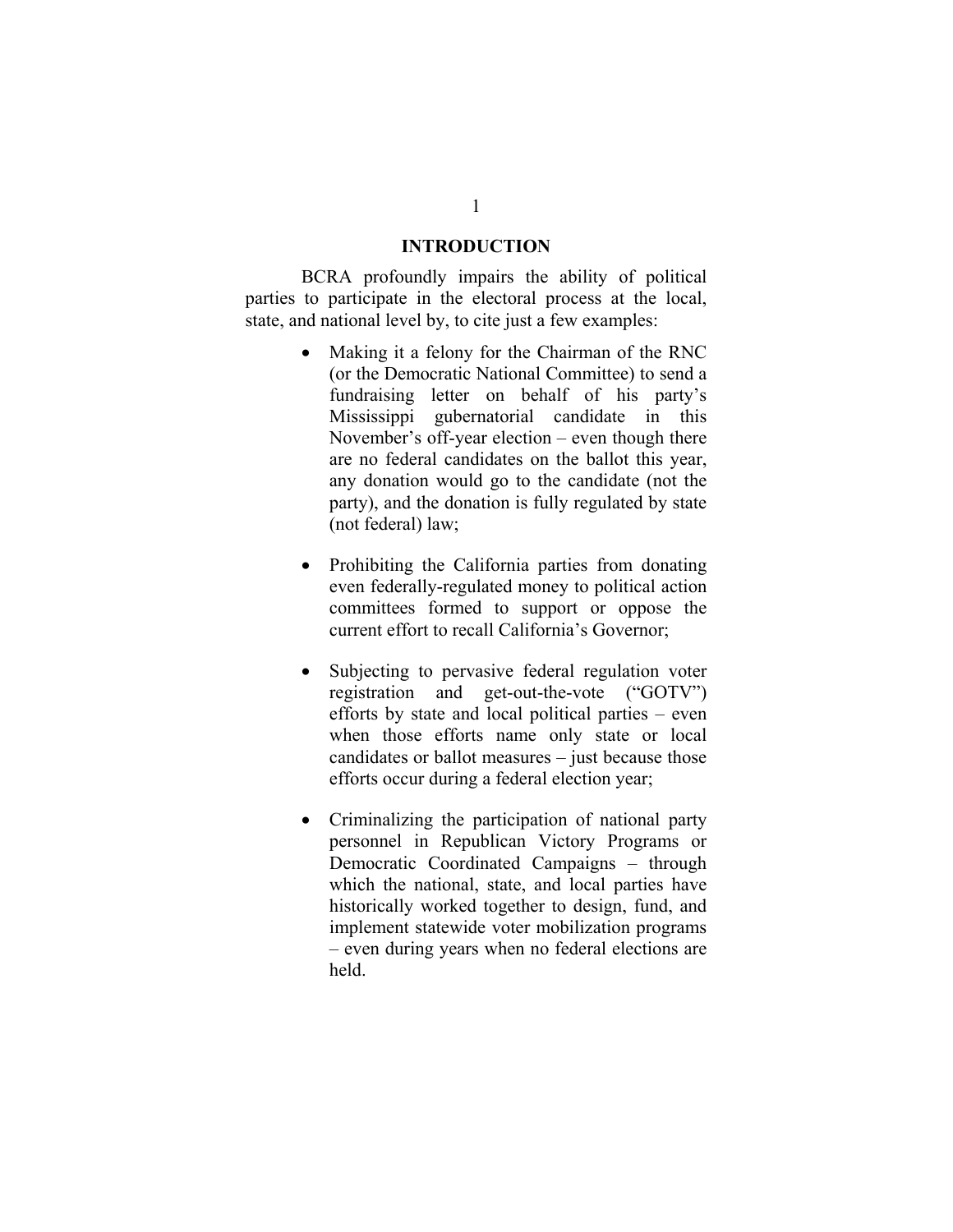## INTRODUCTION

BCRA profoundly impairs the ability of political parties to participate in the electoral process at the local, state, and national level by, to cite just a few examples:

- Making it a felony for the Chairman of the RNC (or the Democratic National Committee) to send a fundraising letter on behalf of his party's Mississippi gubernatorial candidate in this November's off-year election – even though there are no federal candidates on the ballot this year, any donation would go to the candidate (not the party), and the donation is fully regulated by state (not federal) law;

- Prohibiting the California parties from donating even federally-regulated money to political action committees formed to support or oppose the current effort to recall California's Governor;

- Subjecting to pervasive federal regulation voter registration and get-out-the-vote ("GOTV") efforts by state and local political parties – even when those efforts name only state or local candidates or ballot measures – just because those efforts occur during a federal election year;

- Criminalizing the participation of national party personnel in Republican Victory Programs or Democratic Coordinated Campaigns – through which the national, state, and local parties have historically worked together to design, fund, and implement statewide voter mobilization programs – even during years when no federal elections are held.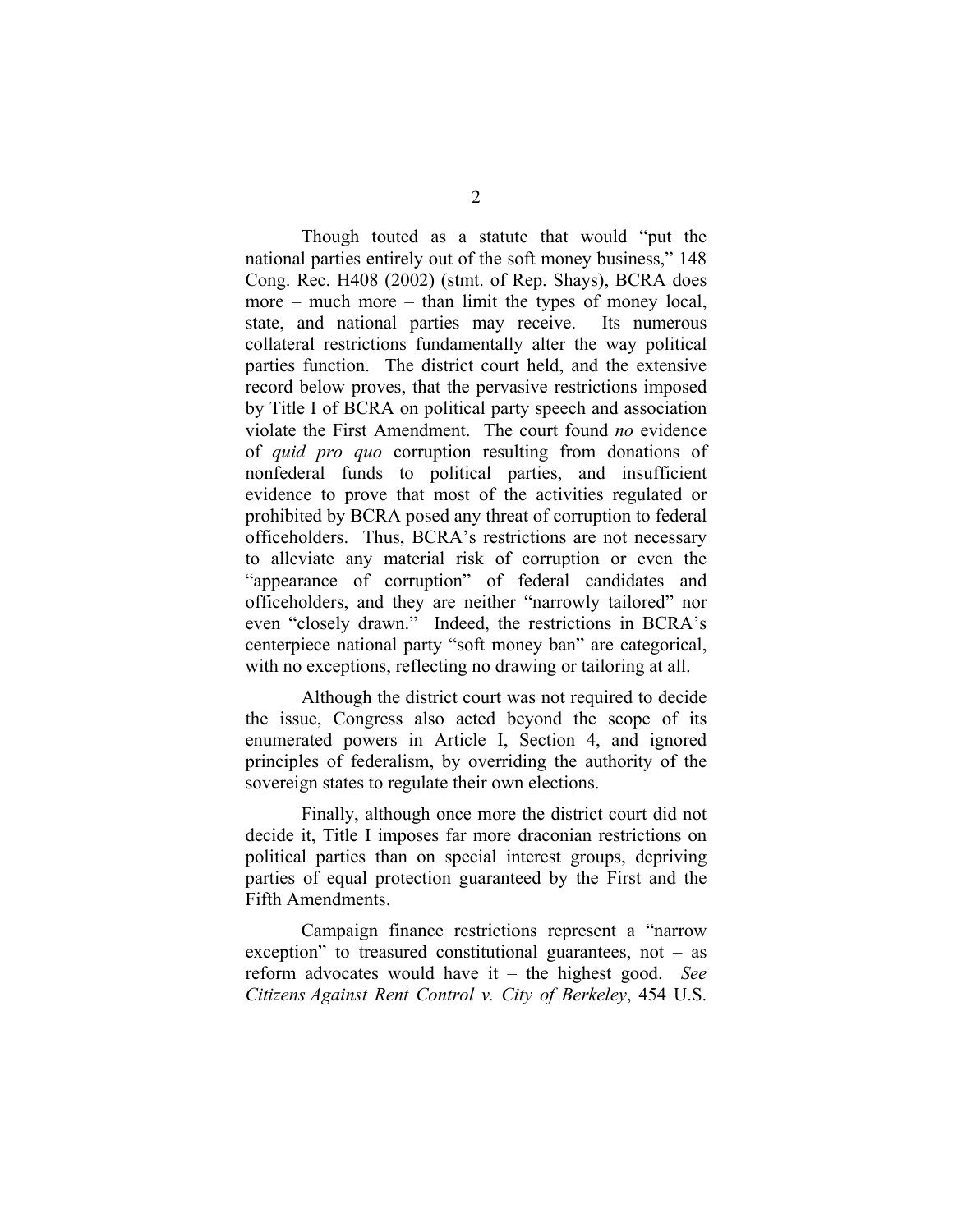Though touted as a statute that would "put the national parties entirely out of the soft money business," 148 Cong. Rec. H408 (2002) (stmt. of Rep. Shays), BCRA does more – much more – than limit the types of money local, state, and national parties may receive. Its numerous collateral restrictions fundamentally alter the way political parties function. The district court held, and the extensive record below proves, that the pervasive restrictions imposed by Title I of BCRA on political party speech and association violate the First Amendment. The court found *no* evidence of *quid pro quo* corruption resulting from donations of nonfederal funds to political parties, and insufficient evidence to prove that most of the activities regulated or prohibited by BCRA posed any threat of corruption to federal officeholders. Thus, BCRA's restrictions are not necessary to alleviate any material risk of corruption or even the "appearance of corruption" of federal candidates and officeholders, and they are neither "narrowly tailored" nor even "closely drawn." Indeed, the restrictions in BCRA's centerpiece national party "soft money ban" are categorical, with no exceptions, reflecting no drawing or tailoring at all.

Although the district court was not required to decide the issue, Congress also acted beyond the scope of its enumerated powers in Article I, Section 4, and ignored principles of federalism, by overriding the authority of the sovereign states to regulate their own elections.

Finally, although once more the district court did not decide it, Title I imposes far more draconian restrictions on political parties than on special interest groups, depriving parties of equal protection guaranteed by the First and the Fifth Amendments.

Campaign finance restrictions represent a "narrow exception" to treasured constitutional guarantees, not – as reform advocates would have it – the highest good. *See Citizens Against Rent Control v. City of Berkeley*, 454 U.S.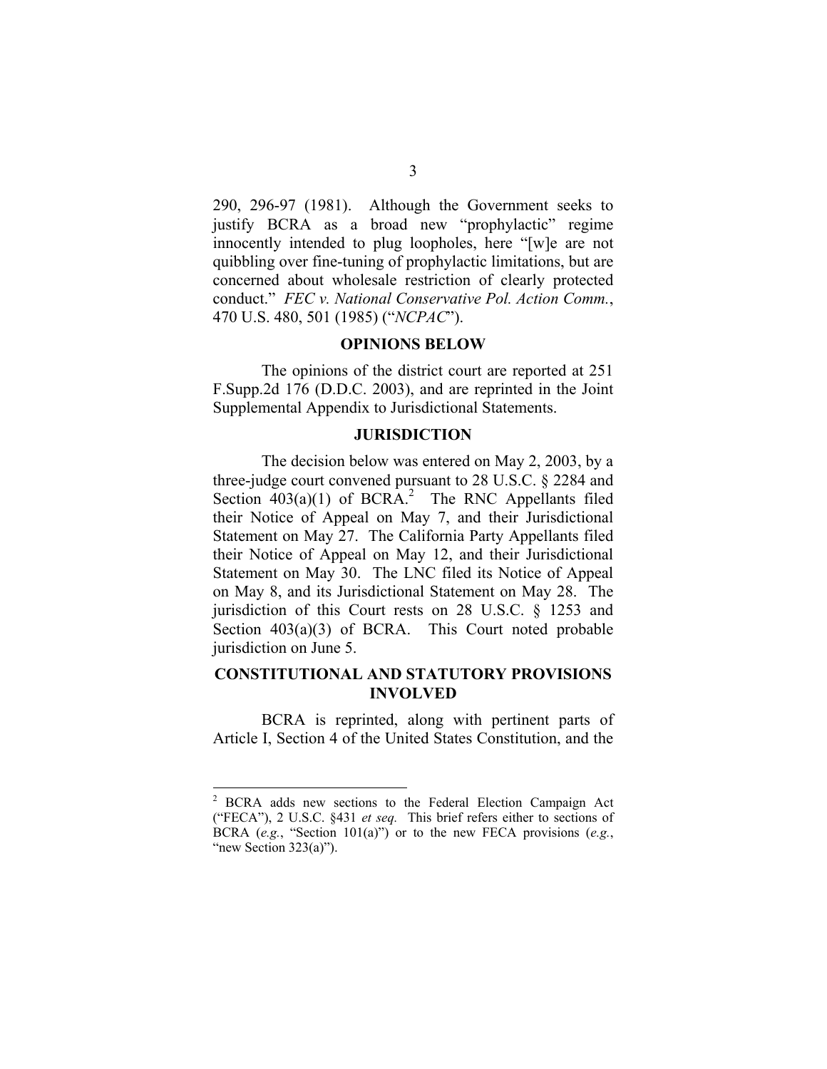290, 296-97 (1981). Although the Government seeks to justify BCRA as a broad new "prophylactic" regime innocently intended to plug loopholes, here "[w]e are not quibbling over fine-tuning of prophylactic limitations, but are concerned about wholesale restriction of clearly protected conduct." *FEC v. National Conservative Pol. Action Comm.*, 470 U.S. 480, 501 (1985) ("*NCPAC*").

## OPINIONS BELOW

The opinions of the district court are reported at 251 F.Supp.2d 176 (D.D.C. 2003), and are reprinted in the Joint Supplemental Appendix to Jurisdictional Statements.

## JURISDICTION

The decision below was entered on May 2, 2003, by a three-judge court convened pursuant to 28 U.S.C. § 2284 and Section 403(a)(1) of BCRA.[2] The RNC Appellants filed their Notice of Appeal on May 7, and their Jurisdictional Statement on May 27. The California Party Appellants filed their Notice of Appeal on May 12, and their Jurisdictional Statement on May 30. The LNC filed its Notice of Appeal on May 8, and its Jurisdictional Statement on May 28. The jurisdiction of this Court rests on 28 U.S.C. § 1253 and Section 403(a)(3) of BCRA. This Court noted probable jurisdiction on June 5.

## CONSTITUTIONAL AND STATUTORY PROVISIONS INVOLVED

BCRA is reprinted, along with pertinent parts of Article I, Section 4 of the United States Constitution, and the

---

[2] BCRA adds new sections to the Federal Election Campaign Act ("FECA"), 2 U.S.C. §431 *et seq.* This brief refers either to sections of BCRA (*e.g.*, "Section 101(a)") or to the new FECA provisions (*e.g.*, "new Section 323(a)").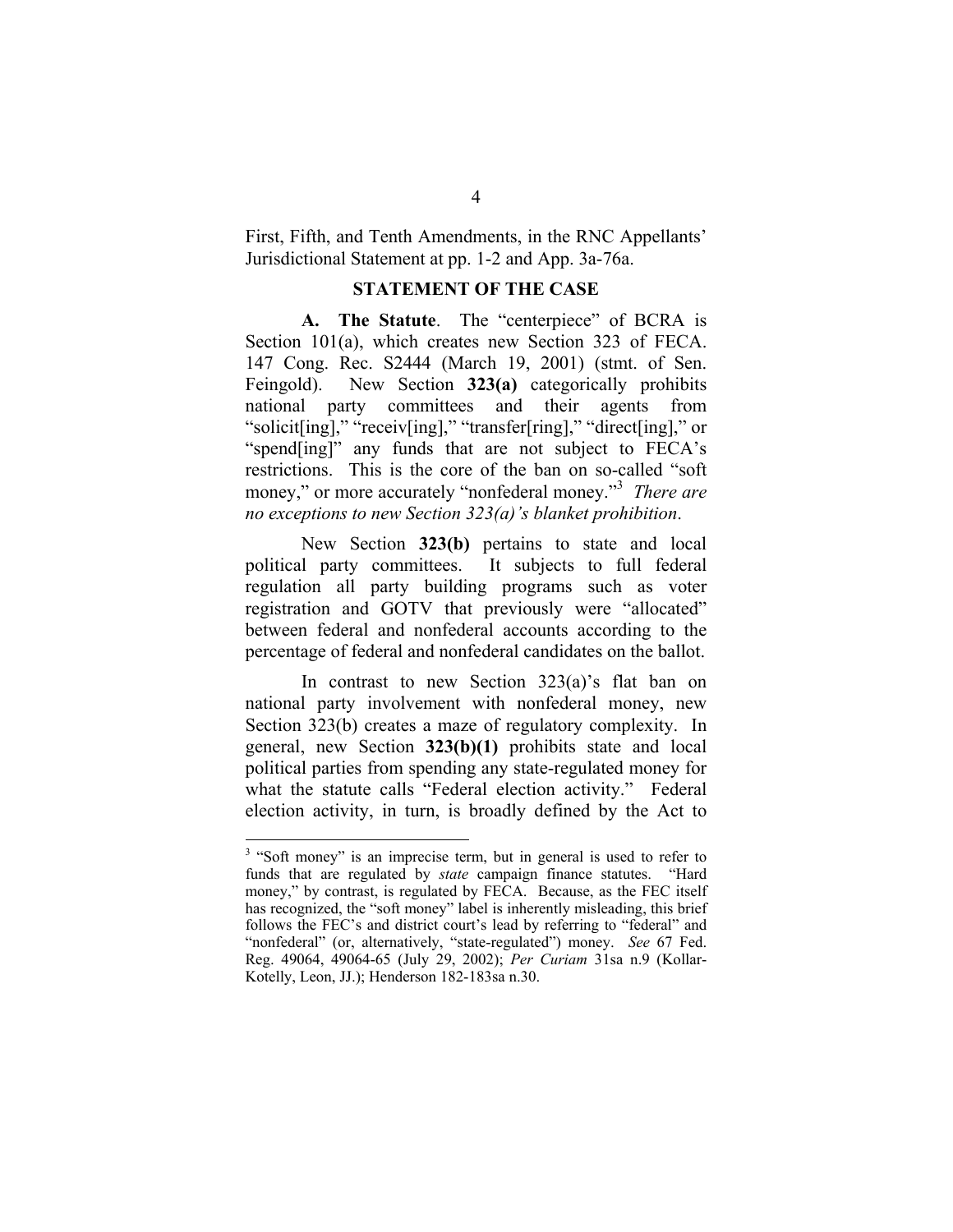First, Fifth, and Tenth Amendments, in the RNC Appellants' Jurisdictional Statement at pp. 1-2 and App. 3a-76a.

## STATEMENT OF THE CASE

**A. The Statute**. The "centerpiece" of BCRA is Section 101(a), which creates new Section 323 of FECA. 147 Cong. Rec. S2444 (March 19, 2001) (stmt. of Sen. Feingold). New Section **323(a)** categorically prohibits national party committees and their agents from "solicit[ing]," "receiv[ing]," "transfer[ring]," "direct[ing]," or "spend[ing]" any funds that are not subject to FECA's restrictions. This is the core of the ban on so-called "soft money," or more accurately "nonfederal money."[3] *There are no exceptions to new Section 323(a)'s blanket prohibition*.

New Section **323(b)** pertains to state and local political party committees. It subjects to full federal regulation all party building programs such as voter registration and GOTV that previously were "allocated" between federal and nonfederal accounts according to the percentage of federal and nonfederal candidates on the ballot.

In contrast to new Section 323(a)'s flat ban on national party involvement with nonfederal money, new Section 323(b) creates a maze of regulatory complexity. In general, new Section **323(b)(1)** prohibits state and local political parties from spending any state-regulated money for what the statute calls "Federal election activity." Federal election activity, in turn, is broadly defined by the Act to

---

[3] "Soft money" is an imprecise term, but in general is used to refer to funds that are regulated by *state* campaign finance statutes. "Hard money," by contrast, is regulated by FECA. Because, as the FEC itself has recognized, the "soft money" label is inherently misleading, this brief follows the FEC's and district court's lead by referring to "federal" and "nonfederal" (or, alternatively, "state-regulated") money. *See* 67 Fed. Reg. 49064, 49064-65 (July 29, 2002); *Per Curiam* 31sa n.9 (Kollar-Kotelly, Leon, JJ.); Henderson 182-183sa n.30.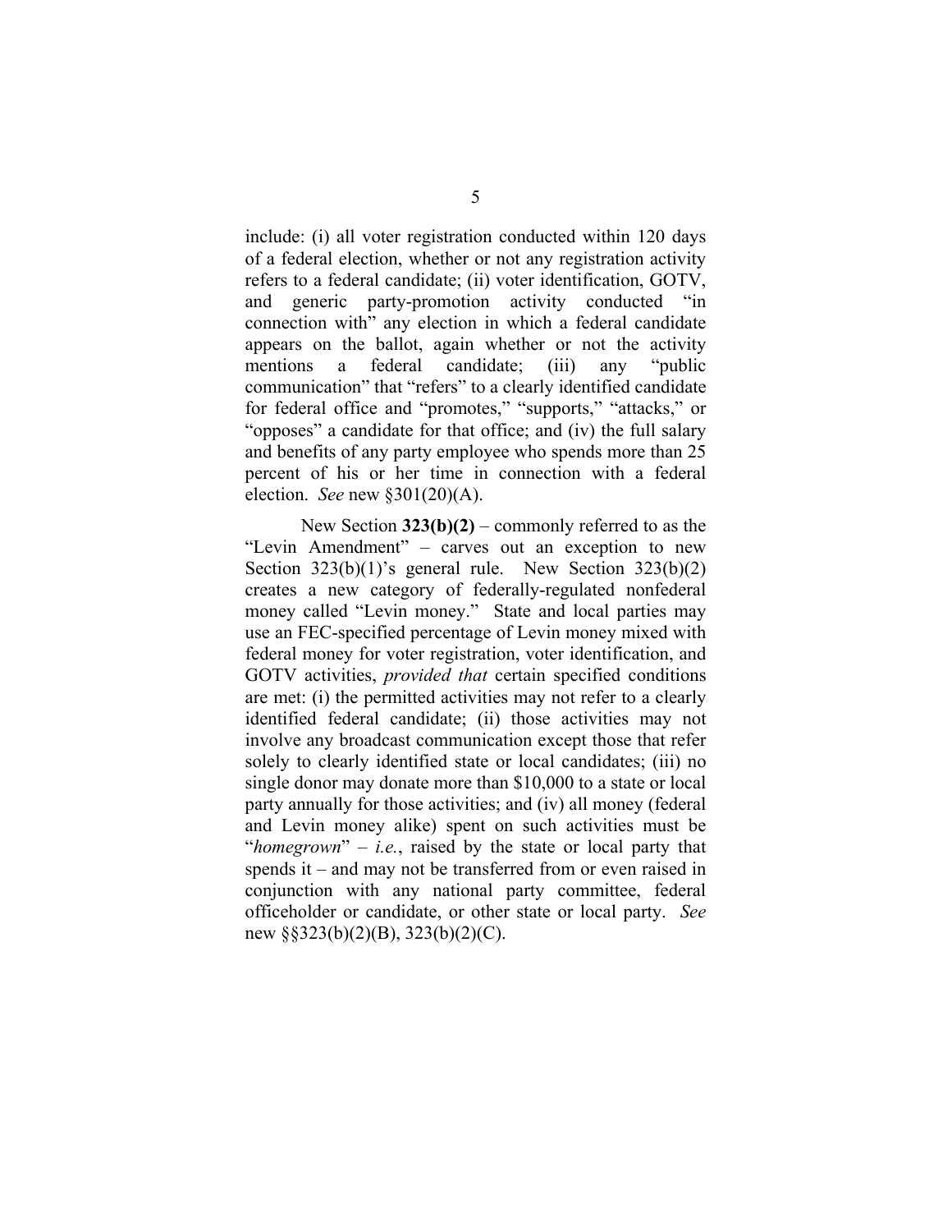include: (i) all voter registration conducted within 120 days of a federal election, whether or not any registration activity refers to a federal candidate; (ii) voter identification, GOTV, and generic party-promotion activity conducted "in connection with" any election in which a federal candidate appears on the ballot, again whether or not the activity mentions a federal candidate; (iii) any "public communication" that "refers" to a clearly identified candidate for federal office and "promotes," "supports," "attacks," or "opposes" a candidate for that office; and (iv) the full salary and benefits of any party employee who spends more than 25 percent of his or her time in connection with a federal election. *See* new §301(20)(A).

New Section **323(b)(2)** – commonly referred to as the "Levin Amendment" – carves out an exception to new Section 323(b)(1)'s general rule. New Section 323(b)(2) creates a new category of federally-regulated nonfederal money called "Levin money." State and local parties may use an FEC-specified percentage of Levin money mixed with federal money for voter registration, voter identification, and GOTV activities, *provided that* certain specified conditions are met: (i) the permitted activities may not refer to a clearly identified federal candidate; (ii) those activities may not involve any broadcast communication except those that refer solely to clearly identified state or local candidates; (iii) no single donor may donate more than $10,000 to a state or local party annually for those activities; and (iv) all money (federal and Levin money alike) spent on such activities must be "*homegrown*" – *i.e.*, raised by the state or local party that spends it – and may not be transferred from or even raised in conjunction with any national party committee, federal officeholder or candidate, or other state or local party. *See* new §§323(b)(2)(B), 323(b)(2)(C).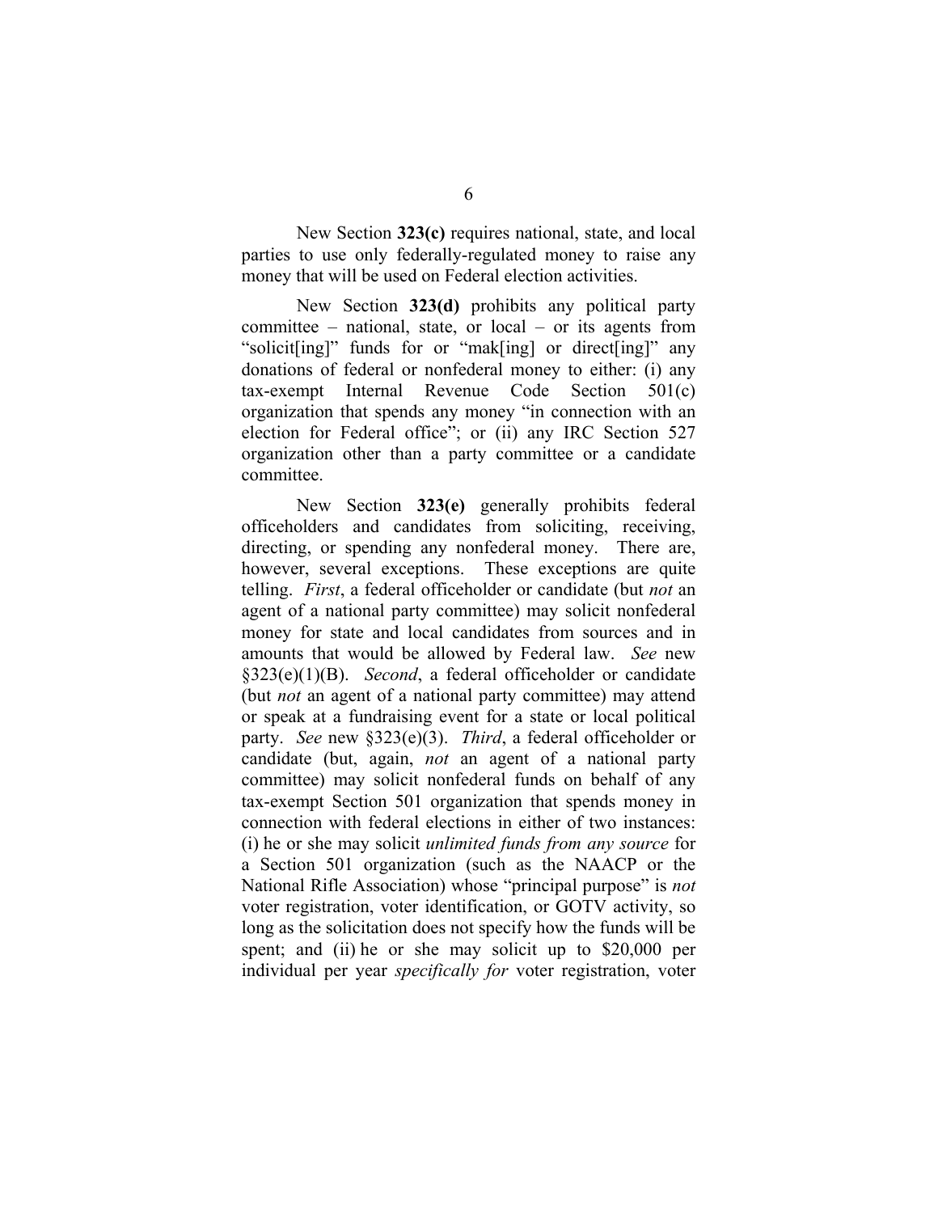New Section **323(c)** requires national, state, and local parties to use only federally-regulated money to raise any money that will be used on Federal election activities.

New Section **323(d)** prohibits any political party committee – national, state, or local – or its agents from "solicit[ing]" funds for or "mak[ing] or direct[ing]" any donations of federal or nonfederal money to either: (i) any tax-exempt Internal Revenue Code Section 501(c) organization that spends any money "in connection with an election for Federal office"; or (ii) any IRC Section 527 organization other than a party committee or a candidate committee.

New Section **323(e)** generally prohibits federal officeholders and candidates from soliciting, receiving, directing, or spending any nonfederal money. There are, however, several exceptions. These exceptions are quite telling. *First*, a federal officeholder or candidate (but *not* an agent of a national party committee) may solicit nonfederal money for state and local candidates from sources and in amounts that would be allowed by Federal law. *See* new §323(e)(1)(B). *Second*, a federal officeholder or candidate (but *not* an agent of a national party committee) may attend or speak at a fundraising event for a state or local political party. *See* new §323(e)(3). *Third*, a federal officeholder or candidate (but, again, *not* an agent of a national party committee) may solicit nonfederal funds on behalf of any tax-exempt Section 501 organization that spends money in connection with federal elections in either of two instances: (i) he or she may solicit *unlimited funds from any source* for a Section 501 organization (such as the NAACP or the National Rifle Association) whose "principal purpose" is *not* voter registration, voter identification, or GOTV activity, so long as the solicitation does not specify how the funds will be spent; and (ii) he or she may solicit up to $20,000 per individual per year *specifically for* voter registration, voter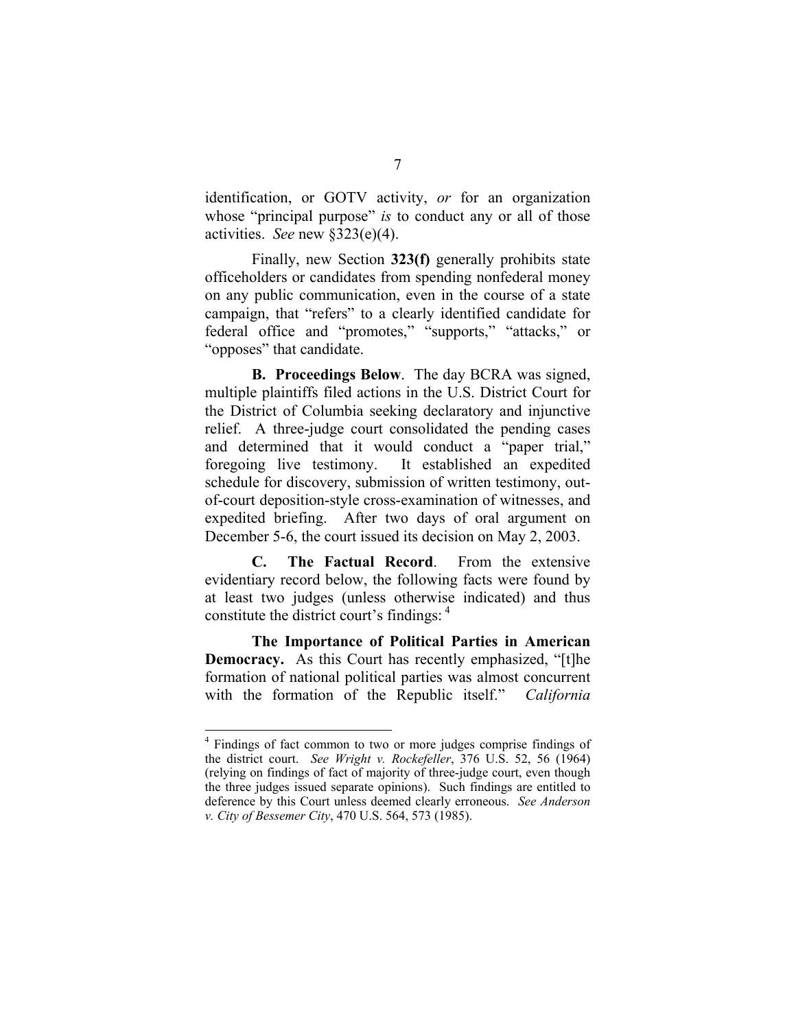identification, or GOTV activity, *or* for an organization whose "principal purpose" *is* to conduct any or all of those activities. *See* new §323(e)(4).

Finally, new Section **323(f)** generally prohibits state officeholders or candidates from spending nonfederal money on any public communication, even in the course of a state campaign, that "refers" to a clearly identified candidate for federal office and "promotes," "supports," "attacks," or "opposes" that candidate.

**B. Proceedings Below**. The day BCRA was signed, multiple plaintiffs filed actions in the U.S. District Court for the District of Columbia seeking declaratory and injunctive relief. A three-judge court consolidated the pending cases and determined that it would conduct a "paper trial," foregoing live testimony. It established an expedited schedule for discovery, submission of written testimony, out-of-court deposition-style cross-examination of witnesses, and expedited briefing. After two days of oral argument on December 5-6, the court issued its decision on May 2, 2003.

**C. The Factual Record**. From the extensive evidentiary record below, the following facts were found by at least two judges (unless otherwise indicated) and thus constitute the district court's findings: [4]

**The Importance of Political Parties in American Democracy.** As this Court has recently emphasized, "[t]he formation of national political parties was almost concurrent with the formation of the Republic itself." *California*

---

[4] Findings of fact common to two or more judges comprise findings of the district court. *See Wright v. Rockefeller*, 376 U.S. 52, 56 (1964) (relying on findings of fact of majority of three-judge court, even though the three judges issued separate opinions). Such findings are entitled to deference by this Court unless deemed clearly erroneous. *See Anderson v. City of Bessemer City*, 470 U.S. 564, 573 (1985).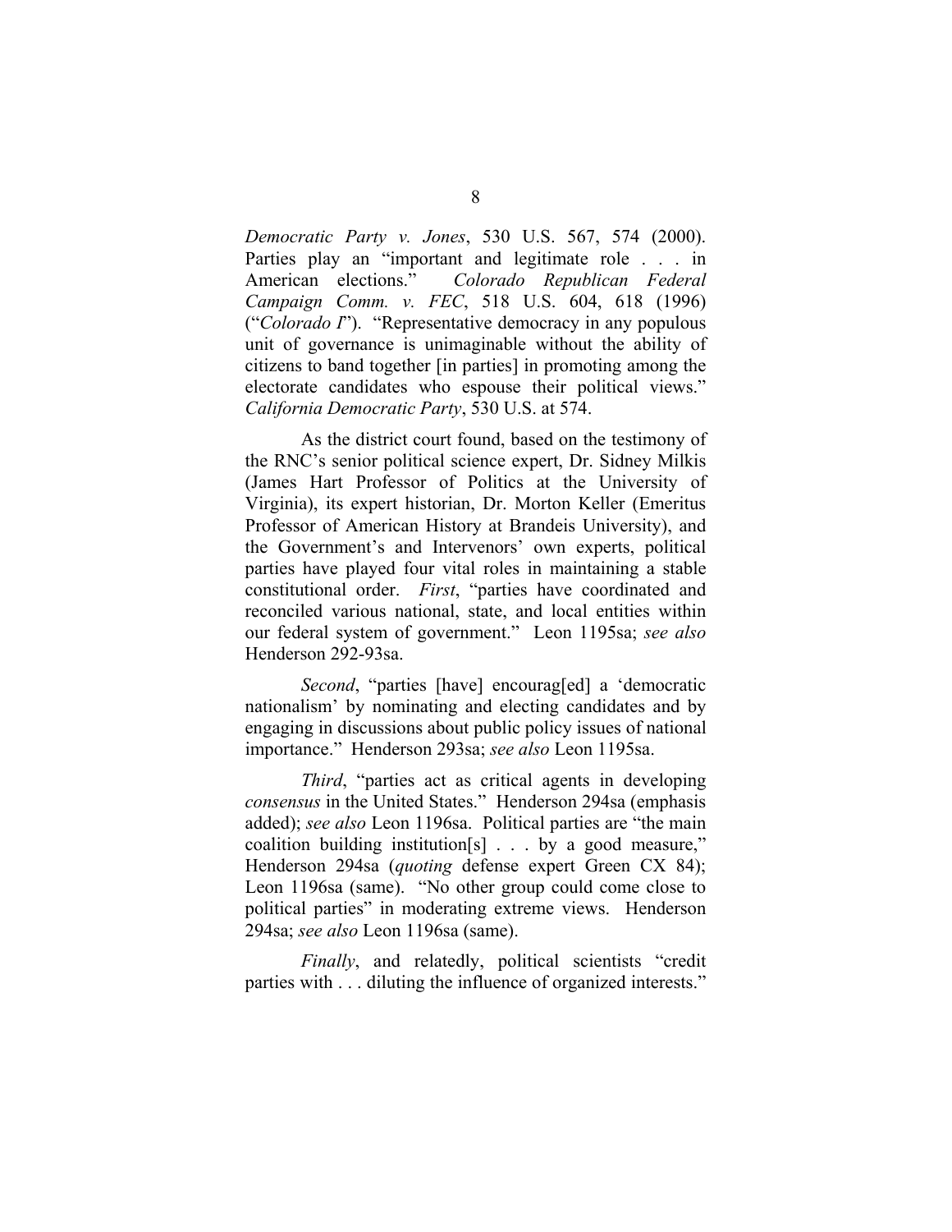*Democratic Party v. Jones*, 530 U.S. 567, 574 (2000). Parties play an "important and legitimate role . . . in American elections." *Colorado Republican Federal Campaign Comm. v. FEC*, 518 U.S. 604, 618 (1996) ("*Colorado I*"). "Representative democracy in any populous unit of governance is unimaginable without the ability of citizens to band together [in parties] in promoting among the electorate candidates who espouse their political views." *California Democratic Party*, 530 U.S. at 574.

As the district court found, based on the testimony of the RNC's senior political science expert, Dr. Sidney Milkis (James Hart Professor of Politics at the University of Virginia), its expert historian, Dr. Morton Keller (Emeritus Professor of American History at Brandeis University), and the Government's and Intervenors' own experts, political parties have played four vital roles in maintaining a stable constitutional order. *First*, "parties have coordinated and reconciled various national, state, and local entities within our federal system of government." Leon 1195sa; *see also* Henderson 292-93sa.

*Second*, "parties [have] encourag[ed] a 'democratic nationalism' by nominating and electing candidates and by engaging in discussions about public policy issues of national importance." Henderson 293sa; *see also* Leon 1195sa.

*Third*, "parties act as critical agents in developing *consensus* in the United States." Henderson 294sa (emphasis added); *see also* Leon 1196sa. Political parties are "the main coalition building institution[s] . . . by a good measure," Henderson 294sa (*quoting* defense expert Green CX 84); Leon 1196sa (same). "No other group could come close to political parties" in moderating extreme views. Henderson 294sa; *see also* Leon 1196sa (same).

*Finally*, and relatedly, political scientists "credit parties with . . . diluting the influence of organized interests."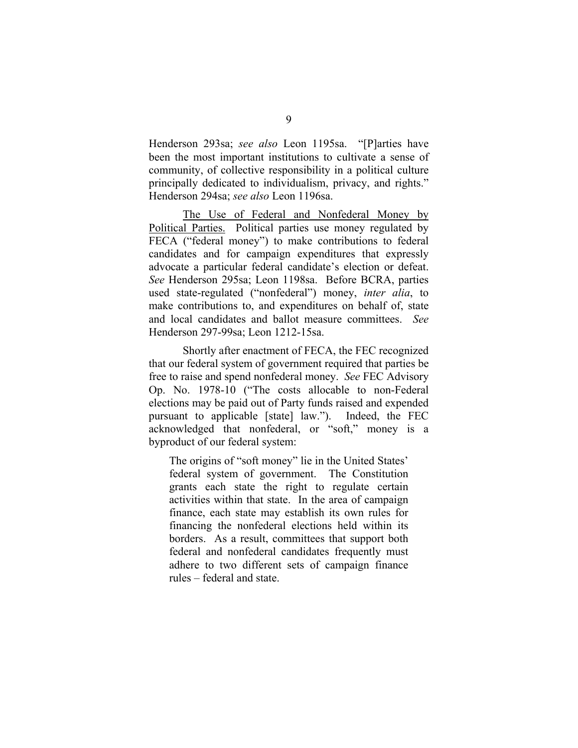Henderson 293sa; *see also* Leon 1195sa. "[P]arties have been the most important institutions to cultivate a sense of community, of collective responsibility in a political culture principally dedicated to individualism, privacy, and rights." Henderson 294sa; *see also* Leon 1196sa.

The Use of Federal and Nonfederal Money by Political Parties. Political parties use money regulated by FECA ("federal money") to make contributions to federal candidates and for campaign expenditures that expressly advocate a particular federal candidate's election or defeat. *See* Henderson 295sa; Leon 1198sa. Before BCRA, parties used state-regulated ("nonfederal") money, *inter alia*, to make contributions to, and expenditures on behalf of, state and local candidates and ballot measure committees. *See* Henderson 297-99sa; Leon 1212-15sa.

Shortly after enactment of FECA, the FEC recognized that our federal system of government required that parties be free to raise and spend nonfederal money. *See* FEC Advisory Op. No. 1978-10 ("The costs allocable to non-Federal elections may be paid out of Party funds raised and expended pursuant to applicable [state] law."). Indeed, the FEC acknowledged that nonfederal, or "soft," money is a byproduct of our federal system:

> The origins of "soft money" lie in the United States' federal system of government. The Constitution grants each state the right to regulate certain activities within that state. In the area of campaign finance, each state may establish its own rules for financing the nonfederal elections held within its borders. As a result, committees that support both federal and nonfederal candidates frequently must adhere to two different sets of campaign finance rules – federal and state.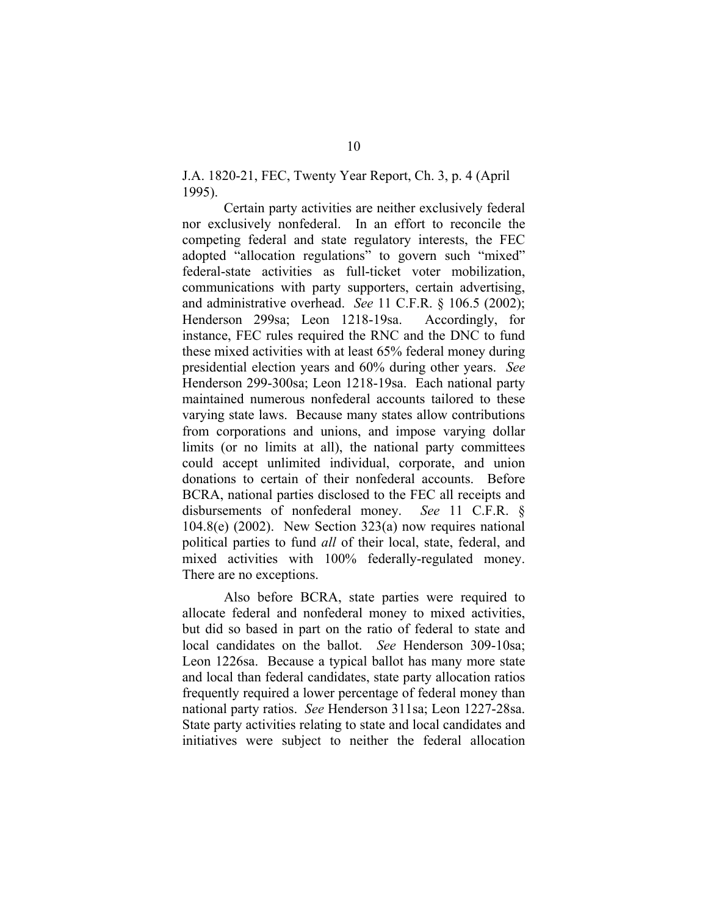J.A. 1820-21, FEC, Twenty Year Report, Ch. 3, p. 4 (April 1995).

Certain party activities are neither exclusively federal nor exclusively nonfederal. In an effort to reconcile the competing federal and state regulatory interests, the FEC adopted "allocation regulations" to govern such "mixed" federal-state activities as full-ticket voter mobilization, communications with party supporters, certain advertising, and administrative overhead. *See* 11 C.F.R. § 106.5 (2002); Henderson 299sa; Leon 1218-19sa. Accordingly, for instance, FEC rules required the RNC and the DNC to fund these mixed activities with at least 65% federal money during presidential election years and 60% during other years. *See* Henderson 299-300sa; Leon 1218-19sa. Each national party maintained numerous nonfederal accounts tailored to these varying state laws. Because many states allow contributions from corporations and unions, and impose varying dollar limits (or no limits at all), the national party committees could accept unlimited individual, corporate, and union donations to certain of their nonfederal accounts. Before BCRA, national parties disclosed to the FEC all receipts and disbursements of nonfederal money. *See* 11 C.F.R. § 104.8(e) (2002). New Section 323(a) now requires national political parties to fund *all* of their local, state, federal, and mixed activities with 100% federally-regulated money. There are no exceptions.

Also before BCRA, state parties were required to allocate federal and nonfederal money to mixed activities, but did so based in part on the ratio of federal to state and local candidates on the ballot. *See* Henderson 309-10sa; Leon 1226sa. Because a typical ballot has many more state and local than federal candidates, state party allocation ratios frequently required a lower percentage of federal money than national party ratios. *See* Henderson 311sa; Leon 1227-28sa. State party activities relating to state and local candidates and initiatives were subject to neither the federal allocation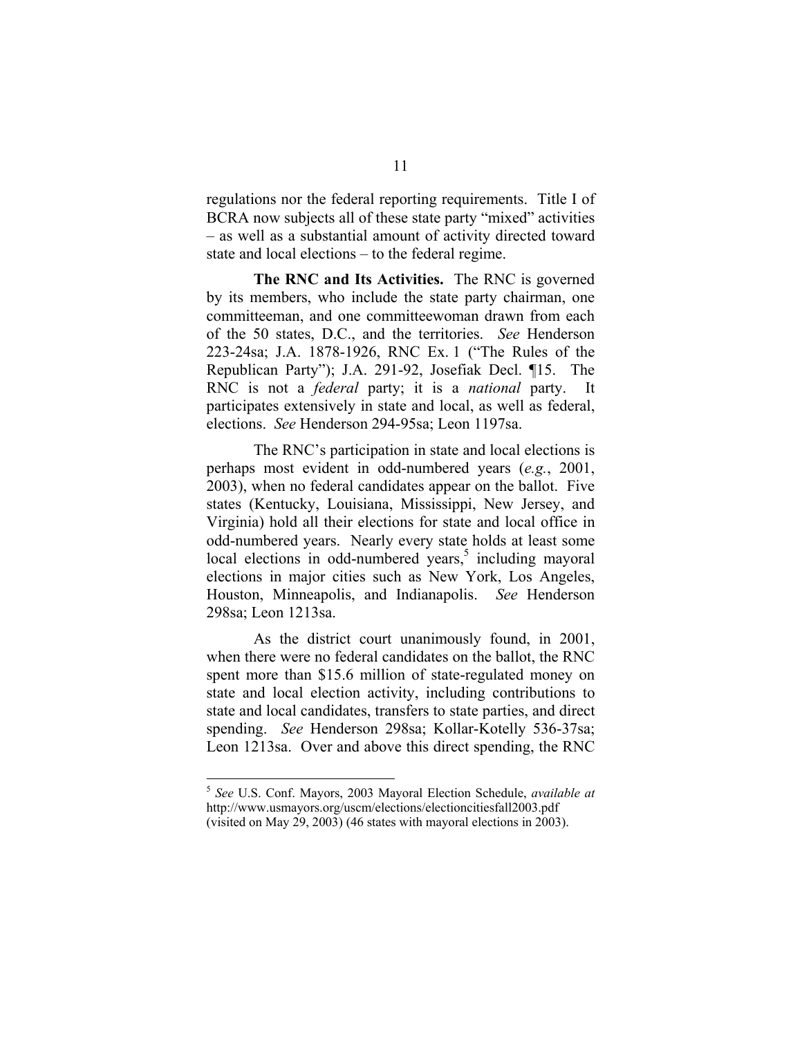regulations nor the federal reporting requirements. Title I of BCRA now subjects all of these state party "mixed" activities – as well as a substantial amount of activity directed toward state and local elections – to the federal regime.

**The RNC and Its Activities.** The RNC is governed by its members, who include the state party chairman, one committeeman, and one committeewoman drawn from each of the 50 states, D.C., and the territories. *See* Henderson 223-24sa; J.A. 1878-1926, RNC Ex. 1 ("The Rules of the Republican Party"); J.A. 291-92, Josefiak Decl. ¶15. The RNC is not a *federal* party; it is a *national* party. It participates extensively in state and local, as well as federal, elections. *See* Henderson 294-95sa; Leon 1197sa.

The RNC's participation in state and local elections is perhaps most evident in odd-numbered years (*e.g.*, 2001, 2003), when no federal candidates appear on the ballot. Five states (Kentucky, Louisiana, Mississippi, New Jersey, and Virginia) hold all their elections for state and local office in odd-numbered years. Nearly every state holds at least some local elections in odd-numbered years,[5] including mayoral elections in major cities such as New York, Los Angeles, Houston, Minneapolis, and Indianapolis. *See* Henderson 298sa; Leon 1213sa.

As the district court unanimously found, in 2001, when there were no federal candidates on the ballot, the RNC spent more than $15.6 million of state-regulated money on state and local election activity, including contributions to state and local candidates, transfers to state parties, and direct spending. *See* Henderson 298sa; Kollar-Kotelly 536-37sa; Leon 1213sa. Over and above this direct spending, the RNC

---

[5] *See* U.S. Conf. Mayors, 2003 Mayoral Election Schedule, *available at* http://www.usmayors.org/uscm/elections/electioncitiesfall2003.pdf (visited on May 29, 2003) (46 states with mayoral elections in 2003).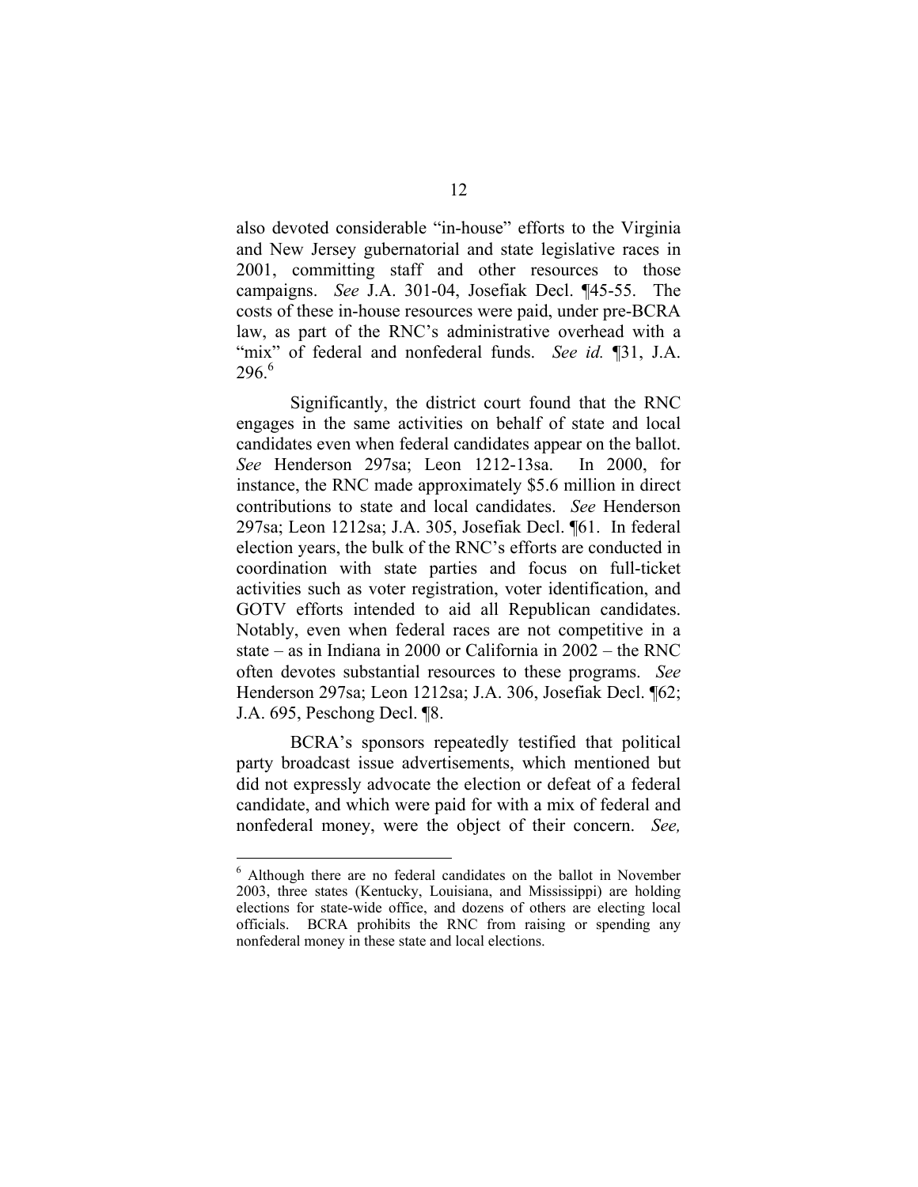also devoted considerable "in-house" efforts to the Virginia and New Jersey gubernatorial and state legislative races in 2001, committing staff and other resources to those campaigns. *See* J.A. 301-04, Josefiak Decl. ¶45-55. The costs of these in-house resources were paid, under pre-BCRA law, as part of the RNC's administrative overhead with a "mix" of federal and nonfederal funds. *See id.* ¶31, J.A. 296.[6]

Significantly, the district court found that the RNC engages in the same activities on behalf of state and local candidates even when federal candidates appear on the ballot. *See* Henderson 297sa; Leon 1212-13sa. In 2000, for instance, the RNC made approximately $5.6 million in direct contributions to state and local candidates. *See* Henderson 297sa; Leon 1212sa; J.A. 305, Josefiak Decl. ¶61. In federal election years, the bulk of the RNC's efforts are conducted in coordination with state parties and focus on full-ticket activities such as voter registration, voter identification, and GOTV efforts intended to aid all Republican candidates. Notably, even when federal races are not competitive in a state – as in Indiana in 2000 or California in 2002 – the RNC often devotes substantial resources to these programs. *See* Henderson 297sa; Leon 1212sa; J.A. 306, Josefiak Decl. ¶62; J.A. 695, Peschong Decl. ¶8.

BCRA's sponsors repeatedly testified that political party broadcast issue advertisements, which mentioned but did not expressly advocate the election or defeat of a federal candidate, and which were paid for with a mix of federal and nonfederal money, were the object of their concern. *See,*

---

[6] Although there are no federal candidates on the ballot in November 2003, three states (Kentucky, Louisiana, and Mississippi) are holding elections for state-wide office, and dozens of others are electing local officials. BCRA prohibits the RNC from raising or spending any nonfederal money in these state and local elections.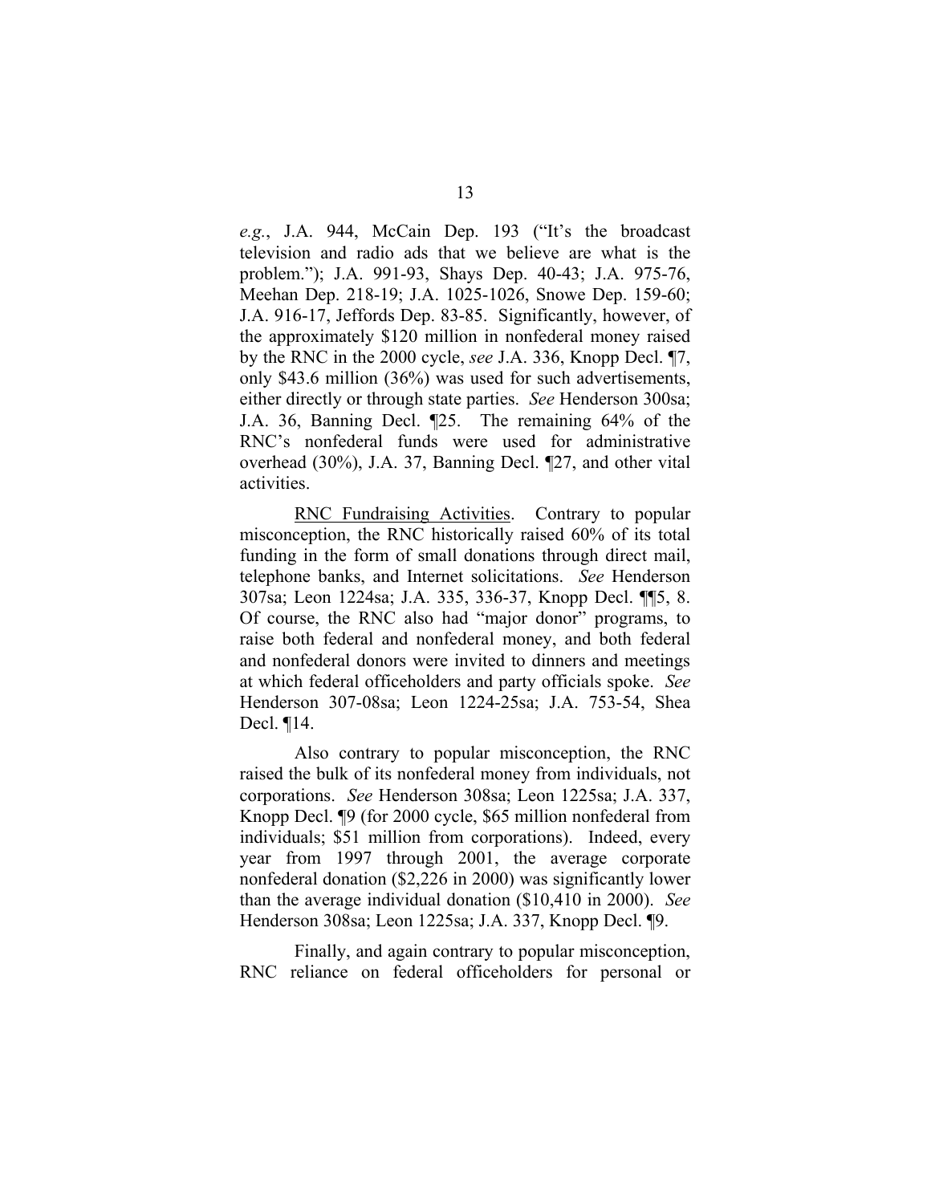*e.g.*, J.A. 944, McCain Dep. 193 ("It's the broadcast television and radio ads that we believe are what is the problem."); J.A. 991-93, Shays Dep. 40-43; J.A. 975-76, Meehan Dep. 218-19; J.A. 1025-1026, Snowe Dep. 159-60; J.A. 916-17, Jeffords Dep. 83-85. Significantly, however, of the approximately $120 million in nonfederal money raised by the RNC in the 2000 cycle, *see* J.A. 336, Knopp Decl. ¶7, only $43.6 million (36%) was used for such advertisements, either directly or through state parties. *See* Henderson 300sa; J.A. 36, Banning Decl. ¶25. The remaining 64% of the RNC's nonfederal funds were used for administrative overhead (30%), J.A. 37, Banning Decl. ¶27, and other vital activities.

<u>RNC Fundraising Activities</u>. Contrary to popular misconception, the RNC historically raised 60% of its total funding in the form of small donations through direct mail, telephone banks, and Internet solicitations. *See* Henderson 307sa; Leon 1224sa; J.A. 335, 336-37, Knopp Decl. ¶¶5, 8. Of course, the RNC also had "major donor" programs, to raise both federal and nonfederal money, and both federal and nonfederal donors were invited to dinners and meetings at which federal officeholders and party officials spoke. *See* Henderson 307-08sa; Leon 1224-25sa; J.A. 753-54, Shea Decl. ¶14.

Also contrary to popular misconception, the RNC raised the bulk of its nonfederal money from individuals, not corporations. *See* Henderson 308sa; Leon 1225sa; J.A. 337, Knopp Decl. ¶9 (for 2000 cycle, $65 million nonfederal from individuals; $51 million from corporations). Indeed, every year from 1997 through 2001, the average corporate nonfederal donation ($2,226 in 2000) was significantly lower than the average individual donation ($10,410 in 2000). *See* Henderson 308sa; Leon 1225sa; J.A. 337, Knopp Decl. ¶9.

Finally, and again contrary to popular misconception, RNC reliance on federal officeholders for personal or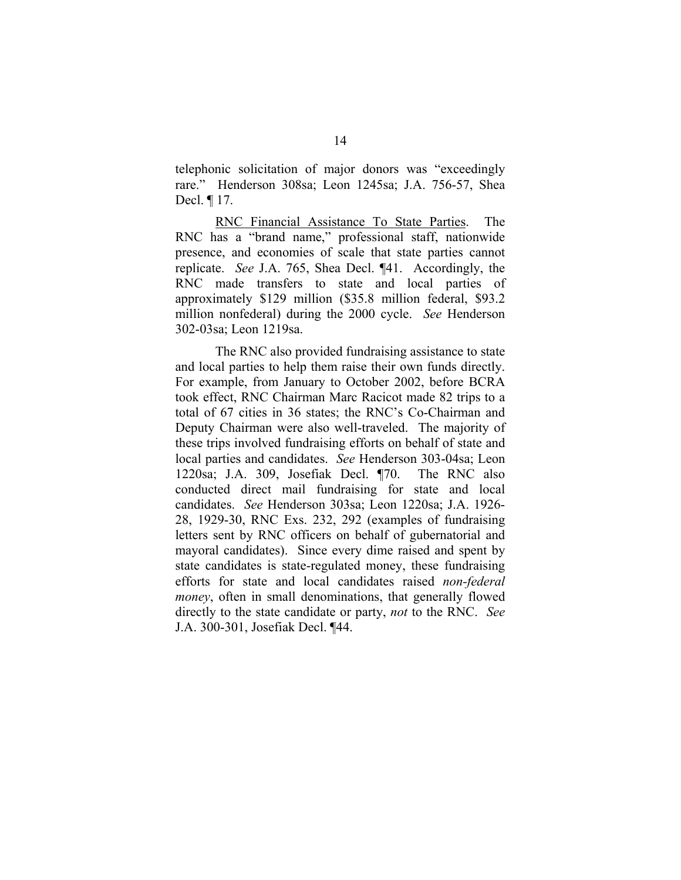telephonic solicitation of major donors was "exceedingly rare." Henderson 308sa; Leon 1245sa; J.A. 756-57, Shea Decl. ¶ 17.

<u>RNC Financial Assistance To State Parties</u>. The RNC has a "brand name," professional staff, nationwide presence, and economies of scale that state parties cannot replicate. *See* J.A. 765, Shea Decl. ¶41. Accordingly, the RNC made transfers to state and local parties of approximately $129 million ($35.8 million federal, $93.2 million nonfederal) during the 2000 cycle. *See* Henderson 302-03sa; Leon 1219sa.

The RNC also provided fundraising assistance to state and local parties to help them raise their own funds directly. For example, from January to October 2002, before BCRA took effect, RNC Chairman Marc Racicot made 82 trips to a total of 67 cities in 36 states; the RNC's Co-Chairman and Deputy Chairman were also well-traveled. The majority of these trips involved fundraising efforts on behalf of state and local parties and candidates. *See* Henderson 303-04sa; Leon 1220sa; J.A. 309, Josefiak Decl. ¶70. The RNC also conducted direct mail fundraising for state and local candidates. *See* Henderson 303sa; Leon 1220sa; J.A. 1926-28, 1929-30, RNC Exs. 232, 292 (examples of fundraising letters sent by RNC officers on behalf of gubernatorial and mayoral candidates). Since every dime raised and spent by state candidates is state-regulated money, these fundraising efforts for state and local candidates raised *non-federal money*, often in small denominations, that generally flowed directly to the state candidate or party, *not* to the RNC. *See* J.A. 300-301, Josefiak Decl. ¶44.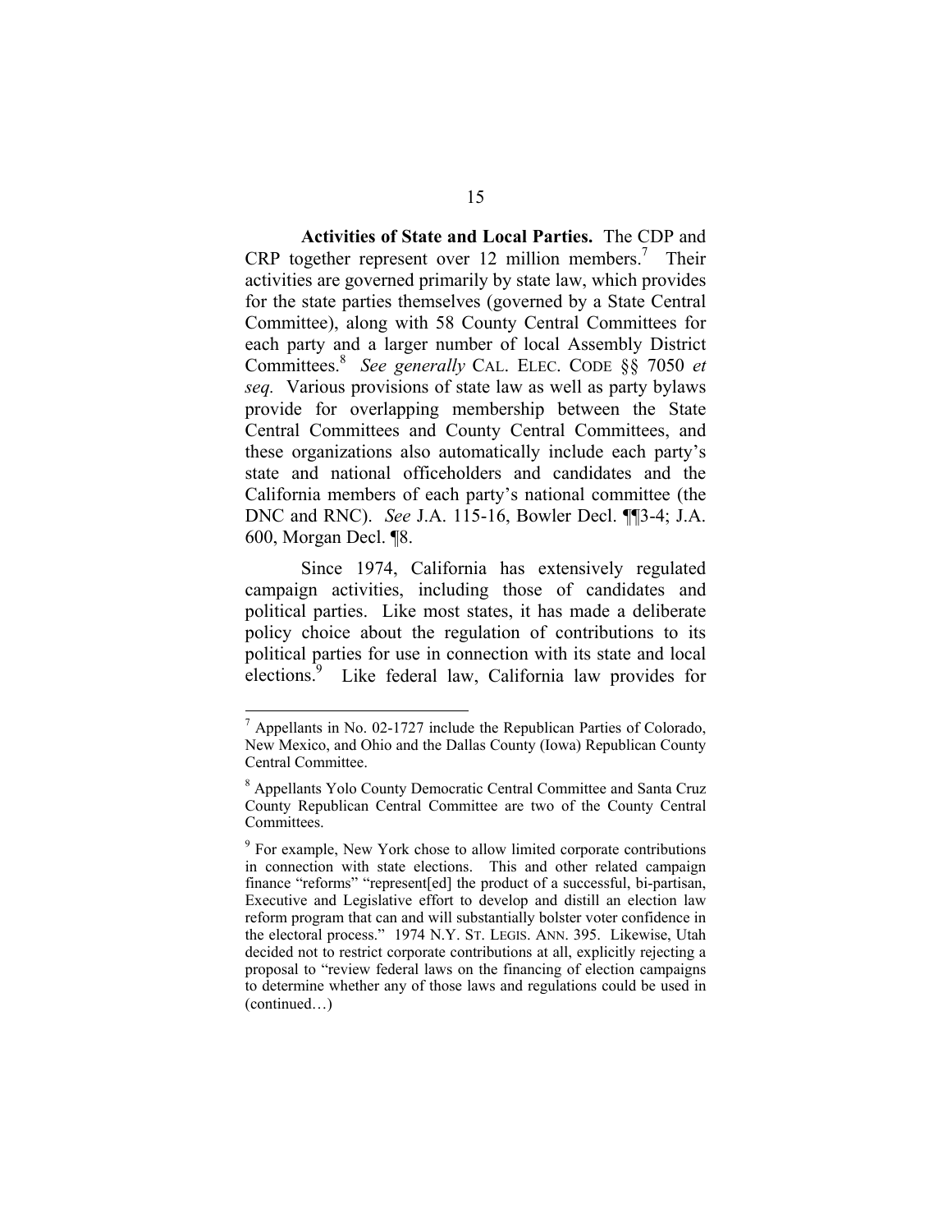**Activities of State and Local Parties.** The CDP and CRP together represent over 12 million members.[7] Their activities are governed primarily by state law, which provides for the state parties themselves (governed by a State Central Committee), along with 58 County Central Committees for each party and a larger number of local Assembly District Committees.[8] *See generally* CAL. ELEC. CODE §§ 7050 *et seq.* Various provisions of state law as well as party bylaws provide for overlapping membership between the State Central Committees and County Central Committees, and these organizations also automatically include each party's state and national officeholders and candidates and the California members of each party's national committee (the DNC and RNC). *See* J.A. 115-16, Bowler Decl. ¶¶3-4; J.A. 600, Morgan Decl. ¶8.

Since 1974, California has extensively regulated campaign activities, including those of candidates and political parties. Like most states, it has made a deliberate policy choice about the regulation of contributions to its political parties for use in connection with its state and local elections.[9] Like federal law, California law provides for

---

[7] Appellants in No. 02-1727 include the Republican Parties of Colorado, New Mexico, and Ohio and the Dallas County (Iowa) Republican County Central Committee.

[8] Appellants Yolo County Democratic Central Committee and Santa Cruz County Republican Central Committee are two of the County Central Committees.

[9] For example, New York chose to allow limited corporate contributions in connection with state elections. This and other related campaign finance "reforms" "represent[ed] the product of a successful, bi-partisan, Executive and Legislative effort to develop and distill an election law reform program that can and will substantially bolster voter confidence in the electoral process." 1974 N.Y. ST. LEGIS. ANN. 395. Likewise, Utah decided not to restrict corporate contributions at all, explicitly rejecting a proposal to "review federal laws on the financing of election campaigns to determine whether any of those laws and regulations could be used in (continued…)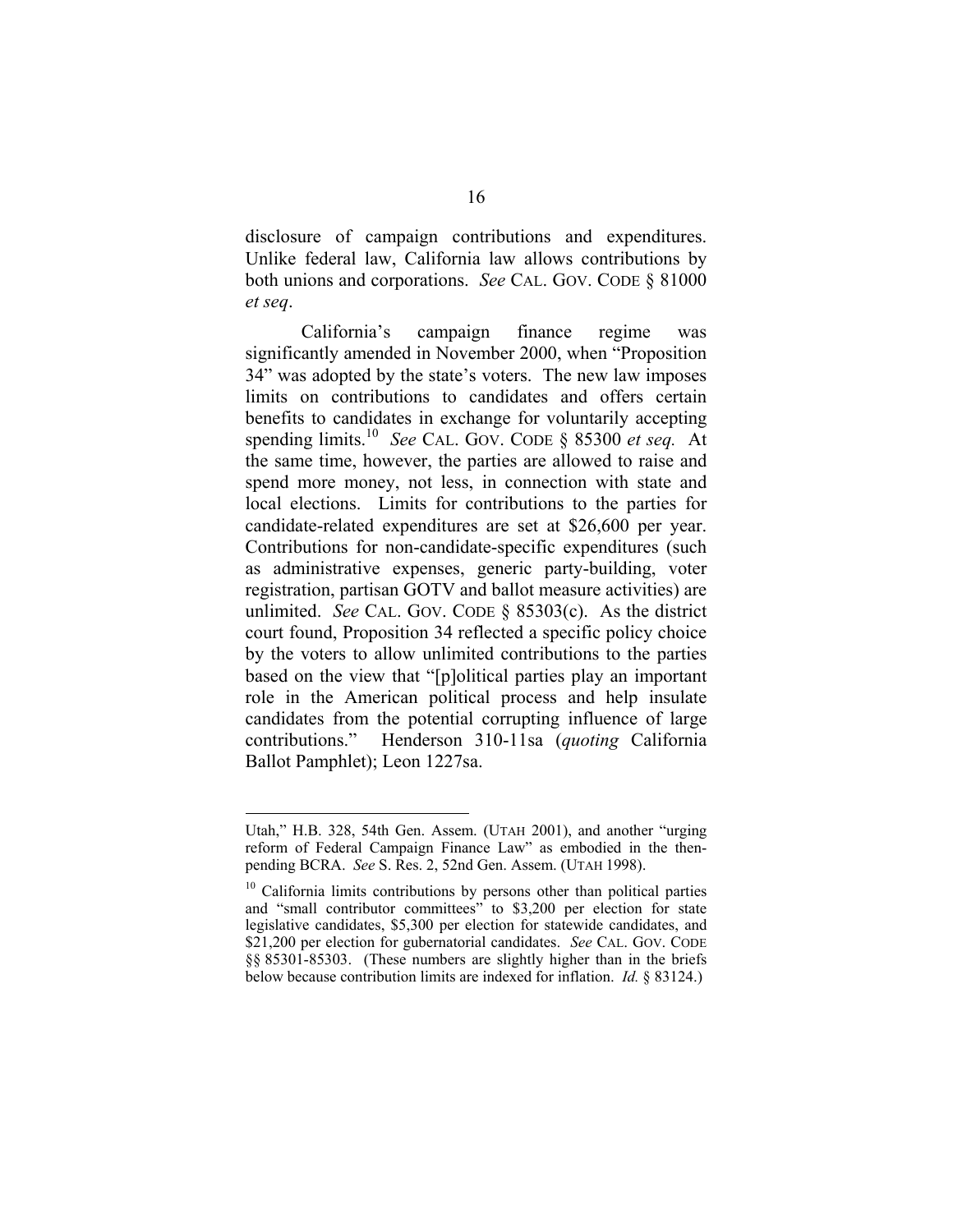disclosure of campaign contributions and expenditures. Unlike federal law, California law allows contributions by both unions and corporations. *See* CAL. GOV. CODE § 81000 *et seq*.

California's campaign finance regime was significantly amended in November 2000, when "Proposition 34" was adopted by the state's voters. The new law imposes limits on contributions to candidates and offers certain benefits to candidates in exchange for voluntarily accepting spending limits.[10] *See* CAL. GOV. CODE § 85300 *et seq.* At the same time, however, the parties are allowed to raise and spend more money, not less, in connection with state and local elections. Limits for contributions to the parties for candidate-related expenditures are set at $26,600 per year. Contributions for non-candidate-specific expenditures (such as administrative expenses, generic party-building, voter registration, partisan GOTV and ballot measure activities) are unlimited. *See* CAL. GOV. CODE § 85303(c). As the district court found, Proposition 34 reflected a specific policy choice by the voters to allow unlimited contributions to the parties based on the view that "[p]olitical parties play an important role in the American political process and help insulate candidates from the potential corrupting influence of large contributions." Henderson 310-11sa (*quoting* California Ballot Pamphlet); Leon 1227sa.

---

Utah," H.B. 328, 54th Gen. Assem. (UTAH 2001), and another "urging reform of Federal Campaign Finance Law" as embodied in the then-pending BCRA. *See* S. Res. 2, 52nd Gen. Assem. (UTAH 1998).

[10] California limits contributions by persons other than political parties and "small contributor committees" to $3,200 per election for state legislative candidates, $5,300 per election for statewide candidates, and $21,200 per election for gubernatorial candidates. *See* CAL. GOV. CODE §§ 85301-85303. (These numbers are slightly higher than in the briefs below because contribution limits are indexed for inflation. *Id.* § 83124.)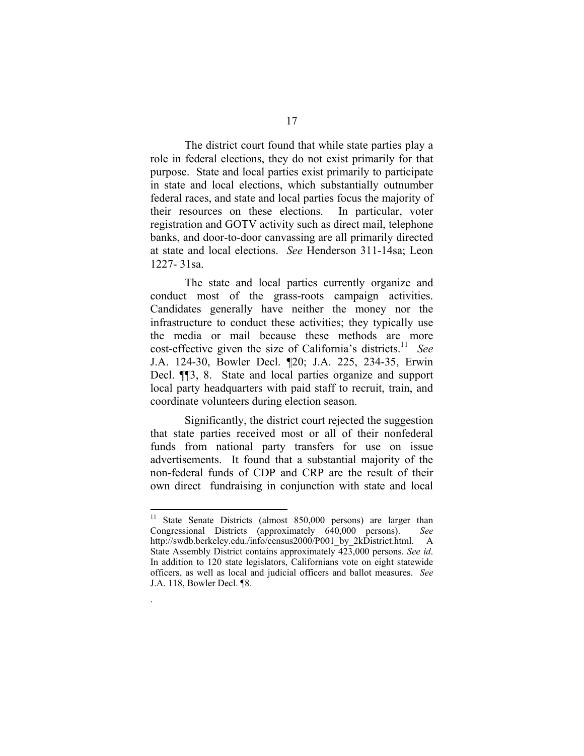The district court found that while state parties play a role in federal elections, they do not exist primarily for that purpose. State and local parties exist primarily to participate in state and local elections, which substantially outnumber federal races, and state and local parties focus the majority of their resources on these elections. In particular, voter registration and GOTV activity such as direct mail, telephone banks, and door-to-door canvassing are all primarily directed at state and local elections. *See* Henderson 311-14sa; Leon 1227- 31sa.

The state and local parties currently organize and conduct most of the grass-roots campaign activities. Candidates generally have neither the money nor the infrastructure to conduct these activities; they typically use the media or mail because these methods are more cost-effective given the size of California's districts.[11] *See* J.A. 124-30, Bowler Decl. ¶20; J.A. 225, 234-35, Erwin Decl. ¶¶3, 8. State and local parties organize and support local party headquarters with paid staff to recruit, train, and coordinate volunteers during election season.

Significantly, the district court rejected the suggestion that state parties received most or all of their nonfederal funds from national party transfers for use on issue advertisements. It found that a substantial majority of the non-federal funds of CDP and CRP are the result of their own direct fundraising in conjunction with state and local

---

[11] State Senate Districts (almost 850,000 persons) are larger than Congressional Districts (approximately 640,000 persons). *See* http://swdb.berkeley.edu./info/census2000/P001_by_2kDistrict.html. A State Assembly District contains approximately 423,000 persons. *See id*. In addition to 120 state legislators, Californians vote on eight statewide officers, as well as local and judicial officers and ballot measures. *See* J.A. 118, Bowler Decl. ¶8.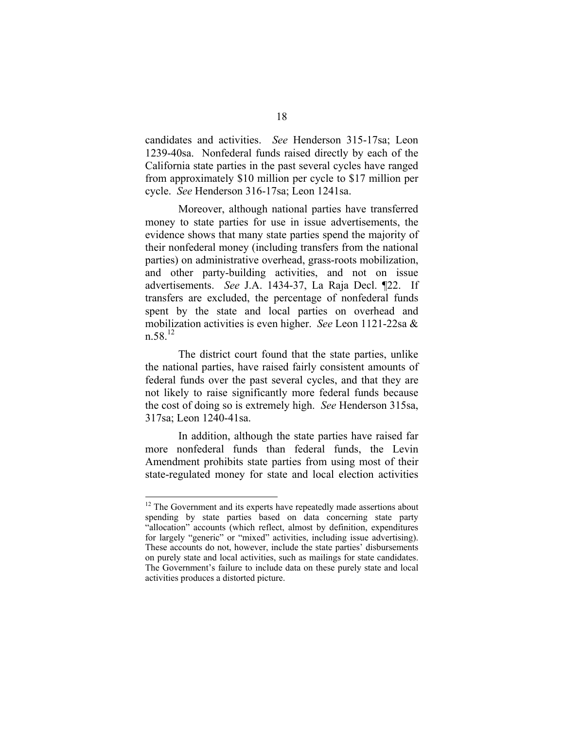candidates and activities. *See* Henderson 315-17sa; Leon 1239-40sa. Nonfederal funds raised directly by each of the California state parties in the past several cycles have ranged from approximately $10 million per cycle to $17 million per cycle. *See* Henderson 316-17sa; Leon 1241sa.

Moreover, although national parties have transferred money to state parties for use in issue advertisements, the evidence shows that many state parties spend the majority of their nonfederal money (including transfers from the national parties) on administrative overhead, grass-roots mobilization, and other party-building activities, and not on issue advertisements. *See* J.A. 1434-37, La Raja Decl. ¶22. If transfers are excluded, the percentage of nonfederal funds spent by the state and local parties on overhead and mobilization activities is even higher. *See* Leon 1121-22sa & n.58.[12]

The district court found that the state parties, unlike the national parties, have raised fairly consistent amounts of federal funds over the past several cycles, and that they are not likely to raise significantly more federal funds because the cost of doing so is extremely high. *See* Henderson 315sa, 317sa; Leon 1240-41sa.

In addition, although the state parties have raised far more nonfederal funds than federal funds, the Levin Amendment prohibits state parties from using most of their state-regulated money for state and local election activities

---

[12] The Government and its experts have repeatedly made assertions about spending by state parties based on data concerning state party "allocation" accounts (which reflect, almost by definition, expenditures for largely "generic" or "mixed" activities, including issue advertising). These accounts do not, however, include the state parties' disbursements on purely state and local activities, such as mailings for state candidates. The Government's failure to include data on these purely state and local activities produces a distorted picture.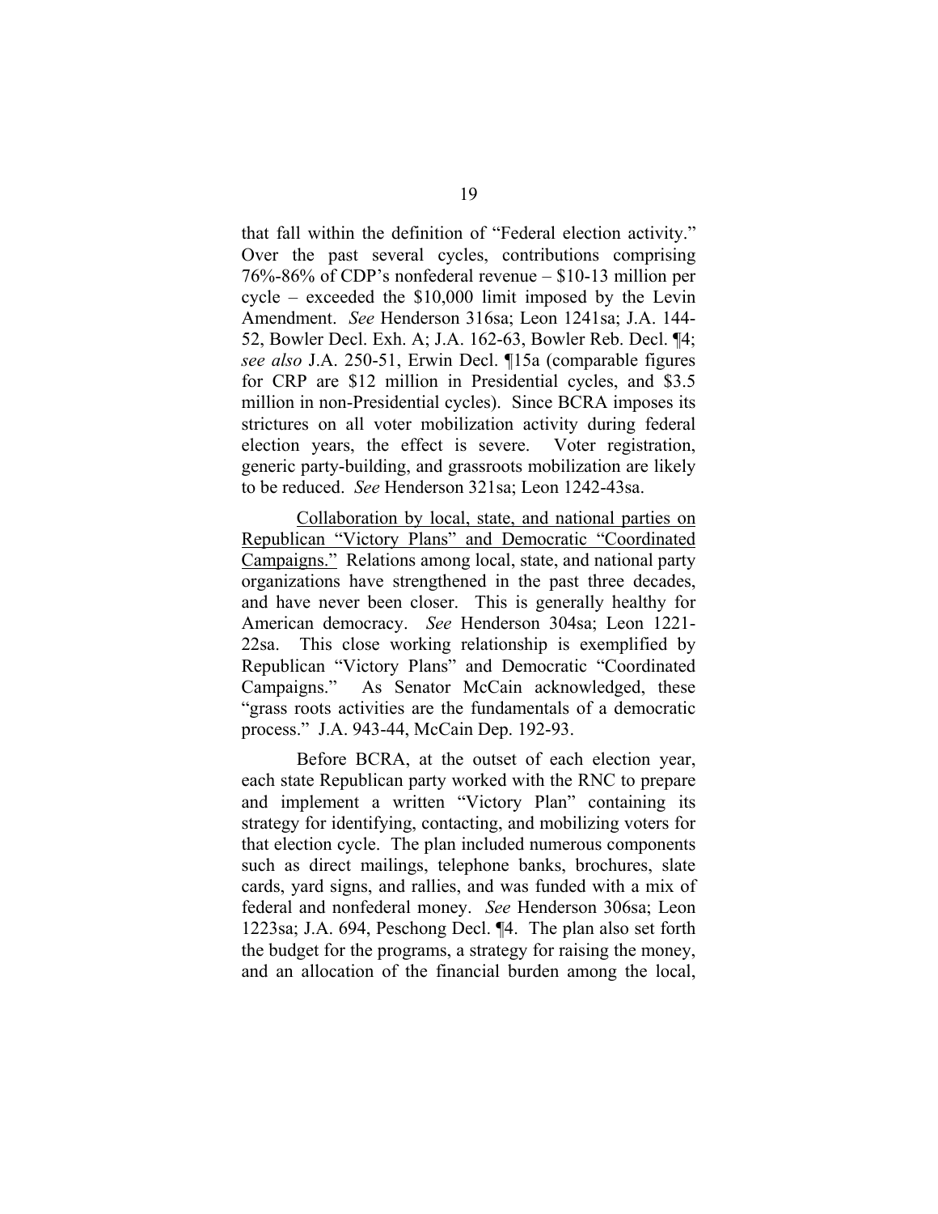that fall within the definition of "Federal election activity." Over the past several cycles, contributions comprising 76%-86% of CDP's nonfederal revenue – $10-13 million per cycle – exceeded the $10,000 limit imposed by the Levin Amendment. *See* Henderson 316sa; Leon 1241sa; J.A. 144-52, Bowler Decl. Exh. A; J.A. 162-63, Bowler Reb. Decl. ¶4; *see also* J.A. 250-51, Erwin Decl. ¶15a (comparable figures for CRP are $12 million in Presidential cycles, and $3.5 million in non-Presidential cycles). Since BCRA imposes its strictures on all voter mobilization activity during federal election years, the effect is severe. Voter registration, generic party-building, and grassroots mobilization are likely to be reduced. *See* Henderson 321sa; Leon 1242-43sa.

Collaboration by local, state, and national parties on Republican "Victory Plans" and Democratic "Coordinated Campaigns." Relations among local, state, and national party organizations have strengthened in the past three decades, and have never been closer. This is generally healthy for American democracy. *See* Henderson 304sa; Leon 1221-22sa. This close working relationship is exemplified by Republican "Victory Plans" and Democratic "Coordinated Campaigns." As Senator McCain acknowledged, these "grass roots activities are the fundamentals of a democratic process." J.A. 943-44, McCain Dep. 192-93.

Before BCRA, at the outset of each election year, each state Republican party worked with the RNC to prepare and implement a written "Victory Plan" containing its strategy for identifying, contacting, and mobilizing voters for that election cycle. The plan included numerous components such as direct mailings, telephone banks, brochures, slate cards, yard signs, and rallies, and was funded with a mix of federal and nonfederal money. *See* Henderson 306sa; Leon 1223sa; J.A. 694, Peschong Decl. ¶4. The plan also set forth the budget for the programs, a strategy for raising the money, and an allocation of the financial burden among the local,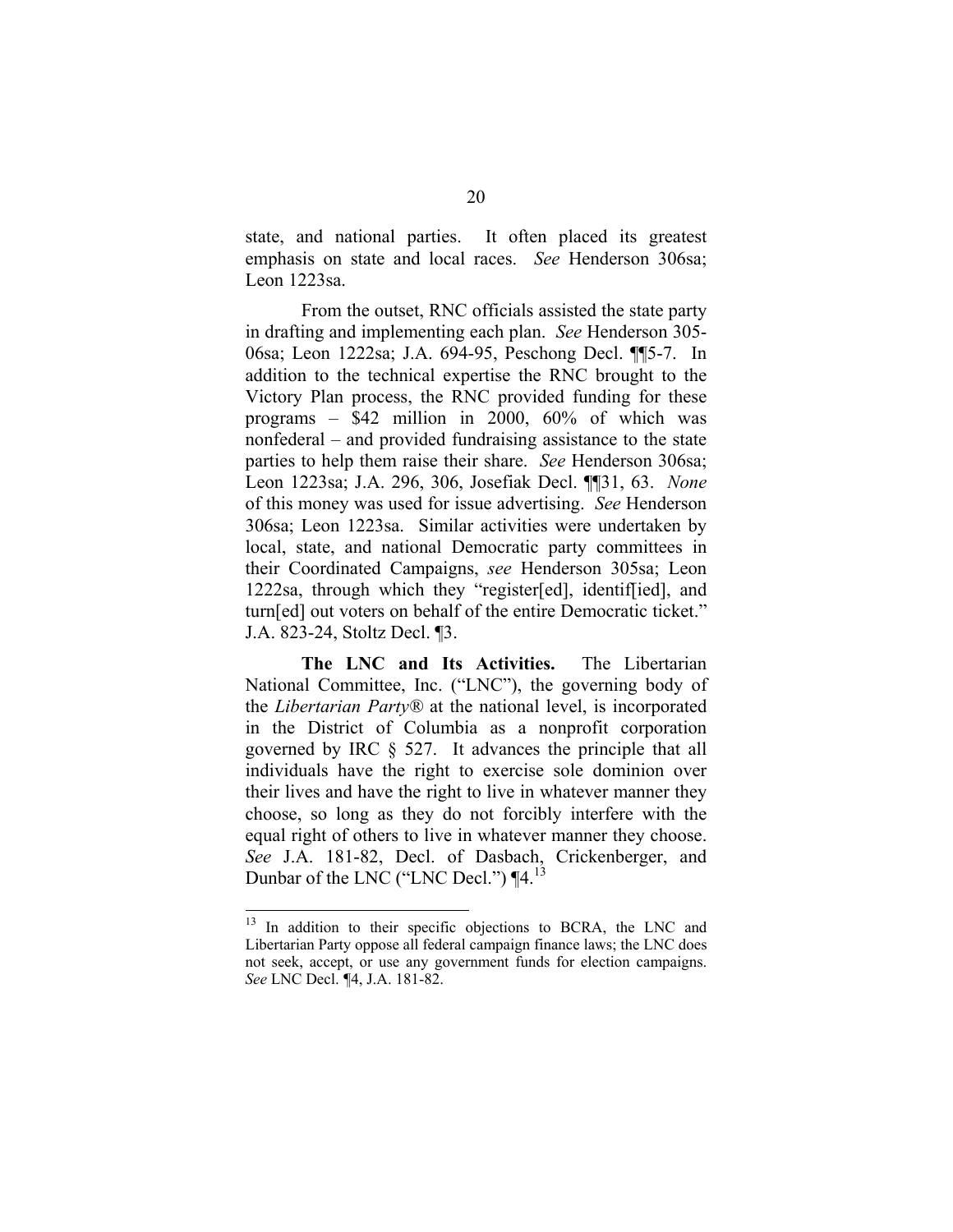state, and national parties. It often placed its greatest emphasis on state and local races. *See* Henderson 306sa; Leon 1223sa.

From the outset, RNC officials assisted the state party in drafting and implementing each plan. *See* Henderson 305-06sa; Leon 1222sa; J.A. 694-95, Peschong Decl. ¶¶5-7. In addition to the technical expertise the RNC brought to the Victory Plan process, the RNC provided funding for these programs – $42 million in 2000, 60% of which was nonfederal – and provided fundraising assistance to the state parties to help them raise their share. *See* Henderson 306sa; Leon 1223sa; J.A. 296, 306, Josefiak Decl. ¶¶31, 63. *None* of this money was used for issue advertising. *See* Henderson 306sa; Leon 1223sa. Similar activities were undertaken by local, state, and national Democratic party committees in their Coordinated Campaigns, *see* Henderson 305sa; Leon 1222sa, through which they "register[ed], identif[ied], and turn[ed] out voters on behalf of the entire Democratic ticket." J.A. 823-24, Stoltz Decl. ¶3.

**The LNC and Its Activities.** The Libertarian National Committee, Inc. ("LNC"), the governing body of the *Libertarian Party®* at the national level, is incorporated in the District of Columbia as a nonprofit corporation governed by IRC § 527. It advances the principle that all individuals have the right to exercise sole dominion over their lives and have the right to live in whatever manner they choose, so long as they do not forcibly interfere with the equal right of others to live in whatever manner they choose. *See* J.A. 181-82, Decl. of Dasbach, Crickenberger, and Dunbar of the LNC ("LNC Decl.") ¶4.[13]

---

[13] In addition to their specific objections to BCRA, the LNC and Libertarian Party oppose all federal campaign finance laws; the LNC does not seek, accept, or use any government funds for election campaigns. *See* LNC Decl. ¶4, J.A. 181-82.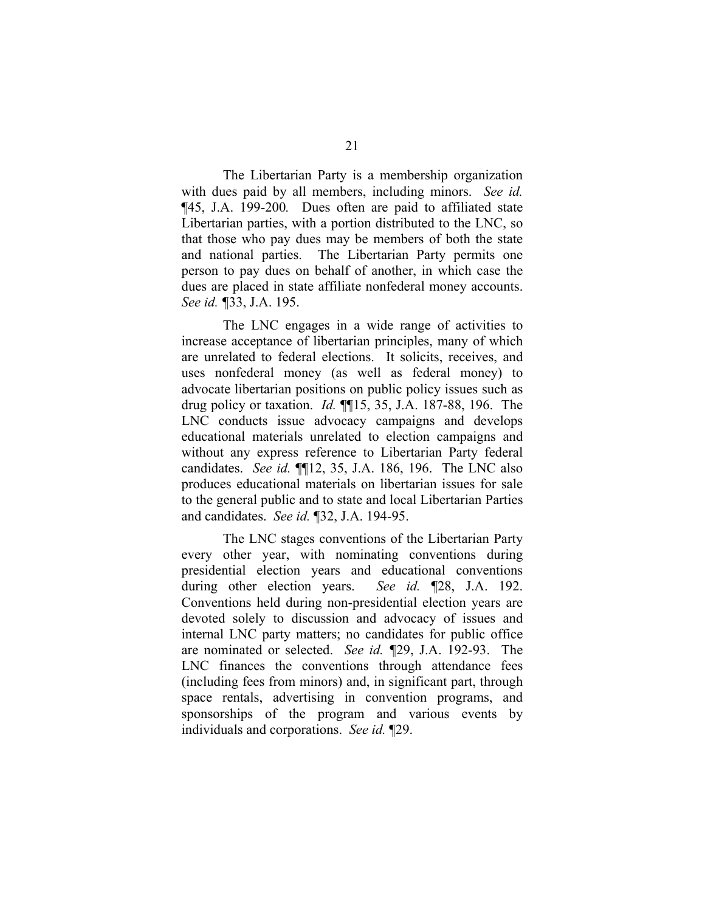The Libertarian Party is a membership organization with dues paid by all members, including minors. *See id.* ¶45, J.A. 199-200*.* Dues often are paid to affiliated state Libertarian parties, with a portion distributed to the LNC, so that those who pay dues may be members of both the state and national parties. The Libertarian Party permits one person to pay dues on behalf of another, in which case the dues are placed in state affiliate nonfederal money accounts. *See id.* ¶33, J.A. 195.

The LNC engages in a wide range of activities to increase acceptance of libertarian principles, many of which are unrelated to federal elections. It solicits, receives, and uses nonfederal money (as well as federal money) to advocate libertarian positions on public policy issues such as drug policy or taxation. *Id.* ¶¶15, 35, J.A. 187-88, 196. The LNC conducts issue advocacy campaigns and develops educational materials unrelated to election campaigns and without any express reference to Libertarian Party federal candidates. *See id.* ¶¶12, 35, J.A. 186, 196. The LNC also produces educational materials on libertarian issues for sale to the general public and to state and local Libertarian Parties and candidates. *See id.* ¶32, J.A. 194-95.

The LNC stages conventions of the Libertarian Party every other year, with nominating conventions during presidential election years and educational conventions during other election years. *See id.* ¶28, J.A. 192. Conventions held during non-presidential election years are devoted solely to discussion and advocacy of issues and internal LNC party matters; no candidates for public office are nominated or selected. *See id.* ¶29, J.A. 192-93. The LNC finances the conventions through attendance fees (including fees from minors) and, in significant part, through space rentals, advertising in convention programs, and sponsorships of the program and various events by individuals and corporations. *See id.* ¶29.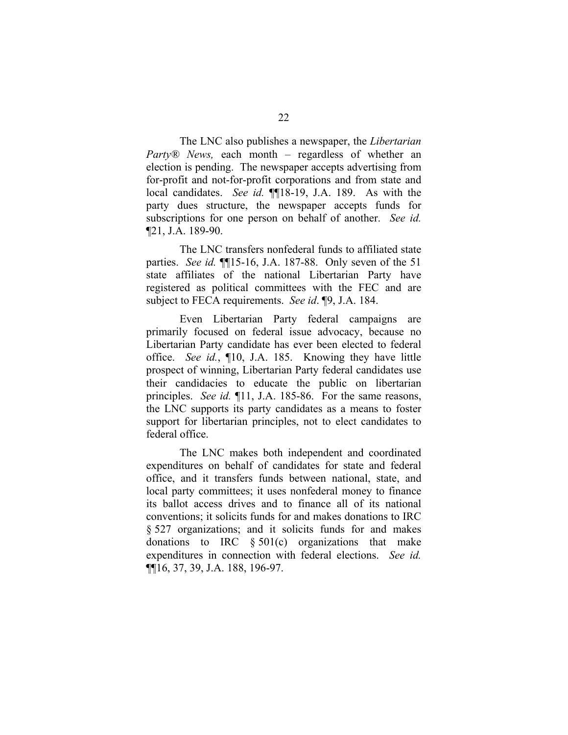The LNC also publishes a newspaper, the *Libertarian Party® News,* each month – regardless of whether an election is pending. The newspaper accepts advertising from for-profit and not-for-profit corporations and from state and local candidates. *See id.* ¶¶18-19, J.A. 189. As with the party dues structure, the newspaper accepts funds for subscriptions for one person on behalf of another. *See id.* ¶21, J.A. 189-90.

The LNC transfers nonfederal funds to affiliated state parties. *See id.* ¶¶15-16, J.A. 187-88. Only seven of the 51 state affiliates of the national Libertarian Party have registered as political committees with the FEC and are subject to FECA requirements. *See id*. ¶9, J.A. 184.

Even Libertarian Party federal campaigns are primarily focused on federal issue advocacy, because no Libertarian Party candidate has ever been elected to federal office. *See id.*, ¶10, J.A. 185. Knowing they have little prospect of winning, Libertarian Party federal candidates use their candidacies to educate the public on libertarian principles. *See id.* ¶11, J.A. 185-86. For the same reasons, the LNC supports its party candidates as a means to foster support for libertarian principles, not to elect candidates to federal office.

The LNC makes both independent and coordinated expenditures on behalf of candidates for state and federal office, and it transfers funds between national, state, and local party committees; it uses nonfederal money to finance its ballot access drives and to finance all of its national conventions; it solicits funds for and makes donations to IRC § 527 organizations; and it solicits funds for and makes donations to IRC § 501(c) organizations that make expenditures in connection with federal elections. *See id.* ¶¶16, 37, 39, J.A. 188, 196-97.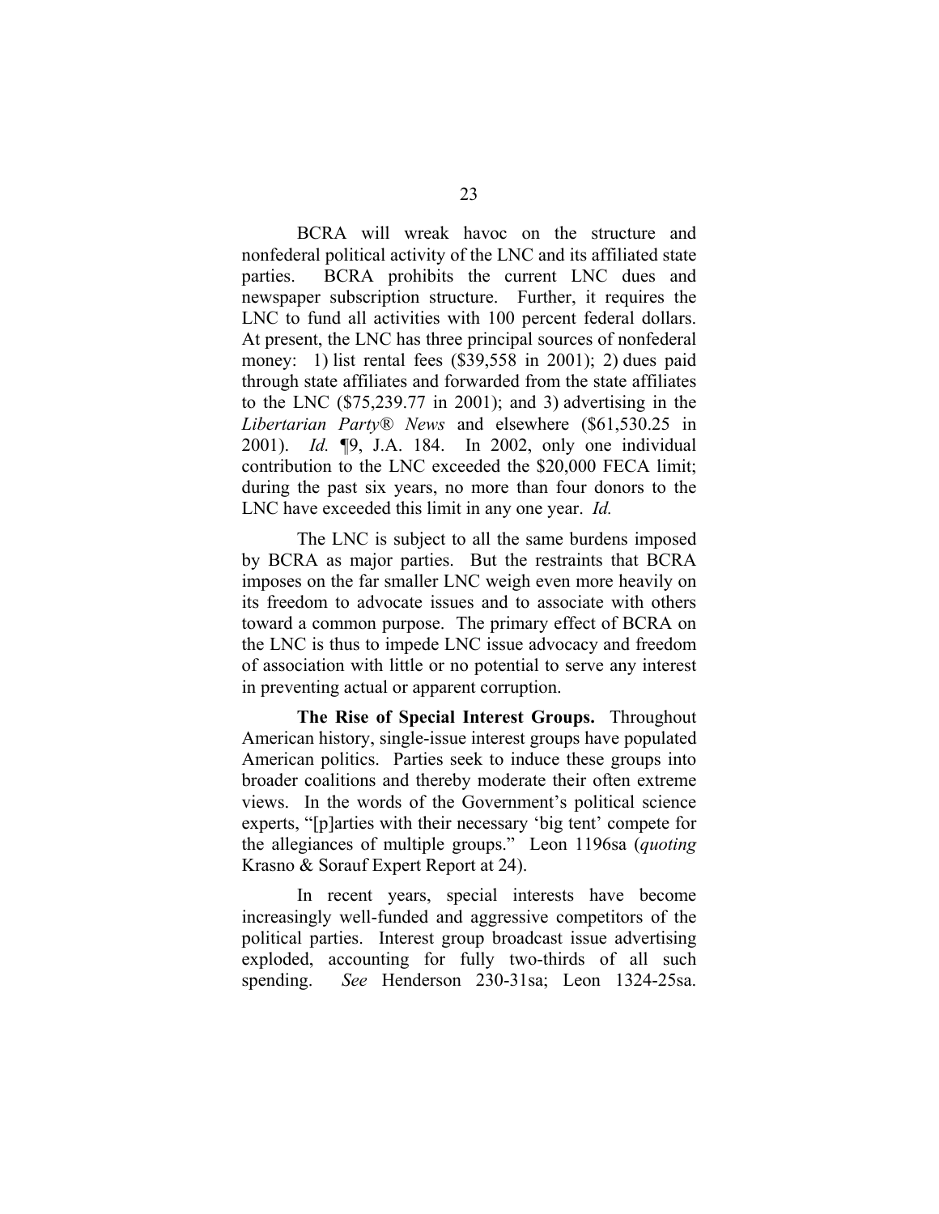BCRA will wreak havoc on the structure and nonfederal political activity of the LNC and its affiliated state parties. BCRA prohibits the current LNC dues and newspaper subscription structure. Further, it requires the LNC to fund all activities with 100 percent federal dollars. At present, the LNC has three principal sources of nonfederal money: 1) list rental fees ($39,558 in 2001); 2) dues paid through state affiliates and forwarded from the state affiliates to the LNC ($75,239.77 in 2001); and 3) advertising in the *Libertarian Party® News* and elsewhere ($61,530.25 in 2001). *Id.* ¶9, J.A. 184. In 2002, only one individual contribution to the LNC exceeded the $20,000 FECA limit; during the past six years, no more than four donors to the LNC have exceeded this limit in any one year. *Id.*

The LNC is subject to all the same burdens imposed by BCRA as major parties. But the restraints that BCRA imposes on the far smaller LNC weigh even more heavily on its freedom to advocate issues and to associate with others toward a common purpose. The primary effect of BCRA on the LNC is thus to impede LNC issue advocacy and freedom of association with little or no potential to serve any interest in preventing actual or apparent corruption.

**The Rise of Special Interest Groups.** Throughout American history, single-issue interest groups have populated American politics. Parties seek to induce these groups into broader coalitions and thereby moderate their often extreme views. In the words of the Government's political science experts, "[p]arties with their necessary 'big tent' compete for the allegiances of multiple groups." Leon 1196sa (*quoting* Krasno & Sorauf Expert Report at 24).

In recent years, special interests have become increasingly well-funded and aggressive competitors of the political parties. Interest group broadcast issue advertising exploded, accounting for fully two-thirds of all such spending. *See* Henderson 230-31sa; Leon 1324-25sa.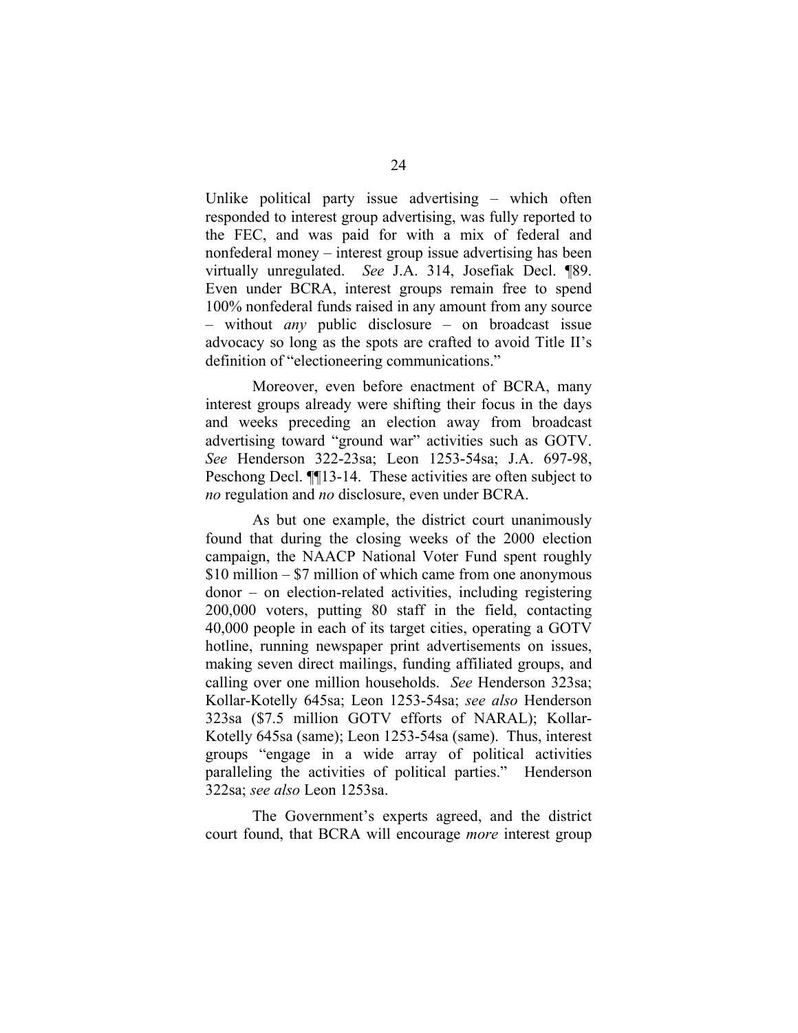Unlike political party issue advertising – which often responded to interest group advertising, was fully reported to the FEC, and was paid for with a mix of federal and nonfederal money – interest group issue advertising has been virtually unregulated. *See* J.A. 314, Josefiak Decl. ¶89. Even under BCRA, interest groups remain free to spend 100% nonfederal funds raised in any amount from any source – without *any* public disclosure – on broadcast issue advocacy so long as the spots are crafted to avoid Title II's definition of "electioneering communications."

Moreover, even before enactment of BCRA, many interest groups already were shifting their focus in the days and weeks preceding an election away from broadcast advertising toward "ground war" activities such as GOTV. *See* Henderson 322-23sa; Leon 1253-54sa; J.A. 697-98, Peschong Decl. ¶¶13-14. These activities are often subject to *no* regulation and *no* disclosure, even under BCRA.

As but one example, the district court unanimously found that during the closing weeks of the 2000 election campaign, the NAACP National Voter Fund spent roughly $10 million – $7 million of which came from one anonymous donor – on election-related activities, including registering 200,000 voters, putting 80 staff in the field, contacting 40,000 people in each of its target cities, operating a GOTV hotline, running newspaper print advertisements on issues, making seven direct mailings, funding affiliated groups, and calling over one million households. *See* Henderson 323sa; Kollar-Kotelly 645sa; Leon 1253-54sa; *see also* Henderson 323sa ($7.5 million GOTV efforts of NARAL); Kollar-Kotelly 645sa (same); Leon 1253-54sa (same). Thus, interest groups "engage in a wide array of political activities paralleling the activities of political parties." Henderson 322sa; *see also* Leon 1253sa.

The Government's experts agreed, and the district court found, that BCRA will encourage *more* interest group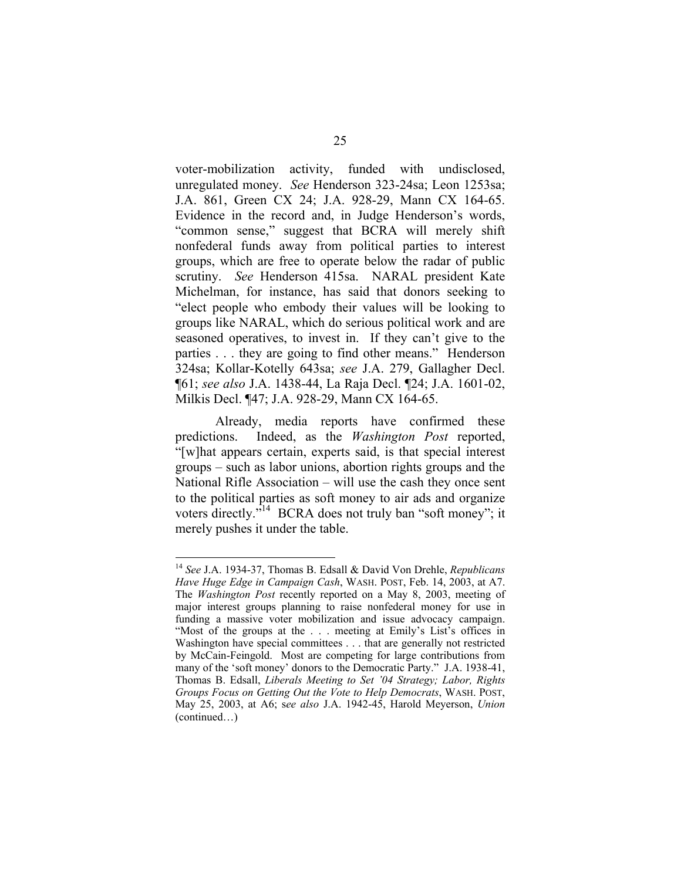voter-mobilization activity, funded with undisclosed, unregulated money. *See* Henderson 323-24sa; Leon 1253sa; J.A. 861, Green CX 24; J.A. 928-29, Mann CX 164-65. Evidence in the record and, in Judge Henderson's words, "common sense," suggest that BCRA will merely shift nonfederal funds away from political parties to interest groups, which are free to operate below the radar of public scrutiny. *See* Henderson 415sa. NARAL president Kate Michelman, for instance, has said that donors seeking to "elect people who embody their values will be looking to groups like NARAL, which do serious political work and are seasoned operatives, to invest in. If they can't give to the parties . . . they are going to find other means." Henderson 324sa; Kollar-Kotelly 643sa; *see* J.A. 279, Gallagher Decl. ¶61; *see also* J.A. 1438-44, La Raja Decl. ¶24; J.A. 1601-02, Milkis Decl. ¶47; J.A. 928-29, Mann CX 164-65.

Already, media reports have confirmed these predictions. Indeed, as the *Washington Post* reported, "[w]hat appears certain, experts said, is that special interest groups – such as labor unions, abortion rights groups and the National Rifle Association – will use the cash they once sent to the political parties as soft money to air ads and organize voters directly."[14] BCRA does not truly ban "soft money"; it merely pushes it under the table.

---

[14] *See* J.A. 1934-37, Thomas B. Edsall & David Von Drehle, *Republicans Have Huge Edge in Campaign Cash*, WASH. POST, Feb. 14, 2003, at A7. The *Washington Post* recently reported on a May 8, 2003, meeting of major interest groups planning to raise nonfederal money for use in funding a massive voter mobilization and issue advocacy campaign. "Most of the groups at the . . . meeting at Emily's List's offices in Washington have special committees . . . that are generally not restricted by McCain-Feingold. Most are competing for large contributions from many of the 'soft money' donors to the Democratic Party." J.A. 1938-41, Thomas B. Edsall, *Liberals Meeting to Set '04 Strategy; Labor, Rights Groups Focus on Getting Out the Vote to Help Democrats*, WASH. POST, May 25, 2003, at A6; s*ee also* J.A. 1942-45, Harold Meyerson, *Union* (continued…)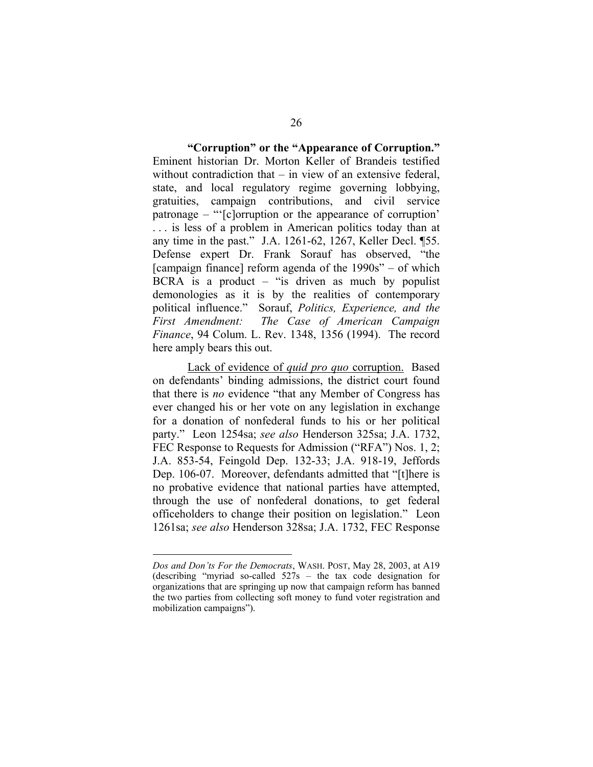**“Corruption” or the “Appearance of Corruption.”** Eminent historian Dr. Morton Keller of Brandeis testified without contradiction that – in view of an extensive federal, state, and local regulatory regime governing lobbying, gratuities, campaign contributions, and civil service patronage – “‘[c]orruption or the appearance of corruption’ . . . is less of a problem in American politics today than at any time in the past.” J.A. 1261-62, 1267, Keller Decl. ¶55. Defense expert Dr. Frank Sorauf has observed, “the [campaign finance] reform agenda of the 1990s” – of which BCRA is a product – “is driven as much by populist demonologies as it is by the realities of contemporary political influence.” Sorauf, *Politics, Experience, and the First Amendment: The Case of American Campaign Finance*, 94 Colum. L. Rev. 1348, 1356 (1994). The record here amply bears this out.

<u>Lack of evidence of *quid pro quo* corruption.</u> Based on defendants’ binding admissions, the district court found that there is *no* evidence “that any Member of Congress has ever changed his or her vote on any legislation in exchange for a donation of nonfederal funds to his or her political party.” Leon 1254sa; *see also* Henderson 325sa; J.A. 1732, FEC Response to Requests for Admission (“RFA”) Nos. 1, 2; J.A. 853-54, Feingold Dep. 132-33; J.A. 918-19, Jeffords Dep. 106-07. Moreover, defendants admitted that “[t]here is no probative evidence that national parties have attempted, through the use of nonfederal donations, to get federal officeholders to change their position on legislation.” Leon 1261sa; *see also* Henderson 328sa; J.A. 1732, FEC Response

---

*Dos and Don’ts For the Democrats*, WASH. POST, May 28, 2003, at A19 (describing “myriad so-called 527s – the tax code designation for organizations that are springing up now that campaign reform has banned the two parties from collecting soft money to fund voter registration and mobilization campaigns”).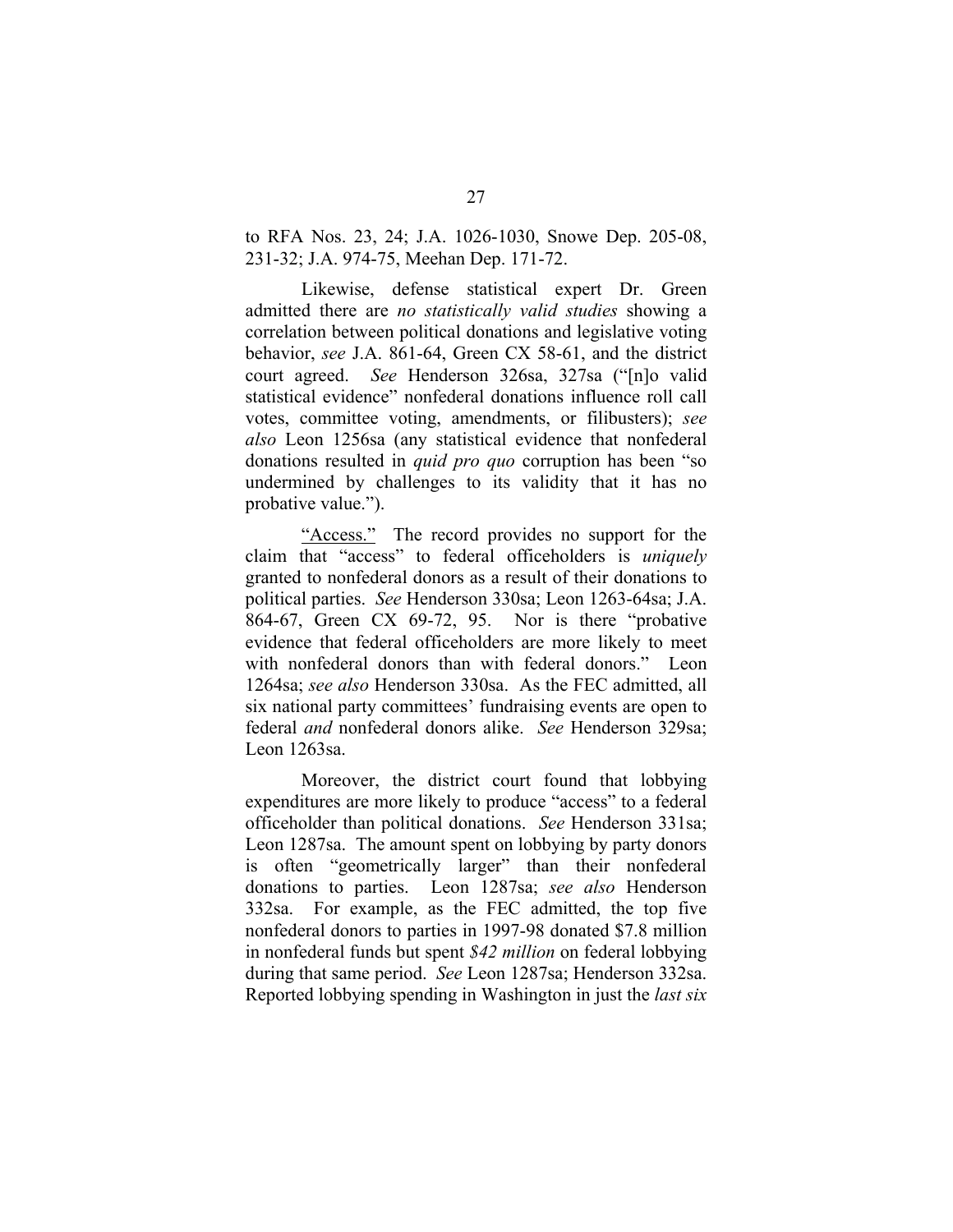to RFA Nos. 23, 24; J.A. 1026-1030, Snowe Dep. 205-08, 231-32; J.A. 974-75, Meehan Dep. 171-72.

Likewise, defense statistical expert Dr. Green admitted there are *no statistically valid studies* showing a correlation between political donations and legislative voting behavior, *see* J.A. 861-64, Green CX 58-61, and the district court agreed. *See* Henderson 326sa, 327sa ("[n]o valid statistical evidence" nonfederal donations influence roll call votes, committee voting, amendments, or filibusters); *see also* Leon 1256sa (any statistical evidence that nonfederal donations resulted in *quid pro quo* corruption has been "so undermined by challenges to its validity that it has no probative value.").

<u>"Access."</u> The record provides no support for the claim that "access" to federal officeholders is *uniquely* granted to nonfederal donors as a result of their donations to political parties. *See* Henderson 330sa; Leon 1263-64sa; J.A. 864-67, Green CX 69-72, 95. Nor is there "probative evidence that federal officeholders are more likely to meet with nonfederal donors than with federal donors." Leon 1264sa; *see also* Henderson 330sa. As the FEC admitted, all six national party committees' fundraising events are open to federal *and* nonfederal donors alike. *See* Henderson 329sa; Leon 1263sa.

Moreover, the district court found that lobbying expenditures are more likely to produce "access" to a federal officeholder than political donations. *See* Henderson 331sa; Leon 1287sa. The amount spent on lobbying by party donors is often "geometrically larger" than their nonfederal donations to parties. Leon 1287sa; *see also* Henderson 332sa. For example, as the FEC admitted, the top five nonfederal donors to parties in 1997-98 donated $7.8 million in nonfederal funds but spent *$42 million* on federal lobbying during that same period. *See* Leon 1287sa; Henderson 332sa. Reported lobbying spending in Washington in just the *last six*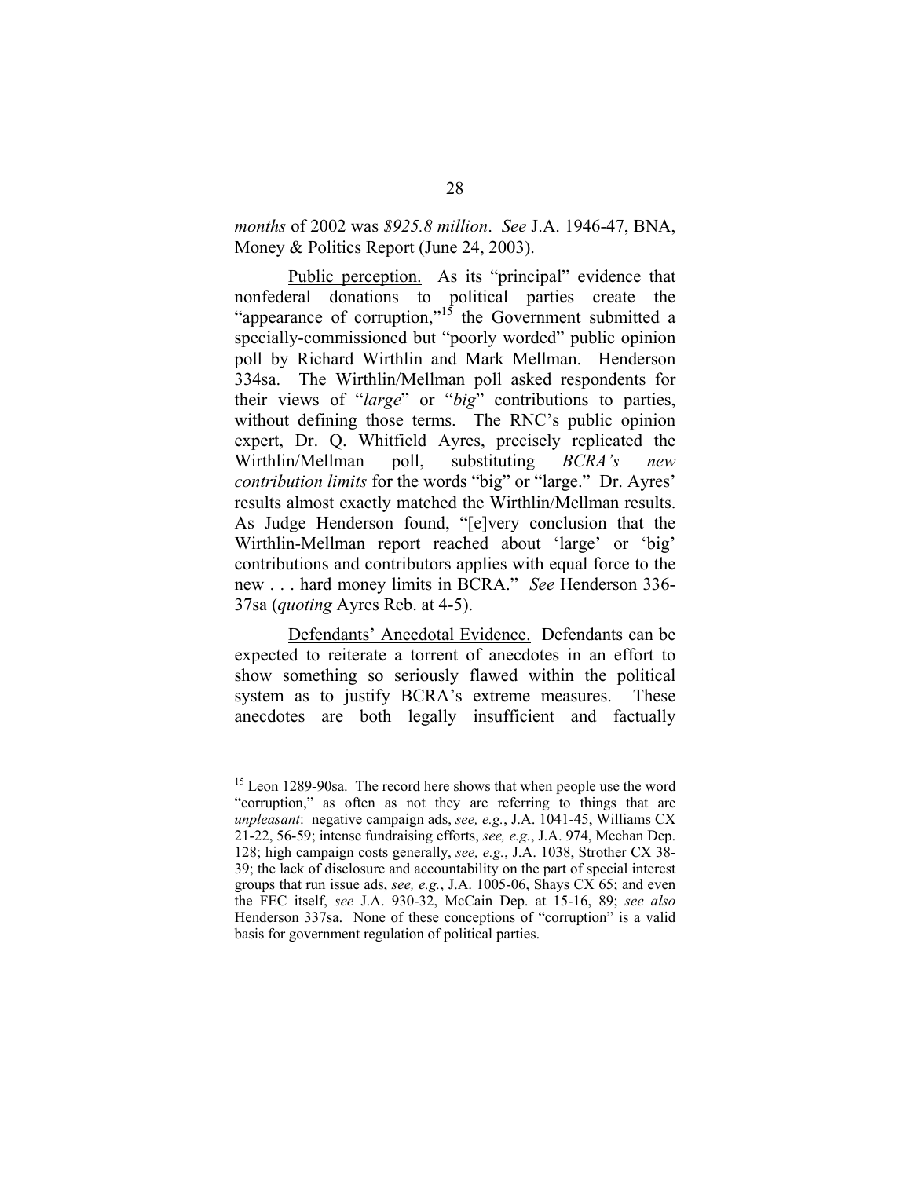*months* of 2002 was *$925.8 million*. *See* J.A. 1946-47, BNA, Money & Politics Report (June 24, 2003).

Public perception. As its "principal" evidence that nonfederal donations to political parties create the "appearance of corruption,"[15] the Government submitted a specially-commissioned but "poorly worded" public opinion poll by Richard Wirthlin and Mark Mellman. Henderson 334sa. The Wirthlin/Mellman poll asked respondents for their views of "*large*" or "*big*" contributions to parties, without defining those terms. The RNC's public opinion expert, Dr. Q. Whitfield Ayres, precisely replicated the Wirthlin/Mellman poll, substituting *BCRA's new contribution limits* for the words "big" or "large." Dr. Ayres' results almost exactly matched the Wirthlin/Mellman results. As Judge Henderson found, "[e]very conclusion that the Wirthlin-Mellman report reached about 'large' or 'big' contributions and contributors applies with equal force to the new . . . hard money limits in BCRA." *See* Henderson 336-37sa (*quoting* Ayres Reb. at 4-5).

Defendants' Anecdotal Evidence. Defendants can be expected to reiterate a torrent of anecdotes in an effort to show something so seriously flawed within the political system as to justify BCRA's extreme measures. These anecdotes are both legally insufficient and factually

---

[15] Leon 1289-90sa. The record here shows that when people use the word "corruption," as often as not they are referring to things that are *unpleasant*: negative campaign ads, *see, e.g.*, J.A. 1041-45, Williams CX 21-22, 56-59; intense fundraising efforts, *see, e.g.*, J.A. 974, Meehan Dep. 128; high campaign costs generally, *see, e.g.*, J.A. 1038, Strother CX 38-39; the lack of disclosure and accountability on the part of special interest groups that run issue ads, *see, e.g.*, J.A. 1005-06, Shays CX 65; and even the FEC itself, *see* J.A. 930-32, McCain Dep. at 15-16, 89; *see also* Henderson 337sa. None of these conceptions of "corruption" is a valid basis for government regulation of political parties.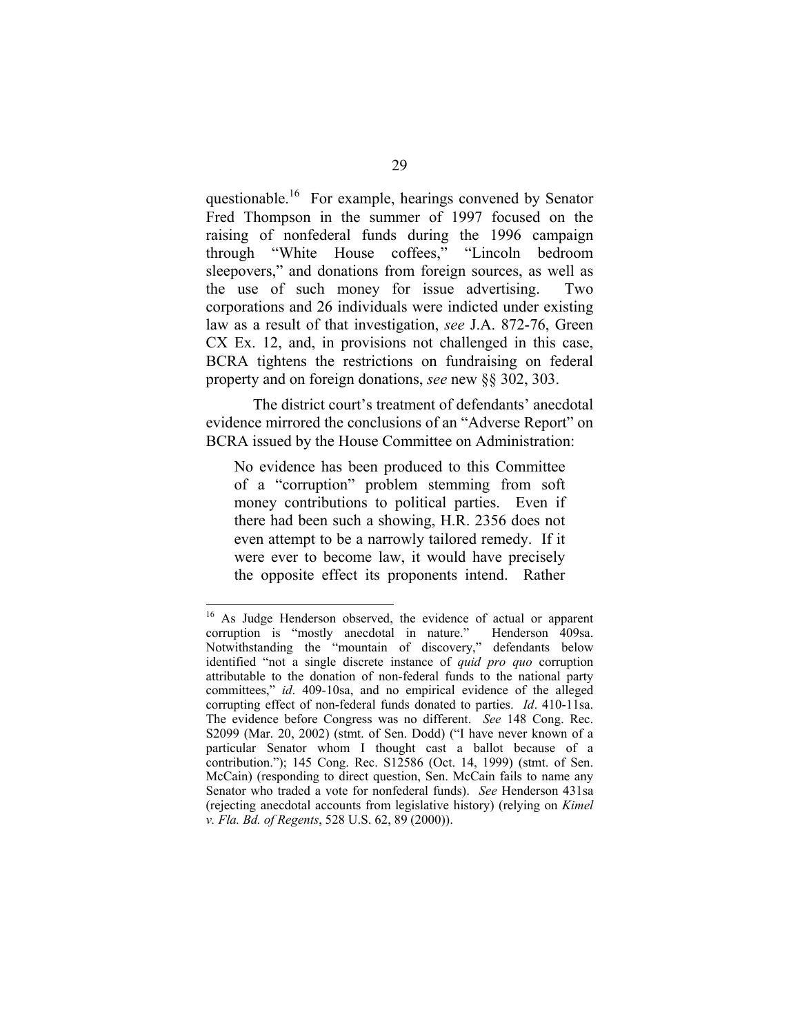questionable.[16] For example, hearings convened by Senator Fred Thompson in the summer of 1997 focused on the raising of nonfederal funds during the 1996 campaign through "White House coffees," "Lincoln bedroom sleepovers," and donations from foreign sources, as well as the use of such money for issue advertising. Two corporations and 26 individuals were indicted under existing law as a result of that investigation, *see* J.A. 872-76, Green CX Ex. 12, and, in provisions not challenged in this case, BCRA tightens the restrictions on fundraising on federal property and on foreign donations, *see* new §§ 302, 303.

The district court's treatment of defendants' anecdotal evidence mirrored the conclusions of an "Adverse Report" on BCRA issued by the House Committee on Administration:

> No evidence has been produced to this Committee of a "corruption" problem stemming from soft money contributions to political parties. Even if there had been such a showing, H.R. 2356 does not even attempt to be a narrowly tailored remedy. If it were ever to become law, it would have precisely the opposite effect its proponents intend. Rather

---

[16] As Judge Henderson observed, the evidence of actual or apparent corruption is "mostly anecdotal in nature." Henderson 409sa. Notwithstanding the "mountain of discovery," defendants below identified "not a single discrete instance of *quid pro quo* corruption attributable to the donation of non-federal funds to the national party committees," *id*. 409-10sa, and no empirical evidence of the alleged corrupting effect of non-federal funds donated to parties. *Id*. 410-11sa. The evidence before Congress was no different. *See* 148 Cong. Rec. S2099 (Mar. 20, 2002) (stmt. of Sen. Dodd) ("I have never known of a particular Senator whom I thought cast a ballot because of a contribution."); 145 Cong. Rec. S12586 (Oct. 14, 1999) (stmt. of Sen. McCain) (responding to direct question, Sen. McCain fails to name any Senator who traded a vote for nonfederal funds). *See* Henderson 431sa (rejecting anecdotal accounts from legislative history) (relying on *Kimel v. Fla. Bd. of Regents*, 528 U.S. 62, 89 (2000)).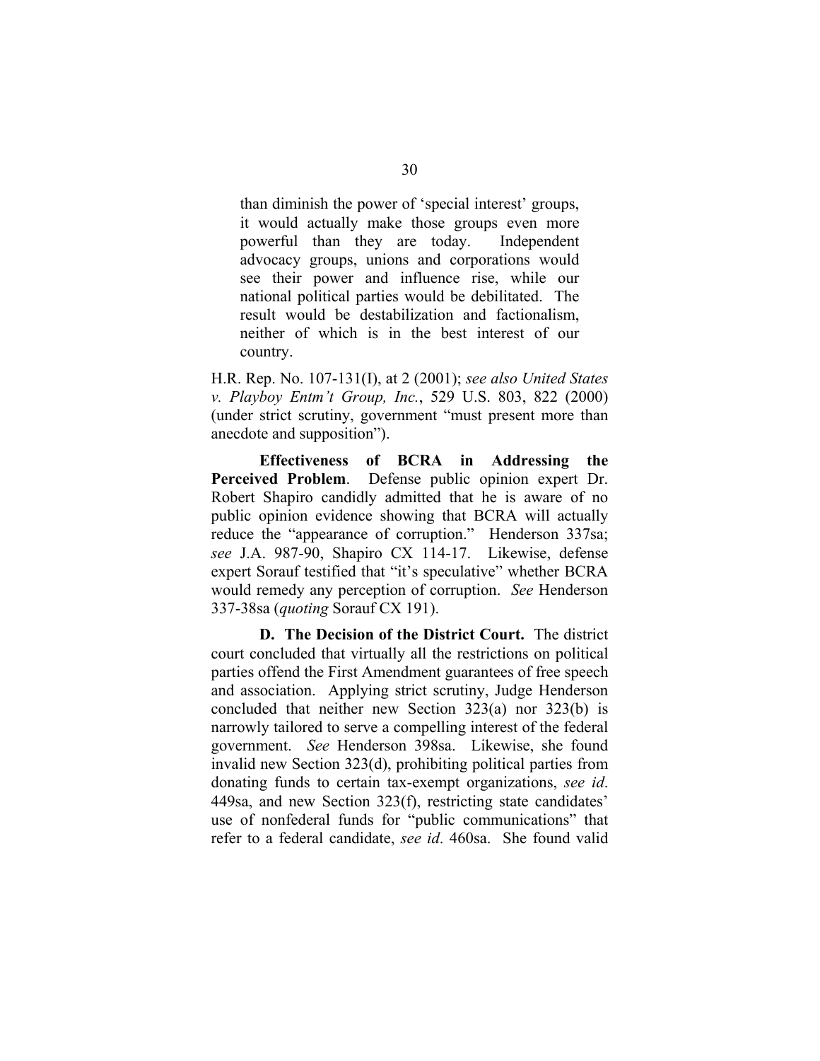> than diminish the power of 'special interest' groups, it would actually make those groups even more powerful than they are today. Independent advocacy groups, unions and corporations would see their power and influence rise, while our national political parties would be debilitated. The result would be destabilization and factionalism, neither of which is in the best interest of our country.

H.R. Rep. No. 107-131(I), at 2 (2001); *see also United States v. Playboy Entm't Group, Inc.*, 529 U.S. 803, 822 (2000) (under strict scrutiny, government "must present more than anecdote and supposition").

**Effectiveness of BCRA in Addressing the Perceived Problem**. Defense public opinion expert Dr. Robert Shapiro candidly admitted that he is aware of no public opinion evidence showing that BCRA will actually reduce the "appearance of corruption." Henderson 337sa; *see* J.A. 987-90, Shapiro CX 114-17. Likewise, defense expert Sorauf testified that "it's speculative" whether BCRA would remedy any perception of corruption. *See* Henderson 337-38sa (*quoting* Sorauf CX 191).

**D. The Decision of the District Court.** The district court concluded that virtually all the restrictions on political parties offend the First Amendment guarantees of free speech and association. Applying strict scrutiny, Judge Henderson concluded that neither new Section 323(a) nor 323(b) is narrowly tailored to serve a compelling interest of the federal government. *See* Henderson 398sa. Likewise, she found invalid new Section 323(d), prohibiting political parties from donating funds to certain tax-exempt organizations, *see id*. 449sa, and new Section 323(f), restricting state candidates' use of nonfederal funds for "public communications" that refer to a federal candidate, *see id*. 460sa. She found valid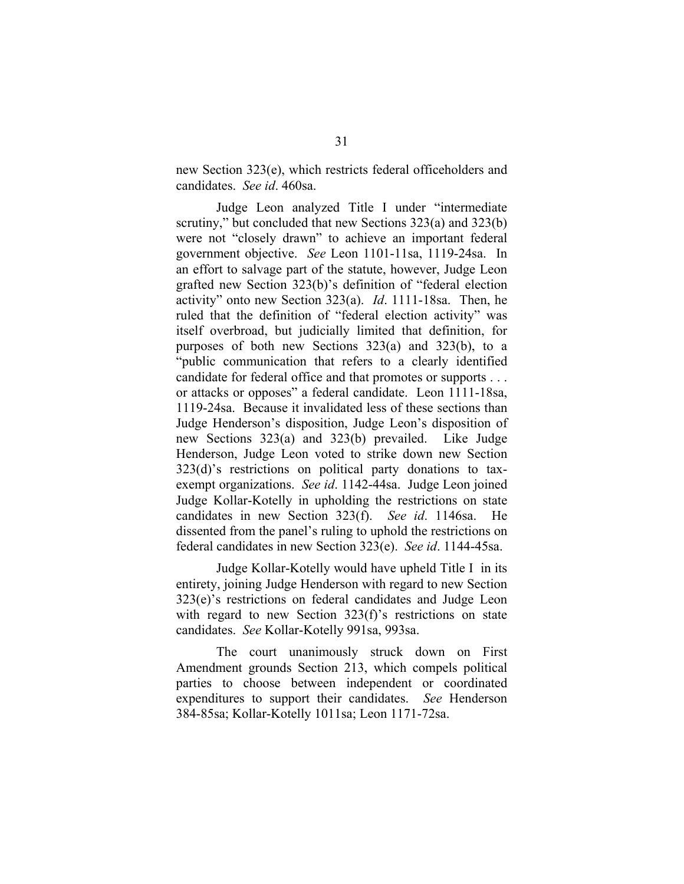new Section 323(e), which restricts federal officeholders and candidates. *See id*. 460sa.

Judge Leon analyzed Title I under "intermediate scrutiny," but concluded that new Sections 323(a) and 323(b) were not "closely drawn" to achieve an important federal government objective. *See* Leon 1101-11sa, 1119-24sa. In an effort to salvage part of the statute, however, Judge Leon grafted new Section 323(b)'s definition of "federal election activity" onto new Section 323(a). *Id*. 1111-18sa. Then, he ruled that the definition of "federal election activity" was itself overbroad, but judicially limited that definition, for purposes of both new Sections 323(a) and 323(b), to a "public communication that refers to a clearly identified candidate for federal office and that promotes or supports . . . or attacks or opposes" a federal candidate. Leon 1111-18sa, 1119-24sa. Because it invalidated less of these sections than Judge Henderson's disposition, Judge Leon's disposition of new Sections 323(a) and 323(b) prevailed. Like Judge Henderson, Judge Leon voted to strike down new Section 323(d)'s restrictions on political party donations to tax-exempt organizations. *See id*. 1142-44sa. Judge Leon joined Judge Kollar-Kotelly in upholding the restrictions on state candidates in new Section 323(f). *See id*. 1146sa. He dissented from the panel's ruling to uphold the restrictions on federal candidates in new Section 323(e). *See id*. 1144-45sa.

Judge Kollar-Kotelly would have upheld Title I in its entirety, joining Judge Henderson with regard to new Section 323(e)'s restrictions on federal candidates and Judge Leon with regard to new Section 323(f)'s restrictions on state candidates. *See* Kollar-Kotelly 991sa, 993sa.

The court unanimously struck down on First Amendment grounds Section 213, which compels political parties to choose between independent or coordinated expenditures to support their candidates. *See* Henderson 384-85sa; Kollar-Kotelly 1011sa; Leon 1171-72sa.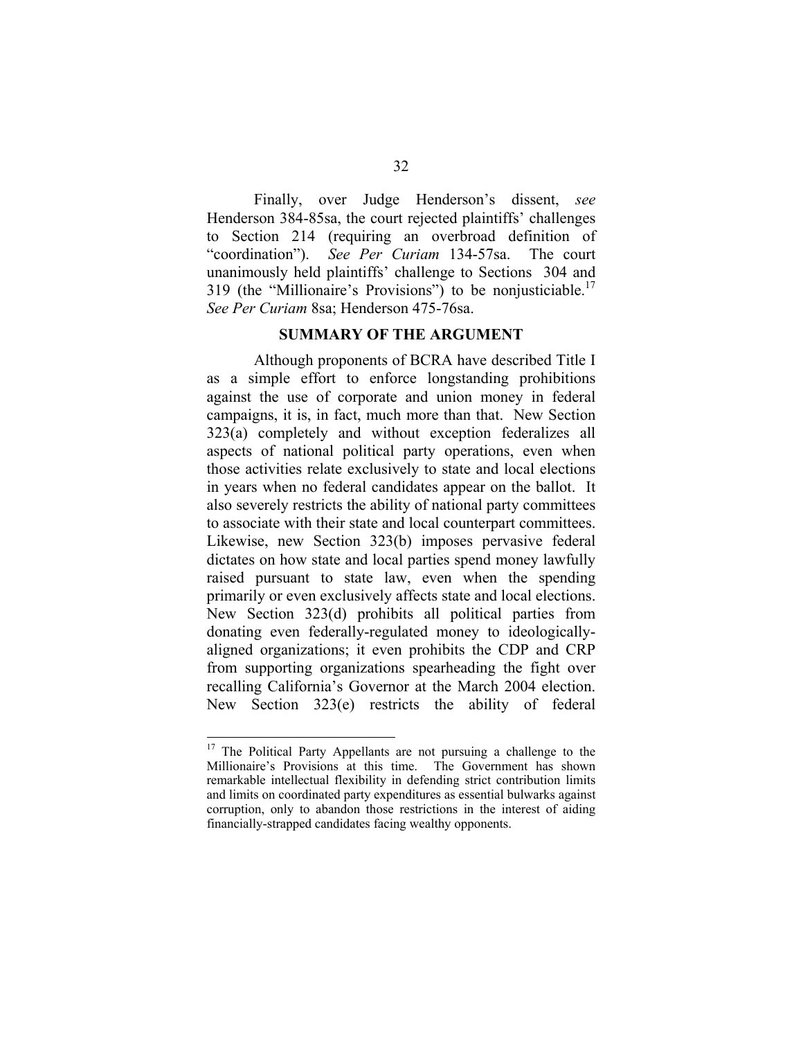Finally, over Judge Henderson's dissent, *see* Henderson 384-85sa, the court rejected plaintiffs' challenges to Section 214 (requiring an overbroad definition of "coordination"). *See Per Curiam* 134-57sa. The court unanimously held plaintiffs' challenge to Sections 304 and 319 (the "Millionaire's Provisions") to be nonjusticiable.[17] *See Per Curiam* 8sa; Henderson 475-76sa.

## SUMMARY OF THE ARGUMENT

Although proponents of BCRA have described Title I as a simple effort to enforce longstanding prohibitions against the use of corporate and union money in federal campaigns, it is, in fact, much more than that. New Section 323(a) completely and without exception federalizes all aspects of national political party operations, even when those activities relate exclusively to state and local elections in years when no federal candidates appear on the ballot. It also severely restricts the ability of national party committees to associate with their state and local counterpart committees. Likewise, new Section 323(b) imposes pervasive federal dictates on how state and local parties spend money lawfully raised pursuant to state law, even when the spending primarily or even exclusively affects state and local elections. New Section 323(d) prohibits all political parties from donating even federally-regulated money to ideologically-aligned organizations; it even prohibits the CDP and CRP from supporting organizations spearheading the fight over recalling California's Governor at the March 2004 election. New Section 323(e) restricts the ability of federal

---

[17] The Political Party Appellants are not pursuing a challenge to the Millionaire's Provisions at this time. The Government has shown remarkable intellectual flexibility in defending strict contribution limits and limits on coordinated party expenditures as essential bulwarks against corruption, only to abandon those restrictions in the interest of aiding financially-strapped candidates facing wealthy opponents.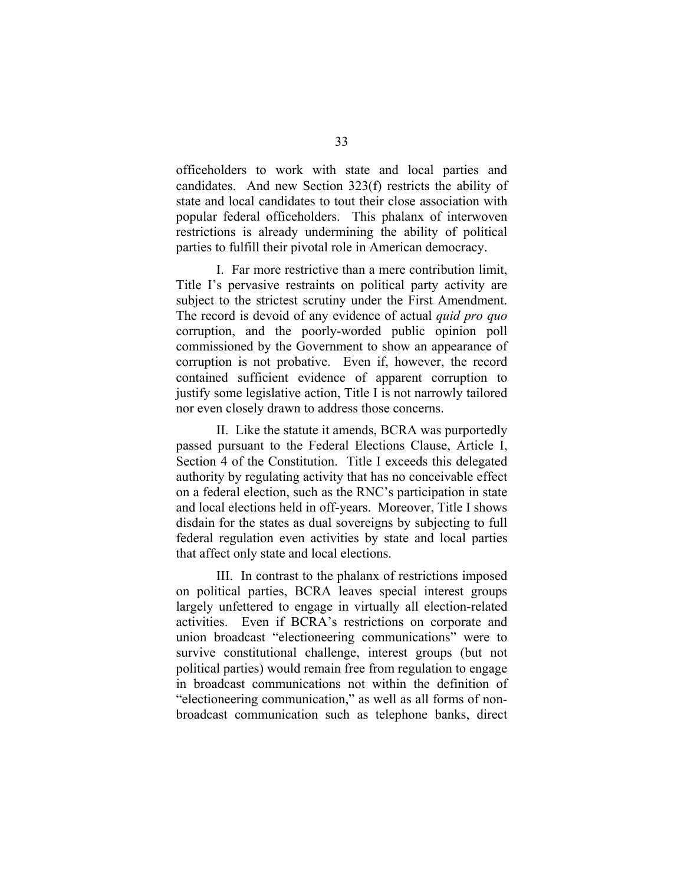officeholders to work with state and local parties and candidates. And new Section 323(f) restricts the ability of state and local candidates to tout their close association with popular federal officeholders. This phalanx of interwoven restrictions is already undermining the ability of political parties to fulfill their pivotal role in American democracy.

I. Far more restrictive than a mere contribution limit, Title I's pervasive restraints on political party activity are subject to the strictest scrutiny under the First Amendment. The record is devoid of any evidence of actual *quid pro quo* corruption, and the poorly-worded public opinion poll commissioned by the Government to show an appearance of corruption is not probative. Even if, however, the record contained sufficient evidence of apparent corruption to justify some legislative action, Title I is not narrowly tailored nor even closely drawn to address those concerns.

II. Like the statute it amends, BCRA was purportedly passed pursuant to the Federal Elections Clause, Article I, Section 4 of the Constitution. Title I exceeds this delegated authority by regulating activity that has no conceivable effect on a federal election, such as the RNC's participation in state and local elections held in off-years. Moreover, Title I shows disdain for the states as dual sovereigns by subjecting to full federal regulation even activities by state and local parties that affect only state and local elections.

III. In contrast to the phalanx of restrictions imposed on political parties, BCRA leaves special interest groups largely unfettered to engage in virtually all election-related activities. Even if BCRA's restrictions on corporate and union broadcast "electioneering communications" were to survive constitutional challenge, interest groups (but not political parties) would remain free from regulation to engage in broadcast communications not within the definition of "electioneering communication," as well as all forms of non-broadcast communication such as telephone banks, direct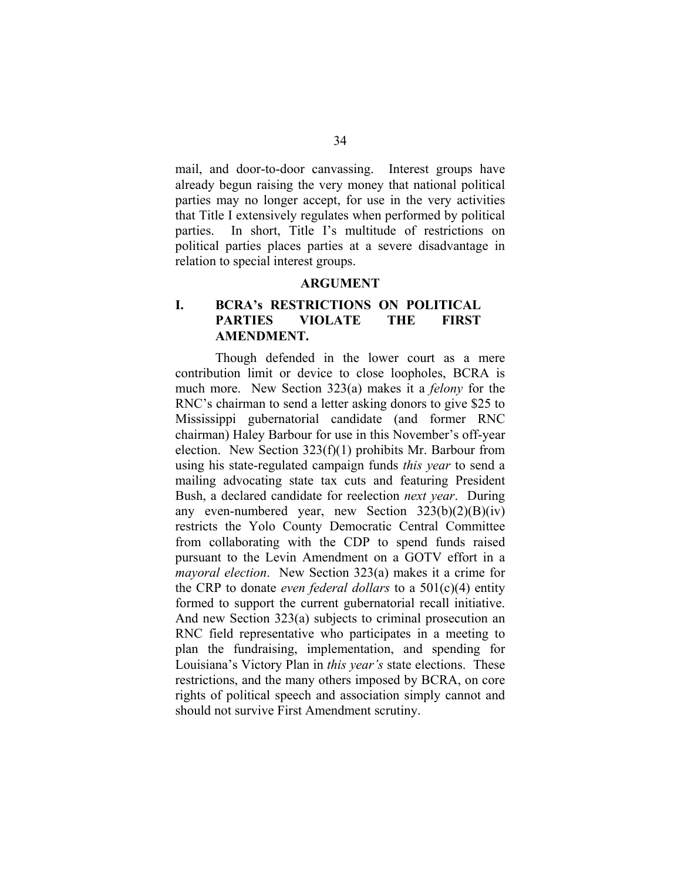mail, and door-to-door canvassing. Interest groups have already begun raising the very money that national political parties may no longer accept, for use in the very activities that Title I extensively regulates when performed by political parties. In short, Title I's multitude of restrictions on political parties places parties at a severe disadvantage in relation to special interest groups.

## ARGUMENT

### I. BCRA's RESTRICTIONS ON POLITICAL PARTIES VIOLATE THE FIRST AMENDMENT.

Though defended in the lower court as a mere contribution limit or device to close loopholes, BCRA is much more. New Section 323(a) makes it a *felony* for the RNC's chairman to send a letter asking donors to give $25 to Mississippi gubernatorial candidate (and former RNC chairman) Haley Barbour for use in this November's off-year election. New Section 323(f)(1) prohibits Mr. Barbour from using his state-regulated campaign funds *this year* to send a mailing advocating state tax cuts and featuring President Bush, a declared candidate for reelection *next year*. During any even-numbered year, new Section 323(b)(2)(B)(iv) restricts the Yolo County Democratic Central Committee from collaborating with the CDP to spend funds raised pursuant to the Levin Amendment on a GOTV effort in a *mayoral election*. New Section 323(a) makes it a crime for the CRP to donate *even federal dollars* to a 501(c)(4) entity formed to support the current gubernatorial recall initiative. And new Section 323(a) subjects to criminal prosecution an RNC field representative who participates in a meeting to plan the fundraising, implementation, and spending for Louisiana's Victory Plan in *this year's* state elections. These restrictions, and the many others imposed by BCRA, on core rights of political speech and association simply cannot and should not survive First Amendment scrutiny.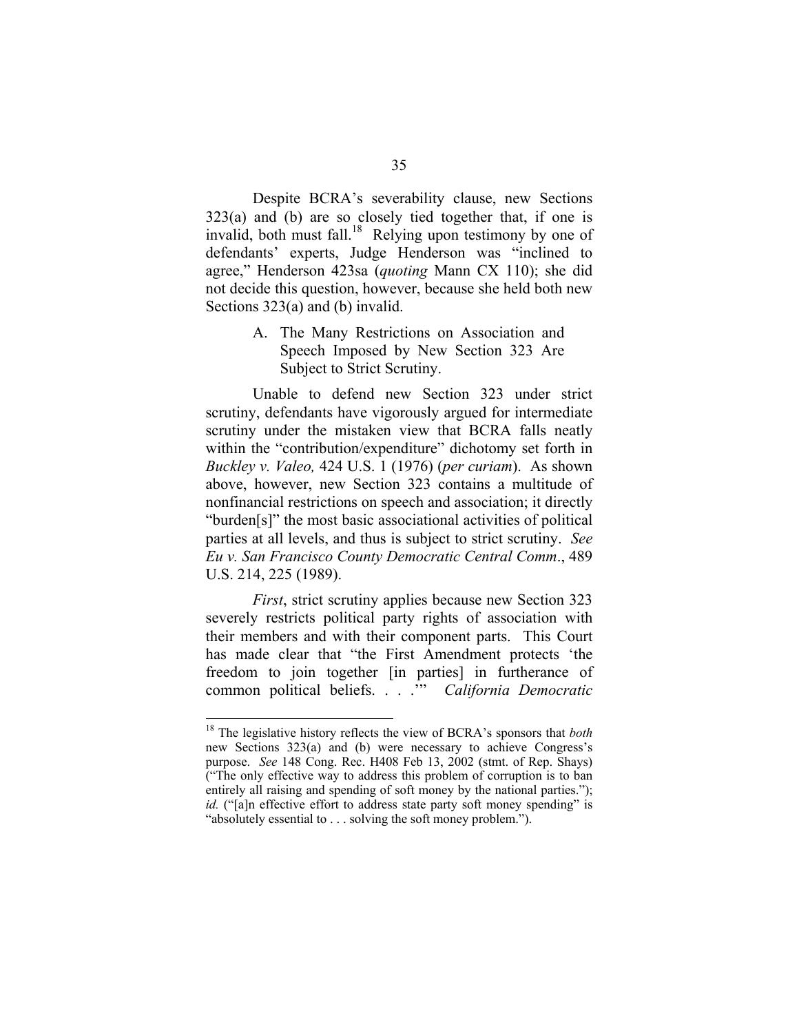Despite BCRA's severability clause, new Sections 323(a) and (b) are so closely tied together that, if one is invalid, both must fall.[18] Relying upon testimony by one of defendants' experts, Judge Henderson was "inclined to agree," Henderson 423sa (*quoting* Mann CX 110); she did not decide this question, however, because she held both new Sections 323(a) and (b) invalid.

### A. The Many Restrictions on Association and Speech Imposed by New Section 323 Are Subject to Strict Scrutiny.

Unable to defend new Section 323 under strict scrutiny, defendants have vigorously argued for intermediate scrutiny under the mistaken view that BCRA falls neatly within the "contribution/expenditure" dichotomy set forth in *Buckley v. Valeo,* 424 U.S. 1 (1976) (*per curiam*). As shown above, however, new Section 323 contains a multitude of nonfinancial restrictions on speech and association; it directly "burden[s]" the most basic associational activities of political parties at all levels, and thus is subject to strict scrutiny. *See Eu v. San Francisco County Democratic Central Comm*., 489 U.S. 214, 225 (1989).

*First*, strict scrutiny applies because new Section 323 severely restricts political party rights of association with their members and with their component parts. This Court has made clear that "the First Amendment protects 'the freedom to join together [in parties] in furtherance of common political beliefs. . . .'" *California Democratic*

---

[18] The legislative history reflects the view of BCRA's sponsors that *both* new Sections 323(a) and (b) were necessary to achieve Congress's purpose. *See* 148 Cong. Rec. H408 Feb 13, 2002 (stmt. of Rep. Shays) ("The only effective way to address this problem of corruption is to ban entirely all raising and spending of soft money by the national parties."); *id.* ("[a]n effective effort to address state party soft money spending" is "absolutely essential to . . . solving the soft money problem.").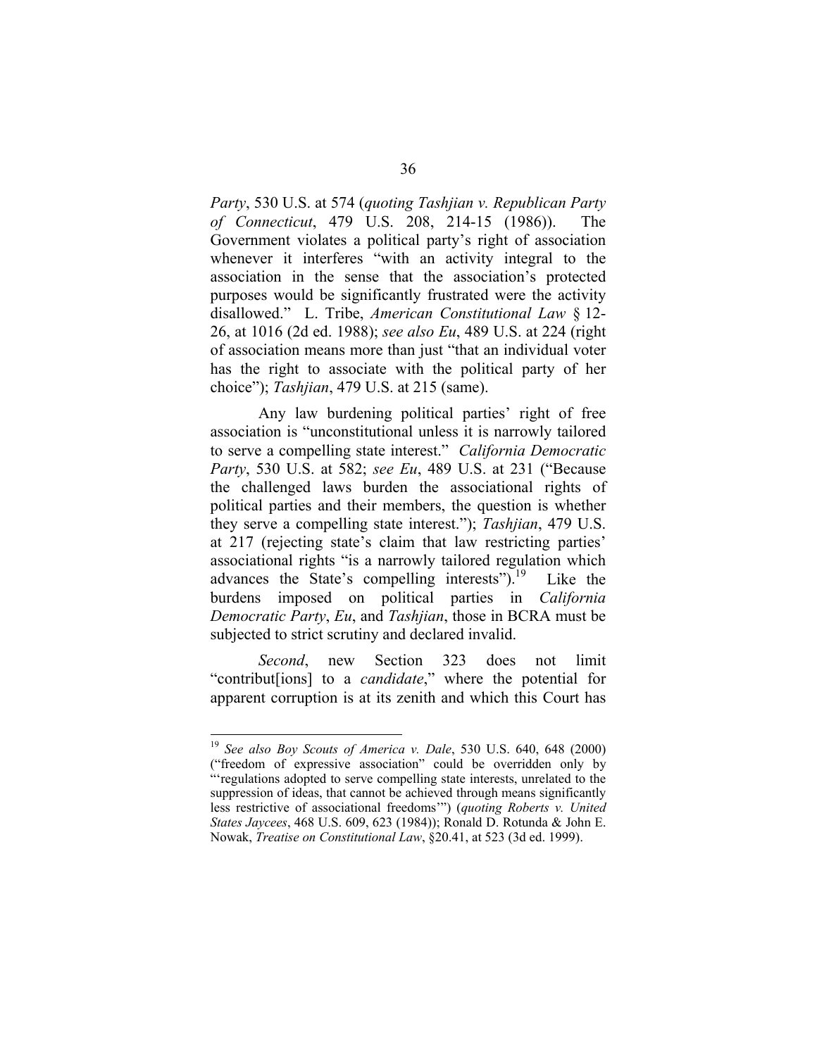*Party*, 530 U.S. at 574 (*quoting Tashjian v. Republican Party of Connecticut*, 479 U.S. 208, 214-15 (1986)). The Government violates a political party's right of association whenever it interferes "with an activity integral to the association in the sense that the association's protected purposes would be significantly frustrated were the activity disallowed." L. Tribe, *American Constitutional Law* § 12-26, at 1016 (2d ed. 1988); *see also Eu*, 489 U.S. at 224 (right of association means more than just "that an individual voter has the right to associate with the political party of her choice"); *Tashjian*, 479 U.S. at 215 (same).

Any law burdening political parties' right of free association is "unconstitutional unless it is narrowly tailored to serve a compelling state interest." *California Democratic Party*, 530 U.S. at 582; *see Eu*, 489 U.S. at 231 ("Because the challenged laws burden the associational rights of political parties and their members, the question is whether they serve a compelling state interest."); *Tashjian*, 479 U.S. at 217 (rejecting state's claim that law restricting parties' associational rights "is a narrowly tailored regulation which advances the State's compelling interests").[19] Like the burdens imposed on political parties in *California Democratic Party*, *Eu*, and *Tashjian*, those in BCRA must be subjected to strict scrutiny and declared invalid.

*Second*, new Section 323 does not limit "contribut[ions] to a *candidate*," where the potential for apparent corruption is at its zenith and which this Court has

[19] *See also Boy Scouts of America v. Dale*, 530 U.S. 640, 648 (2000) ("freedom of expressive association" could be overridden only by "'regulations adopted to serve compelling state interests, unrelated to the suppression of ideas, that cannot be achieved through means significantly less restrictive of associational freedoms'") (*quoting Roberts v. United States Jaycees*, 468 U.S. 609, 623 (1984)); Ronald D. Rotunda & John E. Nowak, *Treatise on Constitutional Law*, §20.41, at 523 (3d ed. 1999).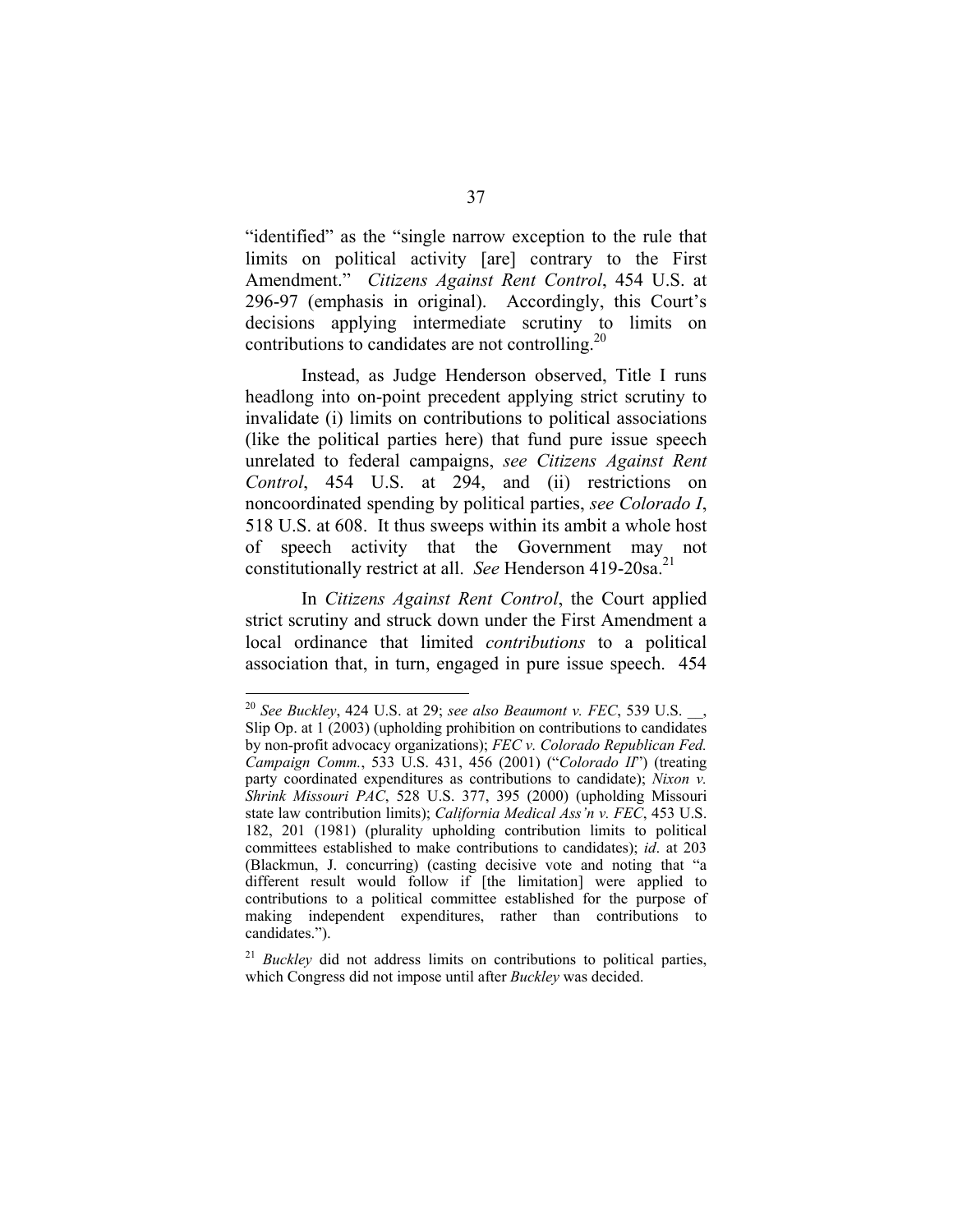"identified" as the "single narrow exception to the rule that limits on political activity [are] contrary to the First Amendment." *Citizens Against Rent Control*, 454 U.S. at 296-97 (emphasis in original). Accordingly, this Court's decisions applying intermediate scrutiny to limits on contributions to candidates are not controlling.[20]

Instead, as Judge Henderson observed, Title I runs headlong into on-point precedent applying strict scrutiny to invalidate (i) limits on contributions to political associations (like the political parties here) that fund pure issue speech unrelated to federal campaigns, *see Citizens Against Rent Control*, 454 U.S. at 294, and (ii) restrictions on noncoordinated spending by political parties, *see Colorado I*, 518 U.S. at 608. It thus sweeps within its ambit a whole host of speech activity that the Government may not constitutionally restrict at all. *See* Henderson 419-20sa.[21]

In *Citizens Against Rent Control*, the Court applied strict scrutiny and struck down under the First Amendment a local ordinance that limited *contributions* to a political association that, in turn, engaged in pure issue speech. 454

---

[20] *See Buckley*, 424 U.S. at 29; *see also Beaumont v. FEC*, 539 U.S. __, Slip Op. at 1 (2003) (upholding prohibition on contributions to candidates by non-profit advocacy organizations); *FEC v. Colorado Republican Fed. Campaign Comm.*, 533 U.S. 431, 456 (2001) ("*Colorado II*") (treating party coordinated expenditures as contributions to candidate); *Nixon v. Shrink Missouri PAC*, 528 U.S. 377, 395 (2000) (upholding Missouri state law contribution limits); *California Medical Ass'n v. FEC*, 453 U.S. 182, 201 (1981) (plurality upholding contribution limits to political committees established to make contributions to candidates); *id*. at 203 (Blackmun, J. concurring) (casting decisive vote and noting that "a different result would follow if [the limitation] were applied to contributions to a political committee established for the purpose of making independent expenditures, rather than contributions to candidates.").

[21] *Buckley* did not address limits on contributions to political parties, which Congress did not impose until after *Buckley* was decided.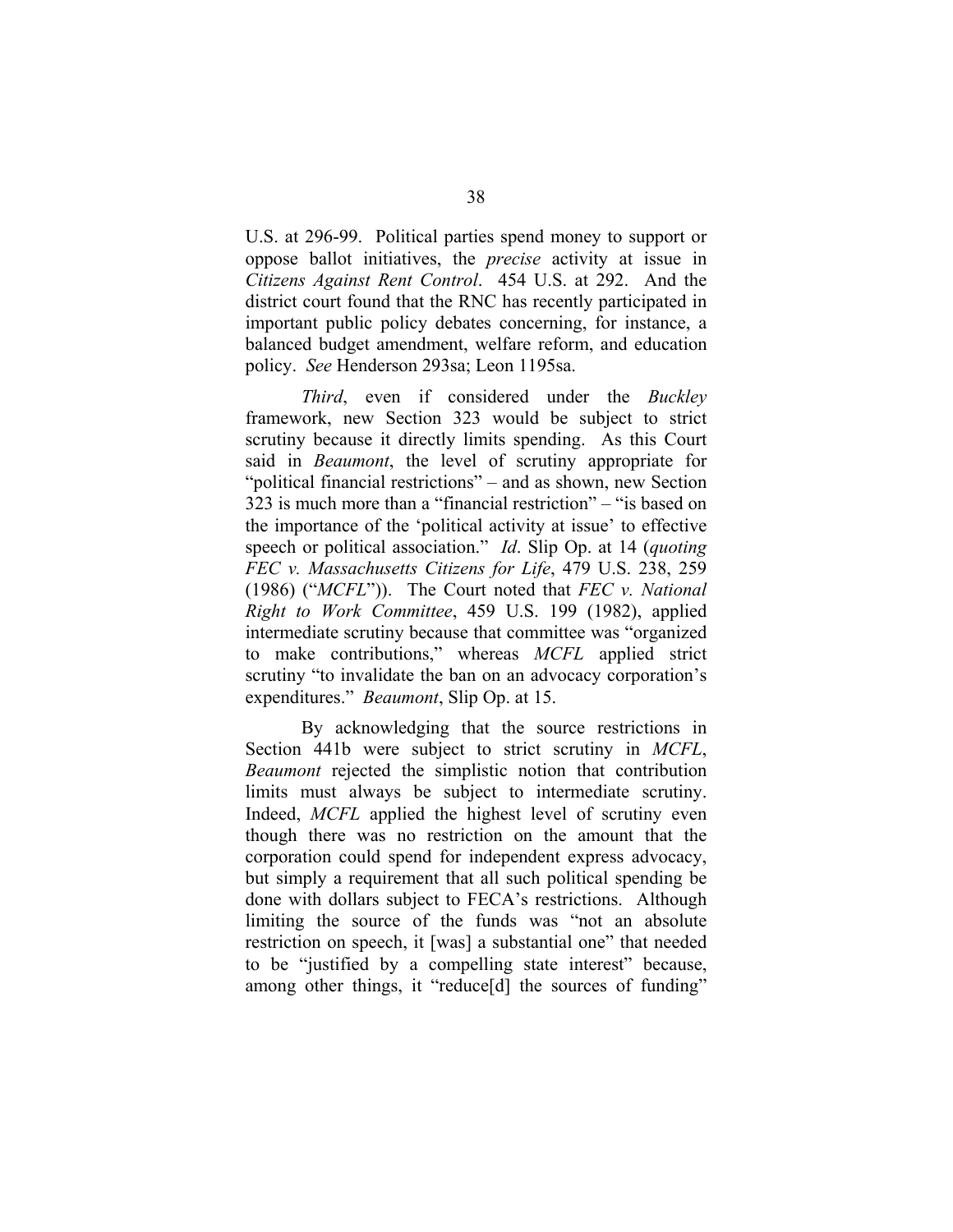U.S. at 296-99. Political parties spend money to support or oppose ballot initiatives, the *precise* activity at issue in *Citizens Against Rent Control*. 454 U.S. at 292. And the district court found that the RNC has recently participated in important public policy debates concerning, for instance, a balanced budget amendment, welfare reform, and education policy. *See* Henderson 293sa; Leon 1195sa.

*Third*, even if considered under the *Buckley* framework, new Section 323 would be subject to strict scrutiny because it directly limits spending. As this Court said in *Beaumont*, the level of scrutiny appropriate for "political financial restrictions" – and as shown, new Section 323 is much more than a "financial restriction" – "is based on the importance of the 'political activity at issue' to effective speech or political association." *Id*. Slip Op. at 14 (*quoting FEC v. Massachusetts Citizens for Life*, 479 U.S. 238, 259 (1986) ("*MCFL*")). The Court noted that *FEC v. National Right to Work Committee*, 459 U.S. 199 (1982), applied intermediate scrutiny because that committee was "organized to make contributions," whereas *MCFL* applied strict scrutiny "to invalidate the ban on an advocacy corporation's expenditures." *Beaumont*, Slip Op. at 15.

By acknowledging that the source restrictions in Section 441b were subject to strict scrutiny in *MCFL*, *Beaumont* rejected the simplistic notion that contribution limits must always be subject to intermediate scrutiny. Indeed, *MCFL* applied the highest level of scrutiny even though there was no restriction on the amount that the corporation could spend for independent express advocacy, but simply a requirement that all such political spending be done with dollars subject to FECA's restrictions. Although limiting the source of the funds was "not an absolute restriction on speech, it [was] a substantial one" that needed to be "justified by a compelling state interest" because, among other things, it "reduce[d] the sources of funding"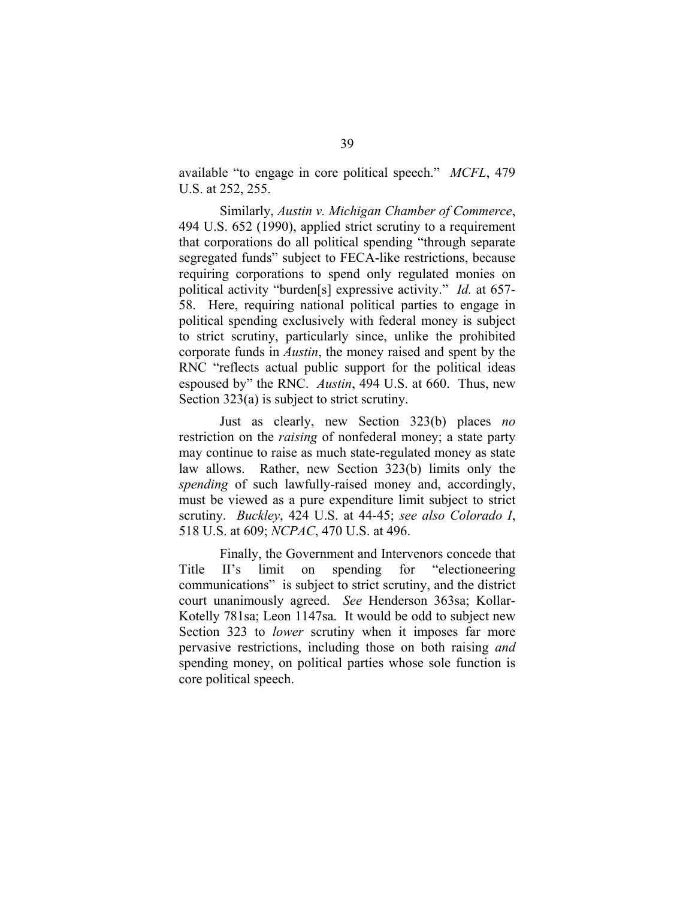available "to engage in core political speech." *MCFL*, 479 U.S. at 252, 255.

Similarly, *Austin v. Michigan Chamber of Commerce*, 494 U.S. 652 (1990), applied strict scrutiny to a requirement that corporations do all political spending "through separate segregated funds" subject to FECA-like restrictions, because requiring corporations to spend only regulated monies on political activity "burden[s] expressive activity." *Id.* at 657-58. Here, requiring national political parties to engage in political spending exclusively with federal money is subject to strict scrutiny, particularly since, unlike the prohibited corporate funds in *Austin*, the money raised and spent by the RNC "reflects actual public support for the political ideas espoused by" the RNC. *Austin*, 494 U.S. at 660. Thus, new Section 323(a) is subject to strict scrutiny.

Just as clearly, new Section 323(b) places *no* restriction on the *raising* of nonfederal money; a state party may continue to raise as much state-regulated money as state law allows. Rather, new Section 323(b) limits only the *spending* of such lawfully-raised money and, accordingly, must be viewed as a pure expenditure limit subject to strict scrutiny. *Buckley*, 424 U.S. at 44-45; *see also Colorado I*, 518 U.S. at 609; *NCPAC*, 470 U.S. at 496.

Finally, the Government and Intervenors concede that Title II's limit on spending for "electioneering communications" is subject to strict scrutiny, and the district court unanimously agreed. *See* Henderson 363sa; Kollar-Kotelly 781sa; Leon 1147sa. It would be odd to subject new Section 323 to *lower* scrutiny when it imposes far more pervasive restrictions, including those on both raising *and* spending money, on political parties whose sole function is core political speech.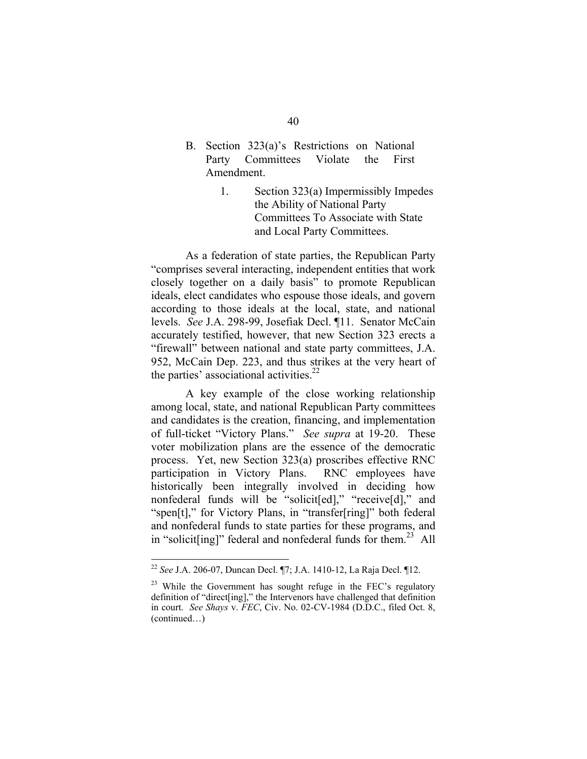B. Section 323(a)'s Restrictions on National Party Committees Violate the First Amendment.

1. Section 323(a) Impermissibly Impedes the Ability of National Party Committees To Associate with State and Local Party Committees.

As a federation of state parties, the Republican Party "comprises several interacting, independent entities that work closely together on a daily basis" to promote Republican ideals, elect candidates who espouse those ideals, and govern according to those ideals at the local, state, and national levels. *See* J.A. 298-99, Josefiak Decl. ¶11. Senator McCain accurately testified, however, that new Section 323 erects a "firewall" between national and state party committees, J.A. 952, McCain Dep. 223, and thus strikes at the very heart of the parties' associational activities.[22]

A key example of the close working relationship among local, state, and national Republican Party committees and candidates is the creation, financing, and implementation of full-ticket "Victory Plans." *See supra* at 19-20. These voter mobilization plans are the essence of the democratic process. Yet, new Section 323(a) proscribes effective RNC participation in Victory Plans. RNC employees have historically been integrally involved in deciding how nonfederal funds will be "solicit[ed]," "receive[d]," and "spen[t]," for Victory Plans, in "transfer[ring]" both federal and nonfederal funds to state parties for these programs, and in "solicit[ing]" federal and nonfederal funds for them.[23] All

---

[22] *See* J.A. 206-07, Duncan Decl. ¶7; J.A. 1410-12, La Raja Decl. ¶12.

[23] While the Government has sought refuge in the FEC's regulatory definition of "direct[ing]," the Intervenors have challenged that definition in court. *See Shays* v. *FEC*, Civ. No. 02-CV-1984 (D.D.C., filed Oct. 8, (continued…)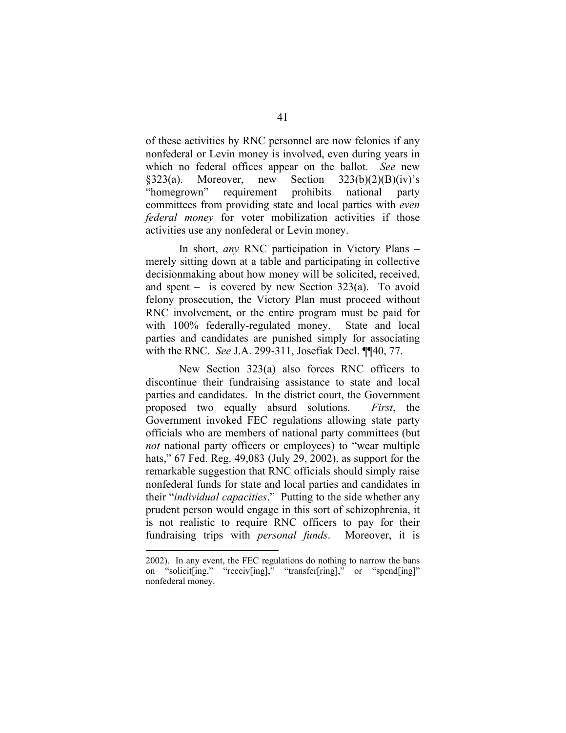of these activities by RNC personnel are now felonies if any nonfederal or Levin money is involved, even during years in which no federal offices appear on the ballot. *See* new §323(a). Moreover, new Section 323(b)(2)(B)(iv)'s "homegrown" requirement prohibits national party committees from providing state and local parties with *even federal money* for voter mobilization activities if those activities use any nonfederal or Levin money.

In short, *any* RNC participation in Victory Plans – merely sitting down at a table and participating in collective decisionmaking about how money will be solicited, received, and spent – is covered by new Section 323(a). To avoid felony prosecution, the Victory Plan must proceed without RNC involvement, or the entire program must be paid for with 100% federally-regulated money. State and local parties and candidates are punished simply for associating with the RNC. *See* J.A. 299-311, Josefiak Decl. ¶¶40, 77.

New Section 323(a) also forces RNC officers to discontinue their fundraising assistance to state and local parties and candidates. In the district court, the Government proposed two equally absurd solutions. *First*, the Government invoked FEC regulations allowing state party officials who are members of national party committees (but *not* national party officers or employees) to "wear multiple hats," 67 Fed. Reg. 49,083 (July 29, 2002), as support for the remarkable suggestion that RNC officials should simply raise nonfederal funds for state and local parties and candidates in their "*individual capacities*." Putting to the side whether any prudent person would engage in this sort of schizophrenia, it is not realistic to require RNC officers to pay for their fundraising trips with *personal funds*. Moreover, it is

---

2002). In any event, the FEC regulations do nothing to narrow the bans on "solicit[ing," "receiv[ing]," "transfer[ring]," or "spend[ing]" nonfederal money.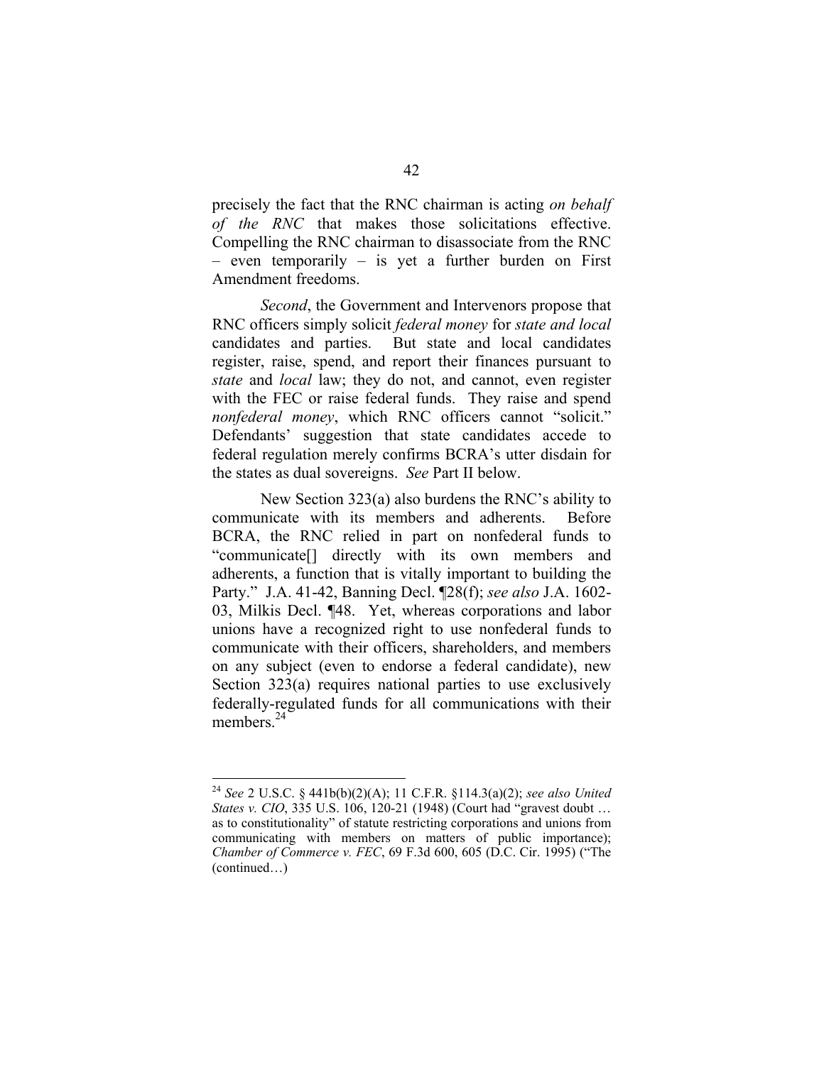precisely the fact that the RNC chairman is acting *on behalf of the RNC* that makes those solicitations effective. Compelling the RNC chairman to disassociate from the RNC – even temporarily – is yet a further burden on First Amendment freedoms.

*Second*, the Government and Intervenors propose that RNC officers simply solicit *federal money* for *state and local* candidates and parties. But state and local candidates register, raise, spend, and report their finances pursuant to *state* and *local* law; they do not, and cannot, even register with the FEC or raise federal funds. They raise and spend *nonfederal money*, which RNC officers cannot "solicit." Defendants' suggestion that state candidates accede to federal regulation merely confirms BCRA's utter disdain for the states as dual sovereigns. *See* Part II below.

New Section 323(a) also burdens the RNC's ability to communicate with its members and adherents. Before BCRA, the RNC relied in part on nonfederal funds to "communicate[] directly with its own members and adherents, a function that is vitally important to building the Party." J.A. 41-42, Banning Decl. ¶28(f); *see also* J.A. 1602-03, Milkis Decl. ¶48. Yet, whereas corporations and labor unions have a recognized right to use nonfederal funds to communicate with their officers, shareholders, and members on any subject (even to endorse a federal candidate), new Section 323(a) requires national parties to use exclusively federally-regulated funds for all communications with their members.[24]

---

[24] *See* 2 U.S.C. § 441b(b)(2)(A); 11 C.F.R. §114.3(a)(2); *see also United States v. CIO*, 335 U.S. 106, 120-21 (1948) (Court had "gravest doubt … as to constitutionality" of statute restricting corporations and unions from communicating with members on matters of public importance); *Chamber of Commerce v. FEC*, 69 F.3d 600, 605 (D.C. Cir. 1995) ("The (continued…)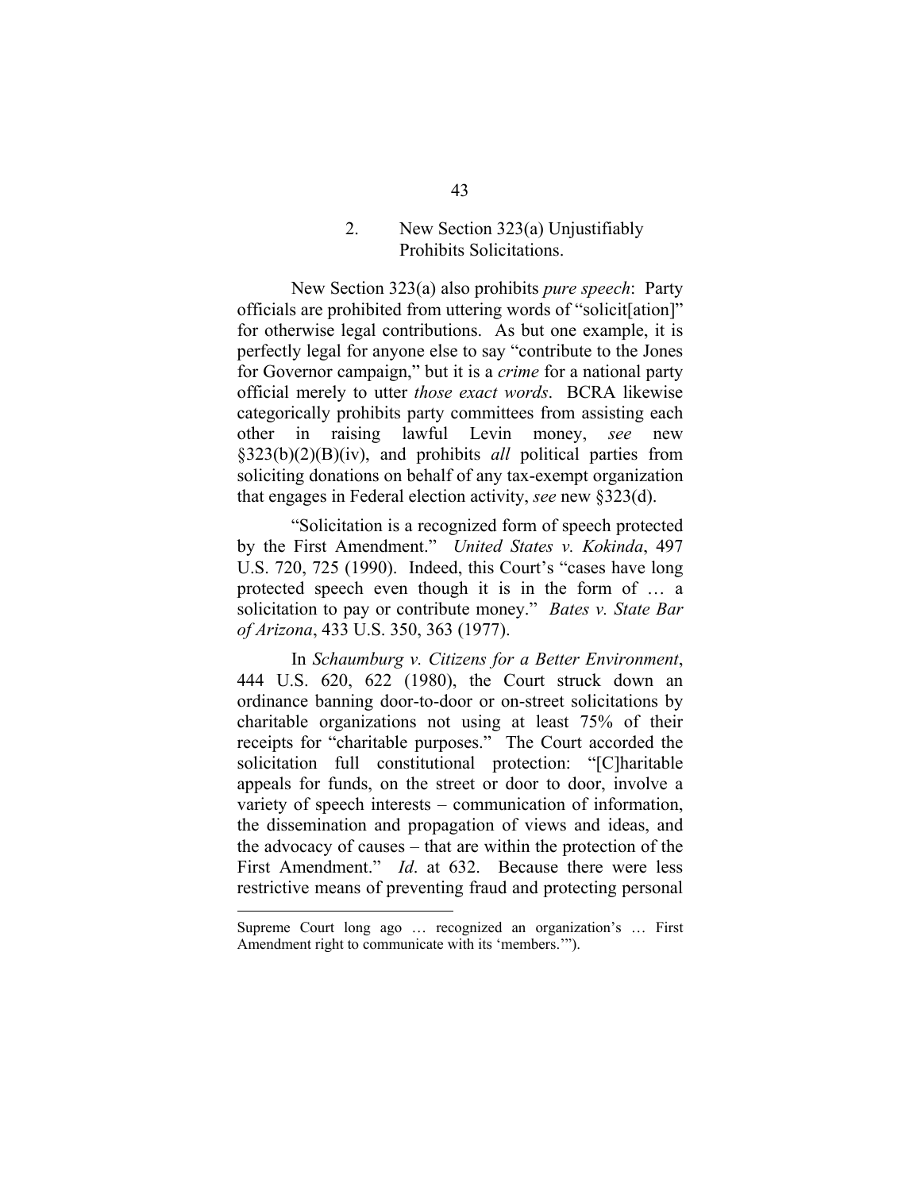### 2. New Section 323(a) Unjustifiably Prohibits Solicitations.

New Section 323(a) also prohibits *pure speech*: Party officials are prohibited from uttering words of "solicit[ation]" for otherwise legal contributions. As but one example, it is perfectly legal for anyone else to say "contribute to the Jones for Governor campaign," but it is a *crime* for a national party official merely to utter *those exact words*. BCRA likewise categorically prohibits party committees from assisting each other in raising lawful Levin money, *see* new §323(b)(2)(B)(iv), and prohibits *all* political parties from soliciting donations on behalf of any tax-exempt organization that engages in Federal election activity, *see* new §323(d).

"Solicitation is a recognized form of speech protected by the First Amendment." *United States v. Kokinda*, 497 U.S. 720, 725 (1990). Indeed, this Court's "cases have long protected speech even though it is in the form of … a solicitation to pay or contribute money." *Bates v. State Bar of Arizona*, 433 U.S. 350, 363 (1977).

In *Schaumburg v. Citizens for a Better Environment*, 444 U.S. 620, 622 (1980), the Court struck down an ordinance banning door-to-door or on-street solicitations by charitable organizations not using at least 75% of their receipts for "charitable purposes." The Court accorded the solicitation full constitutional protection: "[C]haritable appeals for funds, on the street or door to door, involve a variety of speech interests – communication of information, the dissemination and propagation of views and ideas, and the advocacy of causes – that are within the protection of the First Amendment." *Id*. at 632. Because there were less restrictive means of preventing fraud and protecting personal

---

Supreme Court long ago … recognized an organization's … First Amendment right to communicate with its 'members.'").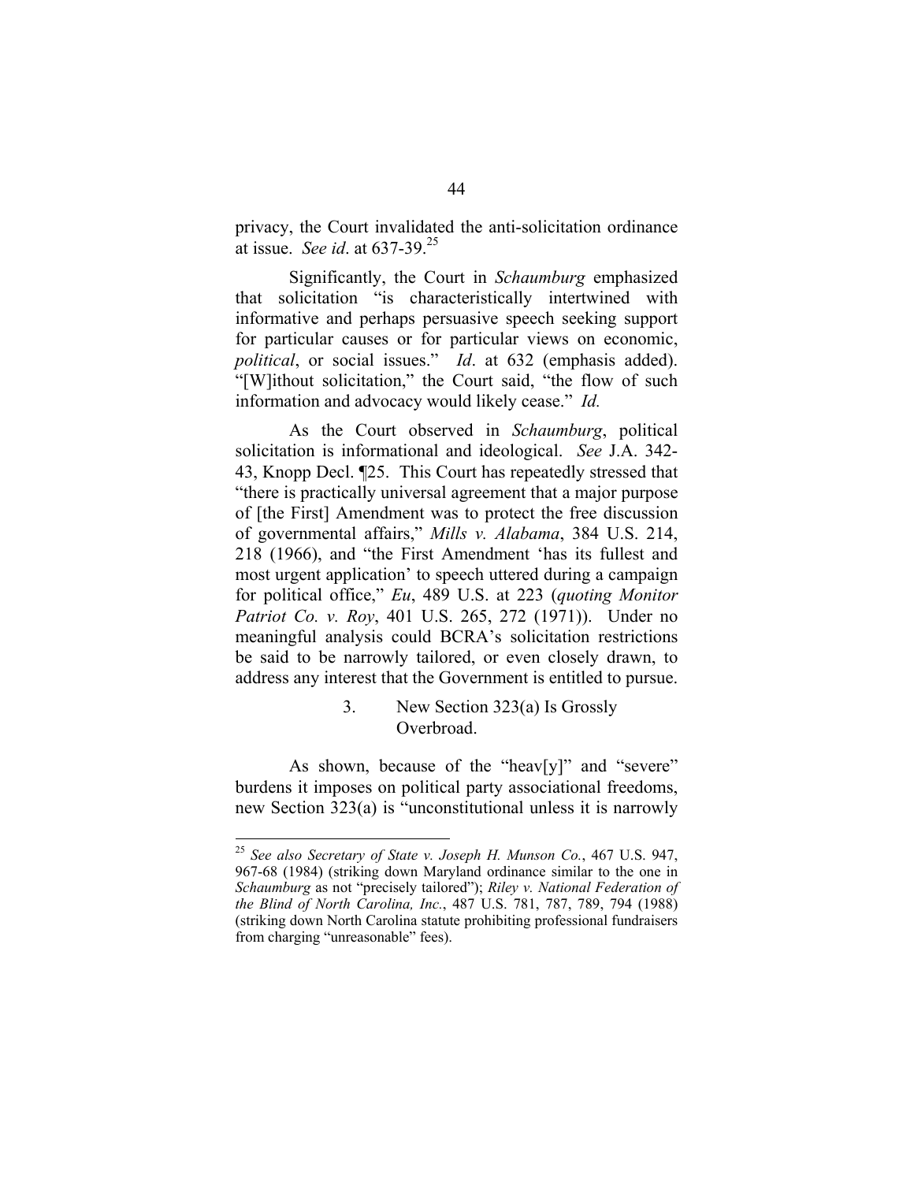privacy, the Court invalidated the anti-solicitation ordinance at issue. *See id*. at 637-39.[25]

Significantly, the Court in *Schaumburg* emphasized that solicitation "is characteristically intertwined with informative and perhaps persuasive speech seeking support for particular causes or for particular views on economic, *political*, or social issues." *Id*. at 632 (emphasis added). "[W]ithout solicitation," the Court said, "the flow of such information and advocacy would likely cease." *Id.*

As the Court observed in *Schaumburg*, political solicitation is informational and ideological. *See* J.A. 342-43, Knopp Decl. ¶25. This Court has repeatedly stressed that "there is practically universal agreement that a major purpose of [the First] Amendment was to protect the free discussion of governmental affairs," *Mills v. Alabama*, 384 U.S. 214, 218 (1966), and "the First Amendment 'has its fullest and most urgent application' to speech uttered during a campaign for political office," *Eu*, 489 U.S. at 223 (*quoting Monitor Patriot Co. v. Roy*, 401 U.S. 265, 272 (1971)). Under no meaningful analysis could BCRA's solicitation restrictions be said to be narrowly tailored, or even closely drawn, to address any interest that the Government is entitled to pursue.

### 3. New Section 323(a) Is Grossly Overbroad.

As shown, because of the "heav[y]" and "severe" burdens it imposes on political party associational freedoms, new Section 323(a) is "unconstitutional unless it is narrowly

---

[25] *See also Secretary of State v. Joseph H. Munson Co.*, 467 U.S. 947, 967-68 (1984) (striking down Maryland ordinance similar to the one in *Schaumburg* as not "precisely tailored"); *Riley v. National Federation of the Blind of North Carolina, Inc.*, 487 U.S. 781, 787, 789, 794 (1988) (striking down North Carolina statute prohibiting professional fundraisers from charging "unreasonable" fees).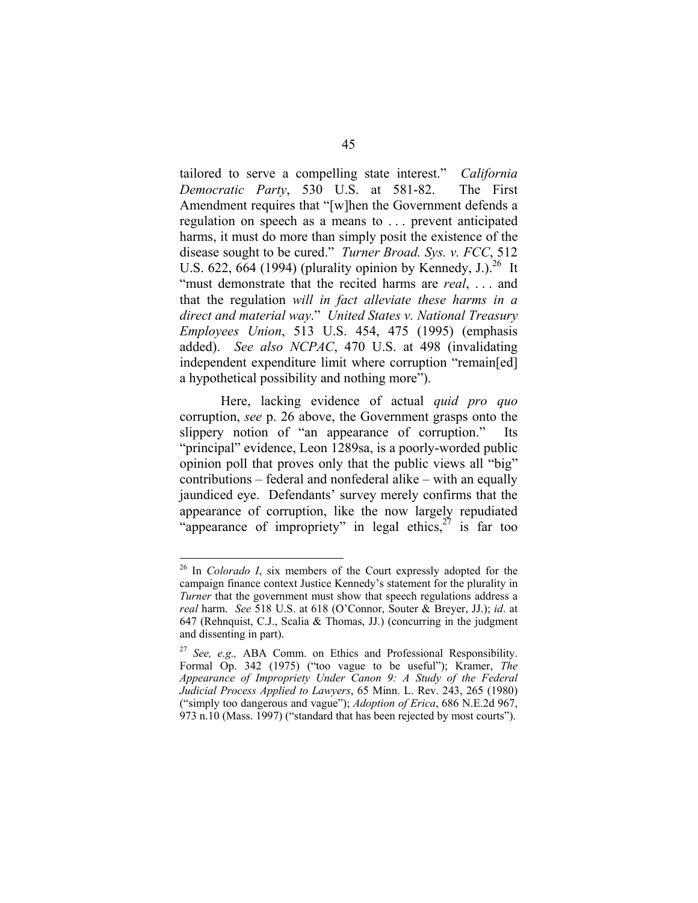tailored to serve a compelling state interest." *California Democratic Party*, 530 U.S. at 581-82. The First Amendment requires that "[w]hen the Government defends a regulation on speech as a means to . . . prevent anticipated harms, it must do more than simply posit the existence of the disease sought to be cured." *Turner Broad. Sys. v. FCC*, 512 U.S. 622, 664 (1994) (plurality opinion by Kennedy, J.).[26] It "must demonstrate that the recited harms are *real*, . . . and that the regulation *will in fact alleviate these harms in a direct and material way*." *United States v. National Treasury Employees Union*, 513 U.S. 454, 475 (1995) (emphasis added). *See also NCPAC*, 470 U.S. at 498 (invalidating independent expenditure limit where corruption "remain[ed] a hypothetical possibility and nothing more").

Here, lacking evidence of actual *quid pro quo* corruption, *see* p. 26 above, the Government grasps onto the slippery notion of "an appearance of corruption." Its "principal" evidence, Leon 1289sa, is a poorly-worded public opinion poll that proves only that the public views all "big" contributions – federal and nonfederal alike – with an equally jaundiced eye. Defendants' survey merely confirms that the appearance of corruption, like the now largely repudiated "appearance of impropriety" in legal ethics,[27] is far too

---

[26] In *Colorado I*, six members of the Court expressly adopted for the campaign finance context Justice Kennedy's statement for the plurality in *Turner* that the government must show that speech regulations address a *real* harm. *See* 518 U.S. at 618 (O'Connor, Souter & Breyer, JJ.); *id*. at 647 (Rehnquist, C.J., Scalia & Thomas, JJ.) (concurring in the judgment and dissenting in part).

[27] *See, e.g.,* ABA Comm. on Ethics and Professional Responsibility. Formal Op. 342 (1975) ("too vague to be useful"); Kramer, *The Appearance of Impropriety Under Canon 9: A Study of the Federal Judicial Process Applied to Lawyers*, 65 Minn. L. Rev. 243, 265 (1980) ("simply too dangerous and vague"); *Adoption of Erica*, 686 N.E.2d 967, 973 n.10 (Mass. 1997) ("standard that has been rejected by most courts").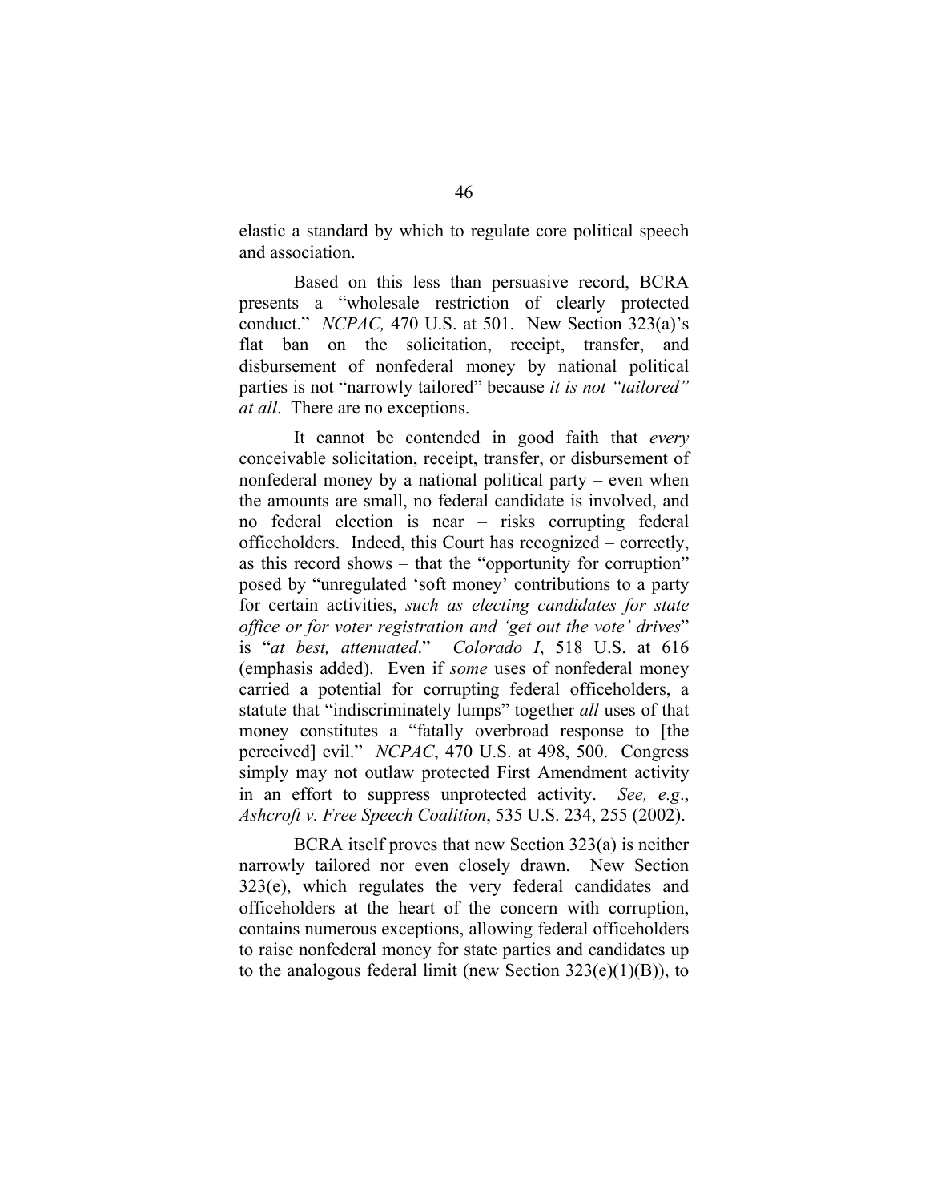elastic a standard by which to regulate core political speech and association.

Based on this less than persuasive record, BCRA presents a "wholesale restriction of clearly protected conduct." *NCPAC,* 470 U.S. at 501. New Section 323(a)'s flat ban on the solicitation, receipt, transfer, and disbursement of nonfederal money by national political parties is not "narrowly tailored" because *it is not "tailored" at all*. There are no exceptions.

It cannot be contended in good faith that *every* conceivable solicitation, receipt, transfer, or disbursement of nonfederal money by a national political party – even when the amounts are small, no federal candidate is involved, and no federal election is near – risks corrupting federal officeholders. Indeed, this Court has recognized – correctly, as this record shows – that the "opportunity for corruption" posed by "unregulated 'soft money' contributions to a party for certain activities, *such as electing candidates for state office or for voter registration and 'get out the vote' drives*" is "*at best, attenuated*." *Colorado I*, 518 U.S. at 616 (emphasis added). Even if *some* uses of nonfederal money carried a potential for corrupting federal officeholders, a statute that "indiscriminately lumps" together *all* uses of that money constitutes a "fatally overbroad response to [the perceived] evil." *NCPAC*, 470 U.S. at 498, 500. Congress simply may not outlaw protected First Amendment activity in an effort to suppress unprotected activity. *See, e.g*., *Ashcroft v. Free Speech Coalition*, 535 U.S. 234, 255 (2002).

BCRA itself proves that new Section 323(a) is neither narrowly tailored nor even closely drawn. New Section 323(e), which regulates the very federal candidates and officeholders at the heart of the concern with corruption, contains numerous exceptions, allowing federal officeholders to raise nonfederal money for state parties and candidates up to the analogous federal limit (new Section 323(e)(1)(B)), to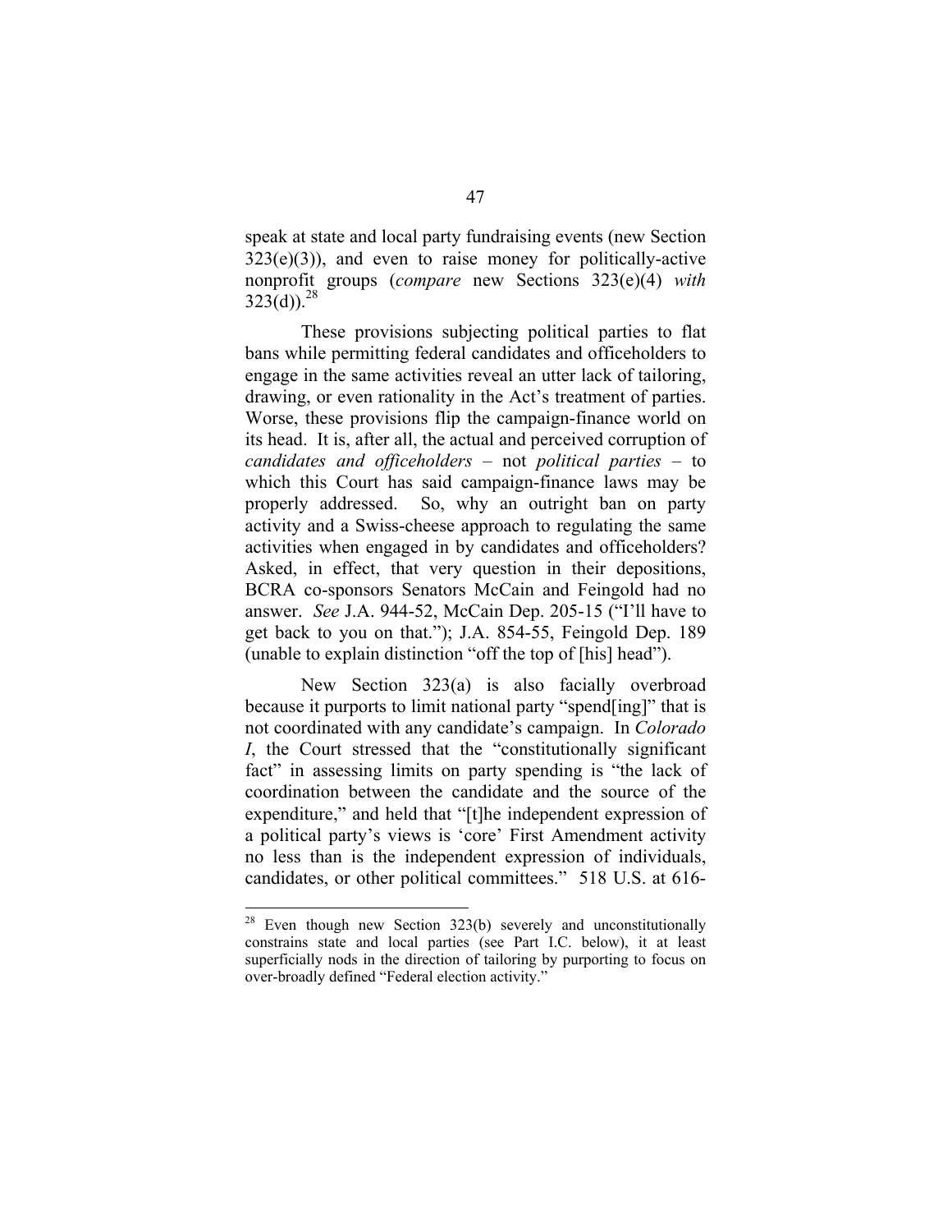speak at state and local party fundraising events (new Section 323(e)(3)), and even to raise money for politically-active nonprofit groups (*compare* new Sections 323(e)(4) *with* 323(d)).[28]

These provisions subjecting political parties to flat bans while permitting federal candidates and officeholders to engage in the same activities reveal an utter lack of tailoring, drawing, or even rationality in the Act's treatment of parties. Worse, these provisions flip the campaign-finance world on its head. It is, after all, the actual and perceived corruption of *candidates and officeholders* – not *political parties* – to which this Court has said campaign-finance laws may be properly addressed. So, why an outright ban on party activity and a Swiss-cheese approach to regulating the same activities when engaged in by candidates and officeholders? Asked, in effect, that very question in their depositions, BCRA co-sponsors Senators McCain and Feingold had no answer. *See* J.A. 944-52, McCain Dep. 205-15 ("I'll have to get back to you on that."); J.A. 854-55, Feingold Dep. 189 (unable to explain distinction "off the top of [his] head").

New Section 323(a) is also facially overbroad because it purports to limit national party "spend[ing]" that is not coordinated with any candidate's campaign. In *Colorado I*, the Court stressed that the "constitutionally significant fact" in assessing limits on party spending is "the lack of coordination between the candidate and the source of the expenditure," and held that "[t]he independent expression of a political party's views is 'core' First Amendment activity no less than is the independent expression of individuals, candidates, or other political committees." 518 U.S. at 616-

---

[28] Even though new Section 323(b) severely and unconstitutionally constrains state and local parties (see Part I.C. below), it at least superficially nods in the direction of tailoring by purporting to focus on over-broadly defined "Federal election activity."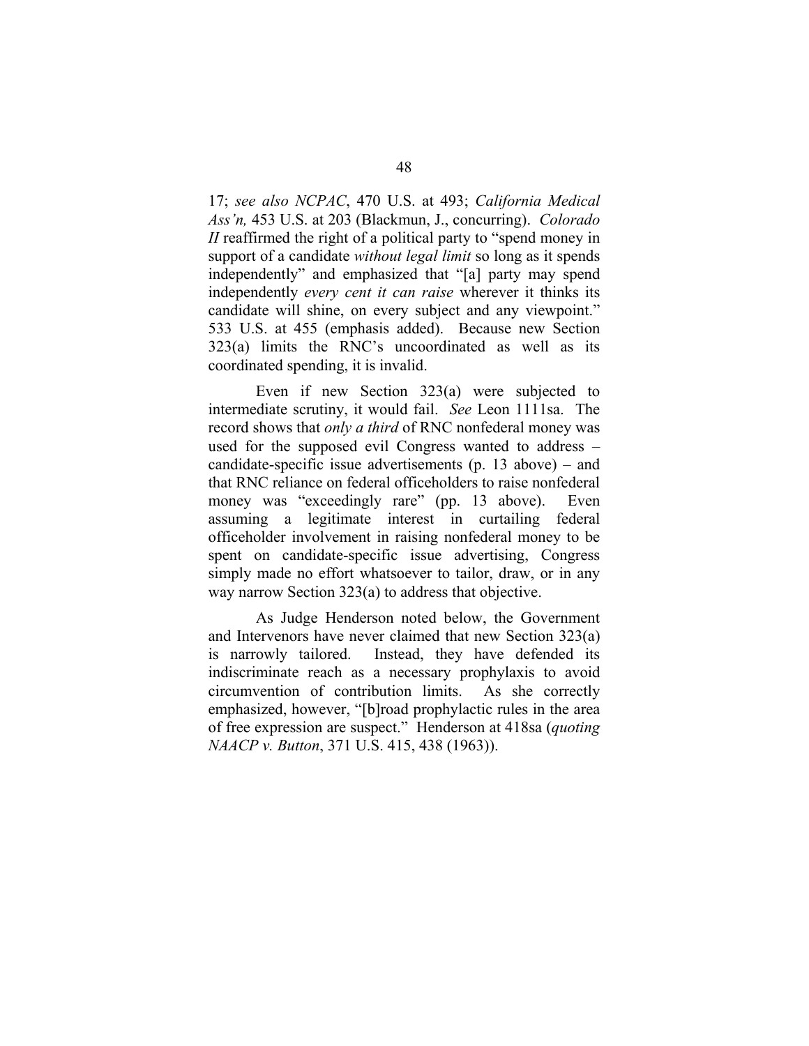17; *see also NCPAC*, 470 U.S. at 493; *California Medical Ass'n,* 453 U.S. at 203 (Blackmun, J., concurring). *Colorado II* reaffirmed the right of a political party to "spend money in support of a candidate *without legal limit* so long as it spends independently" and emphasized that "[a] party may spend independently *every cent it can raise* wherever it thinks its candidate will shine, on every subject and any viewpoint." 533 U.S. at 455 (emphasis added). Because new Section 323(a) limits the RNC's uncoordinated as well as its coordinated spending, it is invalid.

Even if new Section 323(a) were subjected to intermediate scrutiny, it would fail. *See* Leon 1111sa. The record shows that *only a third* of RNC nonfederal money was used for the supposed evil Congress wanted to address – candidate-specific issue advertisements (p. 13 above) – and that RNC reliance on federal officeholders to raise nonfederal money was "exceedingly rare" (pp. 13 above). Even assuming a legitimate interest in curtailing federal officeholder involvement in raising nonfederal money to be spent on candidate-specific issue advertising, Congress simply made no effort whatsoever to tailor, draw, or in any way narrow Section 323(a) to address that objective.

As Judge Henderson noted below, the Government and Intervenors have never claimed that new Section 323(a) is narrowly tailored. Instead, they have defended its indiscriminate reach as a necessary prophylaxis to avoid circumvention of contribution limits. As she correctly emphasized, however, "[b]road prophylactic rules in the area of free expression are suspect." Henderson at 418sa (*quoting NAACP v. Button*, 371 U.S. 415, 438 (1963)).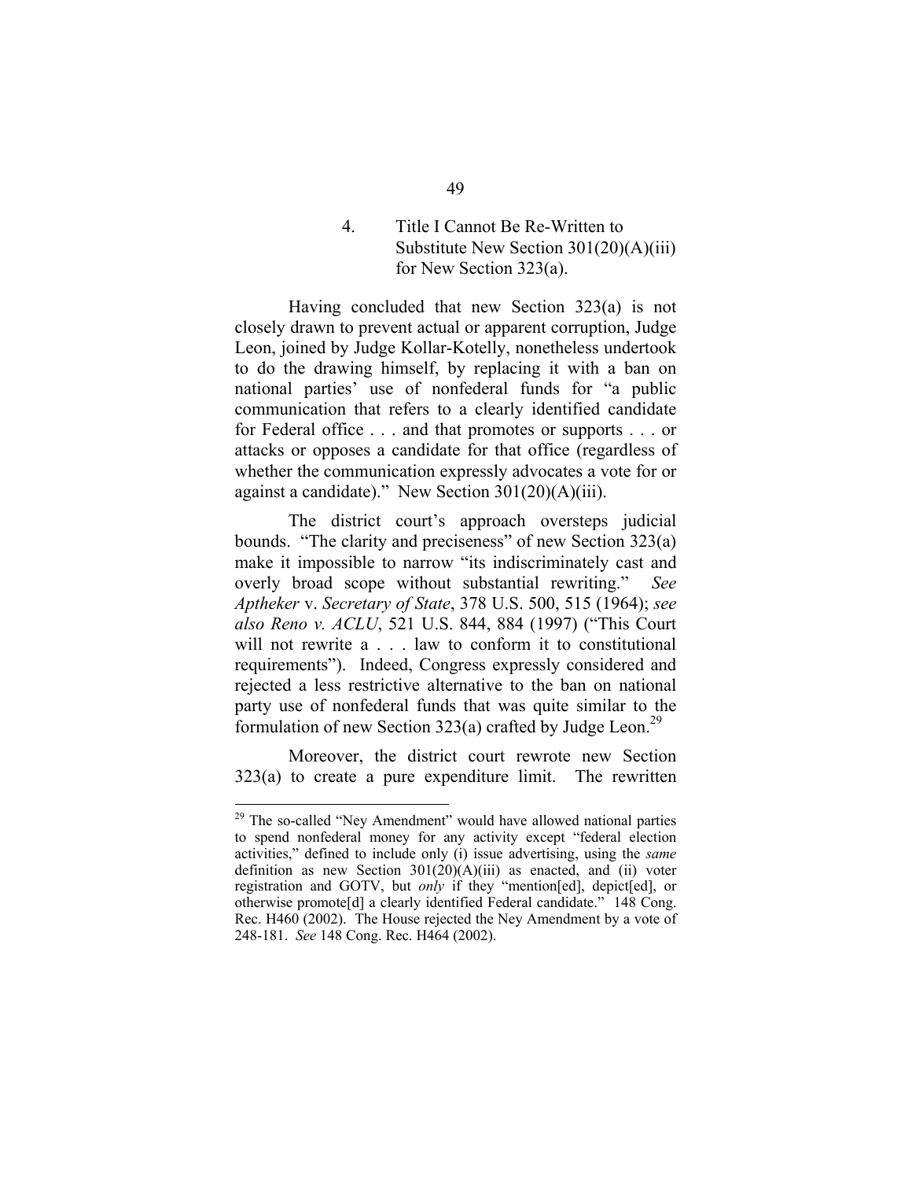#### 4. Title I Cannot Be Re-Written to Substitute New Section 301(20)(A)(iii) for New Section 323(a).

Having concluded that new Section 323(a) is not closely drawn to prevent actual or apparent corruption, Judge Leon, joined by Judge Kollar-Kotelly, nonetheless undertook to do the drawing himself, by replacing it with a ban on national parties' use of nonfederal funds for "a public communication that refers to a clearly identified candidate for Federal office . . . and that promotes or supports . . . or attacks or opposes a candidate for that office (regardless of whether the communication expressly advocates a vote for or against a candidate)." New Section 301(20)(A)(iii).

The district court's approach oversteps judicial bounds. "The clarity and preciseness" of new Section 323(a) make it impossible to narrow "its indiscriminately cast and overly broad scope without substantial rewriting." *See Aptheker* v. *Secretary of State*, 378 U.S. 500, 515 (1964); *see also Reno v. ACLU*, 521 U.S. 844, 884 (1997) ("This Court will not rewrite a . . . law to conform it to constitutional requirements"). Indeed, Congress expressly considered and rejected a less restrictive alternative to the ban on national party use of nonfederal funds that was quite similar to the formulation of new Section 323(a) crafted by Judge Leon.[29]

Moreover, the district court rewrote new Section 323(a) to create a pure expenditure limit. The rewritten

---

[29] The so-called "Ney Amendment" would have allowed national parties to spend nonfederal money for any activity except "federal election activities," defined to include only (i) issue advertising, using the *same* definition as new Section 301(20)(A)(iii) as enacted, and (ii) voter registration and GOTV, but *only* if they "mention[ed], depict[ed], or otherwise promote[d] a clearly identified Federal candidate." 148 Cong. Rec. H460 (2002). The House rejected the Ney Amendment by a vote of 248-181. *See* 148 Cong. Rec. H464 (2002).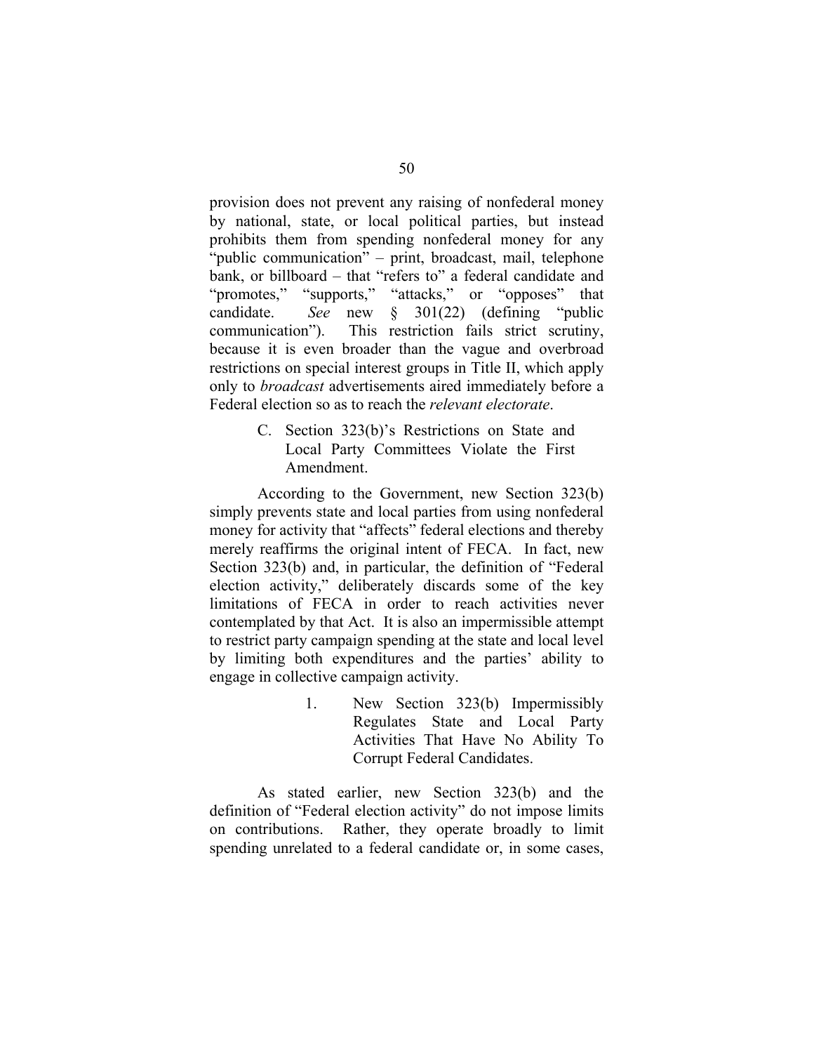provision does not prevent any raising of nonfederal money by national, state, or local political parties, but instead prohibits them from spending nonfederal money for any "public communication" – print, broadcast, mail, telephone bank, or billboard – that "refers to" a federal candidate and "promotes," "supports," "attacks," or "opposes" that candidate. *See* new § 301(22) (defining "public communication"). This restriction fails strict scrutiny, because it is even broader than the vague and overbroad restrictions on special interest groups in Title II, which apply only to *broadcast* advertisements aired immediately before a Federal election so as to reach the *relevant electorate*.

### C. Section 323(b)'s Restrictions on State and Local Party Committees Violate the First Amendment.

According to the Government, new Section 323(b) simply prevents state and local parties from using nonfederal money for activity that "affects" federal elections and thereby merely reaffirms the original intent of FECA. In fact, new Section 323(b) and, in particular, the definition of "Federal election activity," deliberately discards some of the key limitations of FECA in order to reach activities never contemplated by that Act. It is also an impermissible attempt to restrict party campaign spending at the state and local level by limiting both expenditures and the parties' ability to engage in collective campaign activity.

#### 1. New Section 323(b) Impermissibly Regulates State and Local Party Activities That Have No Ability To Corrupt Federal Candidates.

As stated earlier, new Section 323(b) and the definition of "Federal election activity" do not impose limits on contributions. Rather, they operate broadly to limit spending unrelated to a federal candidate or, in some cases,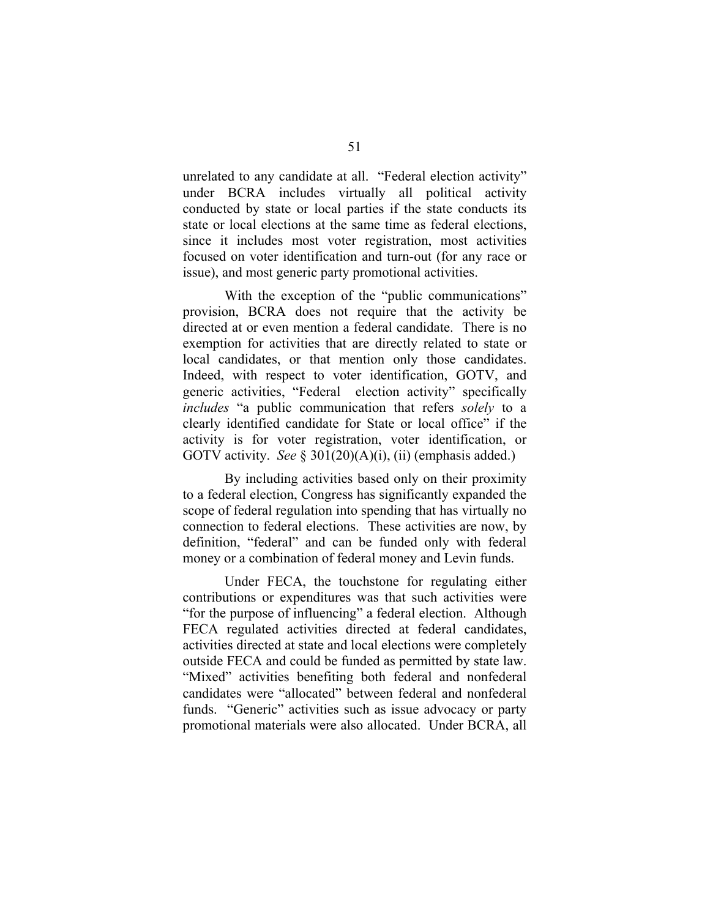unrelated to any candidate at all. "Federal election activity" under BCRA includes virtually all political activity conducted by state or local parties if the state conducts its state or local elections at the same time as federal elections, since it includes most voter registration, most activities focused on voter identification and turn-out (for any race or issue), and most generic party promotional activities.

With the exception of the "public communications" provision, BCRA does not require that the activity be directed at or even mention a federal candidate. There is no exemption for activities that are directly related to state or local candidates, or that mention only those candidates. Indeed, with respect to voter identification, GOTV, and generic activities, "Federal election activity" specifically *includes* "a public communication that refers *solely* to a clearly identified candidate for State or local office" if the activity is for voter registration, voter identification, or GOTV activity. *See* § 301(20)(A)(i), (ii) (emphasis added.)

By including activities based only on their proximity to a federal election, Congress has significantly expanded the scope of federal regulation into spending that has virtually no connection to federal elections. These activities are now, by definition, "federal" and can be funded only with federal money or a combination of federal money and Levin funds.

Under FECA, the touchstone for regulating either contributions or expenditures was that such activities were "for the purpose of influencing" a federal election. Although FECA regulated activities directed at federal candidates, activities directed at state and local elections were completely outside FECA and could be funded as permitted by state law. "Mixed" activities benefiting both federal and nonfederal candidates were "allocated" between federal and nonfederal funds. "Generic" activities such as issue advocacy or party promotional materials were also allocated. Under BCRA, all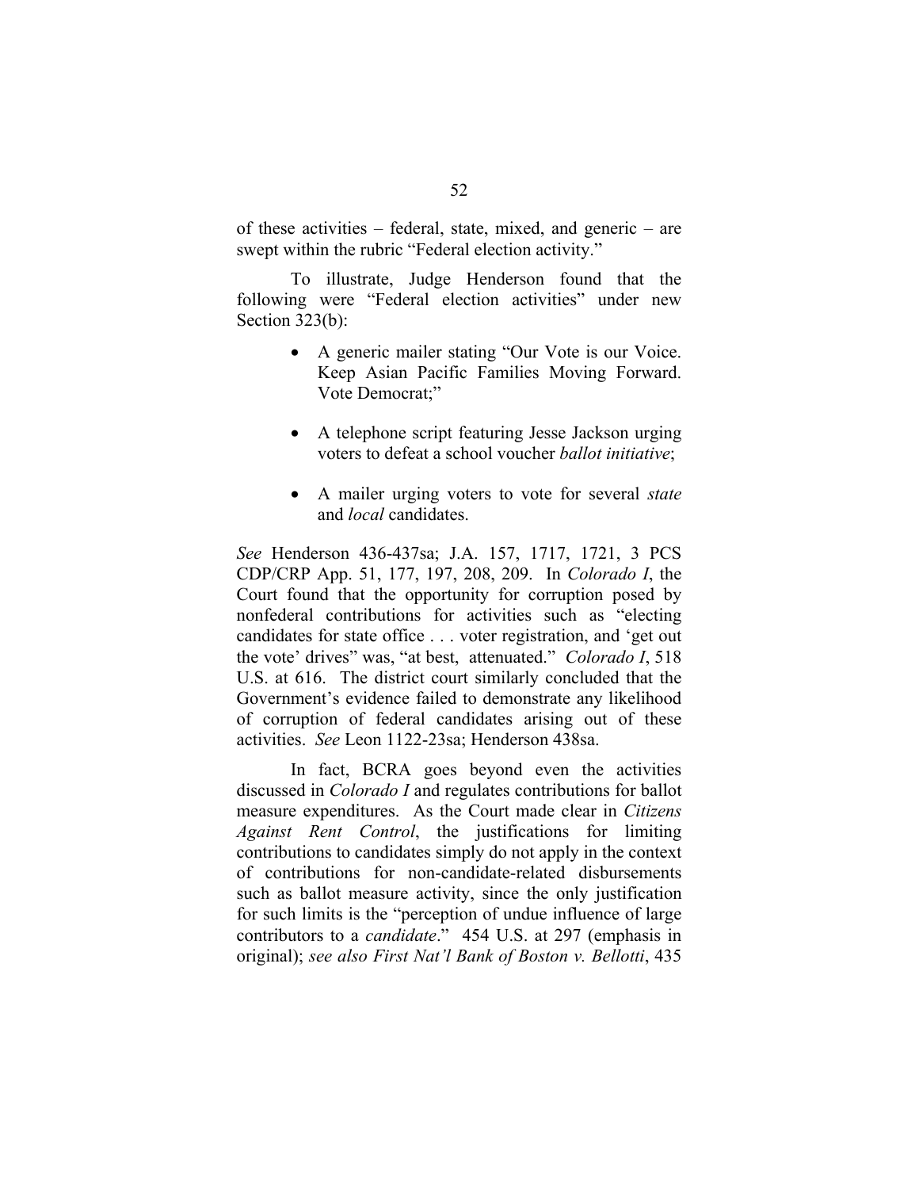of these activities – federal, state, mixed, and generic – are swept within the rubric "Federal election activity."

To illustrate, Judge Henderson found that the following were "Federal election activities" under new Section 323(b):

- A generic mailer stating "Our Vote is our Voice. Keep Asian Pacific Families Moving Forward. Vote Democrat;"
- A telephone script featuring Jesse Jackson urging voters to defeat a school voucher *ballot initiative*;
- A mailer urging voters to vote for several *state* and *local* candidates.

*See* Henderson 436-437sa; J.A. 157, 1717, 1721, 3 PCS CDP/CRP App. 51, 177, 197, 208, 209. In *Colorado I*, the Court found that the opportunity for corruption posed by nonfederal contributions for activities such as "electing candidates for state office . . . voter registration, and 'get out the vote' drives" was, "at best, attenuated." *Colorado I*, 518 U.S. at 616. The district court similarly concluded that the Government's evidence failed to demonstrate any likelihood of corruption of federal candidates arising out of these activities. *See* Leon 1122-23sa; Henderson 438sa.

In fact, BCRA goes beyond even the activities discussed in *Colorado I* and regulates contributions for ballot measure expenditures. As the Court made clear in *Citizens Against Rent Control*, the justifications for limiting contributions to candidates simply do not apply in the context of contributions for non-candidate-related disbursements such as ballot measure activity, since the only justification for such limits is the "perception of undue influence of large contributors to a *candidate*." 454 U.S. at 297 (emphasis in original); *see also First Nat'l Bank of Boston v. Bellotti*, 435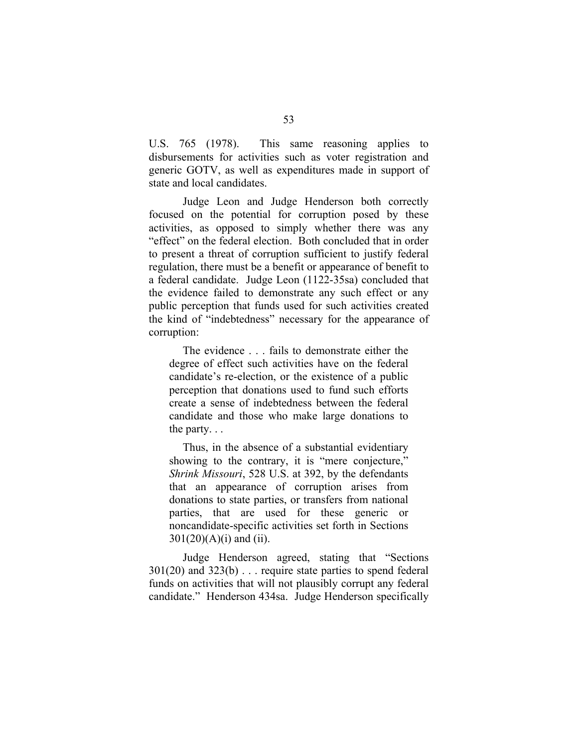U.S. 765 (1978). This same reasoning applies to disbursements for activities such as voter registration and generic GOTV, as well as expenditures made in support of state and local candidates.

Judge Leon and Judge Henderson both correctly focused on the potential for corruption posed by these activities, as opposed to simply whether there was any "effect" on the federal election. Both concluded that in order to present a threat of corruption sufficient to justify federal regulation, there must be a benefit or appearance of benefit to a federal candidate. Judge Leon (1122-35sa) concluded that the evidence failed to demonstrate any such effect or any public perception that funds used for such activities created the kind of "indebtedness" necessary for the appearance of corruption:

> The evidence . . . fails to demonstrate either the degree of effect such activities have on the federal candidate's re-election, or the existence of a public perception that donations used to fund such efforts create a sense of indebtedness between the federal candidate and those who make large donations to the party. . .
>
> Thus, in the absence of a substantial evidentiary showing to the contrary, it is "mere conjecture," *Shrink Missouri*, 528 U.S. at 392, by the defendants that an appearance of corruption arises from donations to state parties, or transfers from national parties, that are used for these generic or noncandidate-specific activities set forth in Sections 301(20)(A)(i) and (ii).

Judge Henderson agreed, stating that "Sections 301(20) and 323(b) . . . require state parties to spend federal funds on activities that will not plausibly corrupt any federal candidate." Henderson 434sa. Judge Henderson specifically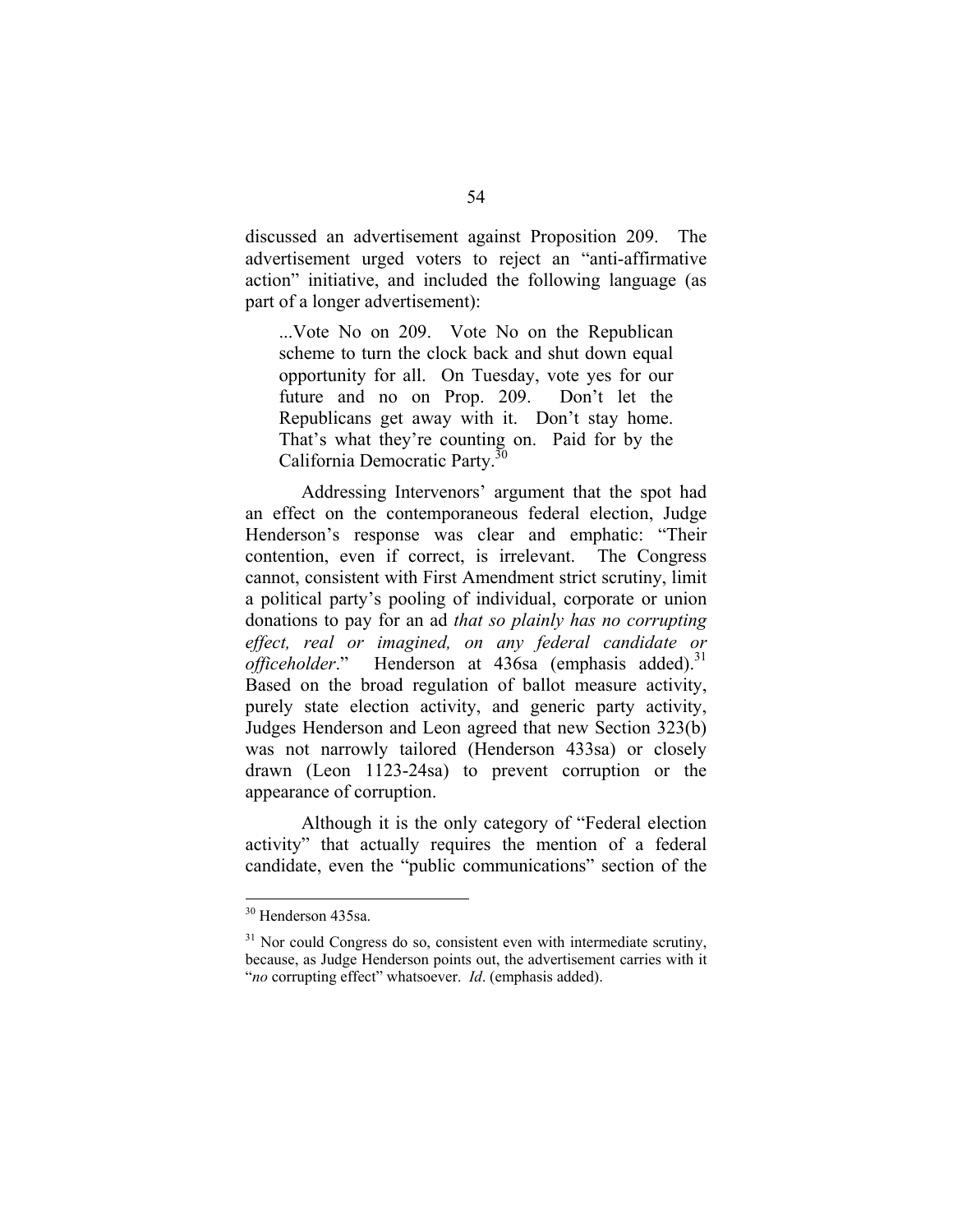discussed an advertisement against Proposition 209. The advertisement urged voters to reject an "anti-affirmative action" initiative, and included the following language (as part of a longer advertisement):

> ...Vote No on 209. Vote No on the Republican scheme to turn the clock back and shut down equal opportunity for all. On Tuesday, vote yes for our future and no on Prop. 209. Don't let the Republicans get away with it. Don't stay home. That's what they're counting on. Paid for by the California Democratic Party.[30]

Addressing Intervenors' argument that the spot had an effect on the contemporaneous federal election, Judge Henderson's response was clear and emphatic: "Their contention, even if correct, is irrelevant. The Congress cannot, consistent with First Amendment strict scrutiny, limit a political party's pooling of individual, corporate or union donations to pay for an ad *that so plainly has no corrupting effect, real or imagined, on any federal candidate or officeholder*." Henderson at 436sa (emphasis added).[31] Based on the broad regulation of ballot measure activity, purely state election activity, and generic party activity, Judges Henderson and Leon agreed that new Section 323(b) was not narrowly tailored (Henderson 433sa) or closely drawn (Leon 1123-24sa) to prevent corruption or the appearance of corruption.

Although it is the only category of "Federal election activity" that actually requires the mention of a federal candidate, even the "public communications" section of the

---

[30] Henderson 435sa.

[31] Nor could Congress do so, consistent even with intermediate scrutiny, because, as Judge Henderson points out, the advertisement carries with it "*no* corrupting effect" whatsoever. *Id*. (emphasis added).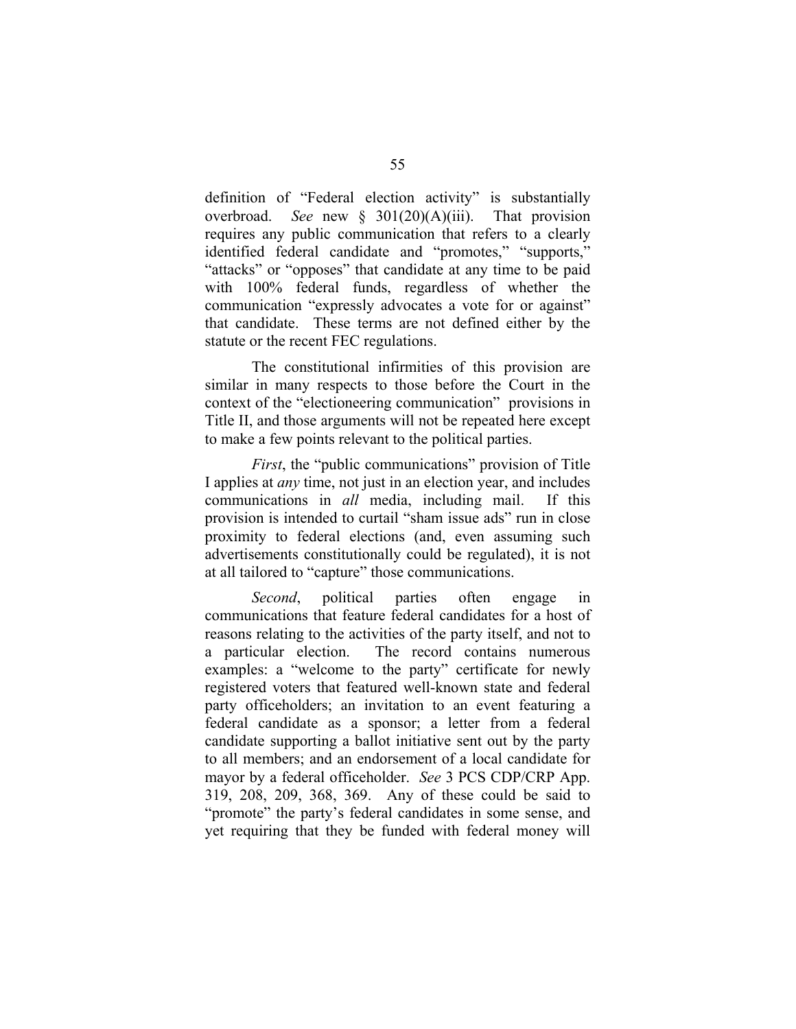definition of "Federal election activity" is substantially overbroad. *See* new § 301(20)(A)(iii). That provision requires any public communication that refers to a clearly identified federal candidate and "promotes," "supports," "attacks" or "opposes" that candidate at any time to be paid with 100% federal funds, regardless of whether the communication "expressly advocates a vote for or against" that candidate. These terms are not defined either by the statute or the recent FEC regulations.

The constitutional infirmities of this provision are similar in many respects to those before the Court in the context of the "electioneering communication" provisions in Title II, and those arguments will not be repeated here except to make a few points relevant to the political parties.

*First*, the "public communications" provision of Title I applies at *any* time, not just in an election year, and includes communications in *all* media, including mail. If this provision is intended to curtail "sham issue ads" run in close proximity to federal elections (and, even assuming such advertisements constitutionally could be regulated), it is not at all tailored to "capture" those communications.

*Second*, political parties often engage in communications that feature federal candidates for a host of reasons relating to the activities of the party itself, and not to a particular election. The record contains numerous examples: a "welcome to the party" certificate for newly registered voters that featured well-known state and federal party officeholders; an invitation to an event featuring a federal candidate as a sponsor; a letter from a federal candidate supporting a ballot initiative sent out by the party to all members; and an endorsement of a local candidate for mayor by a federal officeholder. *See* 3 PCS CDP/CRP App. 319, 208, 209, 368, 369. Any of these could be said to "promote" the party's federal candidates in some sense, and yet requiring that they be funded with federal money will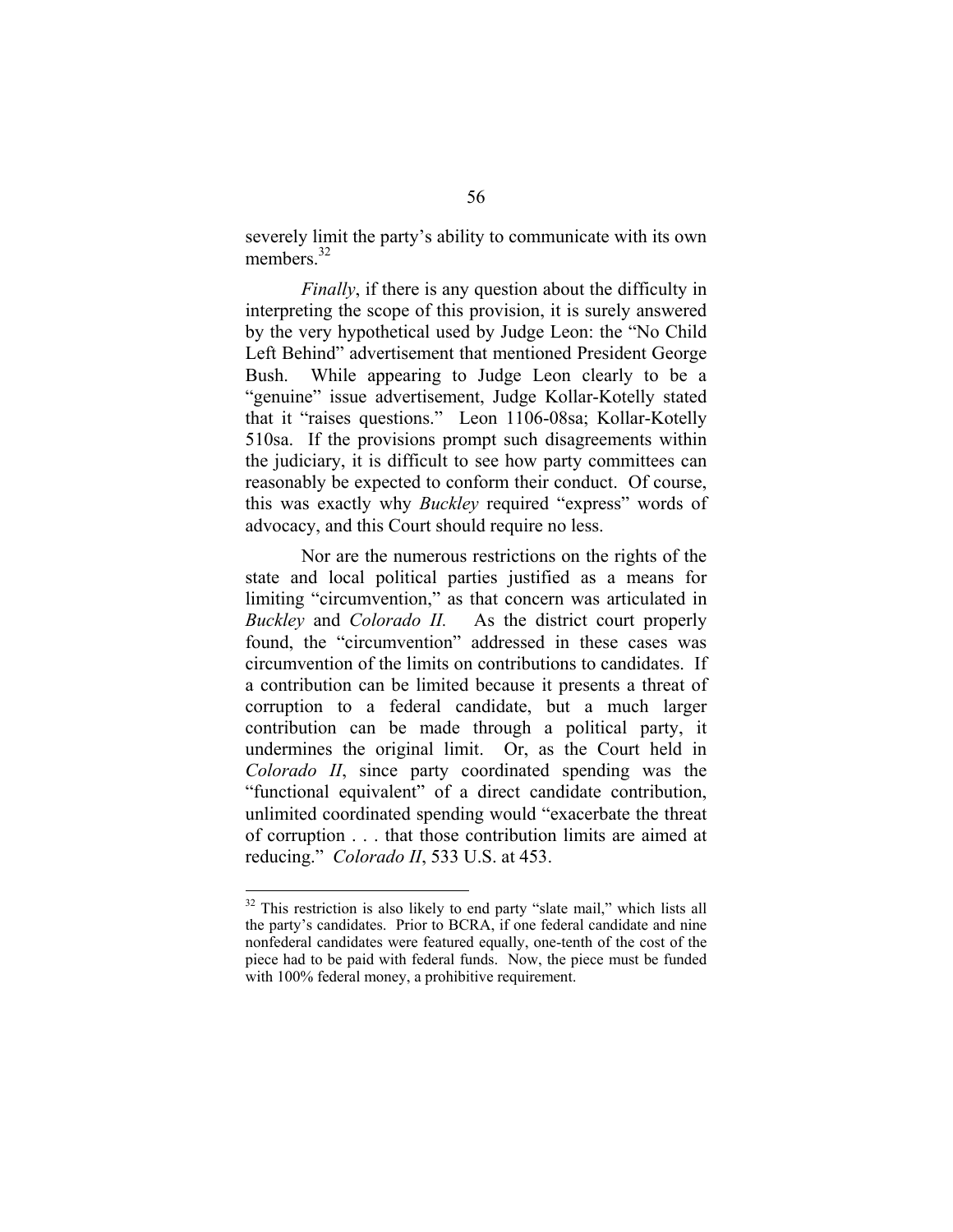severely limit the party's ability to communicate with its own members.[32]

*Finally*, if there is any question about the difficulty in interpreting the scope of this provision, it is surely answered by the very hypothetical used by Judge Leon: the "No Child Left Behind" advertisement that mentioned President George Bush. While appearing to Judge Leon clearly to be a "genuine" issue advertisement, Judge Kollar-Kotelly stated that it "raises questions." Leon 1106-08sa; Kollar-Kotelly 510sa. If the provisions prompt such disagreements within the judiciary, it is difficult to see how party committees can reasonably be expected to conform their conduct. Of course, this was exactly why *Buckley* required "express" words of advocacy, and this Court should require no less.

Nor are the numerous restrictions on the rights of the state and local political parties justified as a means for limiting "circumvention," as that concern was articulated in *Buckley* and *Colorado II.* As the district court properly found, the "circumvention" addressed in these cases was circumvention of the limits on contributions to candidates. If a contribution can be limited because it presents a threat of corruption to a federal candidate, but a much larger contribution can be made through a political party, it undermines the original limit. Or, as the Court held in *Colorado II*, since party coordinated spending was the "functional equivalent" of a direct candidate contribution, unlimited coordinated spending would "exacerbate the threat of corruption . . . that those contribution limits are aimed at reducing." *Colorado II*, 533 U.S. at 453.

---

[32] This restriction is also likely to end party "slate mail," which lists all the party's candidates. Prior to BCRA, if one federal candidate and nine nonfederal candidates were featured equally, one-tenth of the cost of the piece had to be paid with federal funds. Now, the piece must be funded with 100% federal money, a prohibitive requirement.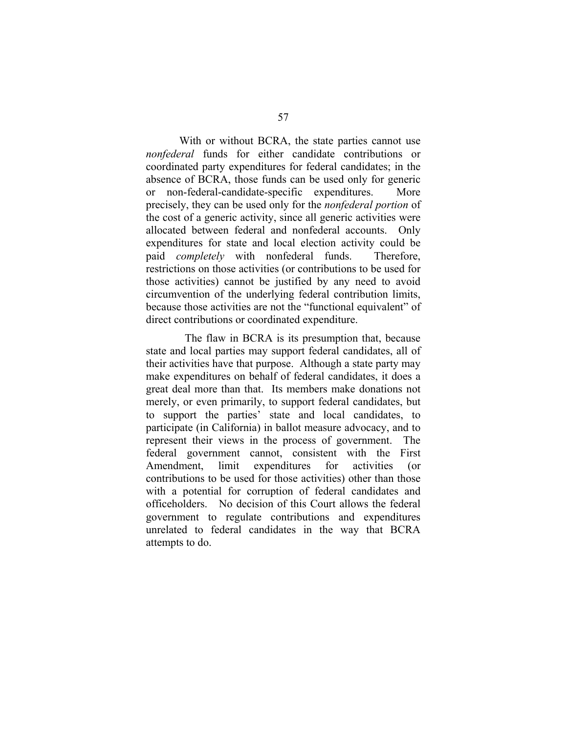With or without BCRA, the state parties cannot use *nonfederal* funds for either candidate contributions or coordinated party expenditures for federal candidates; in the absence of BCRA, those funds can be used only for generic or non-federal-candidate-specific expenditures. More precisely, they can be used only for the *nonfederal portion* of the cost of a generic activity, since all generic activities were allocated between federal and nonfederal accounts. Only expenditures for state and local election activity could be paid *completely* with nonfederal funds. Therefore, restrictions on those activities (or contributions to be used for those activities) cannot be justified by any need to avoid circumvention of the underlying federal contribution limits, because those activities are not the "functional equivalent" of direct contributions or coordinated expenditure.

The flaw in BCRA is its presumption that, because state and local parties may support federal candidates, all of their activities have that purpose. Although a state party may make expenditures on behalf of federal candidates, it does a great deal more than that. Its members make donations not merely, or even primarily, to support federal candidates, but to support the parties' state and local candidates, to participate (in California) in ballot measure advocacy, and to represent their views in the process of government. The federal government cannot, consistent with the First Amendment, limit expenditures for activities (or contributions to be used for those activities) other than those with a potential for corruption of federal candidates and officeholders. No decision of this Court allows the federal government to regulate contributions and expenditures unrelated to federal candidates in the way that BCRA attempts to do.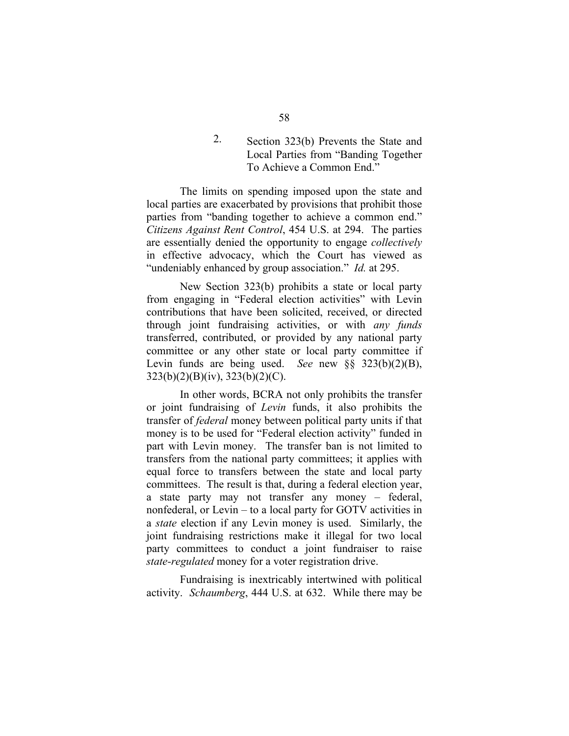### 2. Section 323(b) Prevents the State and Local Parties from "Banding Together To Achieve a Common End."

The limits on spending imposed upon the state and local parties are exacerbated by provisions that prohibit those parties from "banding together to achieve a common end." *Citizens Against Rent Control*, 454 U.S. at 294. The parties are essentially denied the opportunity to engage *collectively* in effective advocacy, which the Court has viewed as "undeniably enhanced by group association." *Id.* at 295.

New Section 323(b) prohibits a state or local party from engaging in "Federal election activities" with Levin contributions that have been solicited, received, or directed through joint fundraising activities, or with *any funds* transferred, contributed, or provided by any national party committee or any other state or local party committee if Levin funds are being used. *See* new §§ 323(b)(2)(B), 323(b)(2)(B)(iv), 323(b)(2)(C).

In other words, BCRA not only prohibits the transfer or joint fundraising of *Levin* funds, it also prohibits the transfer of *federal* money between political party units if that money is to be used for "Federal election activity" funded in part with Levin money. The transfer ban is not limited to transfers from the national party committees; it applies with equal force to transfers between the state and local party committees. The result is that, during a federal election year, a state party may not transfer any money – federal, nonfederal, or Levin – to a local party for GOTV activities in a *state* election if any Levin money is used. Similarly, the joint fundraising restrictions make it illegal for two local party committees to conduct a joint fundraiser to raise *state-regulated* money for a voter registration drive.

Fundraising is inextricably intertwined with political activity. *Schaumberg*, 444 U.S. at 632. While there may be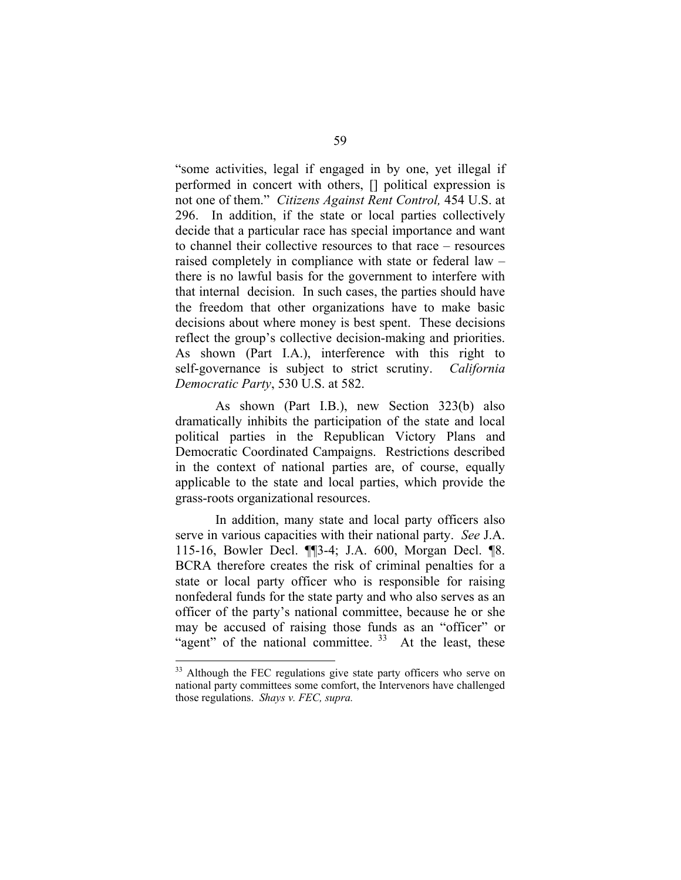"some activities, legal if engaged in by one, yet illegal if performed in concert with others, [] political expression is not one of them." *Citizens Against Rent Control,* 454 U.S. at 296. In addition, if the state or local parties collectively decide that a particular race has special importance and want to channel their collective resources to that race – resources raised completely in compliance with state or federal law – there is no lawful basis for the government to interfere with that internal decision. In such cases, the parties should have the freedom that other organizations have to make basic decisions about where money is best spent. These decisions reflect the group's collective decision-making and priorities. As shown (Part I.A.), interference with this right to self-governance is subject to strict scrutiny. *California Democratic Party*, 530 U.S. at 582.

As shown (Part I.B.), new Section 323(b) also dramatically inhibits the participation of the state and local political parties in the Republican Victory Plans and Democratic Coordinated Campaigns. Restrictions described in the context of national parties are, of course, equally applicable to the state and local parties, which provide the grass-roots organizational resources.

In addition, many state and local party officers also serve in various capacities with their national party. *See* J.A. 115-16, Bowler Decl. ¶¶3-4; J.A. 600, Morgan Decl. ¶8. BCRA therefore creates the risk of criminal penalties for a state or local party officer who is responsible for raising nonfederal funds for the state party and who also serves as an officer of the party's national committee, because he or she may be accused of raising those funds as an "officer" or "agent" of the national committee. [33] At the least, these

[33] Although the FEC regulations give state party officers who serve on national party committees some comfort, the Intervenors have challenged those regulations. *Shays v. FEC, supra.*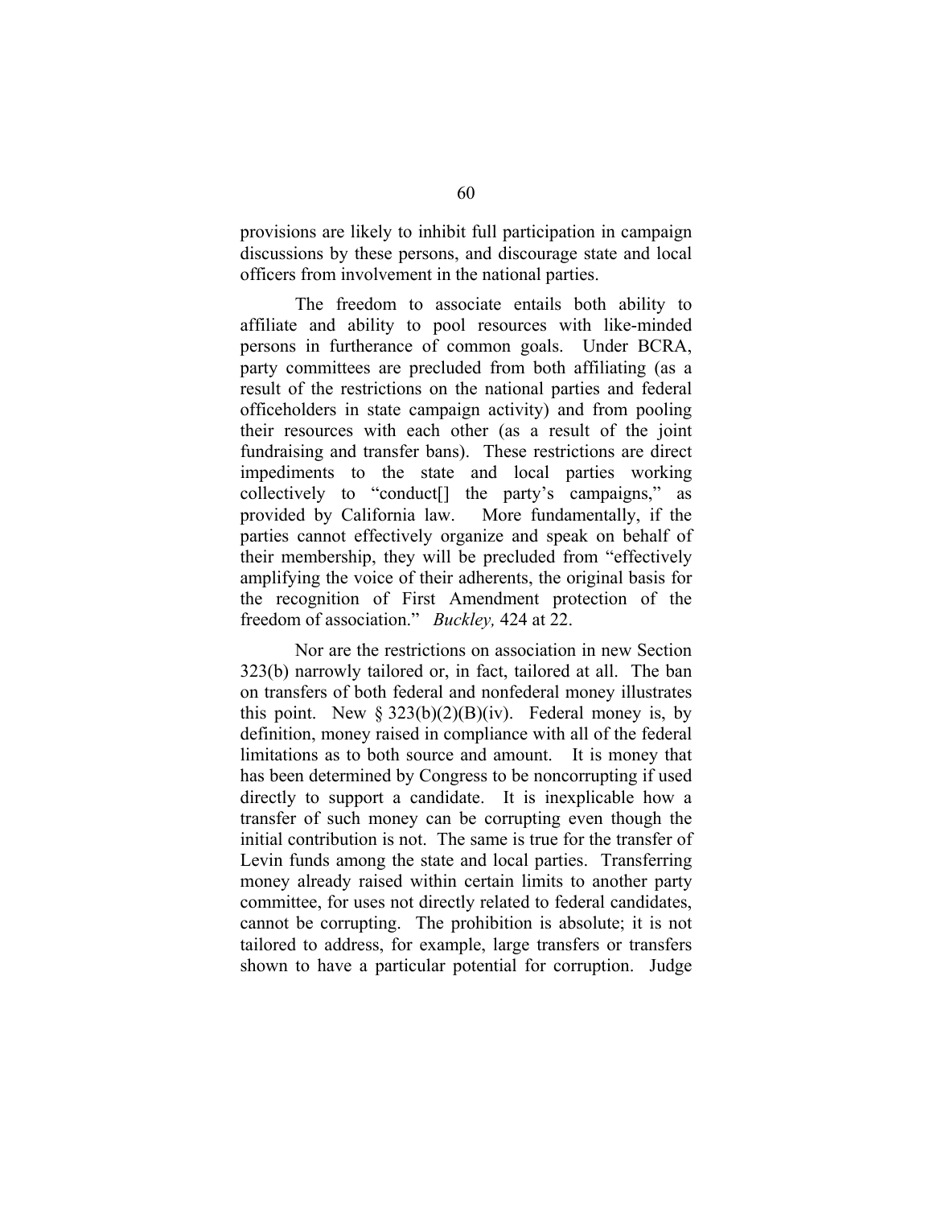provisions are likely to inhibit full participation in campaign discussions by these persons, and discourage state and local officers from involvement in the national parties.

The freedom to associate entails both ability to affiliate and ability to pool resources with like-minded persons in furtherance of common goals. Under BCRA, party committees are precluded from both affiliating (as a result of the restrictions on the national parties and federal officeholders in state campaign activity) and from pooling their resources with each other (as a result of the joint fundraising and transfer bans). These restrictions are direct impediments to the state and local parties working collectively to "conduct[] the party's campaigns," as provided by California law. More fundamentally, if the parties cannot effectively organize and speak on behalf of their membership, they will be precluded from "effectively amplifying the voice of their adherents, the original basis for the recognition of First Amendment protection of the freedom of association." *Buckley,* 424 at 22.

Nor are the restrictions on association in new Section 323(b) narrowly tailored or, in fact, tailored at all. The ban on transfers of both federal and nonfederal money illustrates this point. New § 323(b)(2)(B)(iv). Federal money is, by definition, money raised in compliance with all of the federal limitations as to both source and amount. It is money that has been determined by Congress to be noncorrupting if used directly to support a candidate. It is inexplicable how a transfer of such money can be corrupting even though the initial contribution is not. The same is true for the transfer of Levin funds among the state and local parties. Transferring money already raised within certain limits to another party committee, for uses not directly related to federal candidates, cannot be corrupting. The prohibition is absolute; it is not tailored to address, for example, large transfers or transfers shown to have a particular potential for corruption. Judge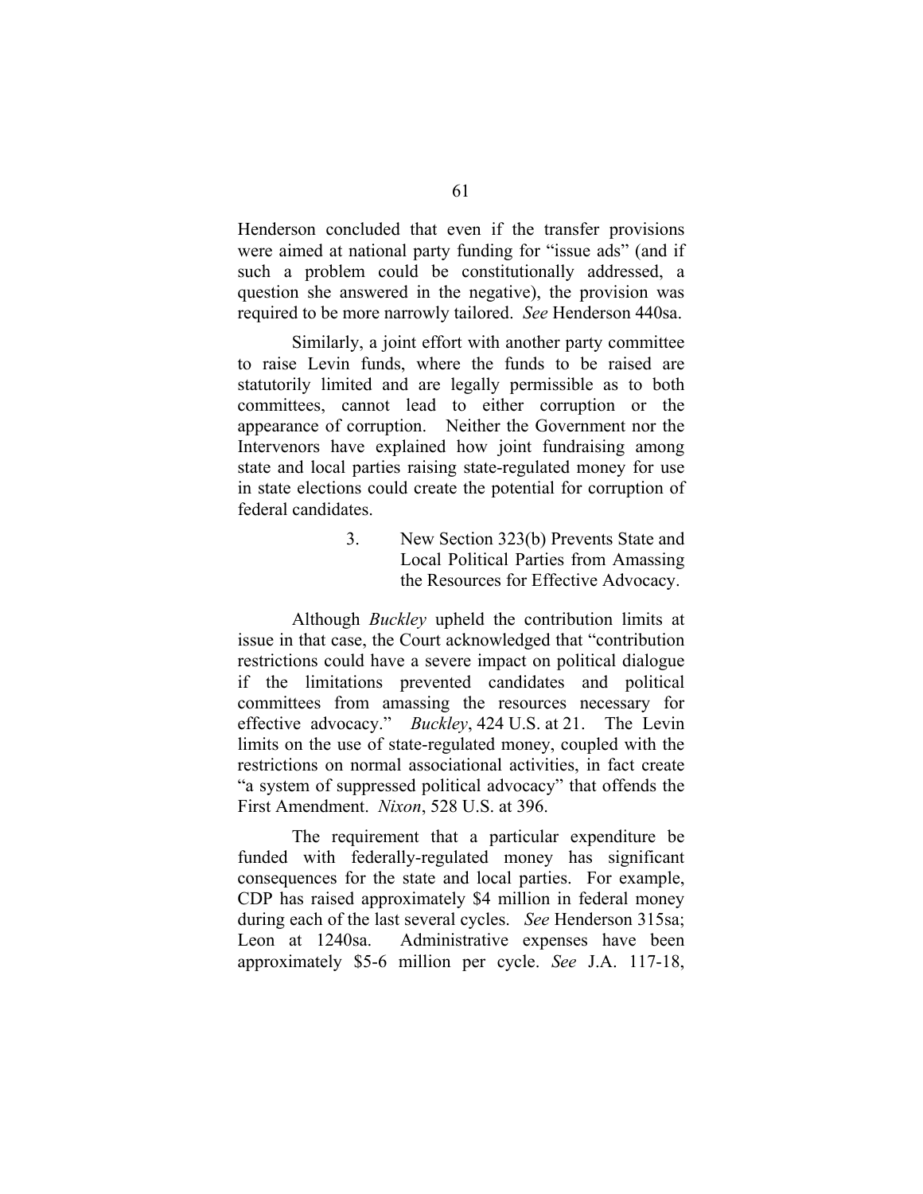Henderson concluded that even if the transfer provisions were aimed at national party funding for "issue ads" (and if such a problem could be constitutionally addressed, a question she answered in the negative), the provision was required to be more narrowly tailored. *See* Henderson 440sa.

Similarly, a joint effort with another party committee to raise Levin funds, where the funds to be raised are statutorily limited and are legally permissible as to both committees, cannot lead to either corruption or the appearance of corruption. Neither the Government nor the Intervenors have explained how joint fundraising among state and local parties raising state-regulated money for use in state elections could create the potential for corruption of federal candidates.

### 3. New Section 323(b) Prevents State and Local Political Parties from Amassing the Resources for Effective Advocacy.

Although *Buckley* upheld the contribution limits at issue in that case, the Court acknowledged that "contribution restrictions could have a severe impact on political dialogue if the limitations prevented candidates and political committees from amassing the resources necessary for effective advocacy." *Buckley*, 424 U.S. at 21. The Levin limits on the use of state-regulated money, coupled with the restrictions on normal associational activities, in fact create "a system of suppressed political advocacy" that offends the First Amendment. *Nixon*, 528 U.S. at 396.

The requirement that a particular expenditure be funded with federally-regulated money has significant consequences for the state and local parties. For example, CDP has raised approximately $4 million in federal money during each of the last several cycles. *See* Henderson 315sa; Leon at 1240sa. Administrative expenses have been approximately $5-6 million per cycle. *See* J.A. 117-18,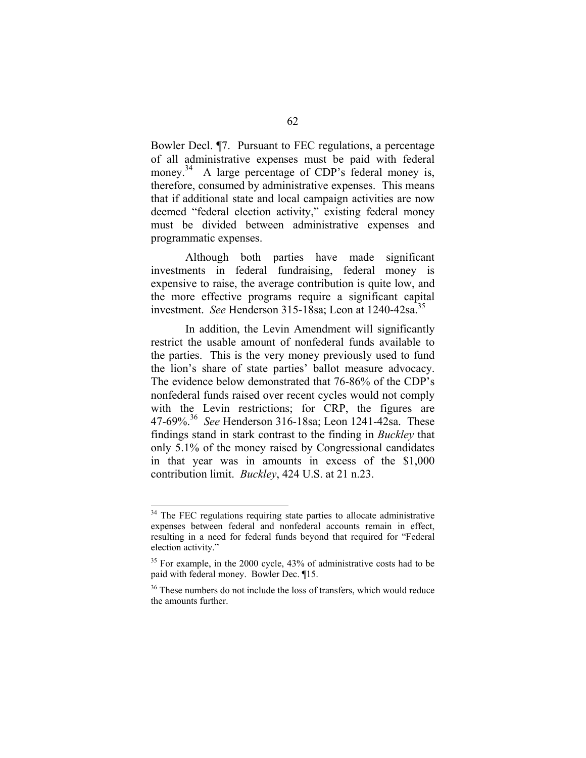Bowler Decl. ¶7. Pursuant to FEC regulations, a percentage of all administrative expenses must be paid with federal money.[34] A large percentage of CDP's federal money is, therefore, consumed by administrative expenses. This means that if additional state and local campaign activities are now deemed "federal election activity," existing federal money must be divided between administrative expenses and programmatic expenses.

Although both parties have made significant investments in federal fundraising, federal money is expensive to raise, the average contribution is quite low, and the more effective programs require a significant capital investment. *See* Henderson 315-18sa; Leon at 1240-42sa.[35]

In addition, the Levin Amendment will significantly restrict the usable amount of nonfederal funds available to the parties. This is the very money previously used to fund the lion's share of state parties' ballot measure advocacy. The evidence below demonstrated that 76-86% of the CDP's nonfederal funds raised over recent cycles would not comply with the Levin restrictions; for CRP, the figures are 47-69%.[36] *See* Henderson 316-18sa; Leon 1241-42sa. These findings stand in stark contrast to the finding in *Buckley* that only 5.1% of the money raised by Congressional candidates in that year was in amounts in excess of the $1,000 contribution limit. *Buckley*, 424 U.S. at 21 n.23.

---

[34] The FEC regulations requiring state parties to allocate administrative expenses between federal and nonfederal accounts remain in effect, resulting in a need for federal funds beyond that required for "Federal election activity."

[35] For example, in the 2000 cycle, 43% of administrative costs had to be paid with federal money. Bowler Dec. ¶15.

[36] These numbers do not include the loss of transfers, which would reduce the amounts further.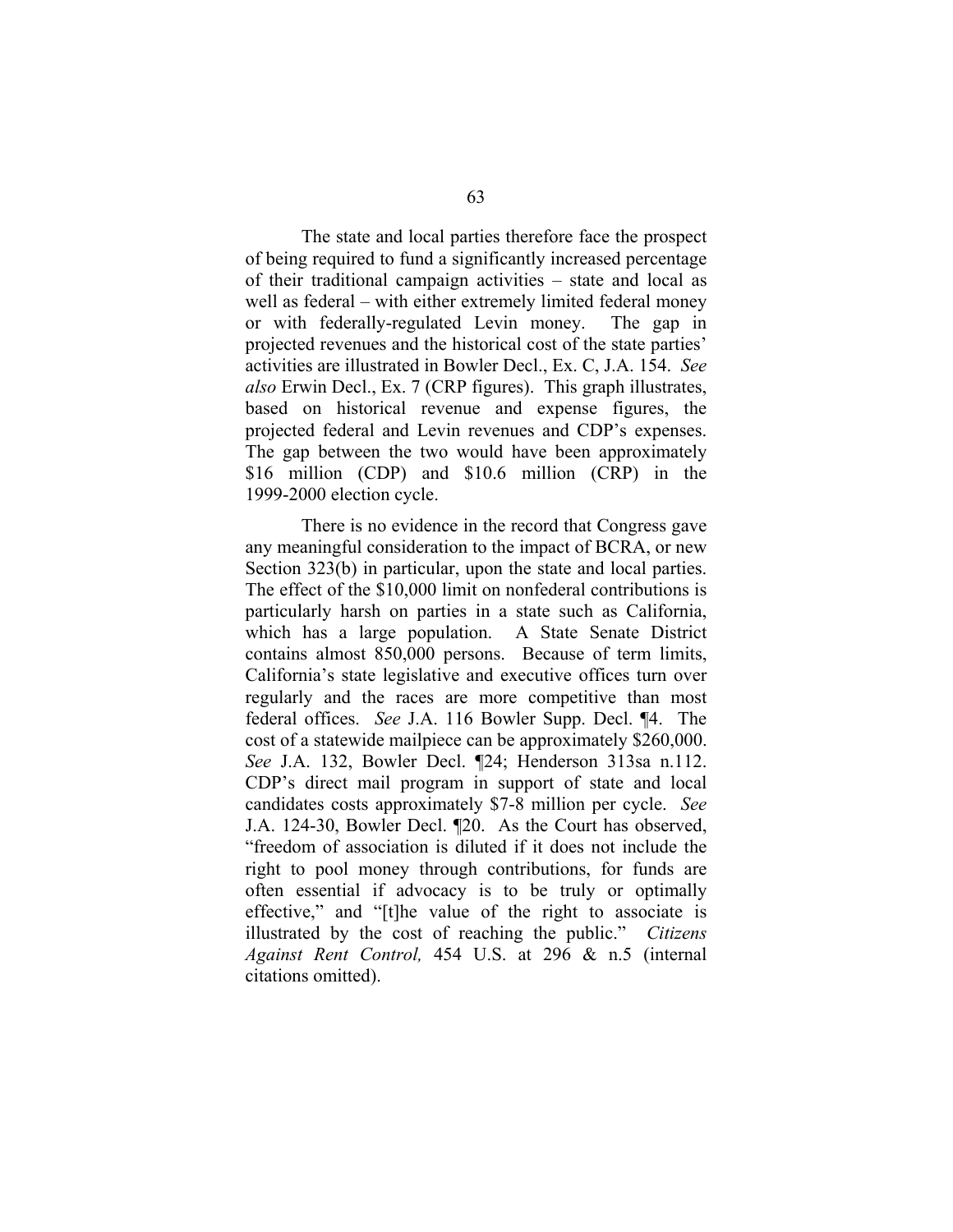The state and local parties therefore face the prospect of being required to fund a significantly increased percentage of their traditional campaign activities – state and local as well as federal – with either extremely limited federal money or with federally-regulated Levin money. The gap in projected revenues and the historical cost of the state parties' activities are illustrated in Bowler Decl., Ex. C, J.A. 154. *See also* Erwin Decl., Ex. 7 (CRP figures). This graph illustrates, based on historical revenue and expense figures, the projected federal and Levin revenues and CDP's expenses. The gap between the two would have been approximately $16 million (CDP) and $10.6 million (CRP) in the 1999-2000 election cycle.

There is no evidence in the record that Congress gave any meaningful consideration to the impact of BCRA, or new Section 323(b) in particular, upon the state and local parties. The effect of the $10,000 limit on nonfederal contributions is particularly harsh on parties in a state such as California, which has a large population. A State Senate District contains almost 850,000 persons. Because of term limits, California's state legislative and executive offices turn over regularly and the races are more competitive than most federal offices. *See* J.A. 116 Bowler Supp. Decl. ¶4. The cost of a statewide mailpiece can be approximately $260,000. *See* J.A. 132, Bowler Decl. ¶24; Henderson 313sa n.112. CDP's direct mail program in support of state and local candidates costs approximately $7-8 million per cycle. *See* J.A. 124-30, Bowler Decl. ¶20. As the Court has observed, "freedom of association is diluted if it does not include the right to pool money through contributions, for funds are often essential if advocacy is to be truly or optimally effective," and "[t]he value of the right to associate is illustrated by the cost of reaching the public." *Citizens Against Rent Control,* 454 U.S. at 296 & n.5 (internal citations omitted).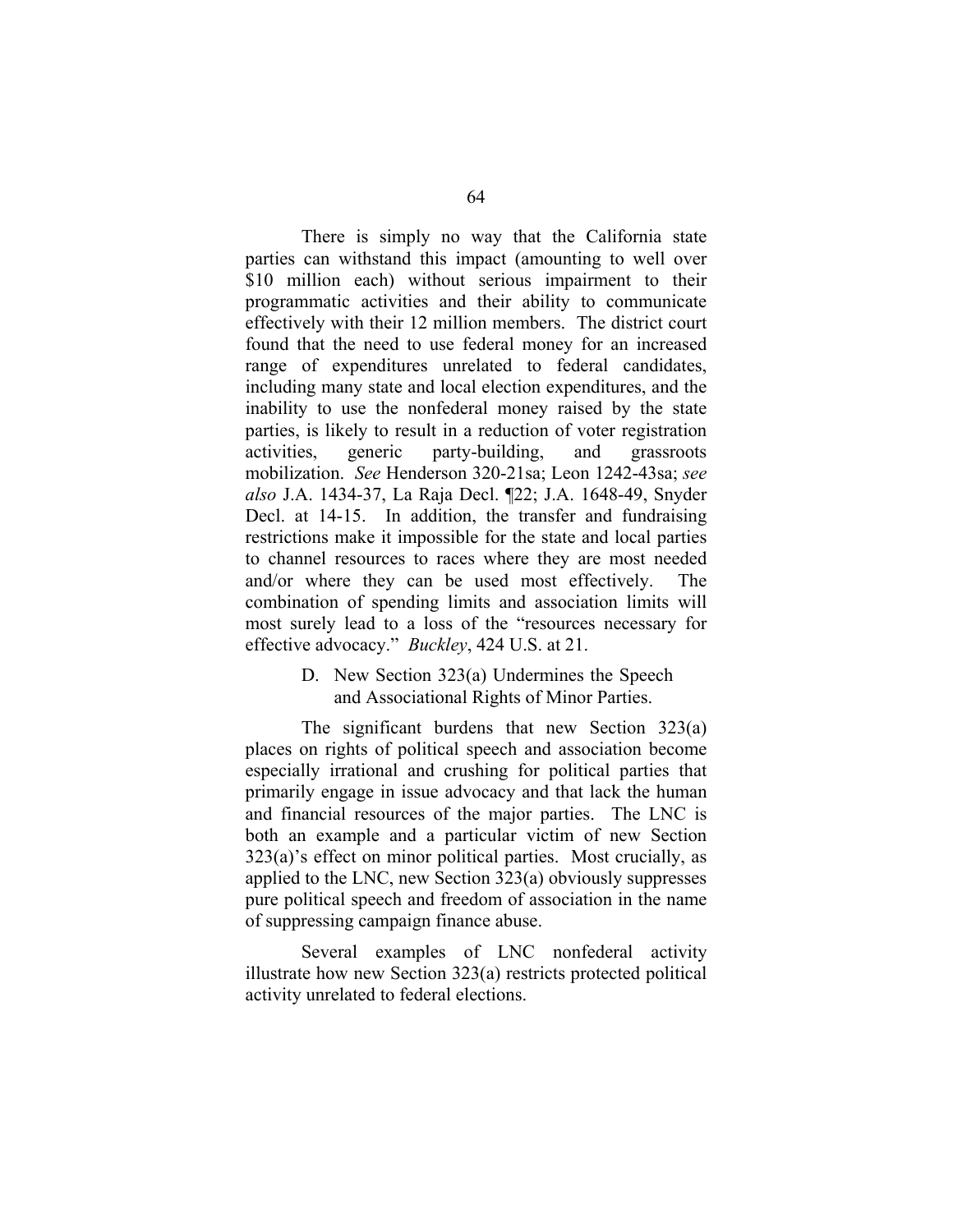There is simply no way that the California state parties can withstand this impact (amounting to well over $10 million each) without serious impairment to their programmatic activities and their ability to communicate effectively with their 12 million members. The district court found that the need to use federal money for an increased range of expenditures unrelated to federal candidates, including many state and local election expenditures, and the inability to use the nonfederal money raised by the state parties, is likely to result in a reduction of voter registration activities, generic party-building, and grassroots mobilization. *See* Henderson 320-21sa; Leon 1242-43sa; *see also* J.A. 1434-37, La Raja Decl. ¶22; J.A. 1648-49, Snyder Decl. at 14-15. In addition, the transfer and fundraising restrictions make it impossible for the state and local parties to channel resources to races where they are most needed and/or where they can be used most effectively. The combination of spending limits and association limits will most surely lead to a loss of the "resources necessary for effective advocacy." *Buckley*, 424 U.S. at 21.

### D. New Section 323(a) Undermines the Speech and Associational Rights of Minor Parties.

The significant burdens that new Section 323(a) places on rights of political speech and association become especially irrational and crushing for political parties that primarily engage in issue advocacy and that lack the human and financial resources of the major parties. The LNC is both an example and a particular victim of new Section 323(a)'s effect on minor political parties. Most crucially, as applied to the LNC, new Section 323(a) obviously suppresses pure political speech and freedom of association in the name of suppressing campaign finance abuse.

Several examples of LNC nonfederal activity illustrate how new Section 323(a) restricts protected political activity unrelated to federal elections.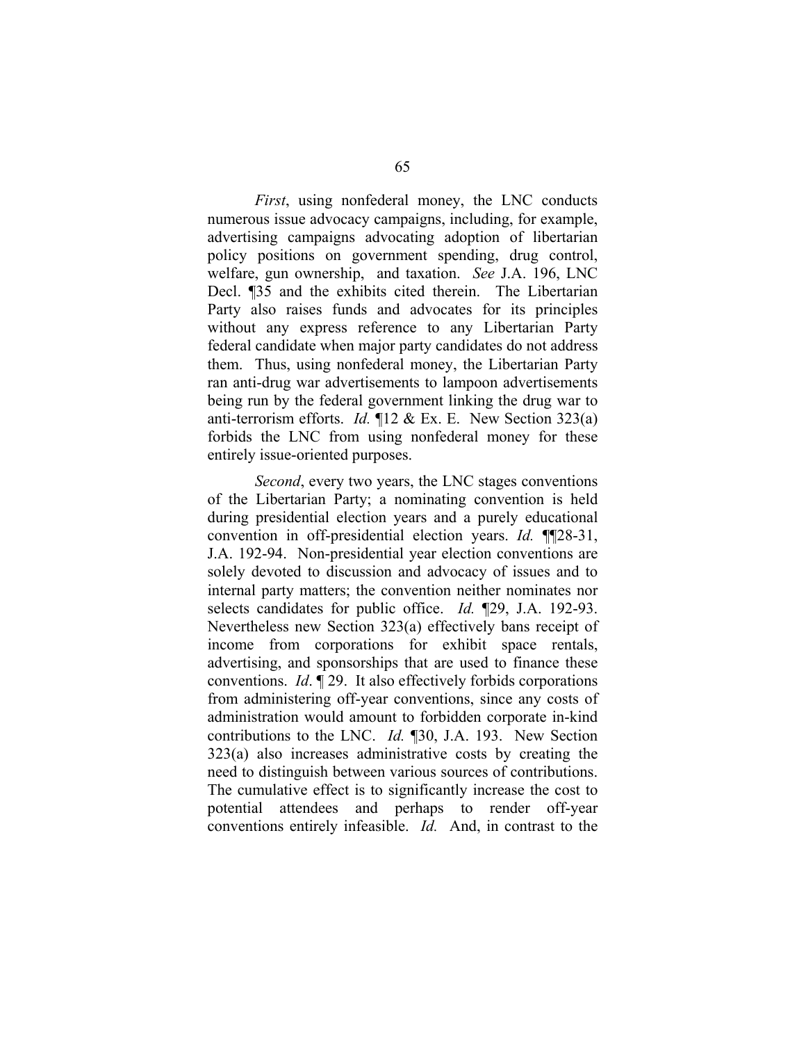*First*, using nonfederal money, the LNC conducts numerous issue advocacy campaigns, including, for example, advertising campaigns advocating adoption of libertarian policy positions on government spending, drug control, welfare, gun ownership, and taxation. *See* J.A. 196, LNC Decl. ¶35 and the exhibits cited therein. The Libertarian Party also raises funds and advocates for its principles without any express reference to any Libertarian Party federal candidate when major party candidates do not address them. Thus, using nonfederal money, the Libertarian Party ran anti-drug war advertisements to lampoon advertisements being run by the federal government linking the drug war to anti-terrorism efforts. *Id.* ¶12 & Ex. E. New Section 323(a) forbids the LNC from using nonfederal money for these entirely issue-oriented purposes.

*Second*, every two years, the LNC stages conventions of the Libertarian Party; a nominating convention is held during presidential election years and a purely educational convention in off-presidential election years. *Id.* ¶¶28-31, J.A. 192-94. Non-presidential year election conventions are solely devoted to discussion and advocacy of issues and to internal party matters; the convention neither nominates nor selects candidates for public office. *Id.* ¶29, J.A. 192-93. Nevertheless new Section 323(a) effectively bans receipt of income from corporations for exhibit space rentals, advertising, and sponsorships that are used to finance these conventions. *Id*. ¶ 29. It also effectively forbids corporations from administering off-year conventions, since any costs of administration would amount to forbidden corporate in-kind contributions to the LNC. *Id.* ¶30, J.A. 193. New Section 323(a) also increases administrative costs by creating the need to distinguish between various sources of contributions. The cumulative effect is to significantly increase the cost to potential attendees and perhaps to render off-year conventions entirely infeasible. *Id.* And, in contrast to the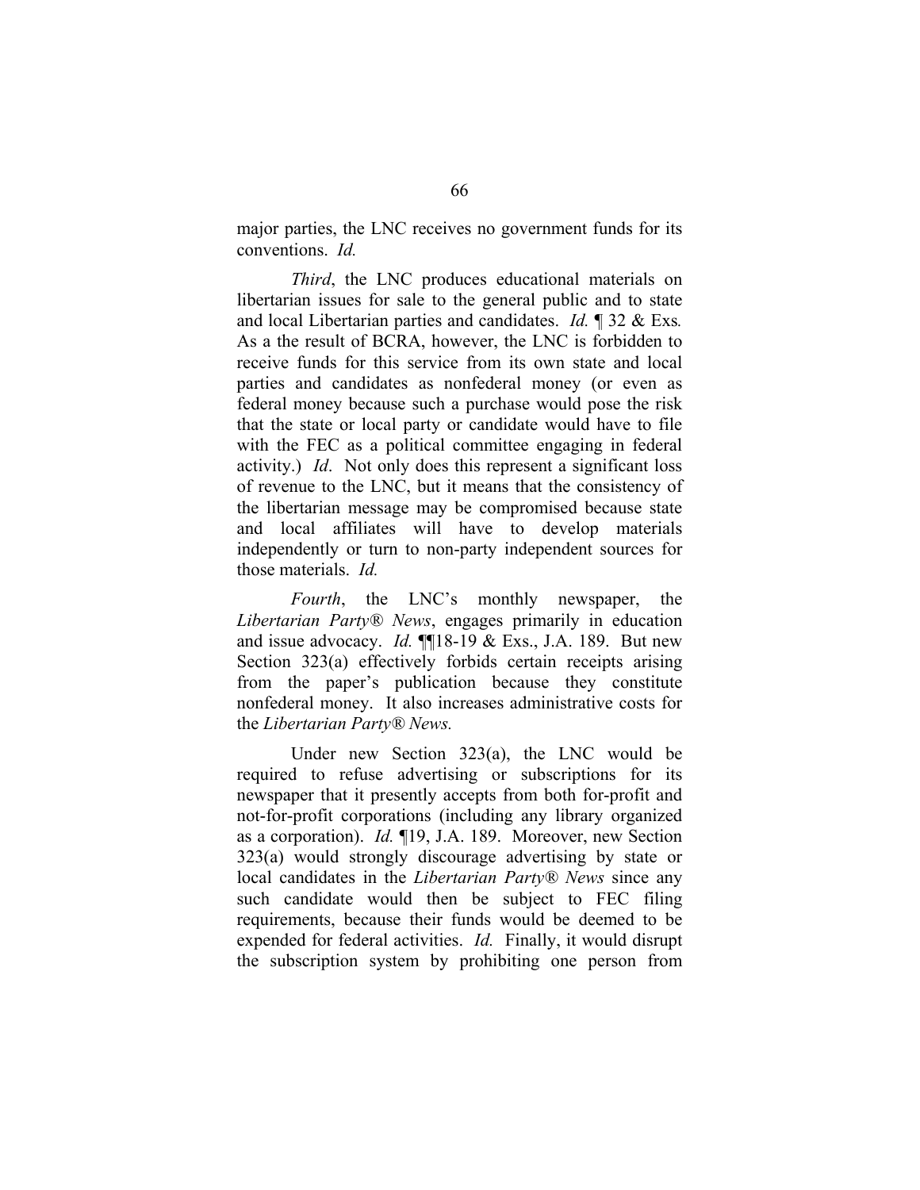major parties, the LNC receives no government funds for its conventions. *Id.*

*Third*, the LNC produces educational materials on libertarian issues for sale to the general public and to state and local Libertarian parties and candidates. *Id.* ¶ 32 & Exs*.* As a the result of BCRA, however, the LNC is forbidden to receive funds for this service from its own state and local parties and candidates as nonfederal money (or even as federal money because such a purchase would pose the risk that the state or local party or candidate would have to file with the FEC as a political committee engaging in federal activity.) *Id*. Not only does this represent a significant loss of revenue to the LNC, but it means that the consistency of the libertarian message may be compromised because state and local affiliates will have to develop materials independently or turn to non-party independent sources for those materials. *Id.*

*Fourth*, the LNC's monthly newspaper, the *Libertarian Party® News*, engages primarily in education and issue advocacy. *Id.* ¶¶18-19 & Exs., J.A. 189. But new Section 323(a) effectively forbids certain receipts arising from the paper's publication because they constitute nonfederal money. It also increases administrative costs for the *Libertarian Party® News.*

Under new Section 323(a), the LNC would be required to refuse advertising or subscriptions for its newspaper that it presently accepts from both for-profit and not-for-profit corporations (including any library organized as a corporation). *Id.* ¶19, J.A. 189. Moreover, new Section 323(a) would strongly discourage advertising by state or local candidates in the *Libertarian Party® News* since any such candidate would then be subject to FEC filing requirements, because their funds would be deemed to be expended for federal activities. *Id.* Finally, it would disrupt the subscription system by prohibiting one person from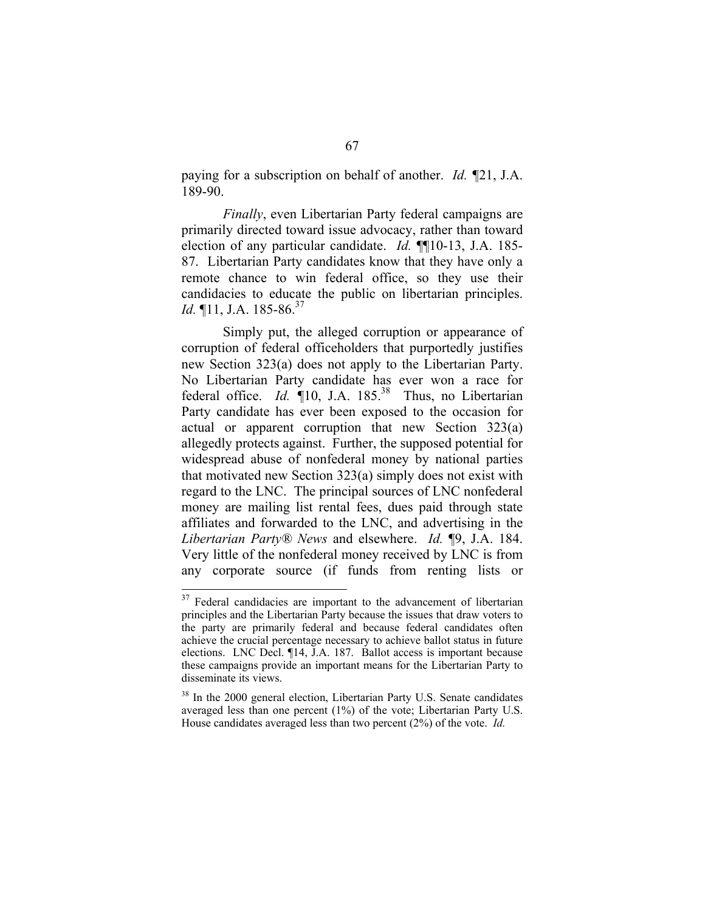paying for a subscription on behalf of another. *Id.* ¶21, J.A. 189-90.

*Finally*, even Libertarian Party federal campaigns are primarily directed toward issue advocacy, rather than toward election of any particular candidate. *Id.* ¶¶10-13, J.A. 185-87. Libertarian Party candidates know that they have only a remote chance to win federal office, so they use their candidacies to educate the public on libertarian principles. *Id.* ¶11, J.A. 185-86.[37]

Simply put, the alleged corruption or appearance of corruption of federal officeholders that purportedly justifies new Section 323(a) does not apply to the Libertarian Party. No Libertarian Party candidate has ever won a race for federal office. *Id.* ¶10, J.A. 185.[38] Thus, no Libertarian Party candidate has ever been exposed to the occasion for actual or apparent corruption that new Section 323(a) allegedly protects against. Further, the supposed potential for widespread abuse of nonfederal money by national parties that motivated new Section 323(a) simply does not exist with regard to the LNC. The principal sources of LNC nonfederal money are mailing list rental fees, dues paid through state affiliates and forwarded to the LNC, and advertising in the *Libertarian Party® News* and elsewhere. *Id.* ¶9, J.A. 184. Very little of the nonfederal money received by LNC is from any corporate source (if funds from renting lists or

---

[37] Federal candidacies are important to the advancement of libertarian principles and the Libertarian Party because the issues that draw voters to the party are primarily federal and because federal candidates often achieve the crucial percentage necessary to achieve ballot status in future elections. LNC Decl. ¶14, J.A. 187. Ballot access is important because these campaigns provide an important means for the Libertarian Party to disseminate its views.

[38] In the 2000 general election, Libertarian Party U.S. Senate candidates averaged less than one percent (1%) of the vote; Libertarian Party U.S. House candidates averaged less than two percent (2%) of the vote. *Id.*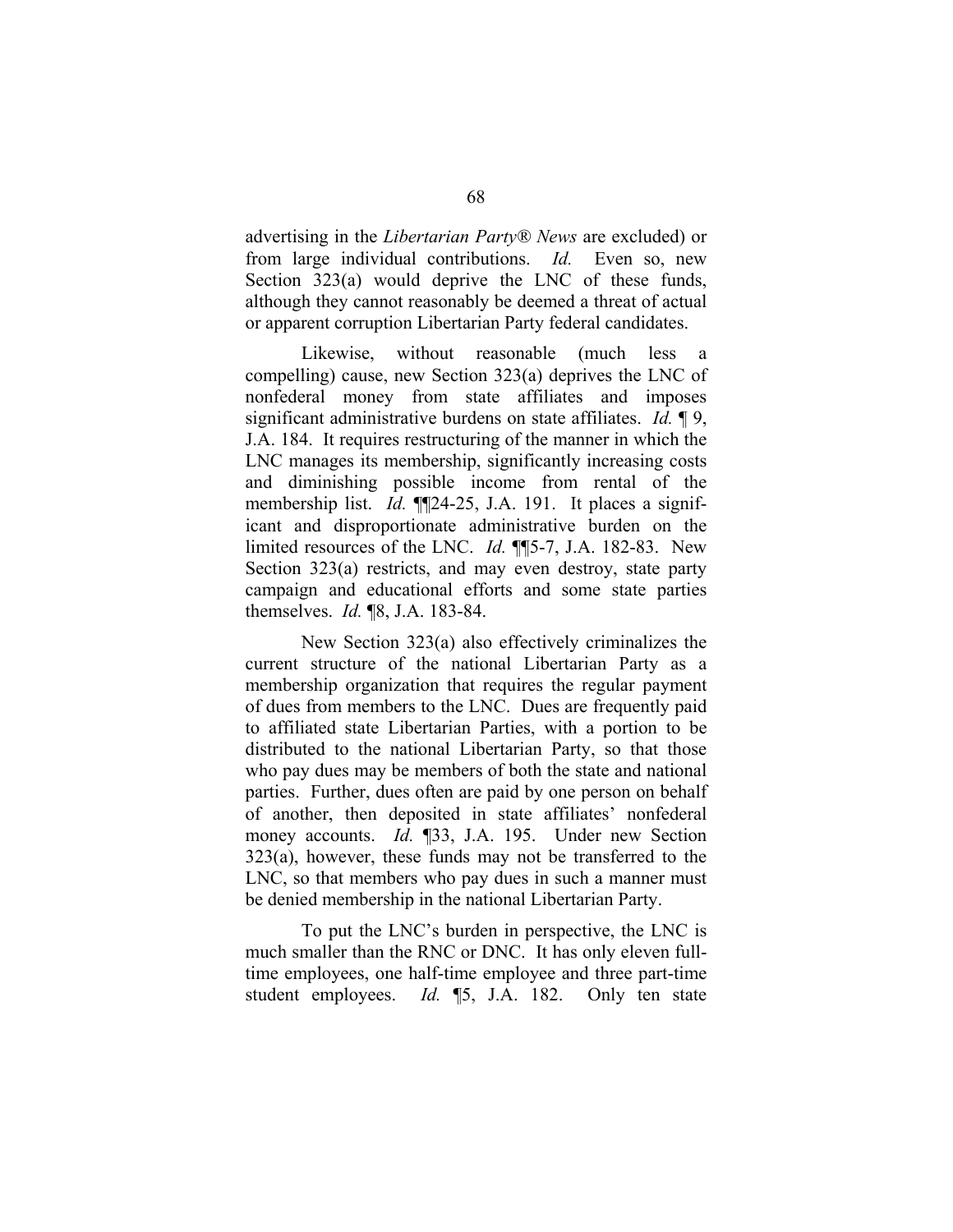advertising in the *Libertarian Party® News* are excluded) or from large individual contributions. *Id.* Even so, new Section 323(a) would deprive the LNC of these funds, although they cannot reasonably be deemed a threat of actual or apparent corruption Libertarian Party federal candidates.

Likewise, without reasonable (much less a compelling) cause, new Section 323(a) deprives the LNC of nonfederal money from state affiliates and imposes significant administrative burdens on state affiliates. *Id.* ¶ 9, J.A. 184. It requires restructuring of the manner in which the LNC manages its membership, significantly increasing costs and diminishing possible income from rental of the membership list. *Id.* ¶¶24-25, J.A. 191. It places a significant and disproportionate administrative burden on the limited resources of the LNC. *Id.* ¶¶5-7, J.A. 182-83. New Section 323(a) restricts, and may even destroy, state party campaign and educational efforts and some state parties themselves. *Id.* ¶8, J.A. 183-84.

New Section 323(a) also effectively criminalizes the current structure of the national Libertarian Party as a membership organization that requires the regular payment of dues from members to the LNC. Dues are frequently paid to affiliated state Libertarian Parties, with a portion to be distributed to the national Libertarian Party, so that those who pay dues may be members of both the state and national parties. Further, dues often are paid by one person on behalf of another, then deposited in state affiliates' nonfederal money accounts. *Id.* ¶33, J.A. 195. Under new Section 323(a), however, these funds may not be transferred to the LNC, so that members who pay dues in such a manner must be denied membership in the national Libertarian Party.

To put the LNC's burden in perspective, the LNC is much smaller than the RNC or DNC. It has only eleven full-time employees, one half-time employee and three part-time student employees. *Id.* ¶5, J.A. 182. Only ten state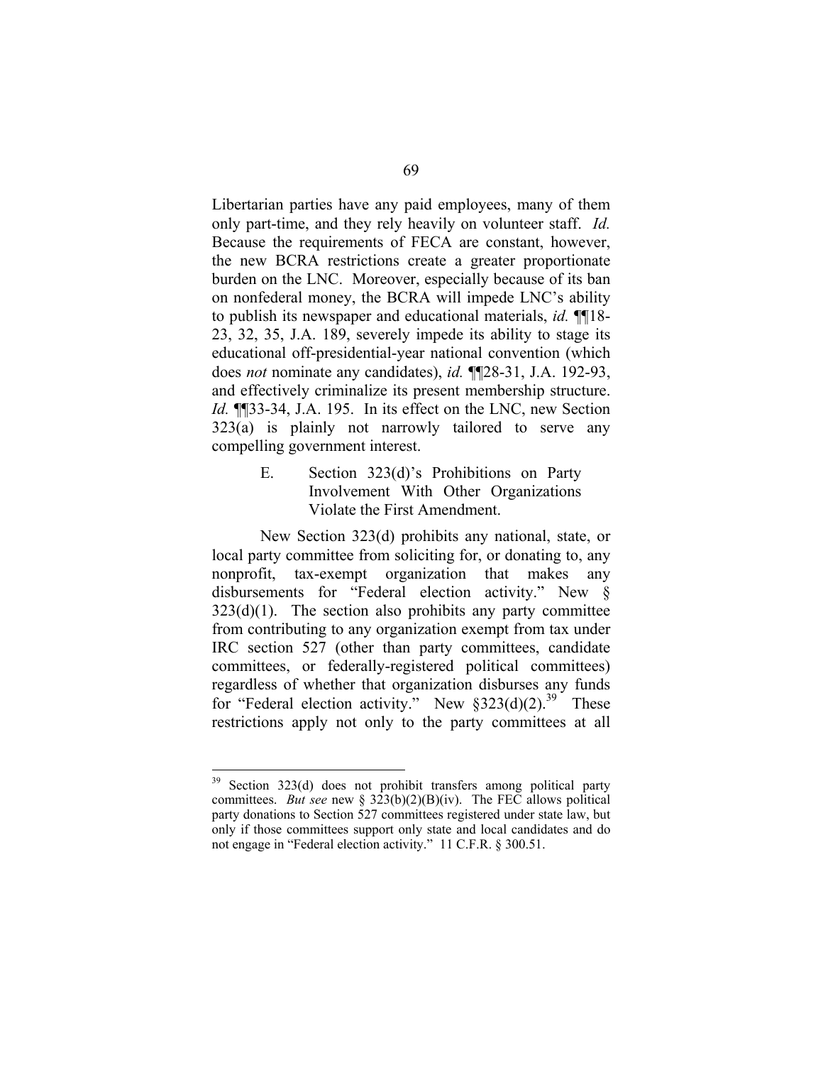Libertarian parties have any paid employees, many of them only part-time, and they rely heavily on volunteer staff. *Id.* Because the requirements of FECA are constant, however, the new BCRA restrictions create a greater proportionate burden on the LNC. Moreover, especially because of its ban on nonfederal money, the BCRA will impede LNC's ability to publish its newspaper and educational materials, *id.* ¶¶18-23, 32, 35, J.A. 189, severely impede its ability to stage its educational off-presidential-year national convention (which does *not* nominate any candidates), *id.* ¶¶28-31, J.A. 192-93, and effectively criminalize its present membership structure. *Id.* ¶¶33-34, J.A. 195. In its effect on the LNC, new Section 323(a) is plainly not narrowly tailored to serve any compelling government interest.

### E. Section 323(d)'s Prohibitions on Party Involvement With Other Organizations Violate the First Amendment.

New Section 323(d) prohibits any national, state, or local party committee from soliciting for, or donating to, any nonprofit, tax-exempt organization that makes any disbursements for "Federal election activity." New § 323(d)(1). The section also prohibits any party committee from contributing to any organization exempt from tax under IRC section 527 (other than party committees, candidate committees, or federally-registered political committees) regardless of whether that organization disburses any funds for "Federal election activity." New §323(d)(2).[39] These restrictions apply not only to the party committees at all

---

[39] Section 323(d) does not prohibit transfers among political party committees. *But see* new § 323(b)(2)(B)(iv). The FEC allows political party donations to Section 527 committees registered under state law, but only if those committees support only state and local candidates and do not engage in "Federal election activity." 11 C.F.R. § 300.51.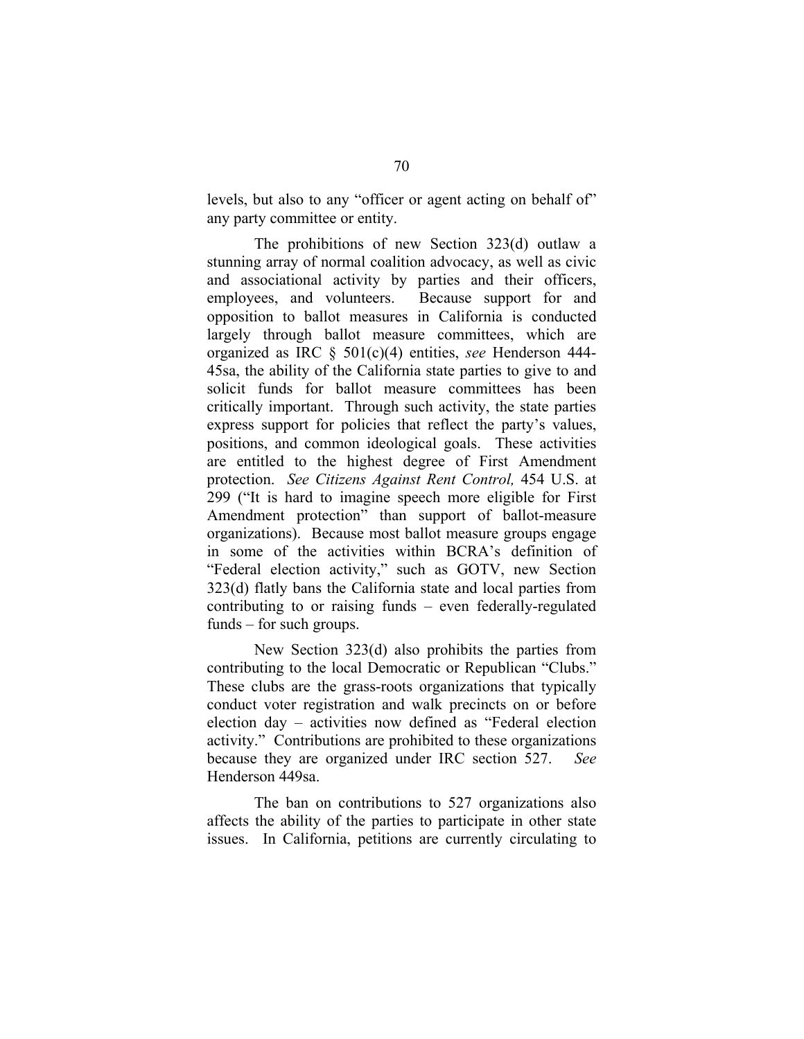levels, but also to any "officer or agent acting on behalf of" any party committee or entity.

The prohibitions of new Section 323(d) outlaw a stunning array of normal coalition advocacy, as well as civic and associational activity by parties and their officers, employees, and volunteers. Because support for and opposition to ballot measures in California is conducted largely through ballot measure committees, which are organized as IRC § 501(c)(4) entities, *see* Henderson 444-45sa, the ability of the California state parties to give to and solicit funds for ballot measure committees has been critically important. Through such activity, the state parties express support for policies that reflect the party's values, positions, and common ideological goals. These activities are entitled to the highest degree of First Amendment protection. *See Citizens Against Rent Control,* 454 U.S. at 299 ("It is hard to imagine speech more eligible for First Amendment protection" than support of ballot-measure organizations). Because most ballot measure groups engage in some of the activities within BCRA's definition of "Federal election activity," such as GOTV, new Section 323(d) flatly bans the California state and local parties from contributing to or raising funds – even federally-regulated funds – for such groups.

New Section 323(d) also prohibits the parties from contributing to the local Democratic or Republican "Clubs." These clubs are the grass-roots organizations that typically conduct voter registration and walk precincts on or before election day – activities now defined as "Federal election activity." Contributions are prohibited to these organizations because they are organized under IRC section 527. *See* Henderson 449sa.

The ban on contributions to 527 organizations also affects the ability of the parties to participate in other state issues. In California, petitions are currently circulating to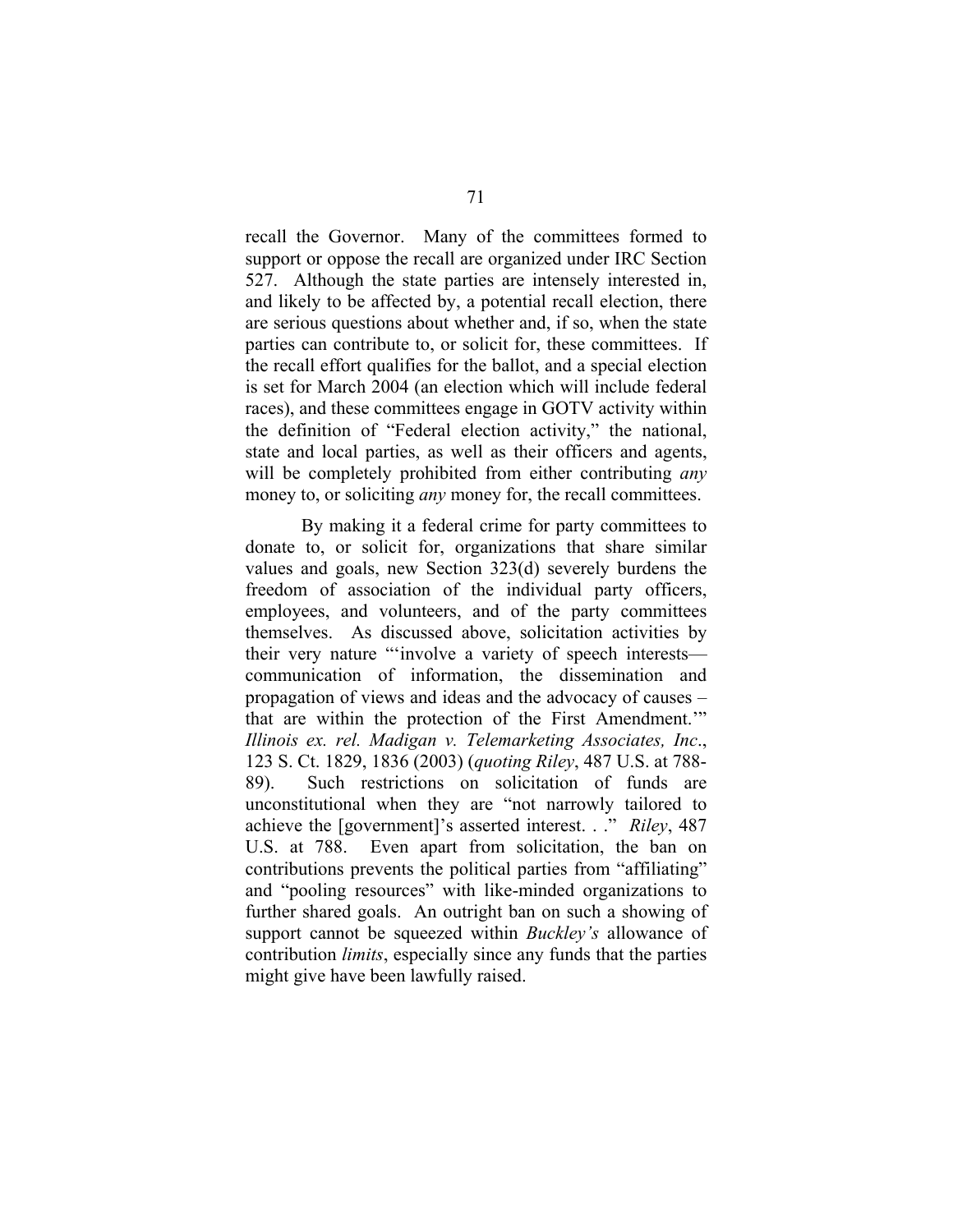recall the Governor. Many of the committees formed to support or oppose the recall are organized under IRC Section 527. Although the state parties are intensely interested in, and likely to be affected by, a potential recall election, there are serious questions about whether and, if so, when the state parties can contribute to, or solicit for, these committees. If the recall effort qualifies for the ballot, and a special election is set for March 2004 (an election which will include federal races), and these committees engage in GOTV activity within the definition of "Federal election activity," the national, state and local parties, as well as their officers and agents, will be completely prohibited from either contributing *any* money to, or soliciting *any* money for, the recall committees.

By making it a federal crime for party committees to donate to, or solicit for, organizations that share similar values and goals, new Section 323(d) severely burdens the freedom of association of the individual party officers, employees, and volunteers, and of the party committees themselves. As discussed above, solicitation activities by their very nature "'involve a variety of speech interests—communication of information, the dissemination and propagation of views and ideas and the advocacy of causes – that are within the protection of the First Amendment.'" *Illinois ex. rel. Madigan v. Telemarketing Associates, Inc*., 123 S. Ct. 1829, 1836 (2003) (*quoting Riley*, 487 U.S. at 788-89). Such restrictions on solicitation of funds are unconstitutional when they are "not narrowly tailored to achieve the [government]'s asserted interest. . ." *Riley*, 487 U.S. at 788. Even apart from solicitation, the ban on contributions prevents the political parties from "affiliating" and "pooling resources" with like-minded organizations to further shared goals. An outright ban on such a showing of support cannot be squeezed within *Buckley's* allowance of contribution *limits*, especially since any funds that the parties might give have been lawfully raised.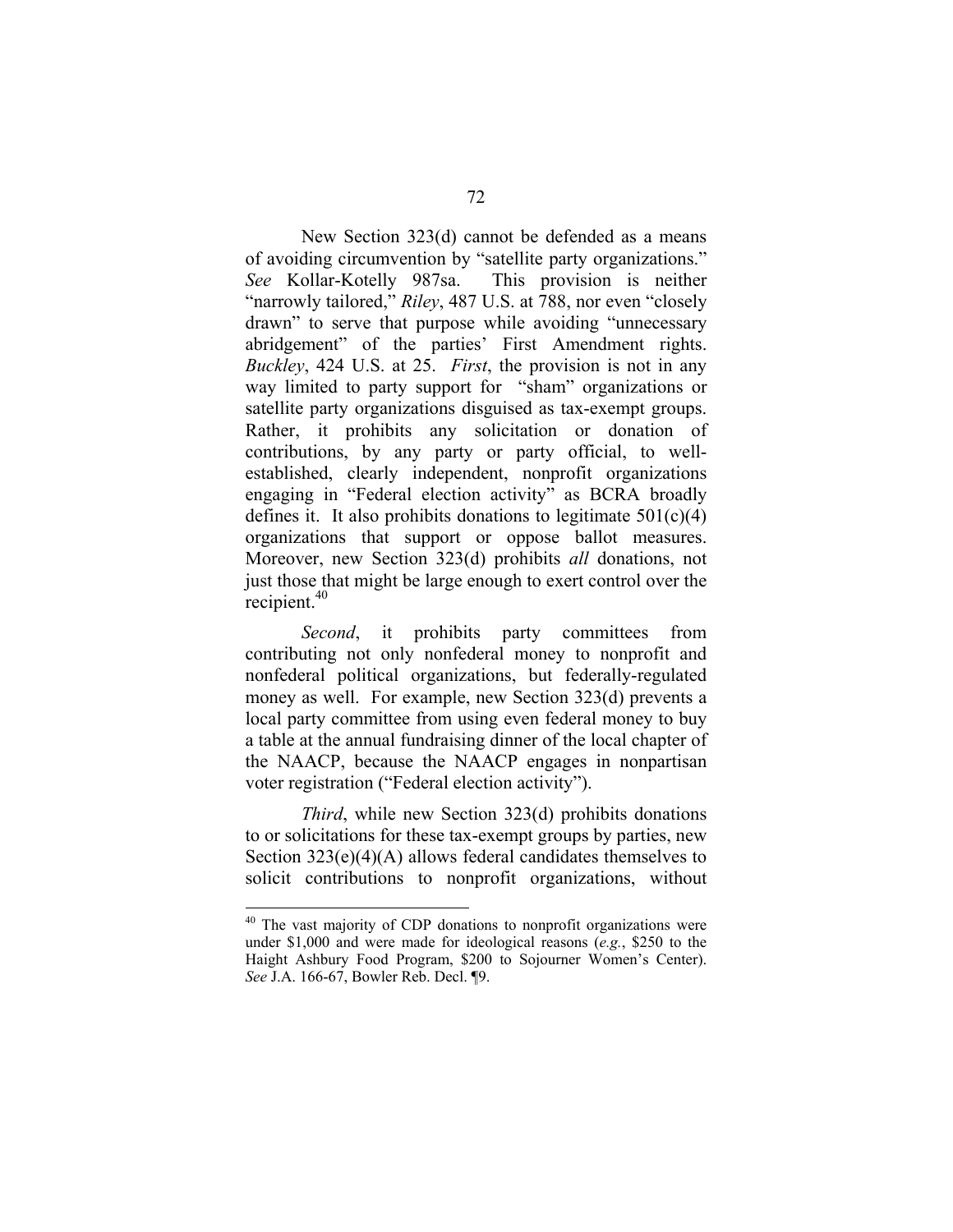New Section 323(d) cannot be defended as a means of avoiding circumvention by "satellite party organizations." *See* Kollar-Kotelly 987sa. This provision is neither "narrowly tailored," *Riley*, 487 U.S. at 788, nor even "closely drawn" to serve that purpose while avoiding "unnecessary abridgement" of the parties' First Amendment rights. *Buckley*, 424 U.S. at 25. *First*, the provision is not in any way limited to party support for "sham" organizations or satellite party organizations disguised as tax-exempt groups. Rather, it prohibits any solicitation or donation of contributions, by any party or party official, to well-established, clearly independent, nonprofit organizations engaging in "Federal election activity" as BCRA broadly defines it. It also prohibits donations to legitimate 501(c)(4) organizations that support or oppose ballot measures. Moreover, new Section 323(d) prohibits *all* donations, not just those that might be large enough to exert control over the recipient.[40]

*Second*, it prohibits party committees from contributing not only nonfederal money to nonprofit and nonfederal political organizations, but federally-regulated money as well. For example, new Section 323(d) prevents a local party committee from using even federal money to buy a table at the annual fundraising dinner of the local chapter of the NAACP, because the NAACP engages in nonpartisan voter registration ("Federal election activity").

*Third*, while new Section 323(d) prohibits donations to or solicitations for these tax-exempt groups by parties, new Section 323(e)(4)(A) allows federal candidates themselves to solicit contributions to nonprofit organizations, without

---

[40] The vast majority of CDP donations to nonprofit organizations were under $1,000 and were made for ideological reasons (*e.g.*, $250 to the Haight Ashbury Food Program, $200 to Sojourner Women's Center). *See* J.A. 166-67, Bowler Reb. Decl. ¶9.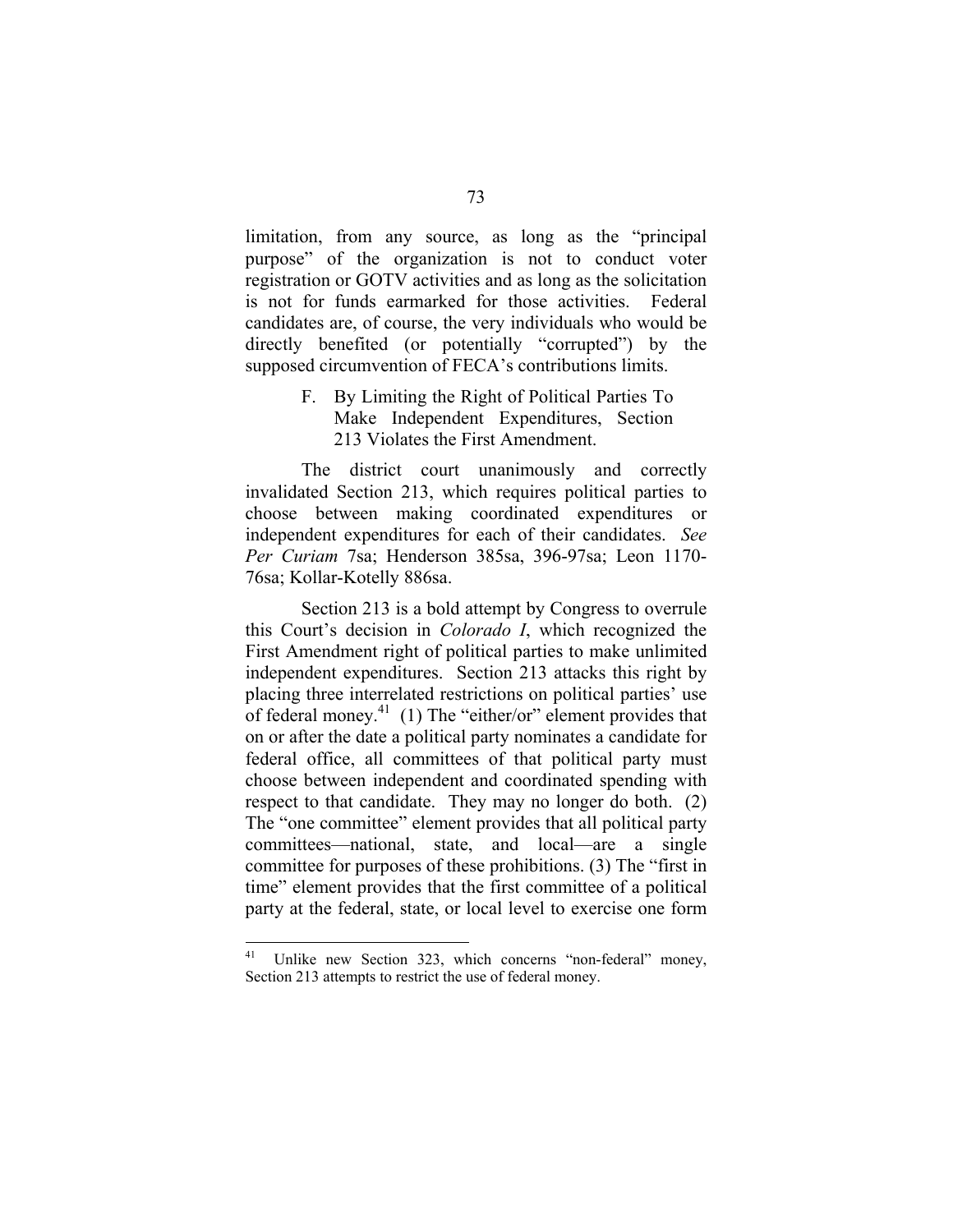limitation, from any source, as long as the "principal purpose" of the organization is not to conduct voter registration or GOTV activities and as long as the solicitation is not for funds earmarked for those activities. Federal candidates are, of course, the very individuals who would be directly benefited (or potentially "corrupted") by the supposed circumvention of FECA's contributions limits.

### F. By Limiting the Right of Political Parties To Make Independent Expenditures, Section 213 Violates the First Amendment.

The district court unanimously and correctly invalidated Section 213, which requires political parties to choose between making coordinated expenditures or independent expenditures for each of their candidates. *See Per Curiam* 7sa; Henderson 385sa, 396-97sa; Leon 1170-76sa; Kollar-Kotelly 886sa.

Section 213 is a bold attempt by Congress to overrule this Court's decision in *Colorado I*, which recognized the First Amendment right of political parties to make unlimited independent expenditures. Section 213 attacks this right by placing three interrelated restrictions on political parties' use of federal money.[41] (1) The "either/or" element provides that on or after the date a political party nominates a candidate for federal office, all committees of that political party must choose between independent and coordinated spending with respect to that candidate. They may no longer do both. (2) The "one committee" element provides that all political party committees—national, state, and local—are a single committee for purposes of these prohibitions. (3) The "first in time" element provides that the first committee of a political party at the federal, state, or local level to exercise one form

[41] Unlike new Section 323, which concerns "non-federal" money, Section 213 attempts to restrict the use of federal money.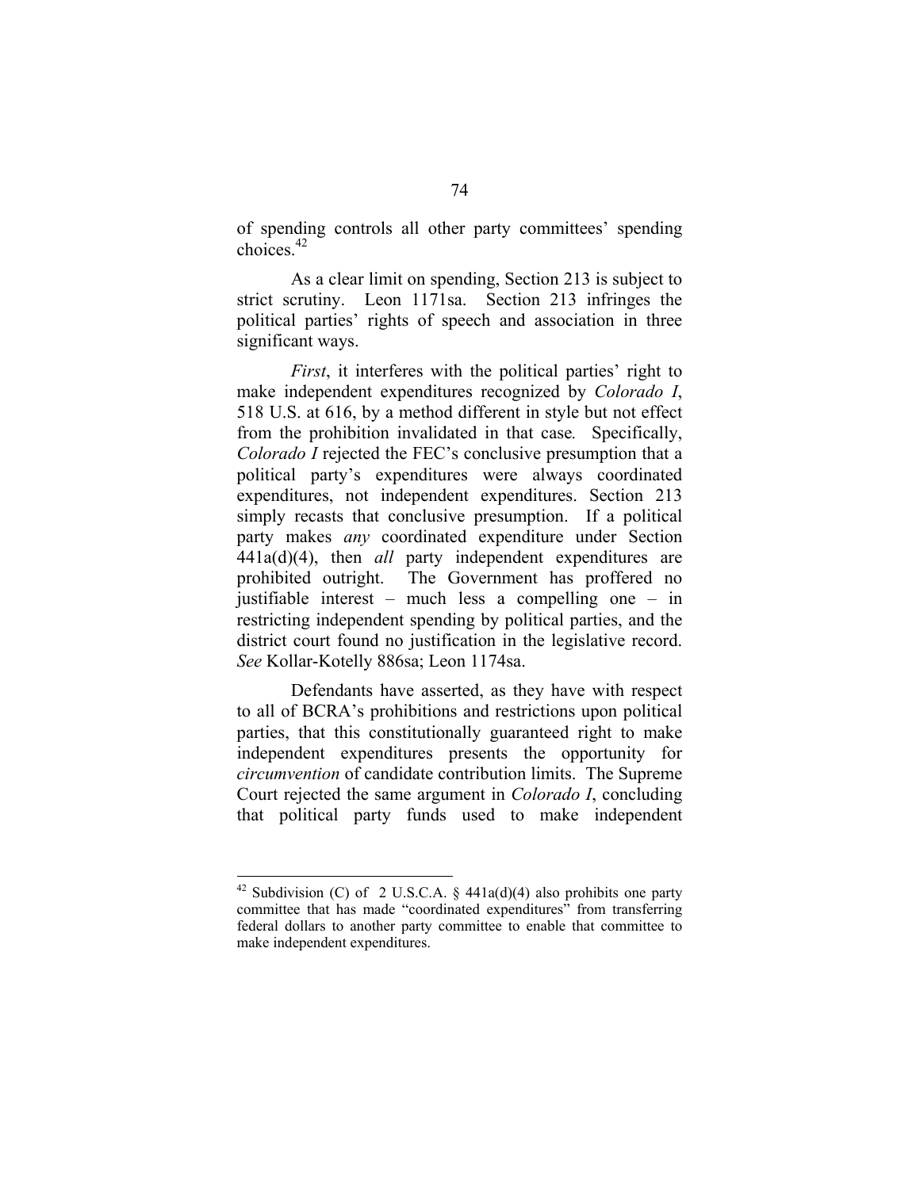of spending controls all other party committees' spending choices.[42]

As a clear limit on spending, Section 213 is subject to strict scrutiny. Leon 1171sa. Section 213 infringes the political parties' rights of speech and association in three significant ways.

*First*, it interferes with the political parties' right to make independent expenditures recognized by *Colorado I*, 518 U.S. at 616, by a method different in style but not effect from the prohibition invalidated in that case*.* Specifically, *Colorado I* rejected the FEC's conclusive presumption that a political party's expenditures were always coordinated expenditures, not independent expenditures. Section 213 simply recasts that conclusive presumption. If a political party makes *any* coordinated expenditure under Section 441a(d)(4), then *all* party independent expenditures are prohibited outright. The Government has proffered no justifiable interest – much less a compelling one – in restricting independent spending by political parties, and the district court found no justification in the legislative record. *See* Kollar-Kotelly 886sa; Leon 1174sa.

Defendants have asserted, as they have with respect to all of BCRA's prohibitions and restrictions upon political parties, that this constitutionally guaranteed right to make independent expenditures presents the opportunity for *circumvention* of candidate contribution limits. The Supreme Court rejected the same argument in *Colorado I*, concluding that political party funds used to make independent

---

[42] Subdivision (C) of 2 U.S.C.A. § 441a(d)(4) also prohibits one party committee that has made "coordinated expenditures" from transferring federal dollars to another party committee to enable that committee to make independent expenditures.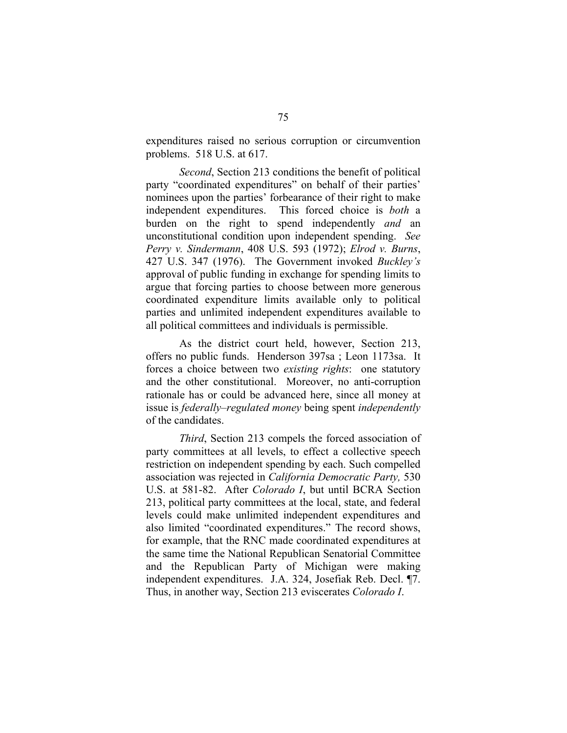expenditures raised no serious corruption or circumvention problems. 518 U.S. at 617.

*Second*, Section 213 conditions the benefit of political party "coordinated expenditures" on behalf of their parties' nominees upon the parties' forbearance of their right to make independent expenditures. This forced choice is *both* a burden on the right to spend independently *and* an unconstitutional condition upon independent spending. *See Perry v. Sindermann*, 408 U.S. 593 (1972); *Elrod v. Burns*, 427 U.S. 347 (1976). The Government invoked *Buckley's* approval of public funding in exchange for spending limits to argue that forcing parties to choose between more generous coordinated expenditure limits available only to political parties and unlimited independent expenditures available to all political committees and individuals is permissible.

As the district court held, however, Section 213, offers no public funds. Henderson 397sa ; Leon 1173sa. It forces a choice between two *existing rights*: one statutory and the other constitutional. Moreover, no anti-corruption rationale has or could be advanced here, since all money at issue is *federally–regulated money* being spent *independently* of the candidates.

*Third*, Section 213 compels the forced association of party committees at all levels, to effect a collective speech restriction on independent spending by each. Such compelled association was rejected in *California Democratic Party,* 530 U.S. at 581-82. After *Colorado I*, but until BCRA Section 213, political party committees at the local, state, and federal levels could make unlimited independent expenditures and also limited "coordinated expenditures." The record shows, for example, that the RNC made coordinated expenditures at the same time the National Republican Senatorial Committee and the Republican Party of Michigan were making independent expenditures. J.A. 324, Josefiak Reb. Decl. ¶7. Thus, in another way, Section 213 eviscerates *Colorado I*.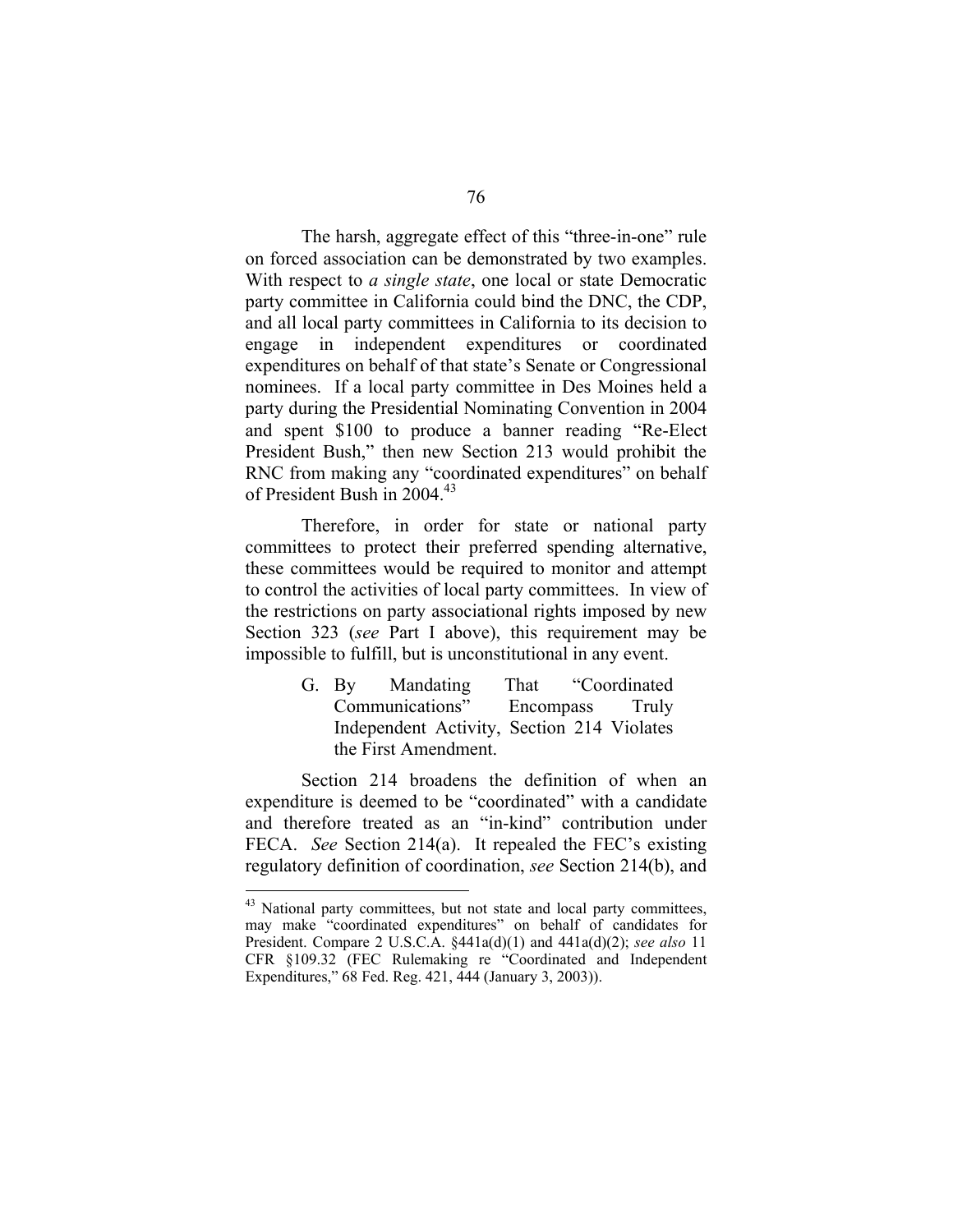The harsh, aggregate effect of this "three-in-one" rule on forced association can be demonstrated by two examples. With respect to *a single state*, one local or state Democratic party committee in California could bind the DNC, the CDP, and all local party committees in California to its decision to engage in independent expenditures or coordinated expenditures on behalf of that state's Senate or Congressional nominees. If a local party committee in Des Moines held a party during the Presidential Nominating Convention in 2004 and spent $100 to produce a banner reading "Re-Elect President Bush," then new Section 213 would prohibit the RNC from making any "coordinated expenditures" on behalf of President Bush in 2004.[43]

Therefore, in order for state or national party committees to protect their preferred spending alternative, these committees would be required to monitor and attempt to control the activities of local party committees. In view of the restrictions on party associational rights imposed by new Section 323 (*see* Part I above), this requirement may be impossible to fulfill, but is unconstitutional in any event.

### G. By Mandating That "Coordinated Communications" Encompass Truly Independent Activity, Section 214 Violates the First Amendment.

Section 214 broadens the definition of when an expenditure is deemed to be "coordinated" with a candidate and therefore treated as an "in-kind" contribution under FECA. *See* Section 214(a). It repealed the FEC's existing regulatory definition of coordination, *see* Section 214(b), and

---

[43] National party committees, but not state and local party committees, may make "coordinated expenditures" on behalf of candidates for President. Compare 2 U.S.C.A. §441a(d)(1) and 441a(d)(2); *see also* 11 CFR §109.32 (FEC Rulemaking re "Coordinated and Independent Expenditures," 68 Fed. Reg. 421, 444 (January 3, 2003)).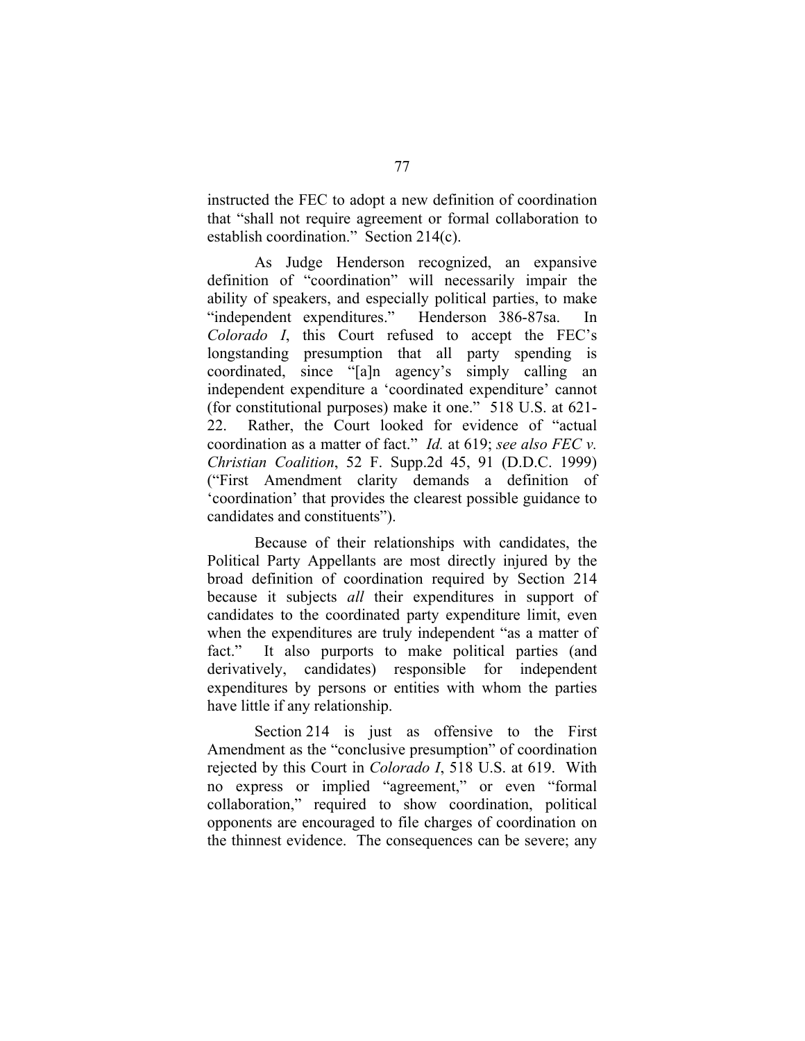instructed the FEC to adopt a new definition of coordination that "shall not require agreement or formal collaboration to establish coordination." Section 214(c).

As Judge Henderson recognized, an expansive definition of "coordination" will necessarily impair the ability of speakers, and especially political parties, to make "independent expenditures." Henderson 386-87sa. In *Colorado I*, this Court refused to accept the FEC's longstanding presumption that all party spending is coordinated, since "[a]n agency's simply calling an independent expenditure a 'coordinated expenditure' cannot (for constitutional purposes) make it one." 518 U.S. at 621-22. Rather, the Court looked for evidence of "actual coordination as a matter of fact." *Id.* at 619; *see also FEC v. Christian Coalition*, 52 F. Supp.2d 45, 91 (D.D.C. 1999) ("First Amendment clarity demands a definition of 'coordination' that provides the clearest possible guidance to candidates and constituents").

Because of their relationships with candidates, the Political Party Appellants are most directly injured by the broad definition of coordination required by Section 214 because it subjects *all* their expenditures in support of candidates to the coordinated party expenditure limit, even when the expenditures are truly independent "as a matter of fact." It also purports to make political parties (and derivatively, candidates) responsible for independent expenditures by persons or entities with whom the parties have little if any relationship.

Section 214 is just as offensive to the First Amendment as the "conclusive presumption" of coordination rejected by this Court in *Colorado I*, 518 U.S. at 619. With no express or implied "agreement," or even "formal collaboration," required to show coordination, political opponents are encouraged to file charges of coordination on the thinnest evidence. The consequences can be severe; any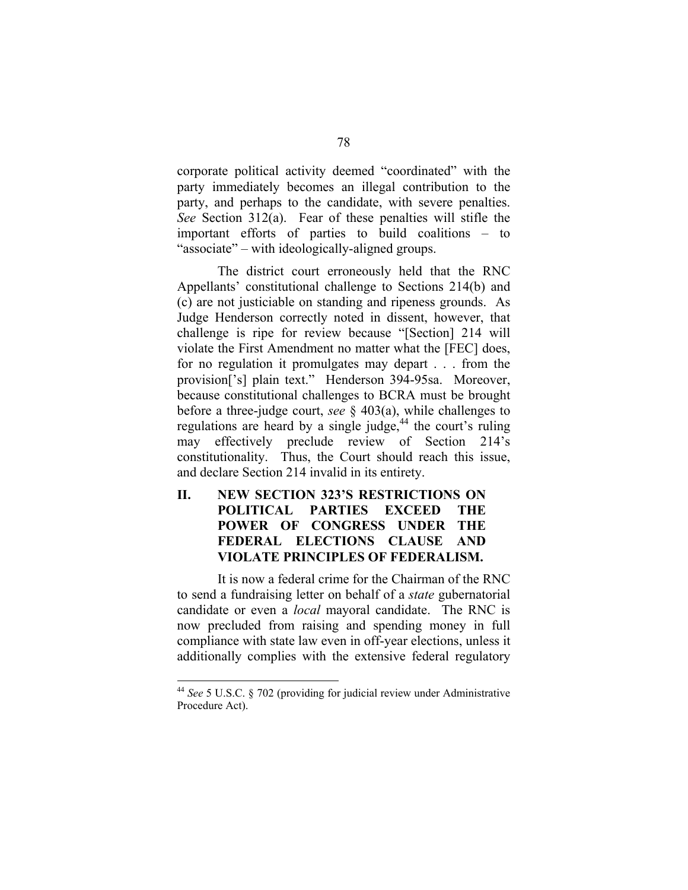corporate political activity deemed "coordinated" with the party immediately becomes an illegal contribution to the party, and perhaps to the candidate, with severe penalties. *See* Section 312(a). Fear of these penalties will stifle the important efforts of parties to build coalitions – to "associate" – with ideologically-aligned groups.

The district court erroneously held that the RNC Appellants' constitutional challenge to Sections 214(b) and (c) are not justiciable on standing and ripeness grounds. As Judge Henderson correctly noted in dissent, however, that challenge is ripe for review because "[Section] 214 will violate the First Amendment no matter what the [FEC] does, for no regulation it promulgates may depart . . . from the provision['s] plain text." Henderson 394-95sa. Moreover, because constitutional challenges to BCRA must be brought before a three-judge court, *see* § 403(a), while challenges to regulations are heard by a single judge,[44] the court's ruling may effectively preclude review of Section 214's constitutionality. Thus, the Court should reach this issue, and declare Section 214 invalid in its entirety.

## II. NEW SECTION 323'S RESTRICTIONS ON POLITICAL PARTIES EXCEED THE POWER OF CONGRESS UNDER THE FEDERAL ELECTIONS CLAUSE AND VIOLATE PRINCIPLES OF FEDERALISM.

It is now a federal crime for the Chairman of the RNC to send a fundraising letter on behalf of a *state* gubernatorial candidate or even a *local* mayoral candidate. The RNC is now precluded from raising and spending money in full compliance with state law even in off-year elections, unless it additionally complies with the extensive federal regulatory

[44] *See* 5 U.S.C. § 702 (providing for judicial review under Administrative Procedure Act).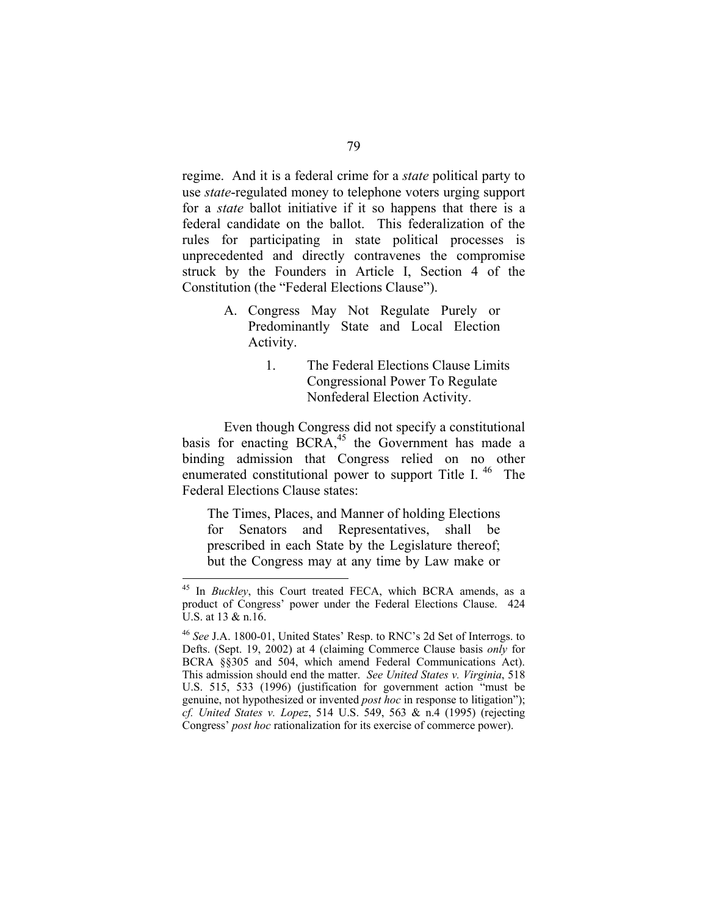regime. And it is a federal crime for a *state* political party to use *state*-regulated money to telephone voters urging support for a *state* ballot initiative if it so happens that there is a federal candidate on the ballot. This federalization of the rules for participating in state political processes is unprecedented and directly contravenes the compromise struck by the Founders in Article I, Section 4 of the Constitution (the "Federal Elections Clause").

### A. Congress May Not Regulate Purely or Predominantly State and Local Election Activity.

#### 1. The Federal Elections Clause Limits Congressional Power To Regulate Nonfederal Election Activity.

Even though Congress did not specify a constitutional basis for enacting BCRA,[45] the Government has made a binding admission that Congress relied on no other enumerated constitutional power to support Title I.[46] The Federal Elections Clause states:

> The Times, Places, and Manner of holding Elections for Senators and Representatives, shall be prescribed in each State by the Legislature thereof; but the Congress may at any time by Law make or

---

[45] In *Buckley*, this Court treated FECA, which BCRA amends, as a product of Congress' power under the Federal Elections Clause. 424 U.S. at 13 & n.16.

[46] *See* J.A. 1800-01, United States' Resp. to RNC's 2d Set of Interrogs. to Defts. (Sept. 19, 2002) at 4 (claiming Commerce Clause basis *only* for BCRA §§305 and 504, which amend Federal Communications Act). This admission should end the matter. *See United States v. Virginia*, 518 U.S. 515, 533 (1996) (justification for government action "must be genuine, not hypothesized or invented *post hoc* in response to litigation"); *cf. United States v. Lopez*, 514 U.S. 549, 563 & n.4 (1995) (rejecting Congress' *post hoc* rationalization for its exercise of commerce power).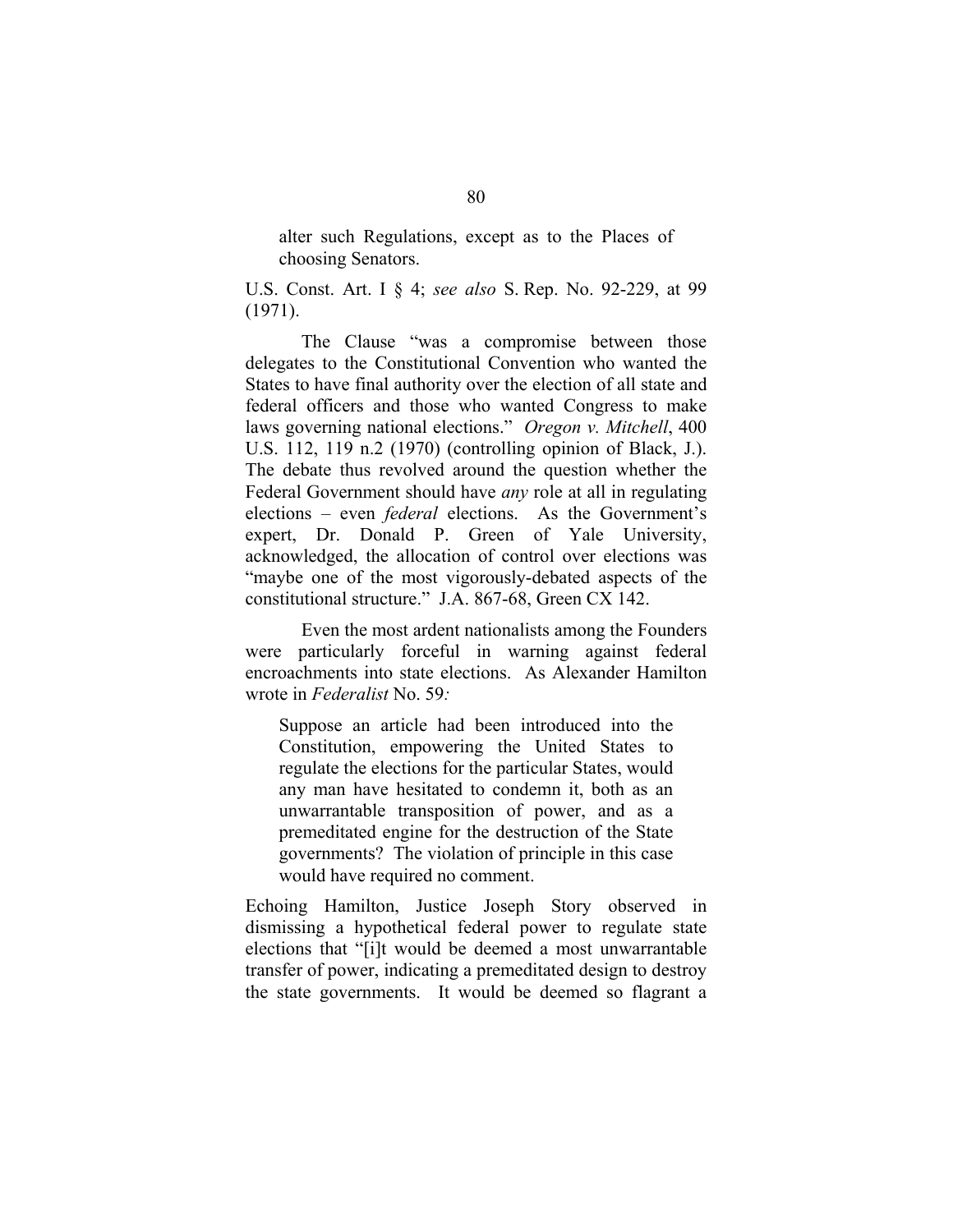> alter such Regulations, except as to the Places of choosing Senators.

U.S. Const. Art. I § 4; *see also* S. Rep. No. 92-229, at 99 (1971).

The Clause "was a compromise between those delegates to the Constitutional Convention who wanted the States to have final authority over the election of all state and federal officers and those who wanted Congress to make laws governing national elections." *Oregon v. Mitchell*, 400 U.S. 112, 119 n.2 (1970) (controlling opinion of Black, J.). The debate thus revolved around the question whether the Federal Government should have *any* role at all in regulating elections – even *federal* elections. As the Government's expert, Dr. Donald P. Green of Yale University, acknowledged, the allocation of control over elections was "maybe one of the most vigorously-debated aspects of the constitutional structure." J.A. 867-68, Green CX 142.

Even the most ardent nationalists among the Founders were particularly forceful in warning against federal encroachments into state elections. As Alexander Hamilton wrote in *Federalist* No. 59*:*

> Suppose an article had been introduced into the Constitution, empowering the United States to regulate the elections for the particular States, would any man have hesitated to condemn it, both as an unwarrantable transposition of power, and as a premeditated engine for the destruction of the State governments? The violation of principle in this case would have required no comment.

Echoing Hamilton, Justice Joseph Story observed in dismissing a hypothetical federal power to regulate state elections that "[i]t would be deemed a most unwarrantable transfer of power, indicating a premeditated design to destroy the state governments. It would be deemed so flagrant a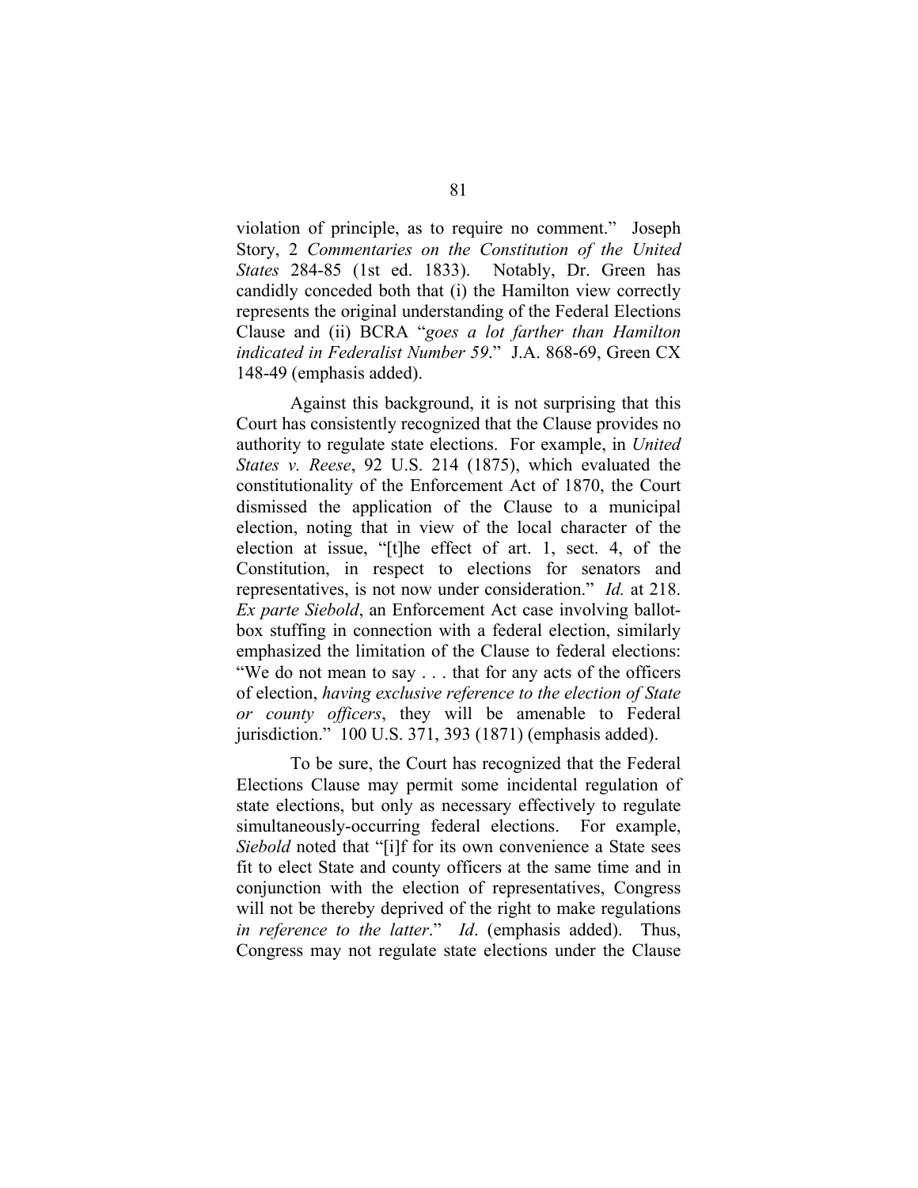violation of principle, as to require no comment." Joseph Story, 2 *Commentaries on the Constitution of the United States* 284-85 (1st ed. 1833). Notably, Dr. Green has candidly conceded both that (i) the Hamilton view correctly represents the original understanding of the Federal Elections Clause and (ii) BCRA "*goes a lot farther than Hamilton indicated in Federalist Number 59*." J.A. 868-69, Green CX 148-49 (emphasis added).

Against this background, it is not surprising that this Court has consistently recognized that the Clause provides no authority to regulate state elections. For example, in *United States v. Reese*, 92 U.S. 214 (1875), which evaluated the constitutionality of the Enforcement Act of 1870, the Court dismissed the application of the Clause to a municipal election, noting that in view of the local character of the election at issue, "[t]he effect of art. 1, sect. 4, of the Constitution, in respect to elections for senators and representatives, is not now under consideration." *Id.* at 218. *Ex parte Siebold*, an Enforcement Act case involving ballot-box stuffing in connection with a federal election, similarly emphasized the limitation of the Clause to federal elections: "We do not mean to say . . . that for any acts of the officers of election, *having exclusive reference to the election of State or county officers*, they will be amenable to Federal jurisdiction." 100 U.S. 371, 393 (1871) (emphasis added).

To be sure, the Court has recognized that the Federal Elections Clause may permit some incidental regulation of state elections, but only as necessary effectively to regulate simultaneously-occurring federal elections. For example, *Siebold* noted that "[i]f for its own convenience a State sees fit to elect State and county officers at the same time and in conjunction with the election of representatives, Congress will not be thereby deprived of the right to make regulations *in reference to the latter*." *Id*. (emphasis added). Thus, Congress may not regulate state elections under the Clause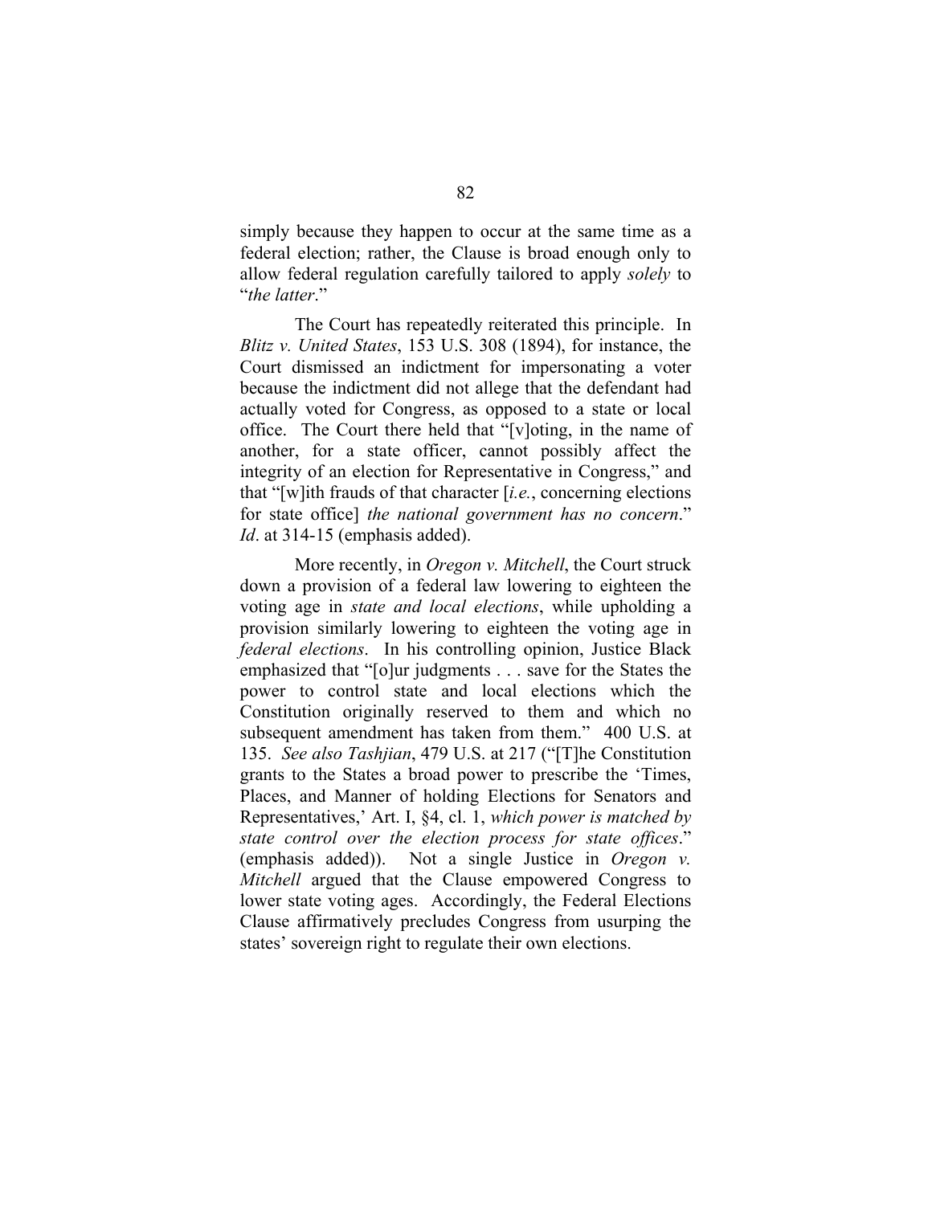simply because they happen to occur at the same time as a federal election; rather, the Clause is broad enough only to allow federal regulation carefully tailored to apply *solely* to "*the latter*."

The Court has repeatedly reiterated this principle. In *Blitz v. United States*, 153 U.S. 308 (1894), for instance, the Court dismissed an indictment for impersonating a voter because the indictment did not allege that the defendant had actually voted for Congress, as opposed to a state or local office. The Court there held that "[v]oting, in the name of another, for a state officer, cannot possibly affect the integrity of an election for Representative in Congress," and that "[w]ith frauds of that character [*i.e.*, concerning elections for state office] *the national government has no concern*." *Id*. at 314-15 (emphasis added).

More recently, in *Oregon v. Mitchell*, the Court struck down a provision of a federal law lowering to eighteen the voting age in *state and local elections*, while upholding a provision similarly lowering to eighteen the voting age in *federal elections*. In his controlling opinion, Justice Black emphasized that "[o]ur judgments . . . save for the States the power to control state and local elections which the Constitution originally reserved to them and which no subsequent amendment has taken from them." 400 U.S. at 135. *See also Tashjian*, 479 U.S. at 217 ("[T]he Constitution grants to the States a broad power to prescribe the 'Times, Places, and Manner of holding Elections for Senators and Representatives,' Art. I, §4, cl. 1, *which power is matched by state control over the election process for state offices*." (emphasis added)). Not a single Justice in *Oregon v. Mitchell* argued that the Clause empowered Congress to lower state voting ages. Accordingly, the Federal Elections Clause affirmatively precludes Congress from usurping the states' sovereign right to regulate their own elections.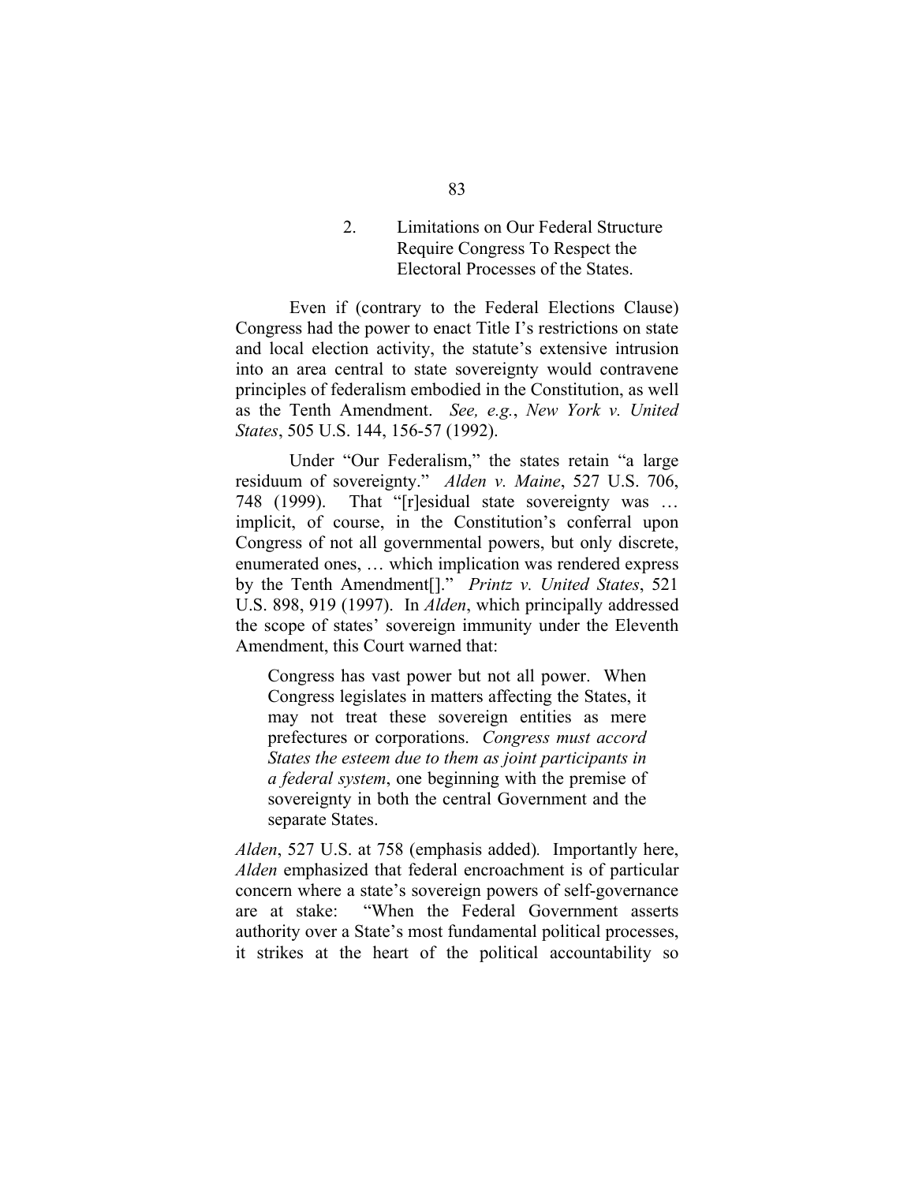### 2. Limitations on Our Federal Structure Require Congress To Respect the Electoral Processes of the States.

Even if (contrary to the Federal Elections Clause) Congress had the power to enact Title I's restrictions on state and local election activity, the statute's extensive intrusion into an area central to state sovereignty would contravene principles of federalism embodied in the Constitution, as well as the Tenth Amendment. *See, e.g.*, *New York v. United States*, 505 U.S. 144, 156-57 (1992).

Under "Our Federalism," the states retain "a large residuum of sovereignty." *Alden v. Maine*, 527 U.S. 706, 748 (1999). That "[r]esidual state sovereignty was … implicit, of course, in the Constitution's conferral upon Congress of not all governmental powers, but only discrete, enumerated ones, … which implication was rendered express by the Tenth Amendment[]." *Printz v. United States*, 521 U.S. 898, 919 (1997). In *Alden*, which principally addressed the scope of states' sovereign immunity under the Eleventh Amendment, this Court warned that:

> Congress has vast power but not all power. When Congress legislates in matters affecting the States, it may not treat these sovereign entities as mere prefectures or corporations. *Congress must accord States the esteem due to them as joint participants in a federal system*, one beginning with the premise of sovereignty in both the central Government and the separate States.

*Alden*, 527 U.S. at 758 (emphasis added). Importantly here, *Alden* emphasized that federal encroachment is of particular concern where a state's sovereign powers of self-governance are at stake: "When the Federal Government asserts authority over a State's most fundamental political processes, it strikes at the heart of the political accountability so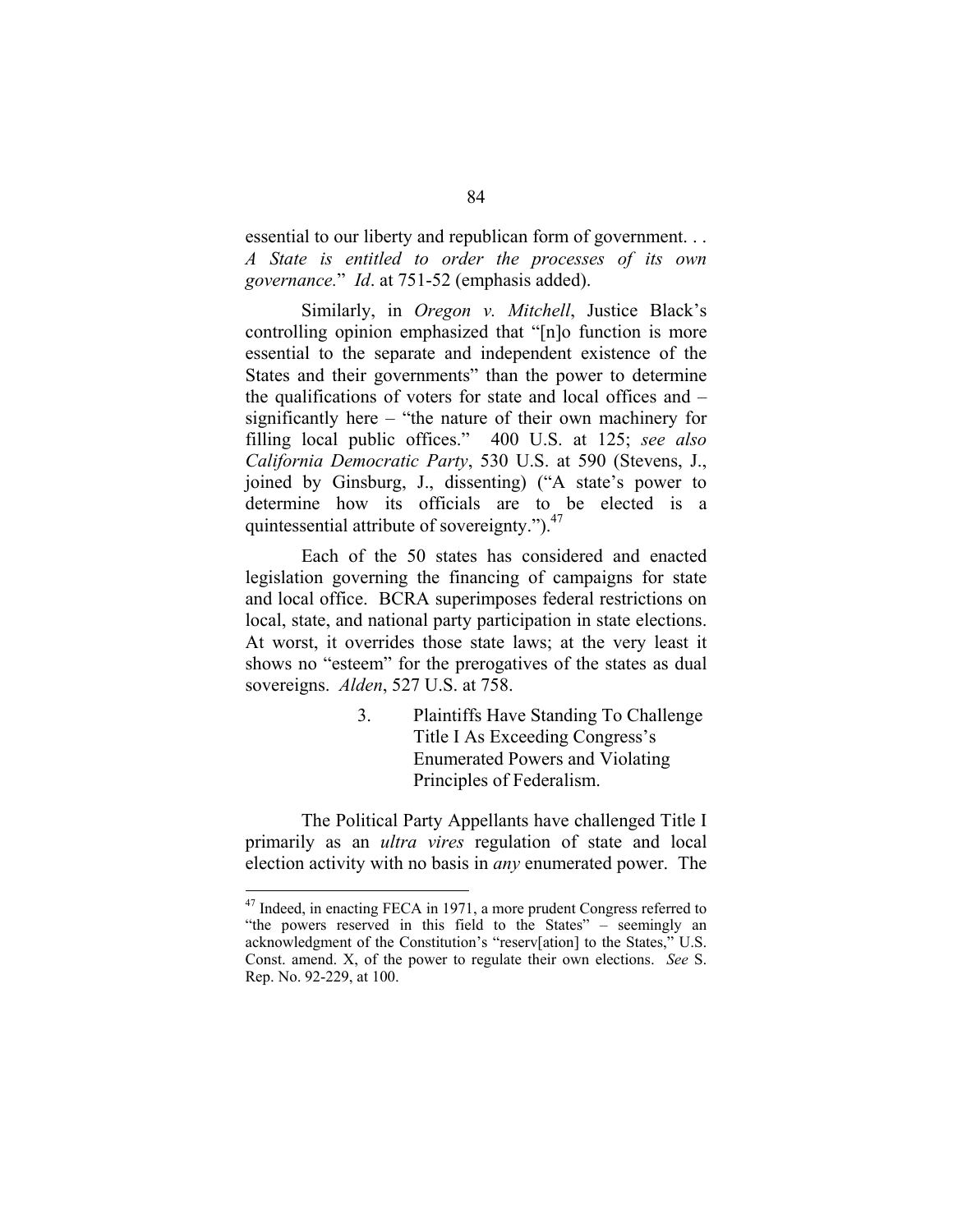essential to our liberty and republican form of government. . . *A State is entitled to order the processes of its own governance.*" *Id*. at 751-52 (emphasis added).

Similarly, in *Oregon v. Mitchell*, Justice Black's controlling opinion emphasized that "[n]o function is more essential to the separate and independent existence of the States and their governments" than the power to determine the qualifications of voters for state and local offices and – significantly here – "the nature of their own machinery for filling local public offices." 400 U.S. at 125; *see also California Democratic Party*, 530 U.S. at 590 (Stevens, J., joined by Ginsburg, J., dissenting) ("A state's power to determine how its officials are to be elected is a quintessential attribute of sovereignty.").[47]

Each of the 50 states has considered and enacted legislation governing the financing of campaigns for state and local office. BCRA superimposes federal restrictions on local, state, and national party participation in state elections. At worst, it overrides those state laws; at the very least it shows no "esteem" for the prerogatives of the states as dual sovereigns. *Alden*, 527 U.S. at 758.

#### 3. Plaintiffs Have Standing To Challenge Title I As Exceeding Congress's Enumerated Powers and Violating Principles of Federalism.

The Political Party Appellants have challenged Title I primarily as an *ultra vires* regulation of state and local election activity with no basis in *any* enumerated power. The

---

[47] Indeed, in enacting FECA in 1971, a more prudent Congress referred to "the powers reserved in this field to the States" – seemingly an acknowledgment of the Constitution's "reserv[ation] to the States," U.S. Const. amend. X, of the power to regulate their own elections. *See* S. Rep. No. 92-229, at 100.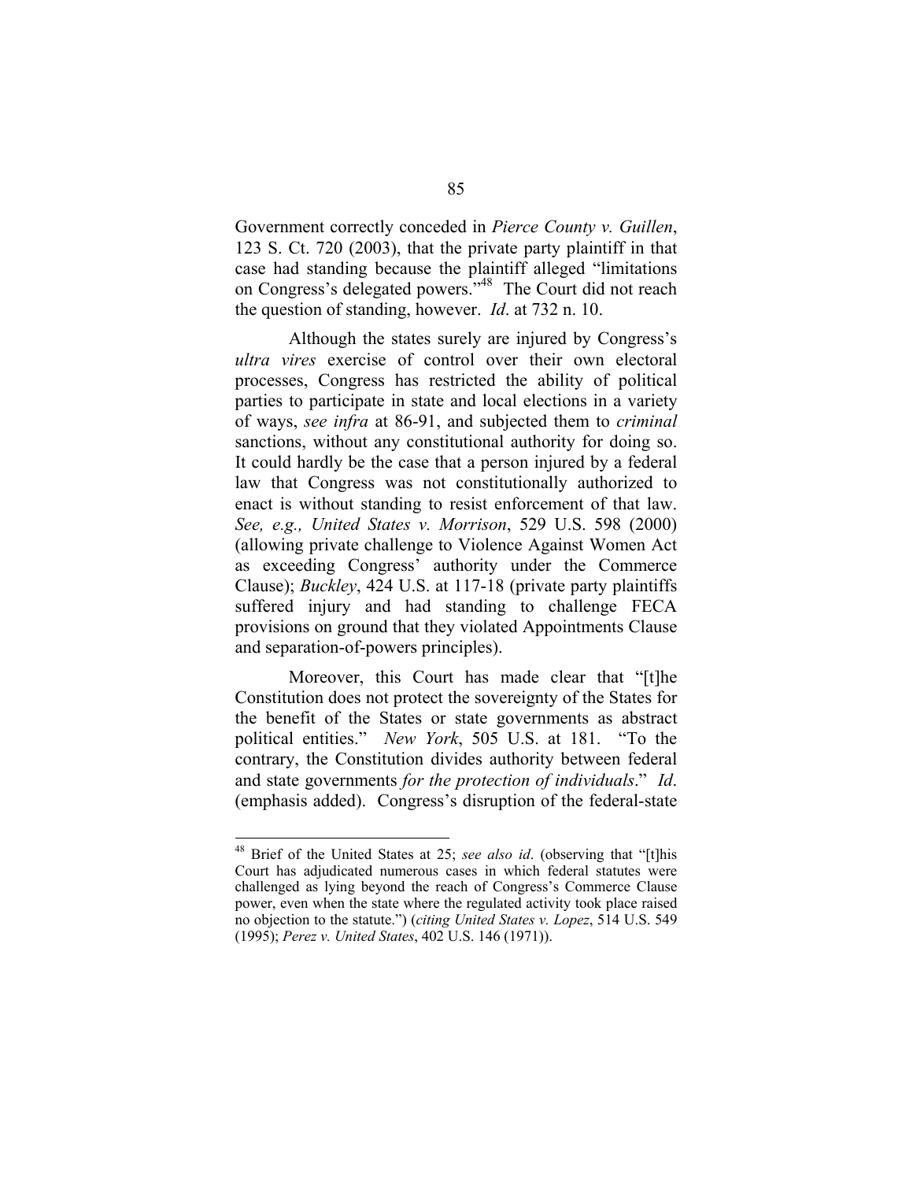Government correctly conceded in *Pierce County v. Guillen*, 123 S. Ct. 720 (2003), that the private party plaintiff in that case had standing because the plaintiff alleged "limitations on Congress's delegated powers."[48] The Court did not reach the question of standing, however. *Id*. at 732 n. 10.

Although the states surely are injured by Congress's *ultra vires* exercise of control over their own electoral processes, Congress has restricted the ability of political parties to participate in state and local elections in a variety of ways, *see infra* at 86-91, and subjected them to *criminal* sanctions, without any constitutional authority for doing so. It could hardly be the case that a person injured by a federal law that Congress was not constitutionally authorized to enact is without standing to resist enforcement of that law. *See, e.g., United States v. Morrison*, 529 U.S. 598 (2000) (allowing private challenge to Violence Against Women Act as exceeding Congress' authority under the Commerce Clause); *Buckley*, 424 U.S. at 117-18 (private party plaintiffs suffered injury and had standing to challenge FECA provisions on ground that they violated Appointments Clause and separation-of-powers principles).

Moreover, this Court has made clear that "[t]he Constitution does not protect the sovereignty of the States for the benefit of the States or state governments as abstract political entities." *New York*, 505 U.S. at 181. "To the contrary, the Constitution divides authority between federal and state governments *for the protection of individuals*." *Id*. (emphasis added). Congress's disruption of the federal-state

---

[48] Brief of the United States at 25; *see also id*. (observing that "[t]his Court has adjudicated numerous cases in which federal statutes were challenged as lying beyond the reach of Congress's Commerce Clause power, even when the state where the regulated activity took place raised no objection to the statute.") (*citing United States v. Lopez*, 514 U.S. 549 (1995); *Perez v. United States*, 402 U.S. 146 (1971)).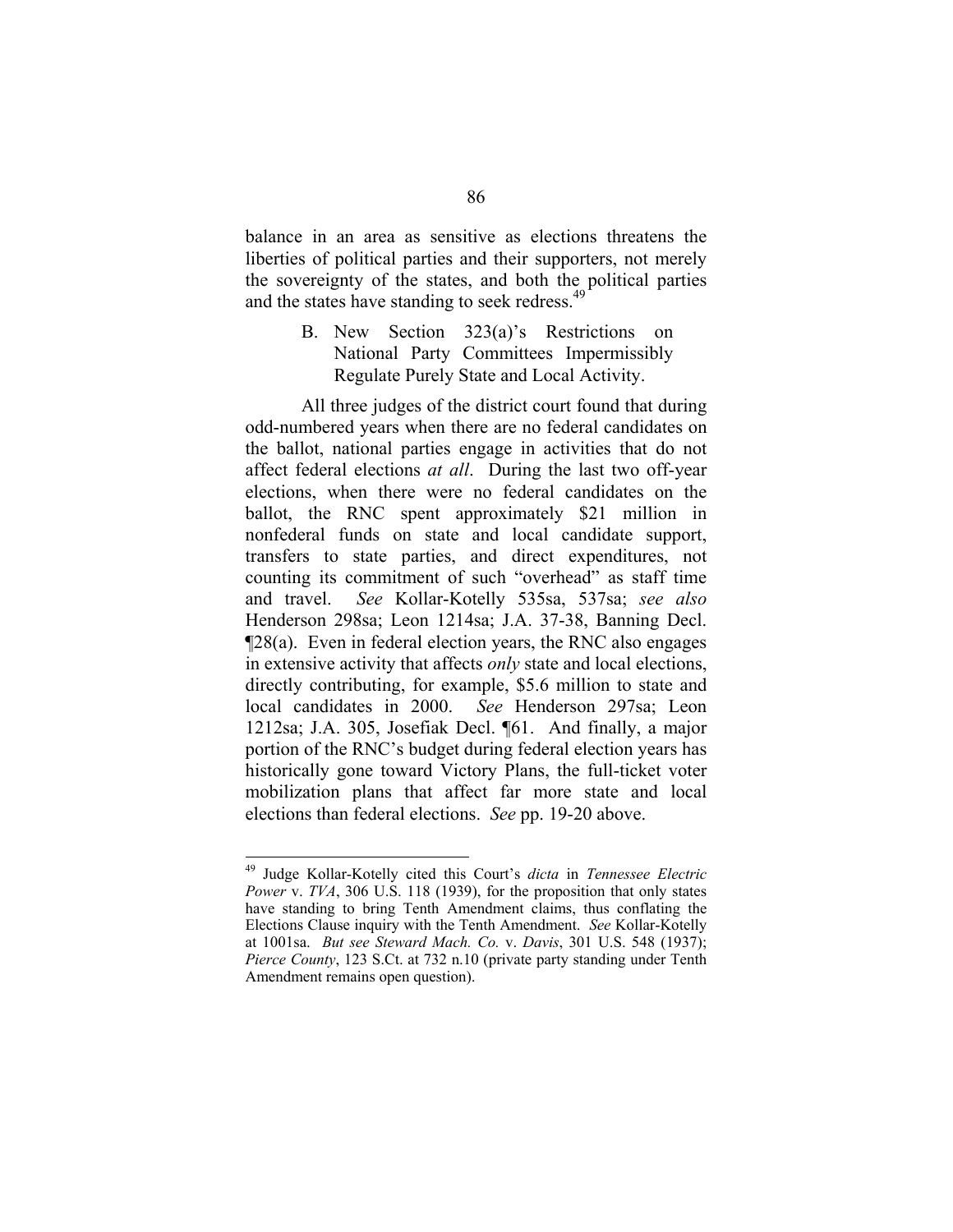balance in an area as sensitive as elections threatens the liberties of political parties and their supporters, not merely the sovereignty of the states, and both the political parties and the states have standing to seek redress.[49]

### B. New Section 323(a)'s Restrictions on National Party Committees Impermissibly Regulate Purely State and Local Activity.

All three judges of the district court found that during odd-numbered years when there are no federal candidates on the ballot, national parties engage in activities that do not affect federal elections *at all*. During the last two off-year elections, when there were no federal candidates on the ballot, the RNC spent approximately $21 million in nonfederal funds on state and local candidate support, transfers to state parties, and direct expenditures, not counting its commitment of such "overhead" as staff time and travel. *See* Kollar-Kotelly 535sa, 537sa; *see also* Henderson 298sa; Leon 1214sa; J.A. 37-38, Banning Decl. ¶28(a). Even in federal election years, the RNC also engages in extensive activity that affects *only* state and local elections, directly contributing, for example, $5.6 million to state and local candidates in 2000. *See* Henderson 297sa; Leon 1212sa; J.A. 305, Josefiak Decl. ¶61. And finally, a major portion of the RNC's budget during federal election years has historically gone toward Victory Plans, the full-ticket voter mobilization plans that affect far more state and local elections than federal elections. *See* pp. 19-20 above.

---

[49] Judge Kollar-Kotelly cited this Court's *dicta* in *Tennessee Electric Power* v. *TVA*, 306 U.S. 118 (1939), for the proposition that only states have standing to bring Tenth Amendment claims, thus conflating the Elections Clause inquiry with the Tenth Amendment. *See* Kollar-Kotelly at 1001sa. *But see Steward Mach. Co.* v. *Davis*, 301 U.S. 548 (1937); *Pierce County*, 123 S.Ct. at 732 n.10 (private party standing under Tenth Amendment remains open question).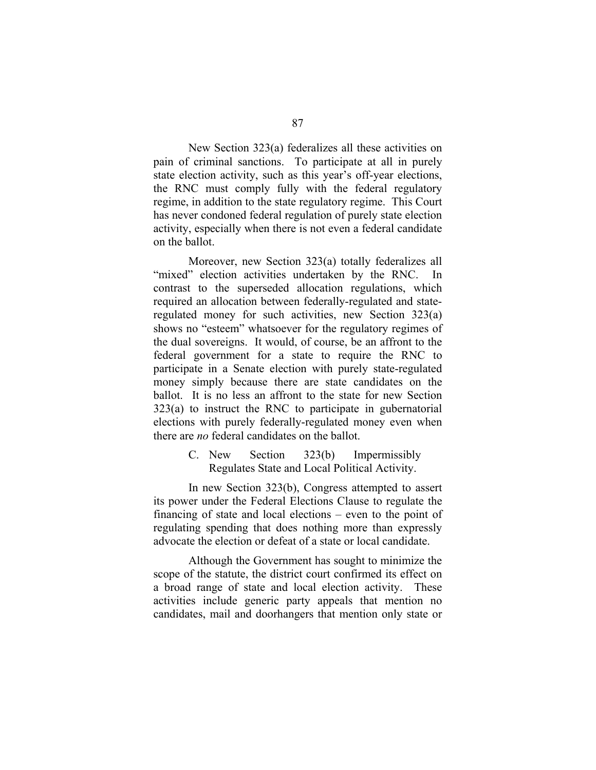New Section 323(a) federalizes all these activities on pain of criminal sanctions. To participate at all in purely state election activity, such as this year's off-year elections, the RNC must comply fully with the federal regulatory regime, in addition to the state regulatory regime. This Court has never condoned federal regulation of purely state election activity, especially when there is not even a federal candidate on the ballot.

Moreover, new Section 323(a) totally federalizes all "mixed" election activities undertaken by the RNC. In contrast to the superseded allocation regulations, which required an allocation between federally-regulated and state-regulated money for such activities, new Section 323(a) shows no "esteem" whatsoever for the regulatory regimes of the dual sovereigns. It would, of course, be an affront to the federal government for a state to require the RNC to participate in a Senate election with purely state-regulated money simply because there are state candidates on the ballot. It is no less an affront to the state for new Section 323(a) to instruct the RNC to participate in gubernatorial elections with purely federally-regulated money even when there are *no* federal candidates on the ballot.

### C. New Section 323(b) Impermissibly Regulates State and Local Political Activity.

In new Section 323(b), Congress attempted to assert its power under the Federal Elections Clause to regulate the financing of state and local elections – even to the point of regulating spending that does nothing more than expressly advocate the election or defeat of a state or local candidate.

Although the Government has sought to minimize the scope of the statute, the district court confirmed its effect on a broad range of state and local election activity. These activities include generic party appeals that mention no candidates, mail and doorhangers that mention only state or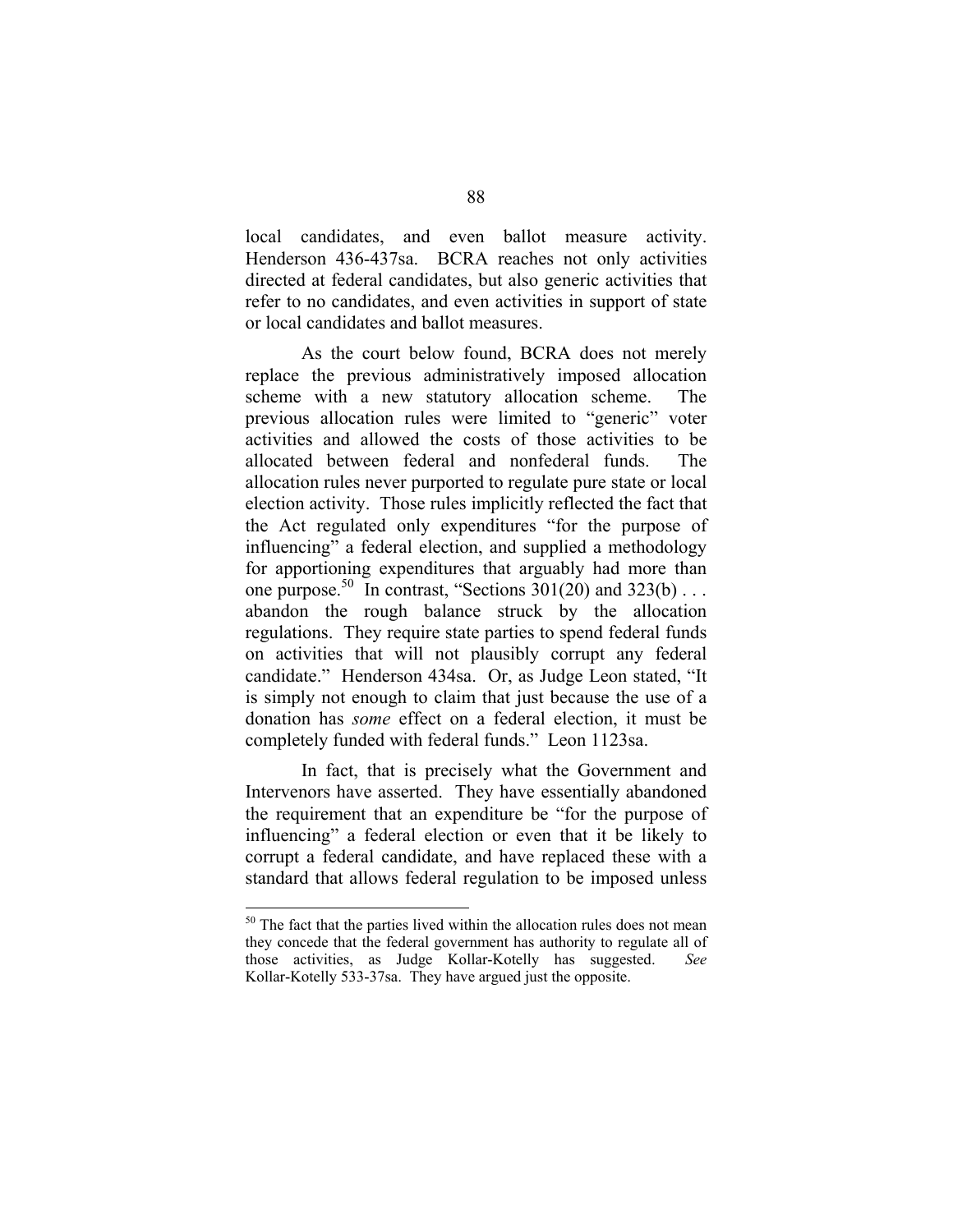local candidates, and even ballot measure activity. Henderson 436-437sa. BCRA reaches not only activities directed at federal candidates, but also generic activities that refer to no candidates, and even activities in support of state or local candidates and ballot measures.

As the court below found, BCRA does not merely replace the previous administratively imposed allocation scheme with a new statutory allocation scheme. The previous allocation rules were limited to "generic" voter activities and allowed the costs of those activities to be allocated between federal and nonfederal funds. The allocation rules never purported to regulate pure state or local election activity. Those rules implicitly reflected the fact that the Act regulated only expenditures "for the purpose of influencing" a federal election, and supplied a methodology for apportioning expenditures that arguably had more than one purpose.[50] In contrast, "Sections 301(20) and 323(b) . . . abandon the rough balance struck by the allocation regulations. They require state parties to spend federal funds on activities that will not plausibly corrupt any federal candidate." Henderson 434sa. Or, as Judge Leon stated, "It is simply not enough to claim that just because the use of a donation has *some* effect on a federal election, it must be completely funded with federal funds." Leon 1123sa.

In fact, that is precisely what the Government and Intervenors have asserted. They have essentially abandoned the requirement that an expenditure be "for the purpose of influencing" a federal election or even that it be likely to corrupt a federal candidate, and have replaced these with a standard that allows federal regulation to be imposed unless

---

[50] The fact that the parties lived within the allocation rules does not mean they concede that the federal government has authority to regulate all of those activities, as Judge Kollar-Kotelly has suggested. *See* Kollar-Kotelly 533-37sa. They have argued just the opposite.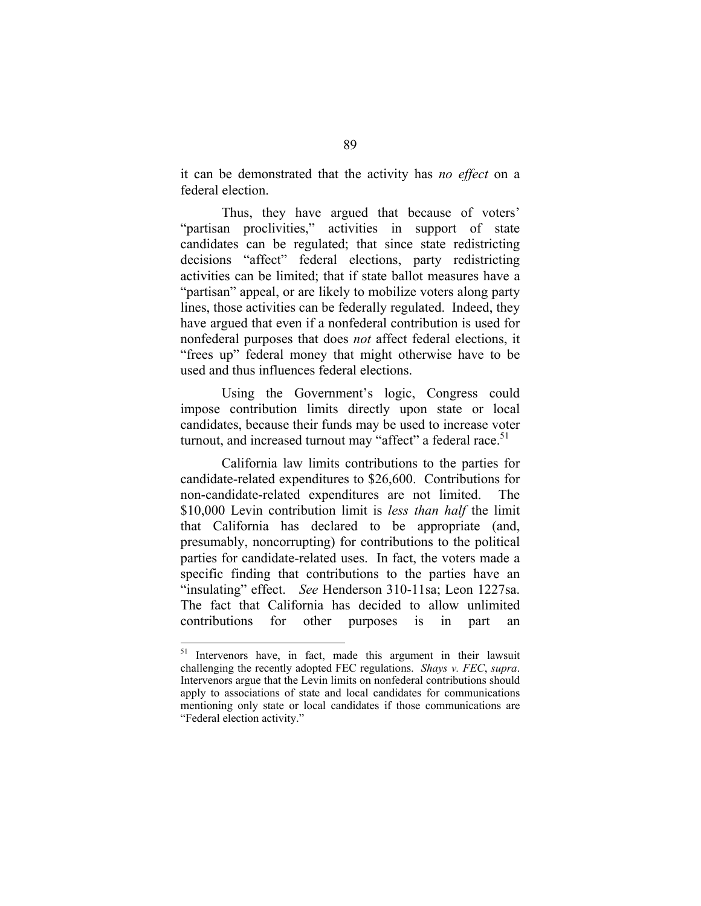it can be demonstrated that the activity has *no effect* on a federal election.

Thus, they have argued that because of voters' "partisan proclivities," activities in support of state candidates can be regulated; that since state redistricting decisions "affect" federal elections, party redistricting activities can be limited; that if state ballot measures have a "partisan" appeal, or are likely to mobilize voters along party lines, those activities can be federally regulated. Indeed, they have argued that even if a nonfederal contribution is used for nonfederal purposes that does *not* affect federal elections, it "frees up" federal money that might otherwise have to be used and thus influences federal elections.

Using the Government's logic, Congress could impose contribution limits directly upon state or local candidates, because their funds may be used to increase voter turnout, and increased turnout may "affect" a federal race.[51]

California law limits contributions to the parties for candidate-related expenditures to $26,600. Contributions for non-candidate-related expenditures are not limited. The $10,000 Levin contribution limit is *less than half* the limit that California has declared to be appropriate (and, presumably, noncorrupting) for contributions to the political parties for candidate-related uses. In fact, the voters made a specific finding that contributions to the parties have an "insulating" effect. *See* Henderson 310-11sa; Leon 1227sa. The fact that California has decided to allow unlimited contributions for other purposes is in part an

---

[51] Intervenors have, in fact, made this argument in their lawsuit challenging the recently adopted FEC regulations. *Shays v. FEC*, *supra*. Intervenors argue that the Levin limits on nonfederal contributions should apply to associations of state and local candidates for communications mentioning only state or local candidates if those communications are "Federal election activity."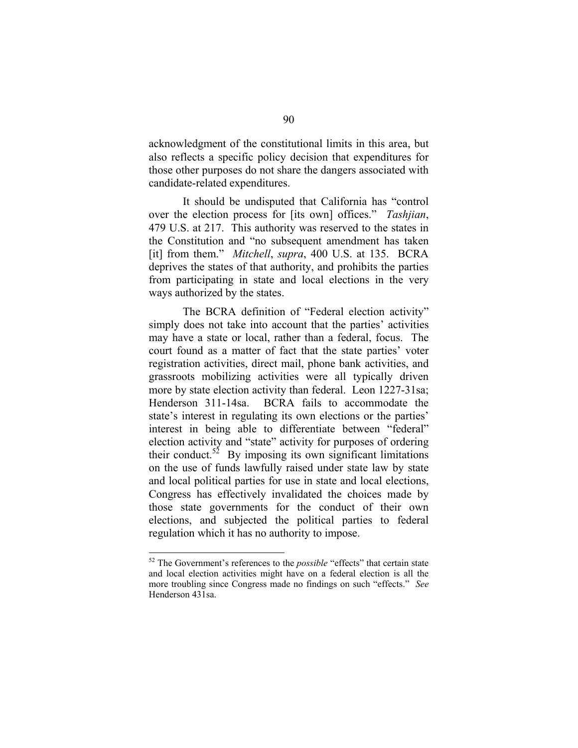acknowledgment of the constitutional limits in this area, but also reflects a specific policy decision that expenditures for those other purposes do not share the dangers associated with candidate-related expenditures.

It should be undisputed that California has "control over the election process for [its own] offices." *Tashjian*, 479 U.S. at 217. This authority was reserved to the states in the Constitution and "no subsequent amendment has taken [it] from them." *Mitchell*, *supra*, 400 U.S. at 135. BCRA deprives the states of that authority, and prohibits the parties from participating in state and local elections in the very ways authorized by the states.

The BCRA definition of "Federal election activity" simply does not take into account that the parties' activities may have a state or local, rather than a federal, focus. The court found as a matter of fact that the state parties' voter registration activities, direct mail, phone bank activities, and grassroots mobilizing activities were all typically driven more by state election activity than federal. Leon 1227-31sa; Henderson 311-14sa. BCRA fails to accommodate the state's interest in regulating its own elections or the parties' interest in being able to differentiate between "federal" election activity and "state" activity for purposes of ordering their conduct.[52] By imposing its own significant limitations on the use of funds lawfully raised under state law by state and local political parties for use in state and local elections, Congress has effectively invalidated the choices made by those state governments for the conduct of their own elections, and subjected the political parties to federal regulation which it has no authority to impose.

---

[52] The Government's references to the *possible* "effects" that certain state and local election activities might have on a federal election is all the more troubling since Congress made no findings on such "effects." *See* Henderson 431sa.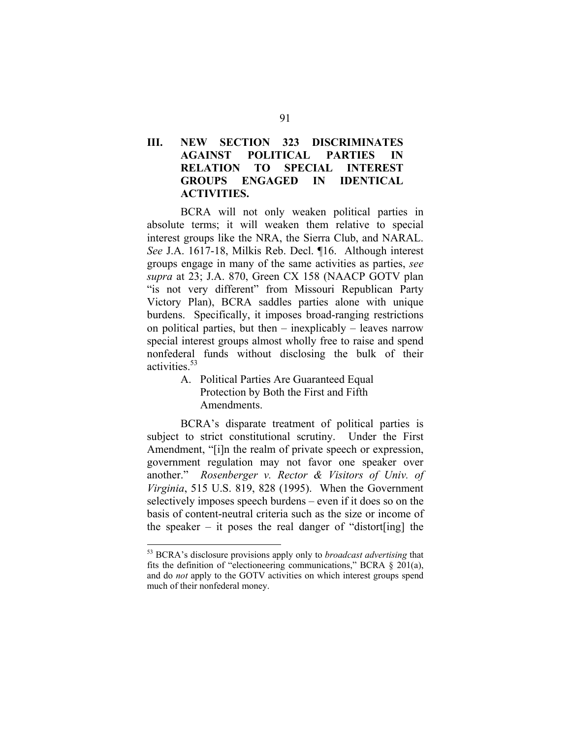## III. NEW SECTION 323 DISCRIMINATES AGAINST POLITICAL PARTIES IN RELATION TO SPECIAL INTEREST GROUPS ENGAGED IN IDENTICAL ACTIVITIES.

BCRA will not only weaken political parties in absolute terms; it will weaken them relative to special interest groups like the NRA, the Sierra Club, and NARAL. *See* J.A. 1617-18, Milkis Reb. Decl. ¶16. Although interest groups engage in many of the same activities as parties, *see supra* at 23; J.A. 870, Green CX 158 (NAACP GOTV plan "is not very different" from Missouri Republican Party Victory Plan), BCRA saddles parties alone with unique burdens. Specifically, it imposes broad-ranging restrictions on political parties, but then – inexplicably – leaves narrow special interest groups almost wholly free to raise and spend nonfederal funds without disclosing the bulk of their activities.[53]

### A. Political Parties Are Guaranteed Equal Protection by Both the First and Fifth Amendments.

BCRA's disparate treatment of political parties is subject to strict constitutional scrutiny. Under the First Amendment, "[i]n the realm of private speech or expression, government regulation may not favor one speaker over another." *Rosenberger v. Rector & Visitors of Univ. of Virginia*, 515 U.S. 819, 828 (1995). When the Government selectively imposes speech burdens – even if it does so on the basis of content-neutral criteria such as the size or income of the speaker – it poses the real danger of "distort[ing] the

[53] BCRA's disclosure provisions apply only to *broadcast advertising* that fits the definition of "electioneering communications," BCRA § 201(a), and do *not* apply to the GOTV activities on which interest groups spend much of their nonfederal money.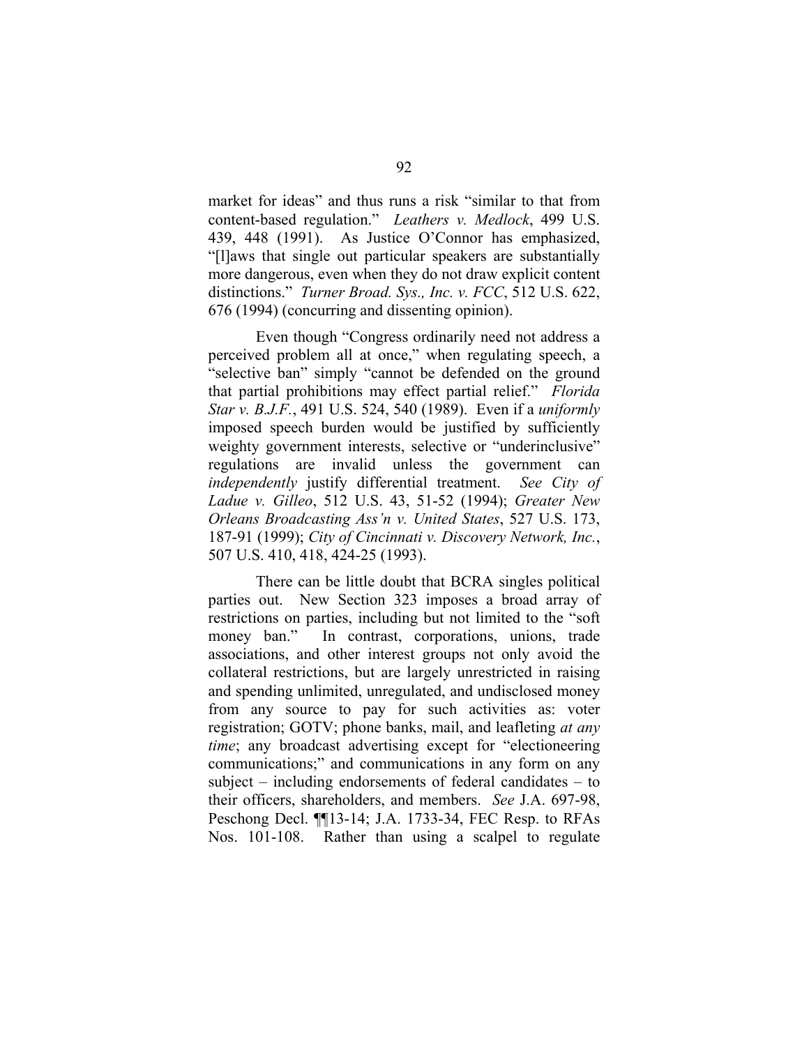market for ideas" and thus runs a risk "similar to that from content-based regulation." *Leathers v. Medlock*, 499 U.S. 439, 448 (1991). As Justice O'Connor has emphasized, "[l]aws that single out particular speakers are substantially more dangerous, even when they do not draw explicit content distinctions." *Turner Broad. Sys., Inc. v. FCC*, 512 U.S. 622, 676 (1994) (concurring and dissenting opinion).

Even though "Congress ordinarily need not address a perceived problem all at once," when regulating speech, a "selective ban" simply "cannot be defended on the ground that partial prohibitions may effect partial relief." *Florida Star v. B.J.F.*, 491 U.S. 524, 540 (1989). Even if a *uniformly* imposed speech burden would be justified by sufficiently weighty government interests, selective or "underinclusive" regulations are invalid unless the government can *independently* justify differential treatment. *See City of Ladue v. Gilleo*, 512 U.S. 43, 51-52 (1994); *Greater New Orleans Broadcasting Ass'n v. United States*, 527 U.S. 173, 187-91 (1999); *City of Cincinnati v. Discovery Network, Inc.*, 507 U.S. 410, 418, 424-25 (1993).

There can be little doubt that BCRA singles political parties out. New Section 323 imposes a broad array of restrictions on parties, including but not limited to the "soft money ban." In contrast, corporations, unions, trade associations, and other interest groups not only avoid the collateral restrictions, but are largely unrestricted in raising and spending unlimited, unregulated, and undisclosed money from any source to pay for such activities as: voter registration; GOTV; phone banks, mail, and leafleting *at any time*; any broadcast advertising except for "electioneering communications;" and communications in any form on any subject – including endorsements of federal candidates – to their officers, shareholders, and members. *See* J.A. 697-98, Peschong Decl. ¶¶13-14; J.A. 1733-34, FEC Resp. to RFAs Nos. 101-108. Rather than using a scalpel to regulate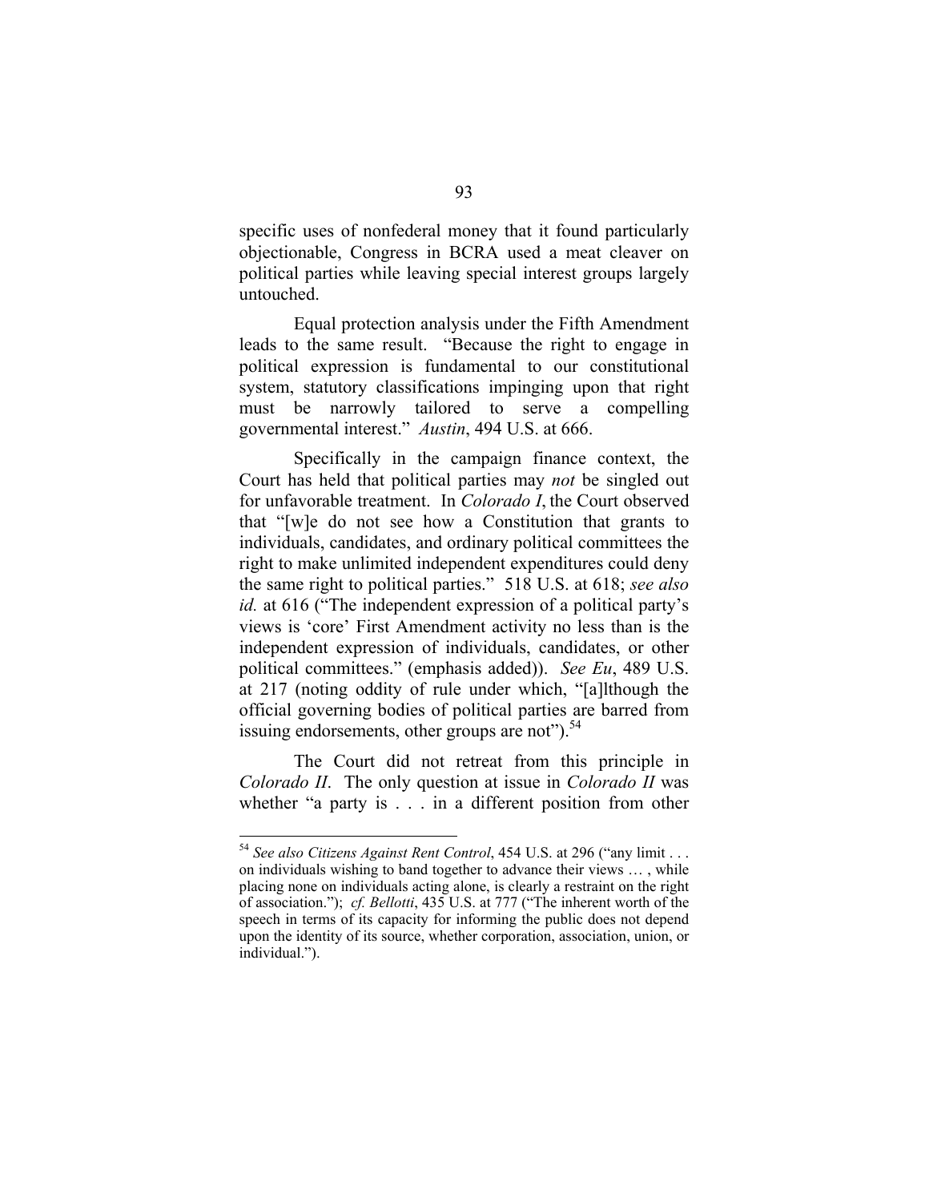specific uses of nonfederal money that it found particularly objectionable, Congress in BCRA used a meat cleaver on political parties while leaving special interest groups largely untouched.

Equal protection analysis under the Fifth Amendment leads to the same result. "Because the right to engage in political expression is fundamental to our constitutional system, statutory classifications impinging upon that right must be narrowly tailored to serve a compelling governmental interest." *Austin*, 494 U.S. at 666.

Specifically in the campaign finance context, the Court has held that political parties may *not* be singled out for unfavorable treatment. In *Colorado I*, the Court observed that "[w]e do not see how a Constitution that grants to individuals, candidates, and ordinary political committees the right to make unlimited independent expenditures could deny the same right to political parties." 518 U.S. at 618; *see also id.* at 616 ("The independent expression of a political party's views is 'core' First Amendment activity no less than is the independent expression of individuals, candidates, or other political committees." (emphasis added)). *See Eu*, 489 U.S. at 217 (noting oddity of rule under which, "[a]lthough the official governing bodies of political parties are barred from issuing endorsements, other groups are not").[54]

The Court did not retreat from this principle in *Colorado II*. The only question at issue in *Colorado II* was whether "a party is . . . in a different position from other

---

[54] *See also Citizens Against Rent Control*, 454 U.S. at 296 ("any limit . . . on individuals wishing to band together to advance their views … , while placing none on individuals acting alone, is clearly a restraint on the right of association."); *cf. Bellotti*, 435 U.S. at 777 ("The inherent worth of the speech in terms of its capacity for informing the public does not depend upon the identity of its source, whether corporation, association, union, or individual.").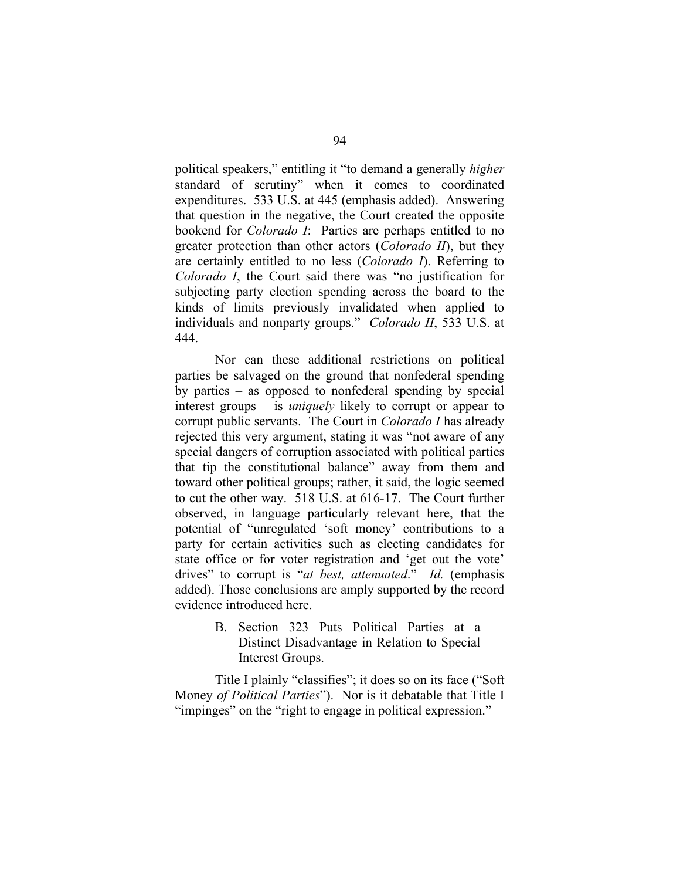political speakers," entitling it "to demand a generally *higher* standard of scrutiny" when it comes to coordinated expenditures. 533 U.S. at 445 (emphasis added). Answering that question in the negative, the Court created the opposite bookend for *Colorado I*: Parties are perhaps entitled to no greater protection than other actors (*Colorado II*), but they are certainly entitled to no less (*Colorado I*). Referring to *Colorado I*, the Court said there was "no justification for subjecting party election spending across the board to the kinds of limits previously invalidated when applied to individuals and nonparty groups." *Colorado II*, 533 U.S. at 444.

Nor can these additional restrictions on political parties be salvaged on the ground that nonfederal spending by parties – as opposed to nonfederal spending by special interest groups – is *uniquely* likely to corrupt or appear to corrupt public servants. The Court in *Colorado I* has already rejected this very argument, stating it was "not aware of any special dangers of corruption associated with political parties that tip the constitutional balance" away from them and toward other political groups; rather, it said, the logic seemed to cut the other way. 518 U.S. at 616-17. The Court further observed, in language particularly relevant here, that the potential of "unregulated 'soft money' contributions to a party for certain activities such as electing candidates for state office or for voter registration and 'get out the vote' drives" to corrupt is "*at best, attenuated*." *Id.* (emphasis added). Those conclusions are amply supported by the record evidence introduced here.

B. Section 323 Puts Political Parties at a Distinct Disadvantage in Relation to Special Interest Groups.

Title I plainly "classifies"; it does so on its face ("Soft Money *of Political Parties*"). Nor is it debatable that Title I "impinges" on the "right to engage in political expression."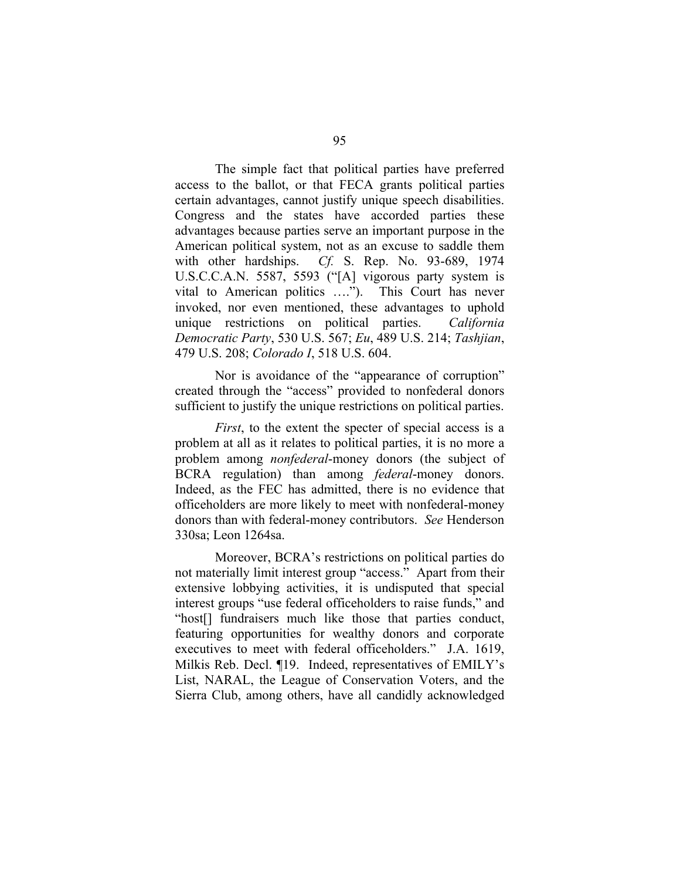The simple fact that political parties have preferred access to the ballot, or that FECA grants political parties certain advantages, cannot justify unique speech disabilities. Congress and the states have accorded parties these advantages because parties serve an important purpose in the American political system, not as an excuse to saddle them with other hardships. *Cf.* S. Rep. No. 93-689, 1974 U.S.C.C.A.N. 5587, 5593 ("[A] vigorous party system is vital to American politics …."). This Court has never invoked, nor even mentioned, these advantages to uphold unique restrictions on political parties. *California Democratic Party*, 530 U.S. 567; *Eu*, 489 U.S. 214; *Tashjian*, 479 U.S. 208; *Colorado I*, 518 U.S. 604.

Nor is avoidance of the "appearance of corruption" created through the "access" provided to nonfederal donors sufficient to justify the unique restrictions on political parties.

*First*, to the extent the specter of special access is a problem at all as it relates to political parties, it is no more a problem among *nonfederal*-money donors (the subject of BCRA regulation) than among *federal*-money donors. Indeed, as the FEC has admitted, there is no evidence that officeholders are more likely to meet with nonfederal-money donors than with federal-money contributors. *See* Henderson 330sa; Leon 1264sa.

Moreover, BCRA's restrictions on political parties do not materially limit interest group "access." Apart from their extensive lobbying activities, it is undisputed that special interest groups "use federal officeholders to raise funds," and "host[] fundraisers much like those that parties conduct, featuring opportunities for wealthy donors and corporate executives to meet with federal officeholders." J.A. 1619, Milkis Reb. Decl. ¶19. Indeed, representatives of EMILY's List, NARAL, the League of Conservation Voters, and the Sierra Club, among others, have all candidly acknowledged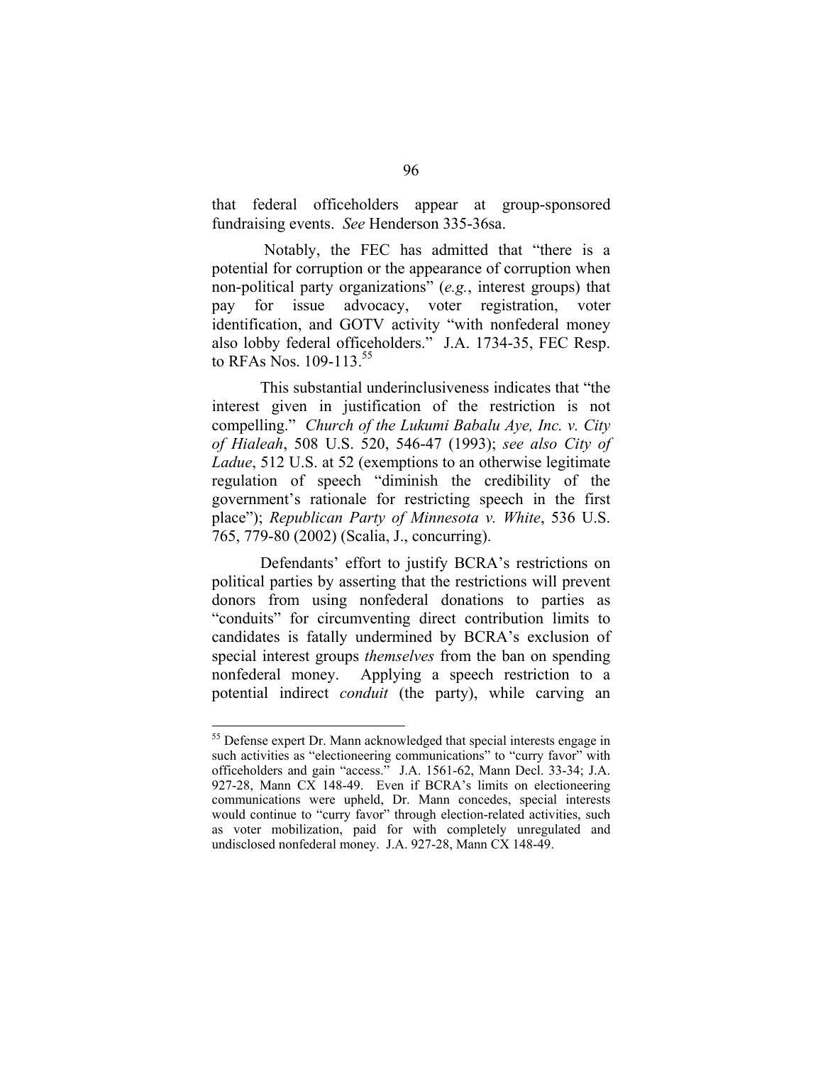that federal officeholders appear at group-sponsored fundraising events. *See* Henderson 335-36sa.

Notably, the FEC has admitted that "there is a potential for corruption or the appearance of corruption when non-political party organizations" (*e.g.*, interest groups) that pay for issue advocacy, voter registration, voter identification, and GOTV activity "with nonfederal money also lobby federal officeholders." J.A. 1734-35, FEC Resp. to RFAs Nos. 109-113.[55]

This substantial underinclusiveness indicates that "the interest given in justification of the restriction is not compelling." *Church of the Lukumi Babalu Aye, Inc. v. City of Hialeah*, 508 U.S. 520, 546-47 (1993); *see also City of Ladue*, 512 U.S. at 52 (exemptions to an otherwise legitimate regulation of speech "diminish the credibility of the government's rationale for restricting speech in the first place"); *Republican Party of Minnesota v. White*, 536 U.S. 765, 779-80 (2002) (Scalia, J., concurring).

Defendants' effort to justify BCRA's restrictions on political parties by asserting that the restrictions will prevent donors from using nonfederal donations to parties as "conduits" for circumventing direct contribution limits to candidates is fatally undermined by BCRA's exclusion of special interest groups *themselves* from the ban on spending nonfederal money. Applying a speech restriction to a potential indirect *conduit* (the party), while carving an

---

[55] Defense expert Dr. Mann acknowledged that special interests engage in such activities as "electioneering communications" to "curry favor" with officeholders and gain "access." J.A. 1561-62, Mann Decl. 33-34; J.A. 927-28, Mann CX 148-49. Even if BCRA's limits on electioneering communications were upheld, Dr. Mann concedes, special interests would continue to "curry favor" through election-related activities, such as voter mobilization, paid for with completely unregulated and undisclosed nonfederal money. J.A. 927-28, Mann CX 148-49.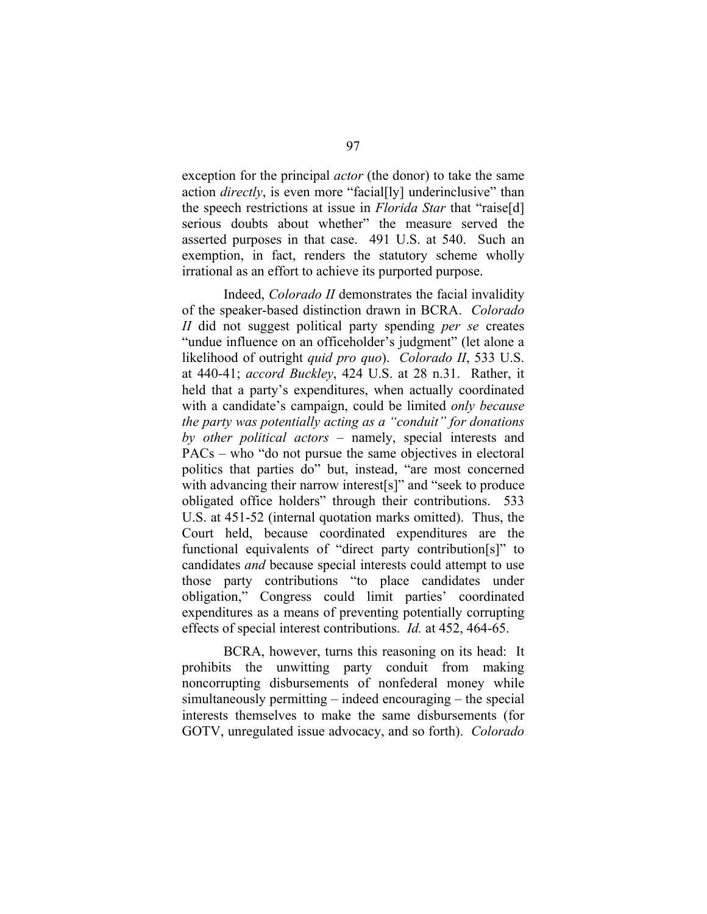exception for the principal *actor* (the donor) to take the same action *directly*, is even more "facial[ly] underinclusive" than the speech restrictions at issue in *Florida Star* that "raise[d] serious doubts about whether" the measure served the asserted purposes in that case. 491 U.S. at 540. Such an exemption, in fact, renders the statutory scheme wholly irrational as an effort to achieve its purported purpose.

Indeed, *Colorado II* demonstrates the facial invalidity of the speaker-based distinction drawn in BCRA. *Colorado II* did not suggest political party spending *per se* creates "undue influence on an officeholder's judgment" (let alone a likelihood of outright *quid pro quo*). *Colorado II*, 533 U.S. at 440-41; *accord Buckley*, 424 U.S. at 28 n.31. Rather, it held that a party's expenditures, when actually coordinated with a candidate's campaign, could be limited *only because the party was potentially acting as a "conduit" for donations by other political actors* – namely, special interests and PACs – who "do not pursue the same objectives in electoral politics that parties do" but, instead, "are most concerned with advancing their narrow interest[s]" and "seek to produce obligated office holders" through their contributions. 533 U.S. at 451-52 (internal quotation marks omitted). Thus, the Court held, because coordinated expenditures are the functional equivalents of "direct party contribution[s]" to candidates *and* because special interests could attempt to use those party contributions "to place candidates under obligation," Congress could limit parties' coordinated expenditures as a means of preventing potentially corrupting effects of special interest contributions. *Id.* at 452, 464-65.

BCRA, however, turns this reasoning on its head: It prohibits the unwitting party conduit from making noncorrupting disbursements of nonfederal money while simultaneously permitting – indeed encouraging – the special interests themselves to make the same disbursements (for GOTV, unregulated issue advocacy, and so forth). *Colorado*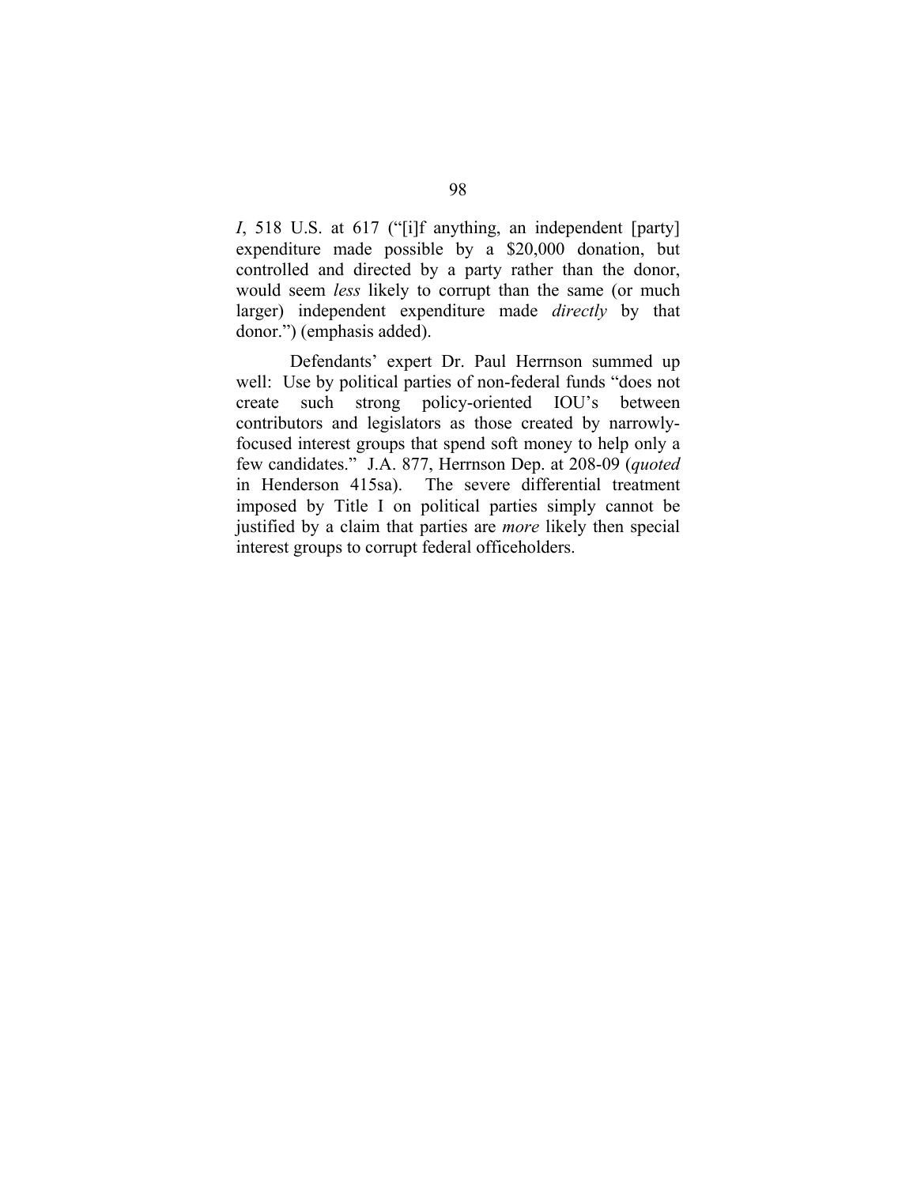*I*, 518 U.S. at 617 ("[i]f anything, an independent [party] expenditure made possible by a $20,000 donation, but controlled and directed by a party rather than the donor, would seem *less* likely to corrupt than the same (or much larger) independent expenditure made *directly* by that donor.") (emphasis added).

Defendants' expert Dr. Paul Herrnson summed up well: Use by political parties of non-federal funds "does not create such strong policy-oriented IOU's between contributors and legislators as those created by narrowly-focused interest groups that spend soft money to help only a few candidates." J.A. 877, Herrnson Dep. at 208-09 (*quoted* in Henderson 415sa). The severe differential treatment imposed by Title I on political parties simply cannot be justified by a claim that parties are *more* likely then special interest groups to corrupt federal officeholders.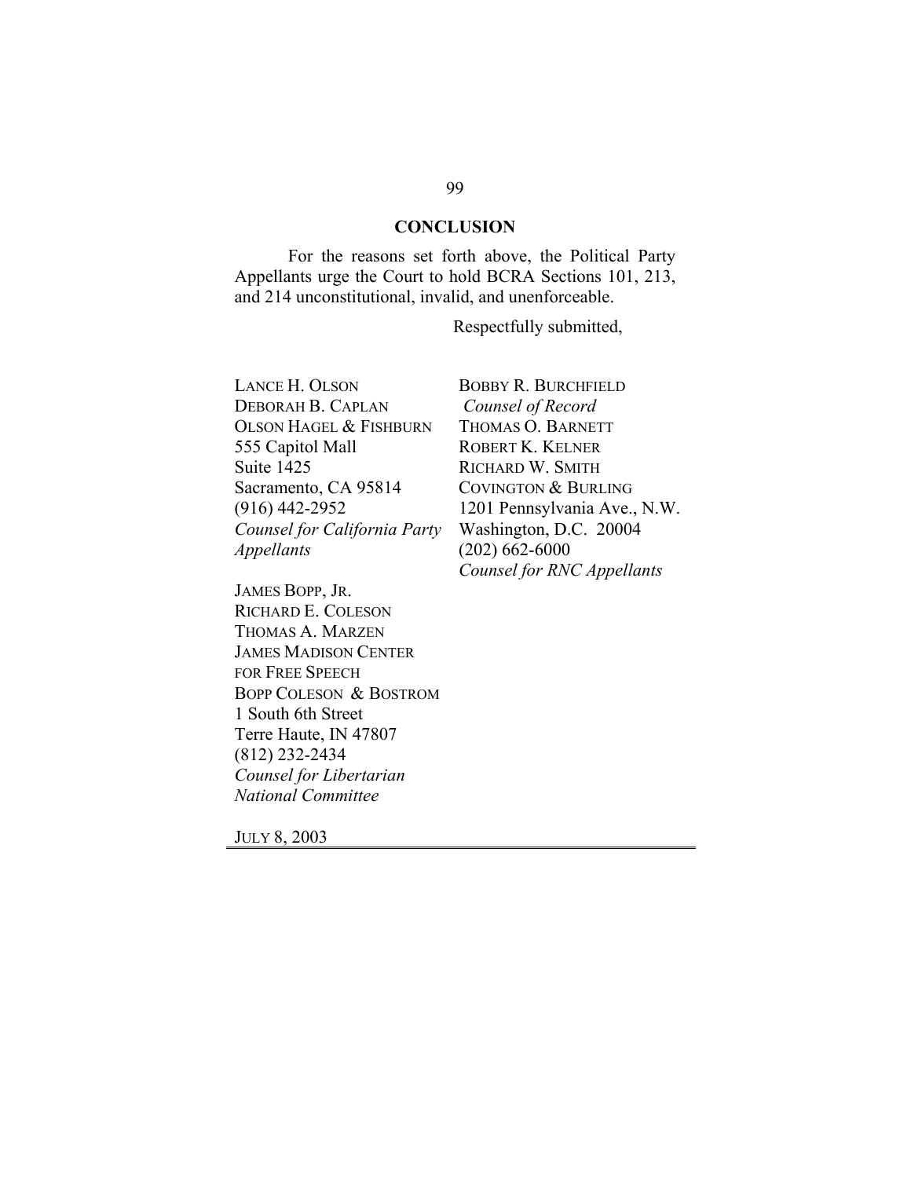## CONCLUSION

For the reasons set forth above, the Political Party Appellants urge the Court to hold BCRA Sections 101, 213, and 214 unconstitutional, invalid, and unenforceable.

Respectfully submitted,

BOBBY R. BURCHFIELD
*Counsel of Record*
THOMAS O. BARNETT
ROBERT K. KELNER
RICHARD W. SMITH
COVINGTON & BURLING
1201 Pennsylvania Ave., N.W.
Washington, D.C. 20004
(202) 662-6000
*Counsel for RNC Appellants*

LANCE H. OLSON
DEBORAH B. CAPLAN
OLSON HAGEL & FISHBURN
555 Capitol Mall
Suite 1425
Sacramento, CA 95814
(916) 442-2952
*Counsel for California Party Appellants*

JAMES BOPP, JR.
RICHARD E. COLESON
THOMAS A. MARZEN
JAMES MADISON CENTER FOR FREE SPEECH
BOPP COLESON & BOSTROM
1 South 6th Street
Terre Haute, IN 47807
(812) 232-2434
*Counsel for Libertarian National Committee*

JULY 8, 2003